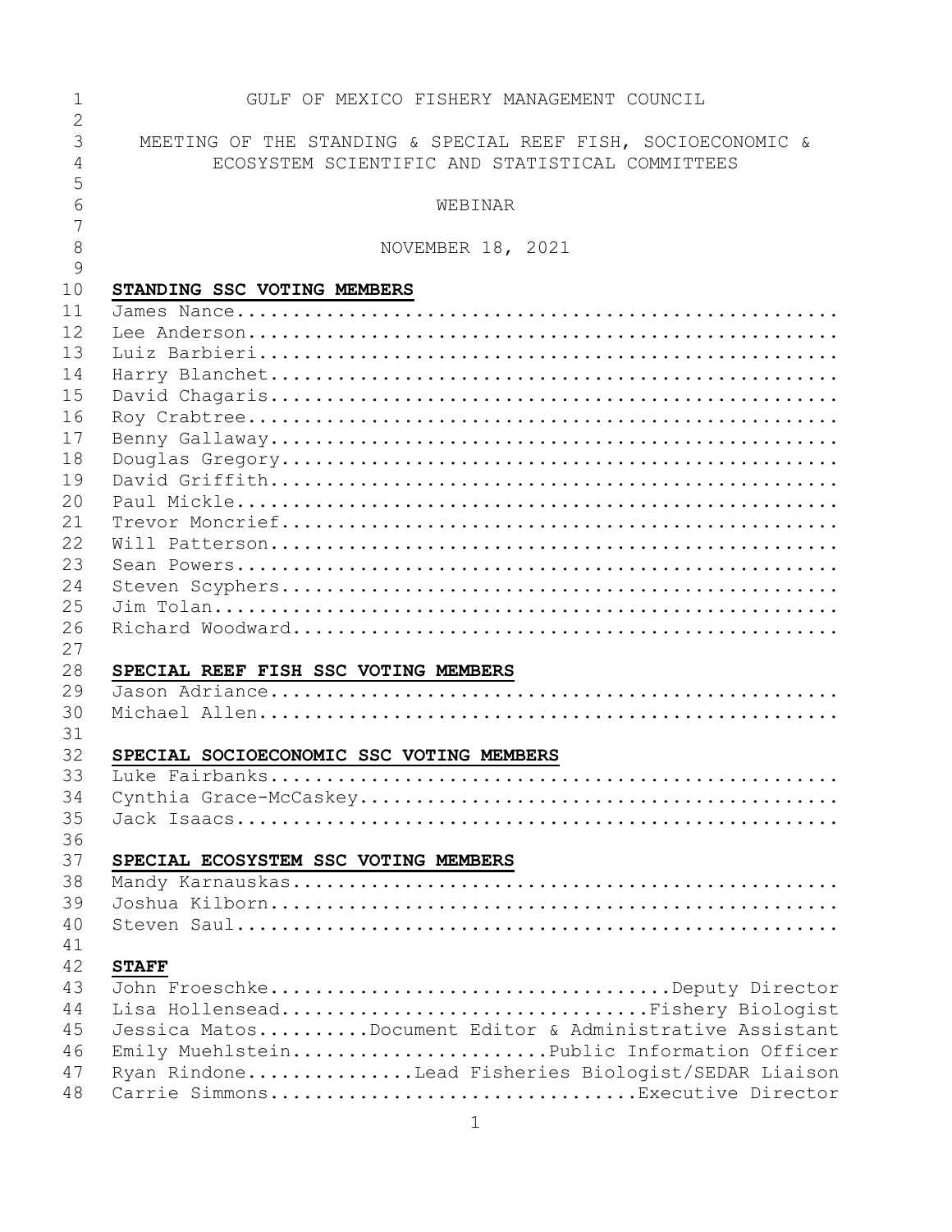GULF OF MEXICO FISHERY MANAGEMENT COUNCIL

MEETING OF THE STANDING & SPECIAL REEF FISH, SOCIOECONOMIC & ECOSYSTEM SCIENTIFIC AND STATISTICAL COMMITTEES

WEBINAR

NOVEMBER 18, 2021

**STANDING SSC VOTING MEMBERS**

James Nance
Lee Anderson
Luiz Barbieri
Harry Blanchet
David Chagaris
Roy Crabtree
Benny Gallaway
Douglas Gregory
David Griffith
Paul Mickle
Trevor Moncrief
Will Patterson
Sean Powers
Steven Scyphers
Jim Tolan
Richard Woodward

**SPECIAL REEF FISH SSC VOTING MEMBERS**

Jason Adriance
Michael Allen

**SPECIAL SOCIOECONOMIC SSC VOTING MEMBERS**

Luke Fairbanks
Cynthia Grace-McCaskey
Jack Isaacs

**SPECIAL ECOSYSTEM SSC VOTING MEMBERS**

Mandy Karnauskas
Joshua Kilborn
Steven Saul

**STAFF**

John Froeschke....Deputy Director
Lisa Hollensead....Fishery Biologist
Jessica Matos....Document Editor & Administrative Assistant
Emily Muehlstein....Public Information Officer
Ryan Rindone....Lead Fisheries Biologist/SEDAR Liaison
Carrie Simmons....Executive Director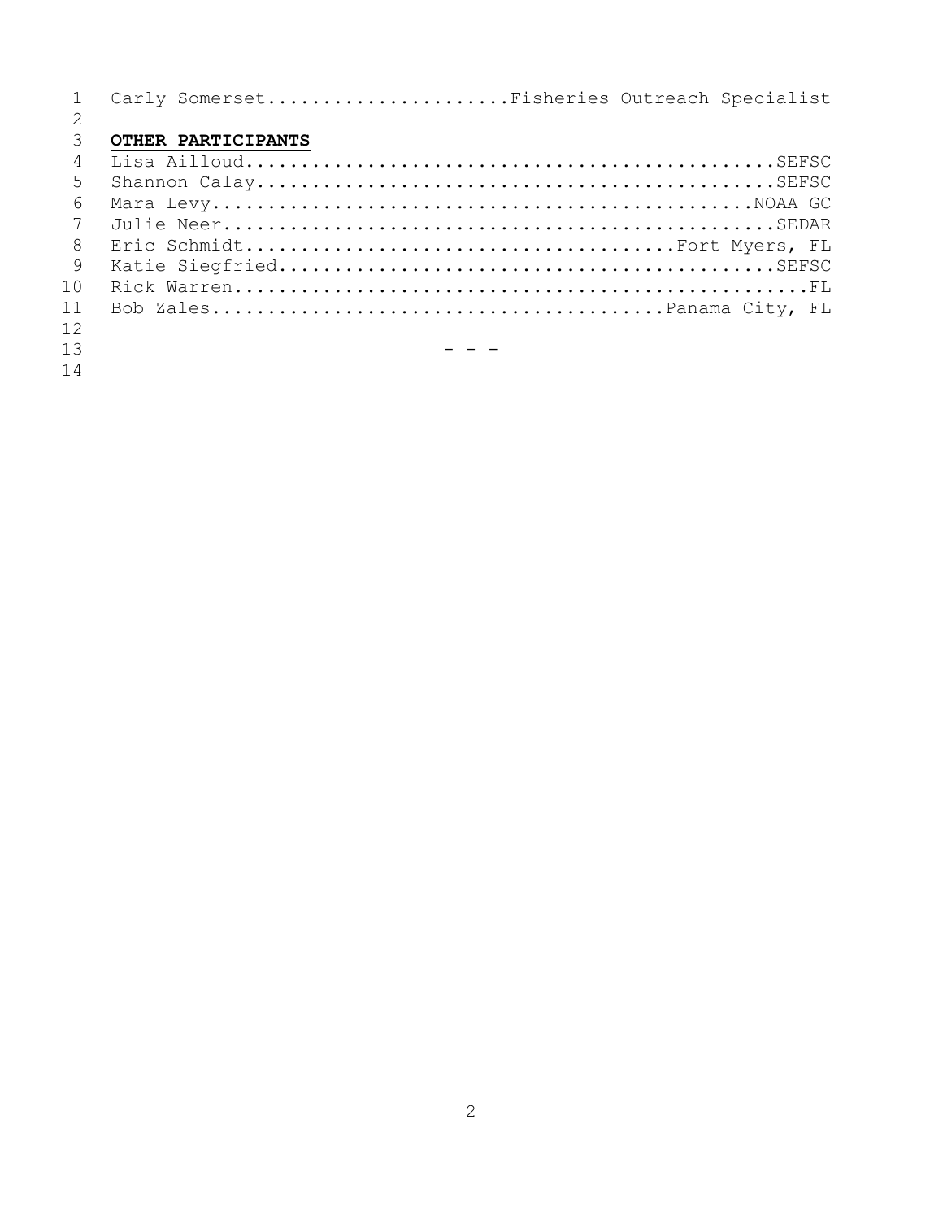Carly Somerset.....................Fisheries Outreach Specialist

**OTHER PARTICIPANTS**

Lisa Ailloud..............................................SEFSC
Shannon Calay.............................................SEFSC
Mara Levy...............................................NOAA GC
Julie Neer................................................SEDAR
Eric Schmidt....................................Fort Myers, FL
Katie Siegfried...........................................SEFSC
Rick Warren..................................................FL
Bob Zales......................................Panama City, FL

\- - -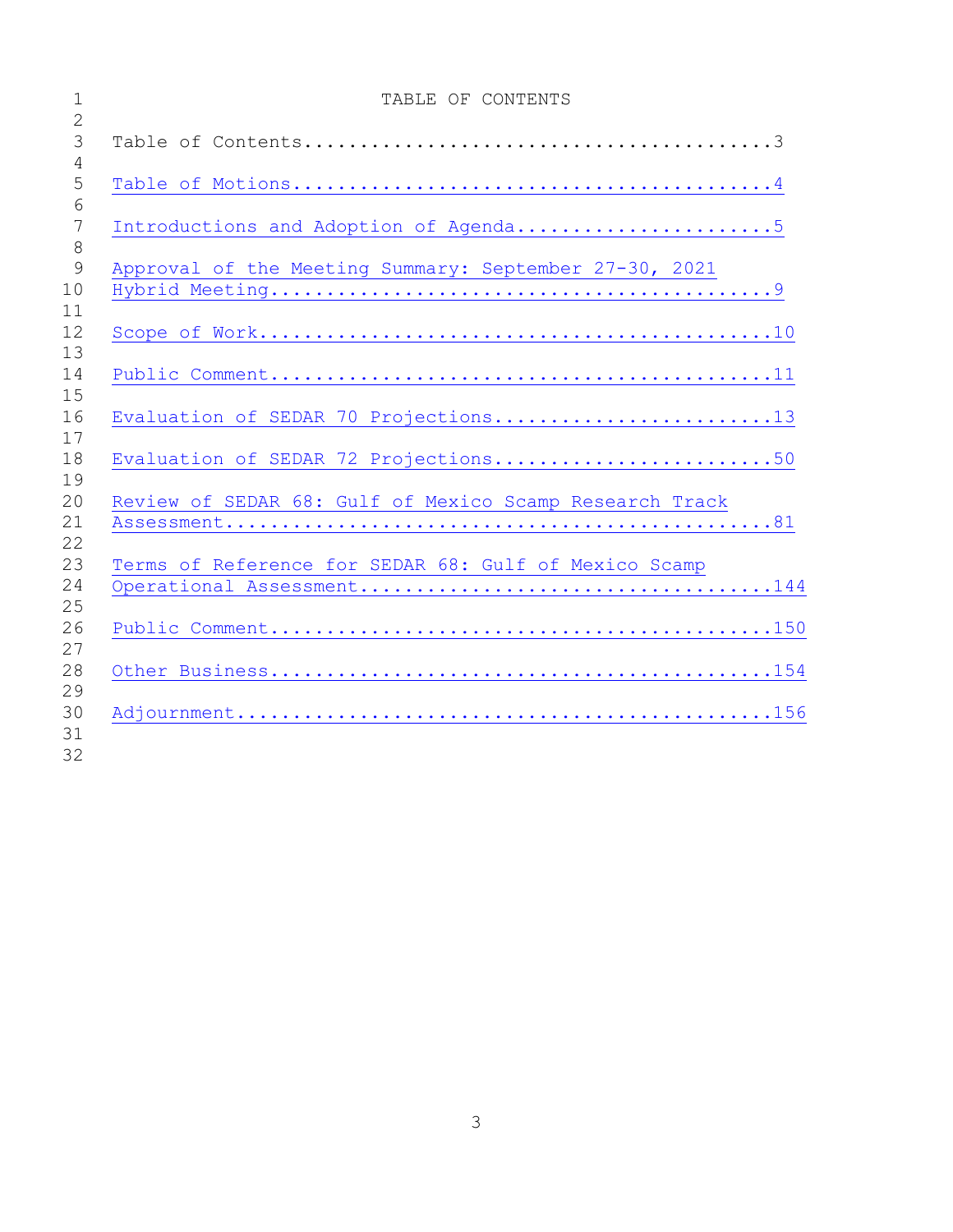# TABLE OF CONTENTS

Table of Contents..........................................3

Table of Motions...........................................4

Introductions and Adoption of Agenda.......................5

Approval of the Meeting Summary: September 27-30, 2021 Hybrid Meeting..............................................9

Scope of Work.............................................10

Public Comment............................................11

Evaluation of SEDAR 70 Projections........................13

Evaluation of SEDAR 72 Projections........................50

Review of SEDAR 68: Gulf of Mexico Scamp Research Track Assessment................................................81

Terms of Reference for SEDAR 68: Gulf of Mexico Scamp Operational Assessment...................................144

Public Comment...........................................150

Other Business...........................................154

Adjournment..............................................156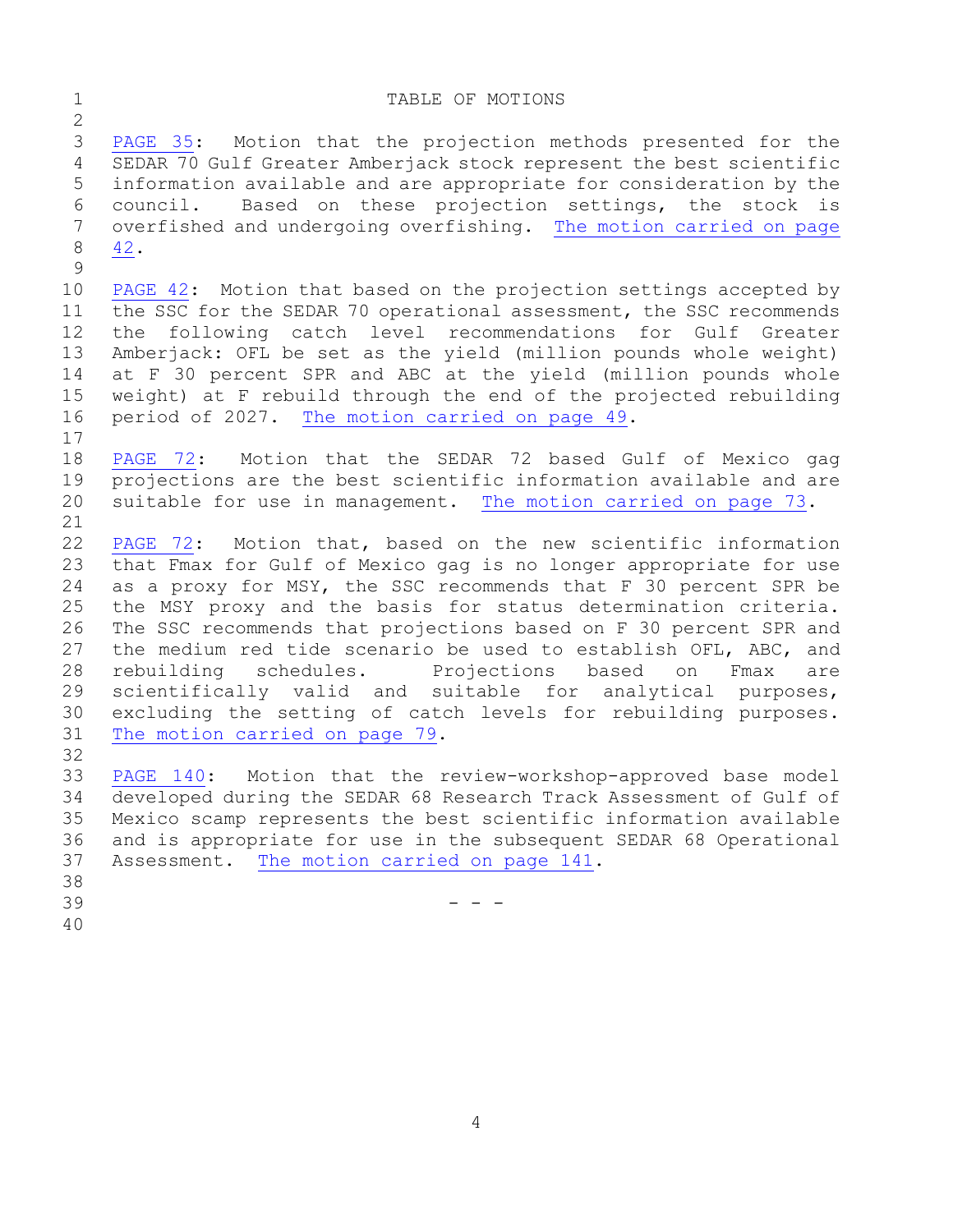# TABLE OF MOTIONS

PAGE 35: Motion that the projection methods presented for the SEDAR 70 Gulf Greater Amberjack stock represent the best scientific information available and are appropriate for consideration by the council. Based on these projection settings, the stock is overfished and undergoing overfishing. The motion carried on page 42.

PAGE 42: Motion that based on the projection settings accepted by the SSC for the SEDAR 70 operational assessment, the SSC recommends the following catch level recommendations for Gulf Greater Amberjack: OFL be set as the yield (million pounds whole weight) at F 30 percent SPR and ABC at the yield (million pounds whole weight) at F rebuild through the end of the projected rebuilding period of 2027. The motion carried on page 49.

PAGE 72: Motion that the SEDAR 72 based Gulf of Mexico gag projections are the best scientific information available and are suitable for use in management. The motion carried on page 73.

PAGE 72: Motion that, based on the new scientific information that Fmax for Gulf of Mexico gag is no longer appropriate for use as a proxy for MSY, the SSC recommends that F 30 percent SPR be the MSY proxy and the basis for status determination criteria. The SSC recommends that projections based on F 30 percent SPR and the medium red tide scenario be used to establish OFL, ABC, and rebuilding schedules. Projections based on Fmax are scientifically valid and suitable for analytical purposes, excluding the setting of catch levels for rebuilding purposes. The motion carried on page 79.

PAGE 140: Motion that the review-workshop-approved base model developed during the SEDAR 68 Research Track Assessment of Gulf of Mexico scamp represents the best scientific information available and is appropriate for use in the subsequent SEDAR 68 Operational Assessment. The motion carried on page 141.

- - -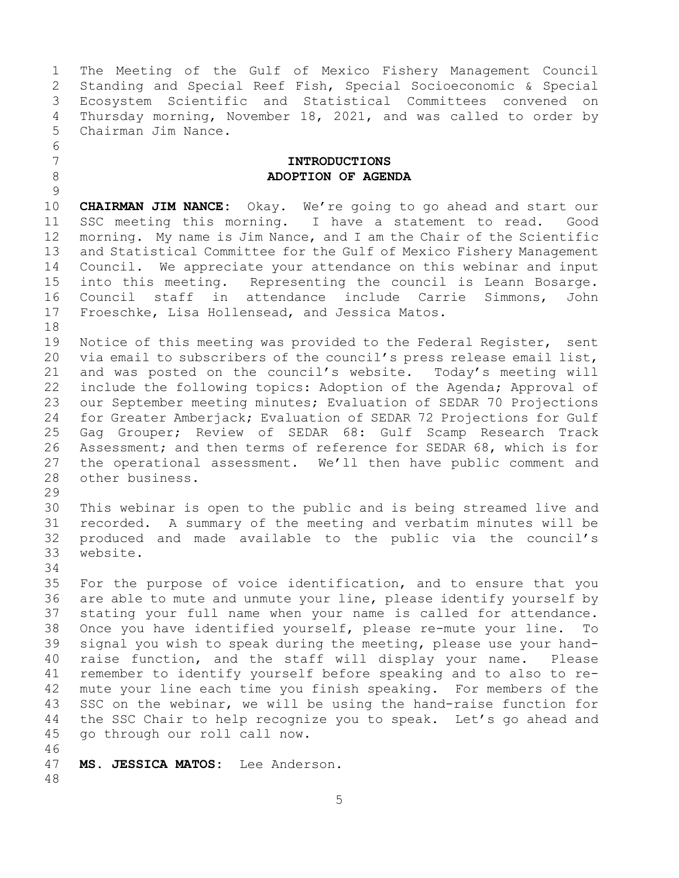The Meeting of the Gulf of Mexico Fishery Management Council Standing and Special Reef Fish, Special Socioeconomic & Special Ecosystem Scientific and Statistical Committees convened on Thursday morning, November 18, 2021, and was called to order by Chairman Jim Nance.

**INTRODUCTIONS**
**ADOPTION OF AGENDA**

**CHAIRMAN JIM NANCE:** Okay. We're going to go ahead and start our SSC meeting this morning. I have a statement to read. Good morning. My name is Jim Nance, and I am the Chair of the Scientific and Statistical Committee for the Gulf of Mexico Fishery Management Council. We appreciate your attendance on this webinar and input into this meeting. Representing the council is Leann Bosarge. Council staff in attendance include Carrie Simmons, John Froeschke, Lisa Hollensead, and Jessica Matos.

Notice of this meeting was provided to the Federal Register, sent via email to subscribers of the council's press release email list, and was posted on the council's website. Today's meeting will include the following topics: Adoption of the Agenda; Approval of our September meeting minutes; Evaluation of SEDAR 70 Projections for Greater Amberjack; Evaluation of SEDAR 72 Projections for Gulf Gag Grouper; Review of SEDAR 68: Gulf Scamp Research Track Assessment; and then terms of reference for SEDAR 68, which is for the operational assessment. We'll then have public comment and other business.

This webinar is open to the public and is being streamed live and recorded. A summary of the meeting and verbatim minutes will be produced and made available to the public via the council's website.

For the purpose of voice identification, and to ensure that you are able to mute and unmute your line, please identify yourself by stating your full name when your name is called for attendance. Once you have identified yourself, please re-mute your line. To signal you wish to speak during the meeting, please use your hand-raise function, and the staff will display your name. Please remember to identify yourself before speaking and to also re-mute your line each time you finish speaking. For members of the SSC on the webinar, we will be using the hand-raise function for the SSC Chair to help recognize you to speak. Let's go ahead and go through our roll call now.

**MS. JESSICA MATOS:** Lee Anderson.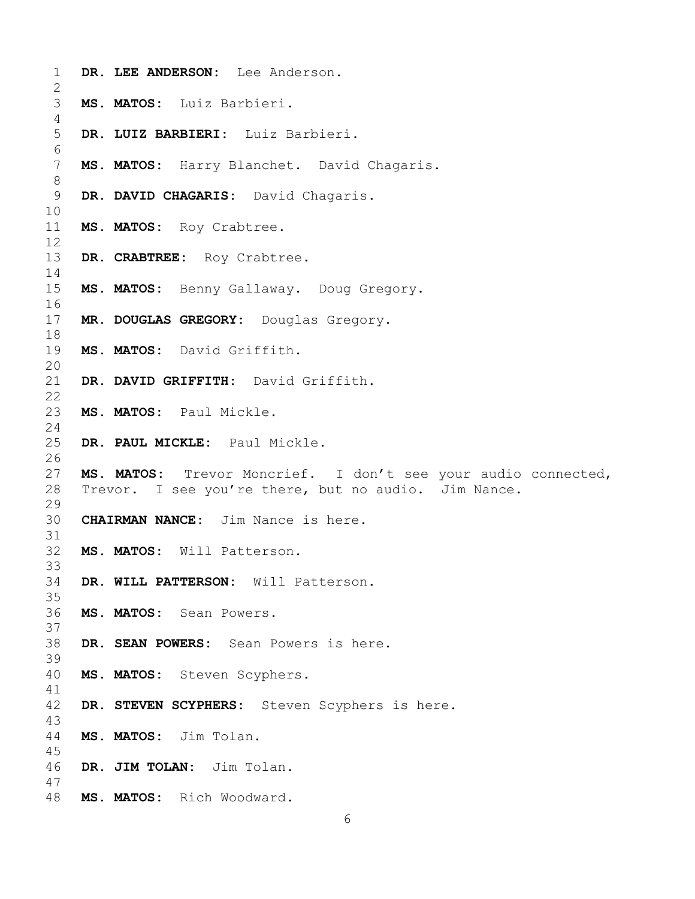**DR. LEE ANDERSON:** Lee Anderson.

**MS. MATOS:** Luiz Barbieri.

**DR. LUIZ BARBIERI:** Luiz Barbieri.

**MS. MATOS:** Harry Blanchet. David Chagaris.

**DR. DAVID CHAGARIS:** David Chagaris.

**MS. MATOS:** Roy Crabtree.

**DR. CRABTREE:** Roy Crabtree.

**MS. MATOS:** Benny Gallaway. Doug Gregory.

**MR. DOUGLAS GREGORY:** Douglas Gregory.

**MS. MATOS:** David Griffith.

**DR. DAVID GRIFFITH:** David Griffith.

**MS. MATOS:** Paul Mickle.

**DR. PAUL MICKLE:** Paul Mickle.

**MS. MATOS:** Trevor Moncrief. I don't see your audio connected, Trevor. I see you're there, but no audio. Jim Nance.

**CHAIRMAN NANCE:** Jim Nance is here.

**MS. MATOS:** Will Patterson.

**DR. WILL PATTERSON:** Will Patterson.

**MS. MATOS:** Sean Powers.

**DR. SEAN POWERS:** Sean Powers is here.

**MS. MATOS:** Steven Scyphers.

**DR. STEVEN SCYPHERS:** Steven Scyphers is here.

**MS. MATOS:** Jim Tolan.

**DR. JIM TOLAN:** Jim Tolan.

**MS. MATOS:** Rich Woodward.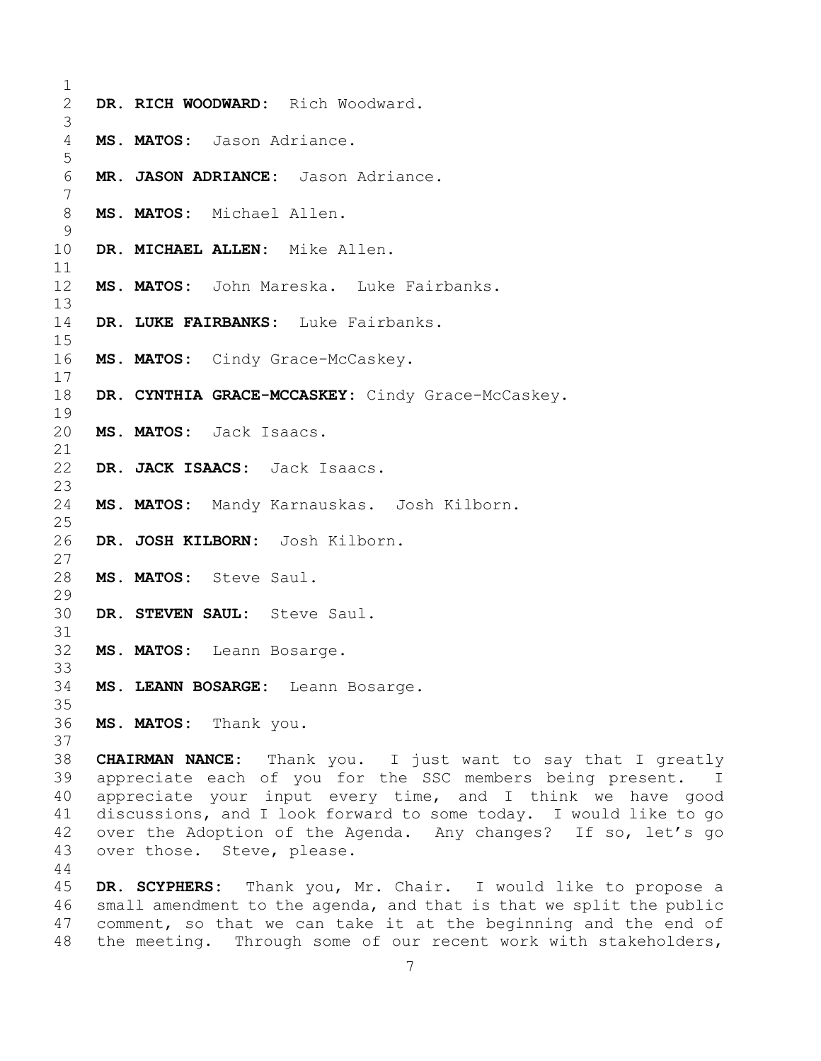**DR. RICH WOODWARD:** Rich Woodward.

**MS. MATOS:** Jason Adriance.

**MR. JASON ADRIANCE:** Jason Adriance.

**MS. MATOS:** Michael Allen.

**DR. MICHAEL ALLEN:** Mike Allen.

**MS. MATOS:** John Mareska. Luke Fairbanks.

**DR. LUKE FAIRBANKS:** Luke Fairbanks.

**MS. MATOS:** Cindy Grace-McCaskey.

**DR. CYNTHIA GRACE-MCCASKEY:** Cindy Grace-McCaskey.

**MS. MATOS:** Jack Isaacs.

**DR. JACK ISAACS:** Jack Isaacs.

**MS. MATOS:** Mandy Karnauskas. Josh Kilborn.

**DR. JOSH KILBORN:** Josh Kilborn.

**MS. MATOS:** Steve Saul.

**DR. STEVEN SAUL:** Steve Saul.

**MS. MATOS:** Leann Bosarge.

**MS. LEANN BOSARGE:** Leann Bosarge.

**MS. MATOS:** Thank you.

**CHAIRMAN NANCE:** Thank you. I just want to say that I greatly appreciate each of you for the SSC members being present. I appreciate your input every time, and I think we have good discussions, and I look forward to some today. I would like to go over the Adoption of the Agenda. Any changes? If so, let's go over those. Steve, please.

**DR. SCYPHERS:** Thank you, Mr. Chair. I would like to propose a small amendment to the agenda, and that is that we split the public comment, so that we can take it at the beginning and the end of the meeting. Through some of our recent work with stakeholders,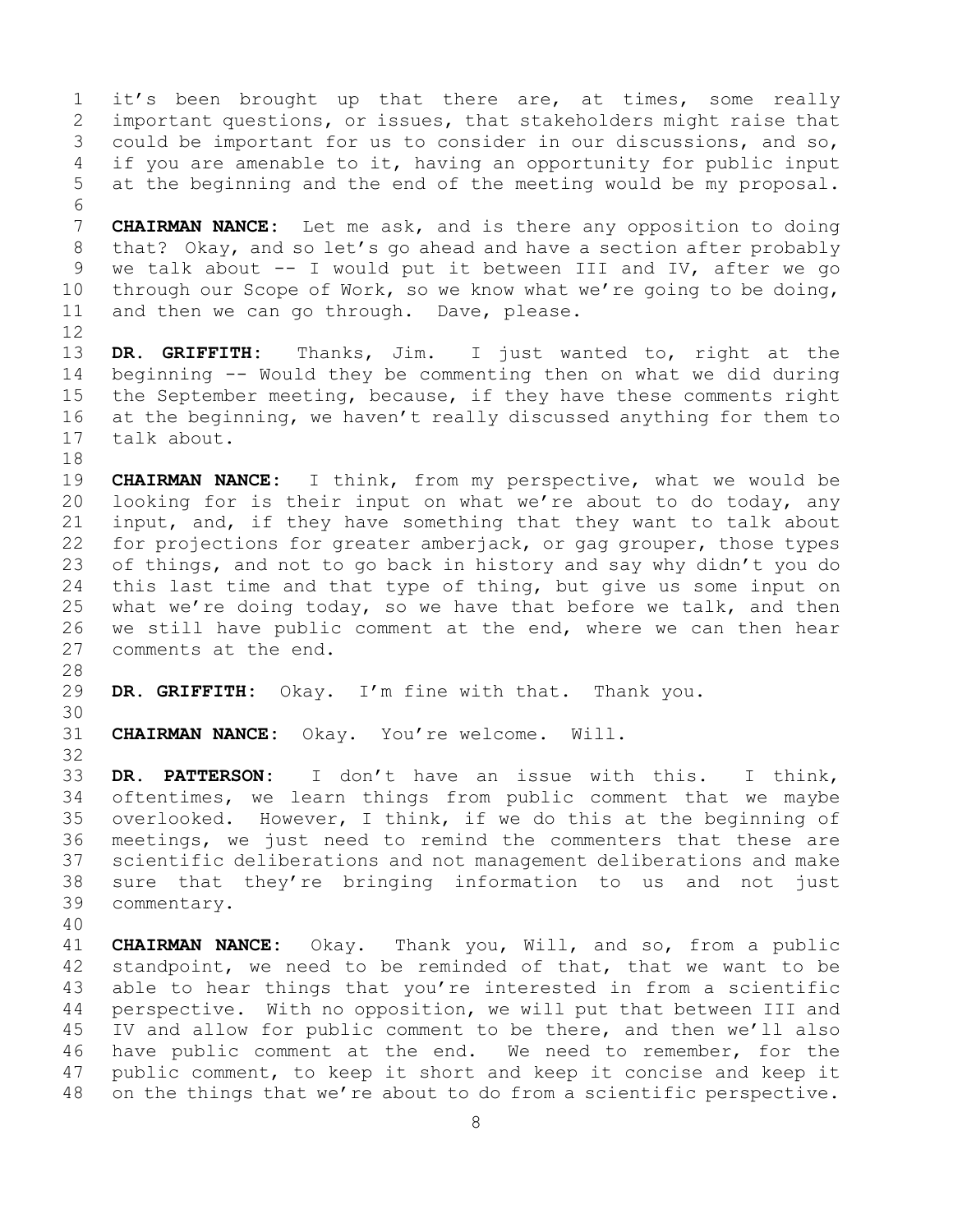it's been brought up that there are, at times, some really important questions, or issues, that stakeholders might raise that could be important for us to consider in our discussions, and so, if you are amenable to it, having an opportunity for public input at the beginning and the end of the meeting would be my proposal.

**CHAIRMAN NANCE:** Let me ask, and is there any opposition to doing that? Okay, and so let's go ahead and have a section after probably we talk about -- I would put it between III and IV, after we go through our Scope of Work, so we know what we're going to be doing, and then we can go through. Dave, please.

**DR. GRIFFITH:** Thanks, Jim. I just wanted to, right at the beginning -- Would they be commenting then on what we did during the September meeting, because, if they have these comments right at the beginning, we haven't really discussed anything for them to talk about.

**CHAIRMAN NANCE:** I think, from my perspective, what we would be looking for is their input on what we're about to do today, any input, and, if they have something that they want to talk about for projections for greater amberjack, or gag grouper, those types of things, and not to go back in history and say why didn't you do this last time and that type of thing, but give us some input on what we're doing today, so we have that before we talk, and then we still have public comment at the end, where we can then hear comments at the end.

**DR. GRIFFITH:** Okay. I'm fine with that. Thank you.

**CHAIRMAN NANCE:** Okay. You're welcome. Will.

**DR. PATTERSON:** I don't have an issue with this. I think, oftentimes, we learn things from public comment that we maybe overlooked. However, I think, if we do this at the beginning of meetings, we just need to remind the commenters that these are scientific deliberations and not management deliberations and make sure that they're bringing information to us and not just commentary.

**CHAIRMAN NANCE:** Okay. Thank you, Will, and so, from a public standpoint, we need to be reminded of that, that we want to be able to hear things that you're interested in from a scientific perspective. With no opposition, we will put that between III and IV and allow for public comment to be there, and then we'll also have public comment at the end. We need to remember, for the public comment, to keep it short and keep it concise and keep it on the things that we're about to do from a scientific perspective.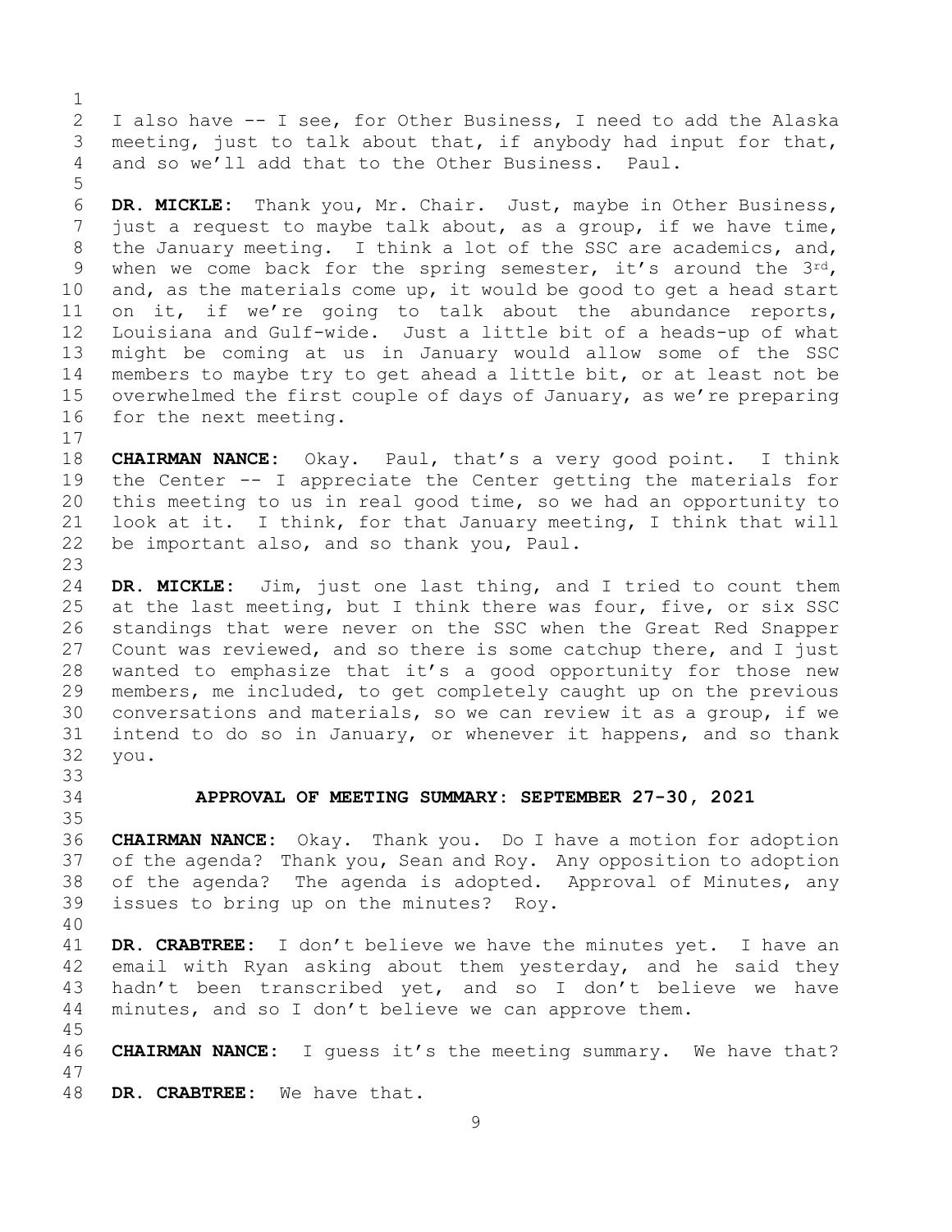I also have -- I see, for Other Business, I need to add the Alaska meeting, just to talk about that, if anybody had input for that, and so we'll add that to the Other Business. Paul.

**DR. MICKLE:** Thank you, Mr. Chair. Just, maybe in Other Business, just a request to maybe talk about, as a group, if we have time, the January meeting. I think a lot of the SSC are academics, and, when we come back for the spring semester, it's around the 3rd, and, as the materials come up, it would be good to get a head start on it, if we're going to talk about the abundance reports, Louisiana and Gulf-wide. Just a little bit of a heads-up of what might be coming at us in January would allow some of the SSC members to maybe try to get ahead a little bit, or at least not be overwhelmed the first couple of days of January, as we're preparing for the next meeting.

**CHAIRMAN NANCE:** Okay. Paul, that's a very good point. I think the Center -- I appreciate the Center getting the materials for this meeting to us in real good time, so we had an opportunity to look at it. I think, for that January meeting, I think that will be important also, and so thank you, Paul.

**DR. MICKLE:** Jim, just one last thing, and I tried to count them at the last meeting, but I think there was four, five, or six SSC standings that were never on the SSC when the Great Red Snapper Count was reviewed, and so there is some catchup there, and I just wanted to emphasize that it's a good opportunity for those new members, me included, to get completely caught up on the previous conversations and materials, so we can review it as a group, if we intend to do so in January, or whenever it happens, and so thank you.

## APPROVAL OF MEETING SUMMARY: SEPTEMBER 27-30, 2021

**CHAIRMAN NANCE:** Okay. Thank you. Do I have a motion for adoption of the agenda? Thank you, Sean and Roy. Any opposition to adoption of the agenda? The agenda is adopted. Approval of Minutes, any issues to bring up on the minutes? Roy.

**DR. CRABTREE:** I don't believe we have the minutes yet. I have an email with Ryan asking about them yesterday, and he said they hadn't been transcribed yet, and so I don't believe we have minutes, and so I don't believe we can approve them.

**CHAIRMAN NANCE:** I guess it's the meeting summary. We have that?

**DR. CRABTREE:** We have that.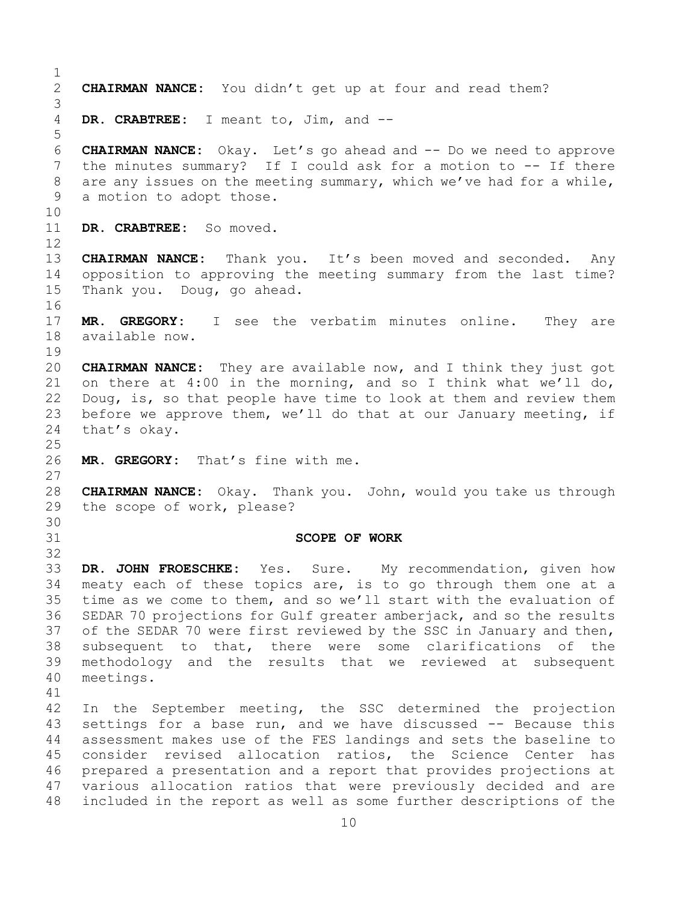**CHAIRMAN NANCE:** You didn't get up at four and read them?

**DR. CRABTREE:** I meant to, Jim, and --

**CHAIRMAN NANCE:** Okay. Let's go ahead and -- Do we need to approve the minutes summary? If I could ask for a motion to -- If there are any issues on the meeting summary, which we've had for a while, a motion to adopt those.

**DR. CRABTREE:** So moved.

**CHAIRMAN NANCE:** Thank you. It's been moved and seconded. Any opposition to approving the meeting summary from the last time? Thank you. Doug, go ahead.

**MR. GREGORY:** I see the verbatim minutes online. They are available now.

**CHAIRMAN NANCE:** They are available now, and I think they just got on there at 4:00 in the morning, and so I think what we'll do, Doug, is, so that people have time to look at them and review them before we approve them, we'll do that at our January meeting, if that's okay.

**MR. GREGORY:** That's fine with me.

**CHAIRMAN NANCE:** Okay. Thank you. John, would you take us through the scope of work, please?

## SCOPE OF WORK

**DR. JOHN FROESCHKE:** Yes. Sure. My recommendation, given how meaty each of these topics are, is to go through them one at a time as we come to them, and so we'll start with the evaluation of SEDAR 70 projections for Gulf greater amberjack, and so the results of the SEDAR 70 were first reviewed by the SSC in January and then, subsequent to that, there were some clarifications of the methodology and the results that we reviewed at subsequent meetings.

In the September meeting, the SSC determined the projection settings for a base run, and we have discussed -- Because this assessment makes use of the FES landings and sets the baseline to consider revised allocation ratios, the Science Center has prepared a presentation and a report that provides projections at various allocation ratios that were previously decided and are included in the report as well as some further descriptions of the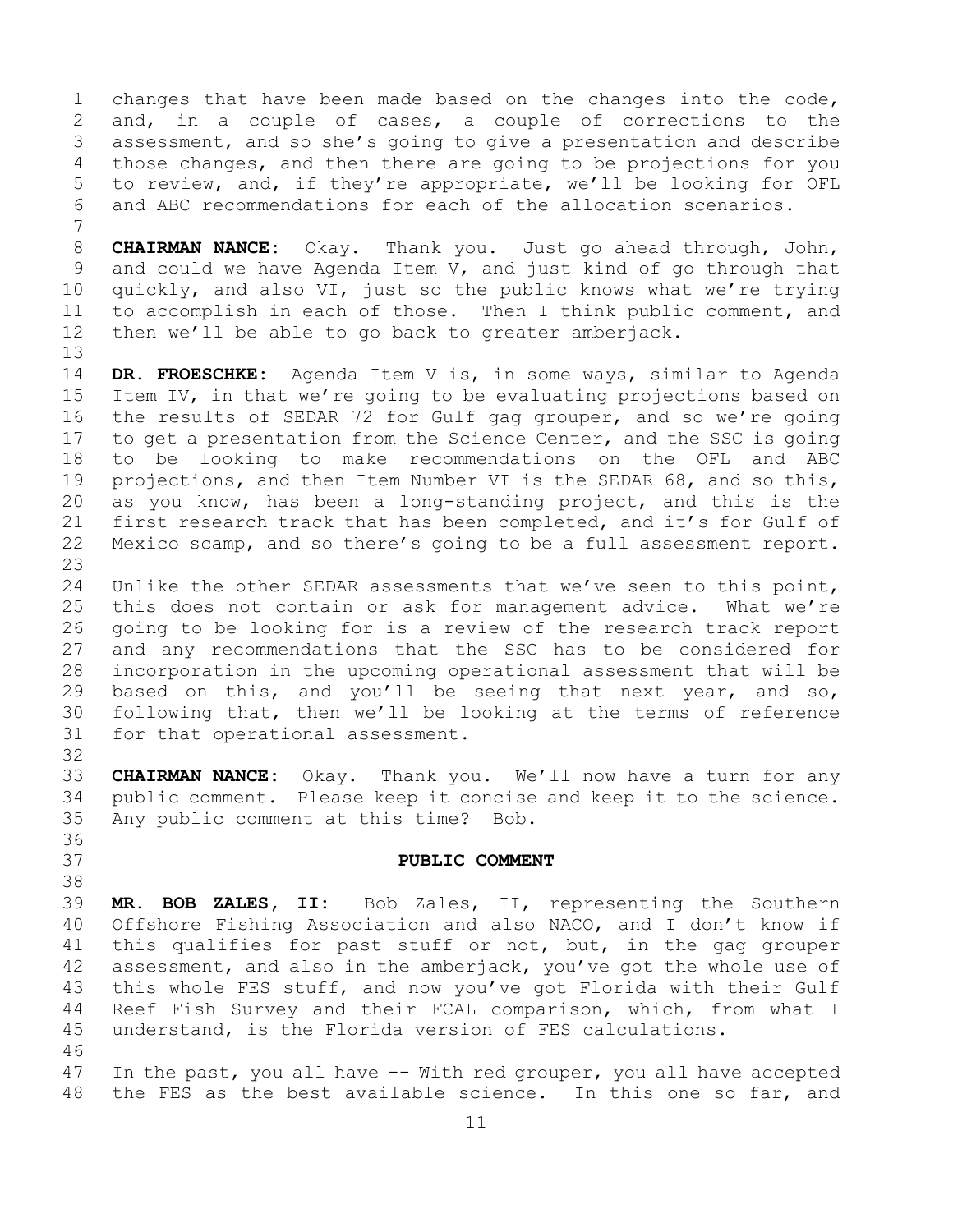changes that have been made based on the changes into the code, and, in a couple of cases, a couple of corrections to the assessment, and so she's going to give a presentation and describe those changes, and then there are going to be projections for you to review, and, if they're appropriate, we'll be looking for OFL and ABC recommendations for each of the allocation scenarios.

**CHAIRMAN NANCE:** Okay. Thank you. Just go ahead through, John, and could we have Agenda Item V, and just kind of go through that quickly, and also VI, just so the public knows what we're trying to accomplish in each of those. Then I think public comment, and then we'll be able to go back to greater amberjack.

**DR. FROESCHKE:** Agenda Item V is, in some ways, similar to Agenda Item IV, in that we're going to be evaluating projections based on the results of SEDAR 72 for Gulf gag grouper, and so we're going to get a presentation from the Science Center, and the SSC is going to be looking to make recommendations on the OFL and ABC projections, and then Item Number VI is the SEDAR 68, and so this, as you know, has been a long-standing project, and this is the first research track that has been completed, and it's for Gulf of Mexico scamp, and so there's going to be a full assessment report.

Unlike the other SEDAR assessments that we've seen to this point, this does not contain or ask for management advice. What we're going to be looking for is a review of the research track report and any recommendations that the SSC has to be considered for incorporation in the upcoming operational assessment that will be based on this, and you'll be seeing that next year, and so, following that, then we'll be looking at the terms of reference for that operational assessment.

**CHAIRMAN NANCE:** Okay. Thank you. We'll now have a turn for any public comment. Please keep it concise and keep it to the science. Any public comment at this time? Bob.

## PUBLIC COMMENT

**MR. BOB ZALES, II:** Bob Zales, II, representing the Southern Offshore Fishing Association and also NACO, and I don't know if this qualifies for past stuff or not, but, in the gag grouper assessment, and also in the amberjack, you've got the whole use of this whole FES stuff, and now you've got Florida with their Gulf Reef Fish Survey and their FCAL comparison, which, from what I understand, is the Florida version of FES calculations.

In the past, you all have -- With red grouper, you all have accepted the FES as the best available science. In this one so far, and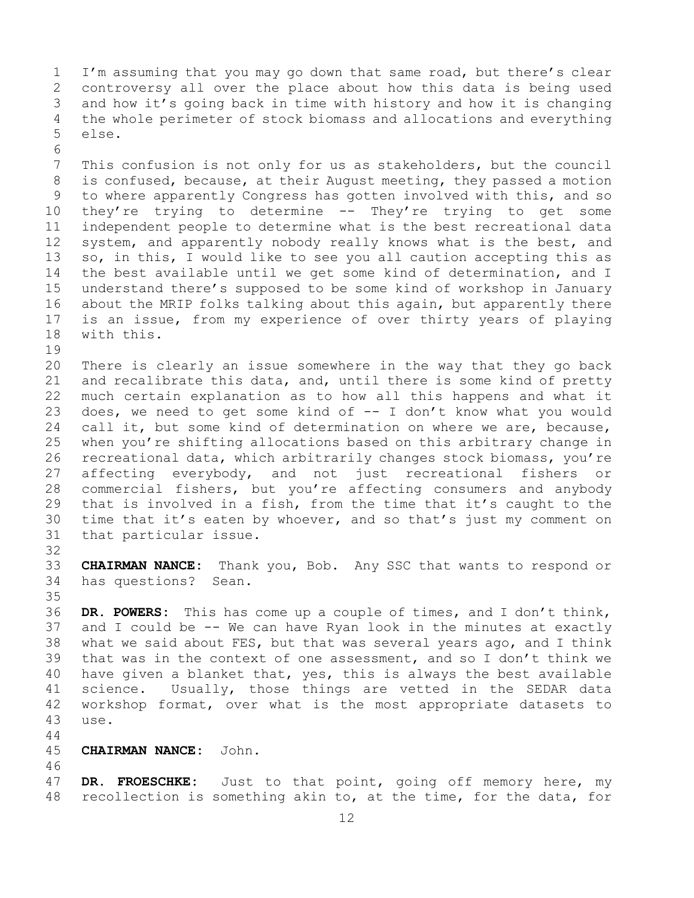I'm assuming that you may go down that same road, but there's clear controversy all over the place about how this data is being used and how it's going back in time with history and how it is changing the whole perimeter of stock biomass and allocations and everything else.

This confusion is not only for us as stakeholders, but the council is confused, because, at their August meeting, they passed a motion to where apparently Congress has gotten involved with this, and so they're trying to determine -- They're trying to get some independent people to determine what is the best recreational data system, and apparently nobody really knows what is the best, and so, in this, I would like to see you all caution accepting this as the best available until we get some kind of determination, and I understand there's supposed to be some kind of workshop in January about the MRIP folks talking about this again, but apparently there is an issue, from my experience of over thirty years of playing with this.

There is clearly an issue somewhere in the way that they go back and recalibrate this data, and, until there is some kind of pretty much certain explanation as to how all this happens and what it does, we need to get some kind of -- I don't know what you would call it, but some kind of determination on where we are, because, when you're shifting allocations based on this arbitrary change in recreational data, which arbitrarily changes stock biomass, you're affecting everybody, and not just recreational fishers or commercial fishers, but you're affecting consumers and anybody that is involved in a fish, from the time that it's caught to the time that it's eaten by whoever, and so that's just my comment on that particular issue.

**CHAIRMAN NANCE:** Thank you, Bob. Any SSC that wants to respond or has questions? Sean.

**DR. POWERS:** This has come up a couple of times, and I don't think, and I could be -- We can have Ryan look in the minutes at exactly what we said about FES, but that was several years ago, and I think that was in the context of one assessment, and so I don't think we have given a blanket that, yes, this is always the best available science. Usually, those things are vetted in the SEDAR data workshop format, over what is the most appropriate datasets to use.

**CHAIRMAN NANCE:** John.

**DR. FROESCHKE:** Just to that point, going off memory here, my recollection is something akin to, at the time, for the data, for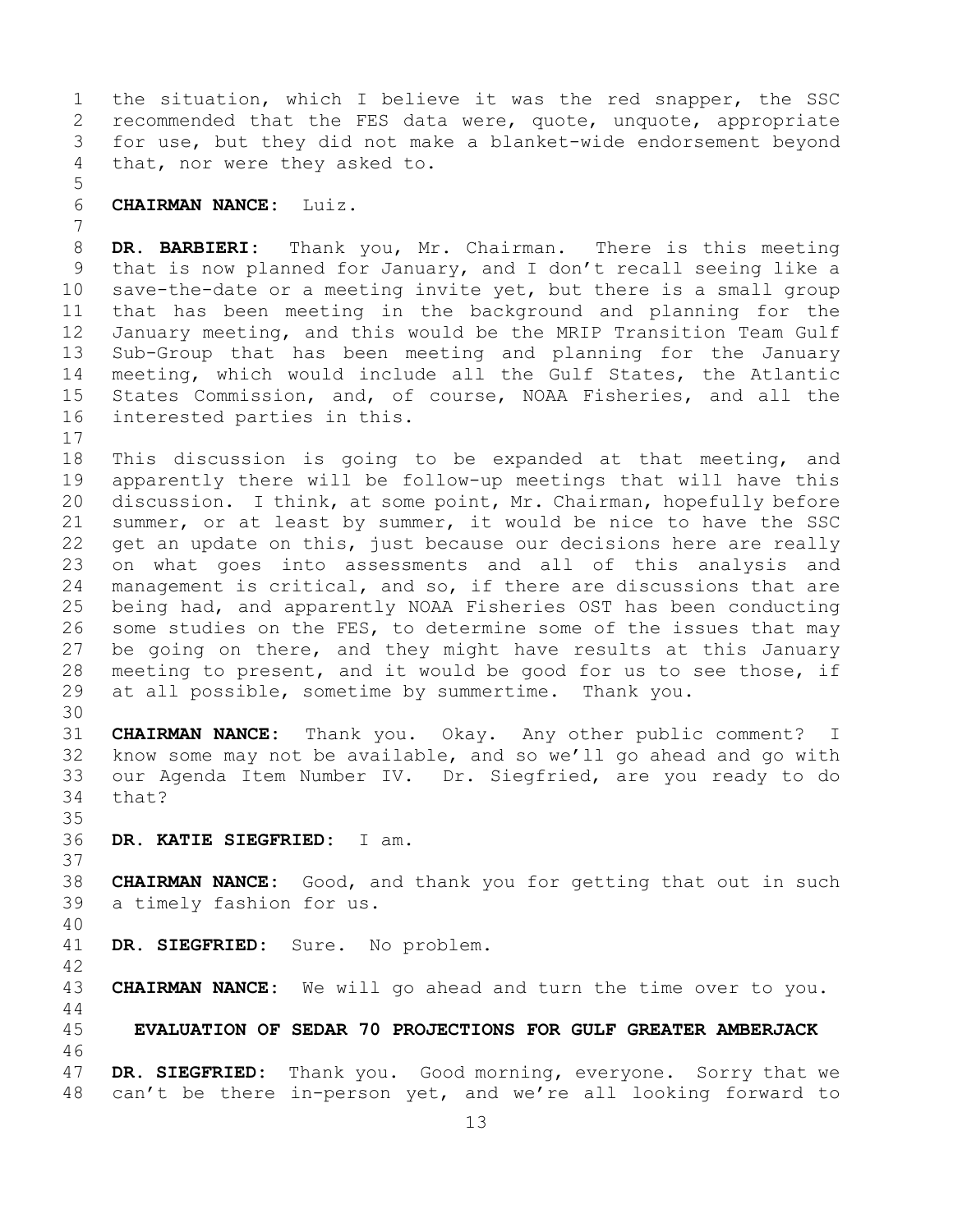the situation, which I believe it was the red snapper, the SSC recommended that the FES data were, quote, unquote, appropriate for use, but they did not make a blanket-wide endorsement beyond that, nor were they asked to.

**CHAIRMAN NANCE:** Luiz.

**DR. BARBIERI:** Thank you, Mr. Chairman. There is this meeting that is now planned for January, and I don't recall seeing like a save-the-date or a meeting invite yet, but there is a small group that has been meeting in the background and planning for the January meeting, and this would be the MRIP Transition Team Gulf Sub-Group that has been meeting and planning for the January meeting, which would include all the Gulf States, the Atlantic States Commission, and, of course, NOAA Fisheries, and all the interested parties in this.

This discussion is going to be expanded at that meeting, and apparently there will be follow-up meetings that will have this discussion. I think, at some point, Mr. Chairman, hopefully before summer, or at least by summer, it would be nice to have the SSC get an update on this, just because our decisions here are really on what goes into assessments and all of this analysis and management is critical, and so, if there are discussions that are being had, and apparently NOAA Fisheries OST has been conducting some studies on the FES, to determine some of the issues that may be going on there, and they might have results at this January meeting to present, and it would be good for us to see those, if at all possible, sometime by summertime. Thank you.

**CHAIRMAN NANCE:** Thank you. Okay. Any other public comment? I know some may not be available, and so we'll go ahead and go with our Agenda Item Number IV. Dr. Siegfried, are you ready to do that?

**DR. KATIE SIEGFRIED:** I am.

**CHAIRMAN NANCE:** Good, and thank you for getting that out in such a timely fashion for us.

**DR. SIEGFRIED:** Sure. No problem.

**CHAIRMAN NANCE:** We will go ahead and turn the time over to you.

## EVALUATION OF SEDAR 70 PROJECTIONS FOR GULF GREATER AMBERJACK

**DR. SIEGFRIED:** Thank you. Good morning, everyone. Sorry that we can't be there in-person yet, and we're all looking forward to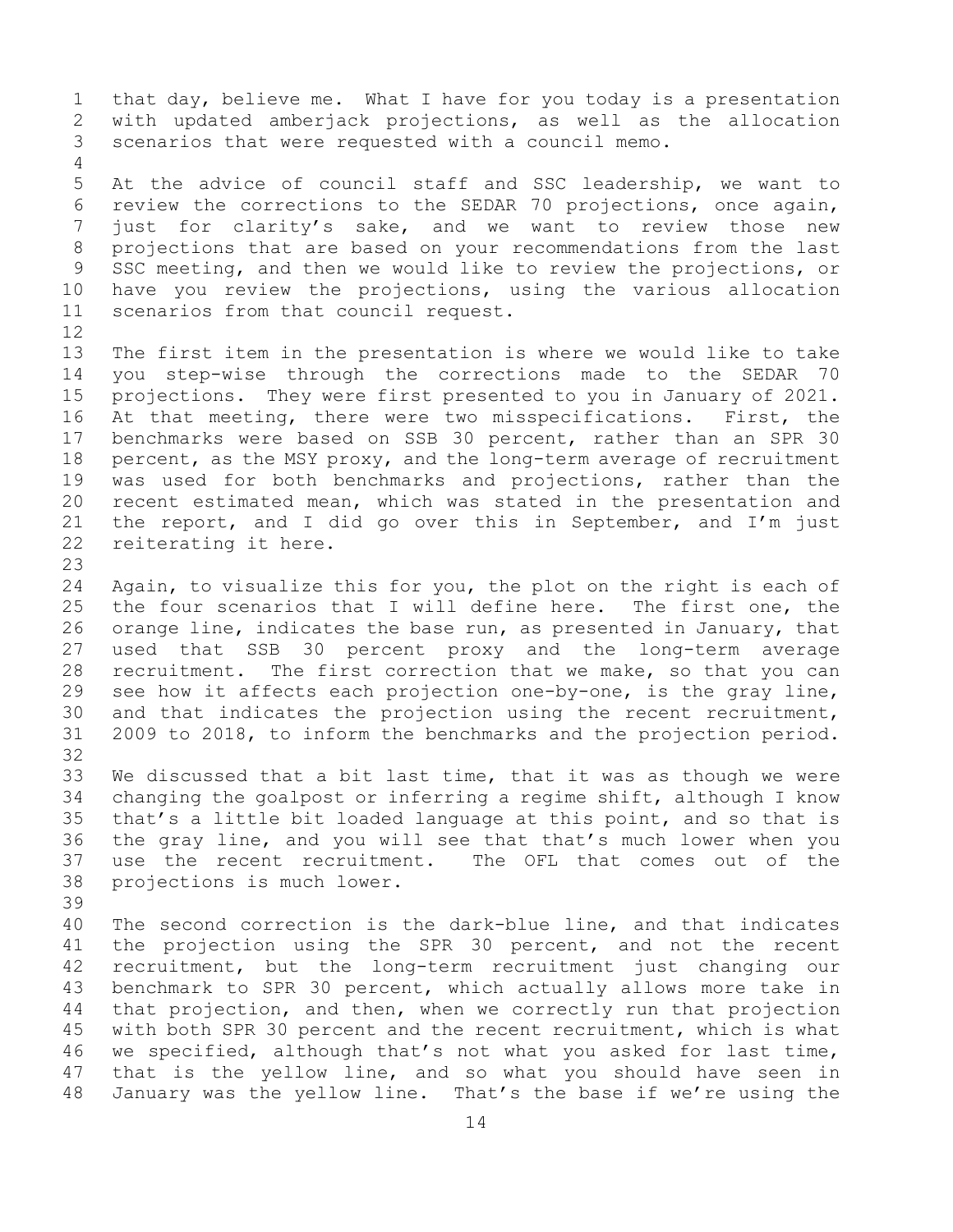that day, believe me. What I have for you today is a presentation with updated amberjack projections, as well as the allocation scenarios that were requested with a council memo.

At the advice of council staff and SSC leadership, we want to review the corrections to the SEDAR 70 projections, once again, just for clarity's sake, and we want to review those new projections that are based on your recommendations from the last SSC meeting, and then we would like to review the projections, or have you review the projections, using the various allocation scenarios from that council request.

The first item in the presentation is where we would like to take you step-wise through the corrections made to the SEDAR 70 projections. They were first presented to you in January of 2021. At that meeting, there were two misspecifications. First, the benchmarks were based on SSB 30 percent, rather than an SPR 30 percent, as the MSY proxy, and the long-term average of recruitment was used for both benchmarks and projections, rather than the recent estimated mean, which was stated in the presentation and the report, and I did go over this in September, and I'm just reiterating it here.

Again, to visualize this for you, the plot on the right is each of the four scenarios that I will define here. The first one, the orange line, indicates the base run, as presented in January, that used that SSB 30 percent proxy and the long-term average recruitment. The first correction that we make, so that you can see how it affects each projection one-by-one, is the gray line, and that indicates the projection using the recent recruitment, 2009 to 2018, to inform the benchmarks and the projection period.

We discussed that a bit last time, that it was as though we were changing the goalpost or inferring a regime shift, although I know that's a little bit loaded language at this point, and so that is the gray line, and you will see that that's much lower when you use the recent recruitment. The OFL that comes out of the projections is much lower.

The second correction is the dark-blue line, and that indicates the projection using the SPR 30 percent, and not the recent recruitment, but the long-term recruitment just changing our benchmark to SPR 30 percent, which actually allows more take in that projection, and then, when we correctly run that projection with both SPR 30 percent and the recent recruitment, which is what we specified, although that's not what you asked for last time, that is the yellow line, and so what you should have seen in January was the yellow line. That's the base if we're using the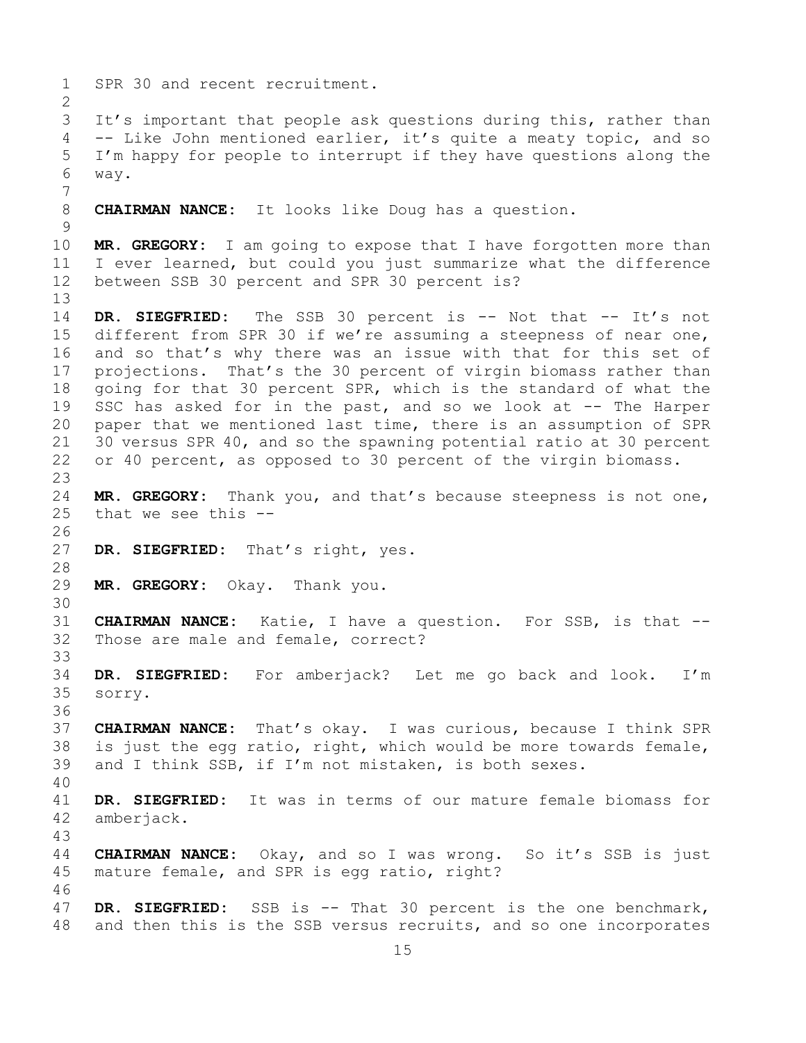SPR 30 and recent recruitment.

It's important that people ask questions during this, rather than -- Like John mentioned earlier, it's quite a meaty topic, and so I'm happy for people to interrupt if they have questions along the way.

**CHAIRMAN NANCE:** It looks like Doug has a question.

**MR. GREGORY:** I am going to expose that I have forgotten more than I ever learned, but could you just summarize what the difference between SSB 30 percent and SPR 30 percent is?

**DR. SIEGFRIED:** The SSB 30 percent is -- Not that -- It's not different from SPR 30 if we're assuming a steepness of near one, and so that's why there was an issue with that for this set of projections. That's the 30 percent of virgin biomass rather than going for that 30 percent SPR, which is the standard of what the SSC has asked for in the past, and so we look at -- The Harper paper that we mentioned last time, there is an assumption of SPR 30 versus SPR 40, and so the spawning potential ratio at 30 percent or 40 percent, as opposed to 30 percent of the virgin biomass.

**MR. GREGORY:** Thank you, and that's because steepness is not one, that we see this --

**DR. SIEGFRIED:** That's right, yes.

**MR. GREGORY:** Okay. Thank you.

**CHAIRMAN NANCE:** Katie, I have a question. For SSB, is that -- Those are male and female, correct?

**DR. SIEGFRIED:** For amberjack? Let me go back and look. I'm sorry.

**CHAIRMAN NANCE:** That's okay. I was curious, because I think SPR is just the egg ratio, right, which would be more towards female, and I think SSB, if I'm not mistaken, is both sexes.

**DR. SIEGFRIED:** It was in terms of our mature female biomass for amberjack.

**CHAIRMAN NANCE:** Okay, and so I was wrong. So it's SSB is just mature female, and SPR is egg ratio, right?

**DR. SIEGFRIED:** SSB is -- That 30 percent is the one benchmark, and then this is the SSB versus recruits, and so one incorporates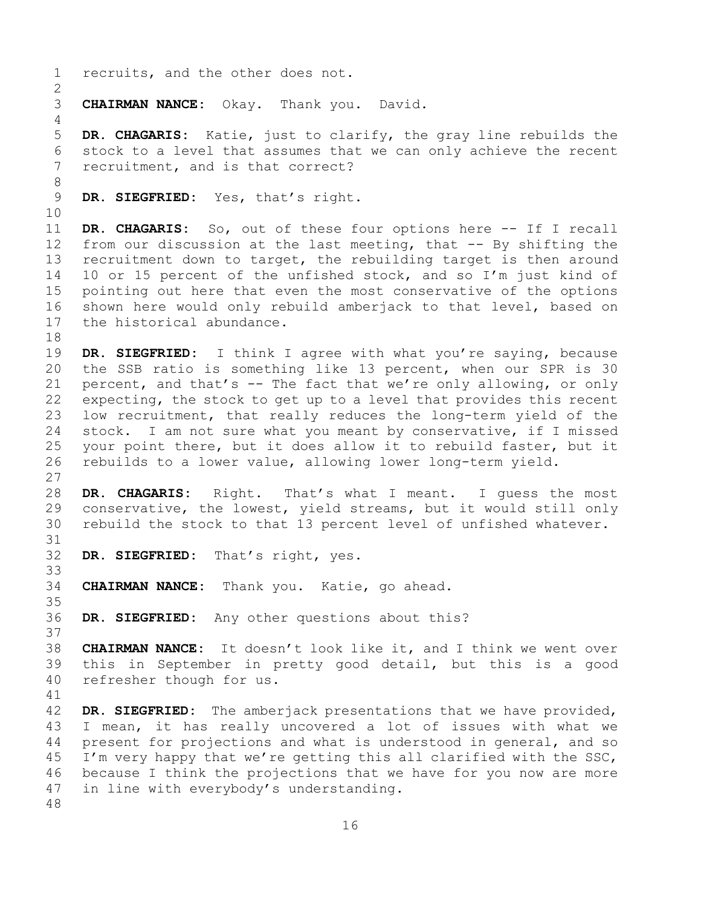recruits, and the other does not.

**CHAIRMAN NANCE:** Okay. Thank you. David.

**DR. CHAGARIS:** Katie, just to clarify, the gray line rebuilds the stock to a level that assumes that we can only achieve the recent recruitment, and is that correct?

**DR. SIEGFRIED:** Yes, that's right.

**DR. CHAGARIS:** So, out of these four options here -- If I recall from our discussion at the last meeting, that -- By shifting the recruitment down to target, the rebuilding target is then around 10 or 15 percent of the unfished stock, and so I'm just kind of pointing out here that even the most conservative of the options shown here would only rebuild amberjack to that level, based on the historical abundance.

**DR. SIEGFRIED:** I think I agree with what you're saying, because the SSB ratio is something like 13 percent, when our SPR is 30 percent, and that's -- The fact that we're only allowing, or only expecting, the stock to get up to a level that provides this recent low recruitment, that really reduces the long-term yield of the stock. I am not sure what you meant by conservative, if I missed your point there, but it does allow it to rebuild faster, but it rebuilds to a lower value, allowing lower long-term yield.

**DR. CHAGARIS:** Right. That's what I meant. I guess the most conservative, the lowest, yield streams, but it would still only rebuild the stock to that 13 percent level of unfished whatever.

**DR. SIEGFRIED:** That's right, yes.

**CHAIRMAN NANCE:** Thank you. Katie, go ahead.

**DR. SIEGFRIED:** Any other questions about this?

**CHAIRMAN NANCE:** It doesn't look like it, and I think we went over this in September in pretty good detail, but this is a good refresher though for us.

**DR. SIEGFRIED:** The amberjack presentations that we have provided, I mean, it has really uncovered a lot of issues with what we present for projections and what is understood in general, and so I'm very happy that we're getting this all clarified with the SSC, because I think the projections that we have for you now are more in line with everybody's understanding.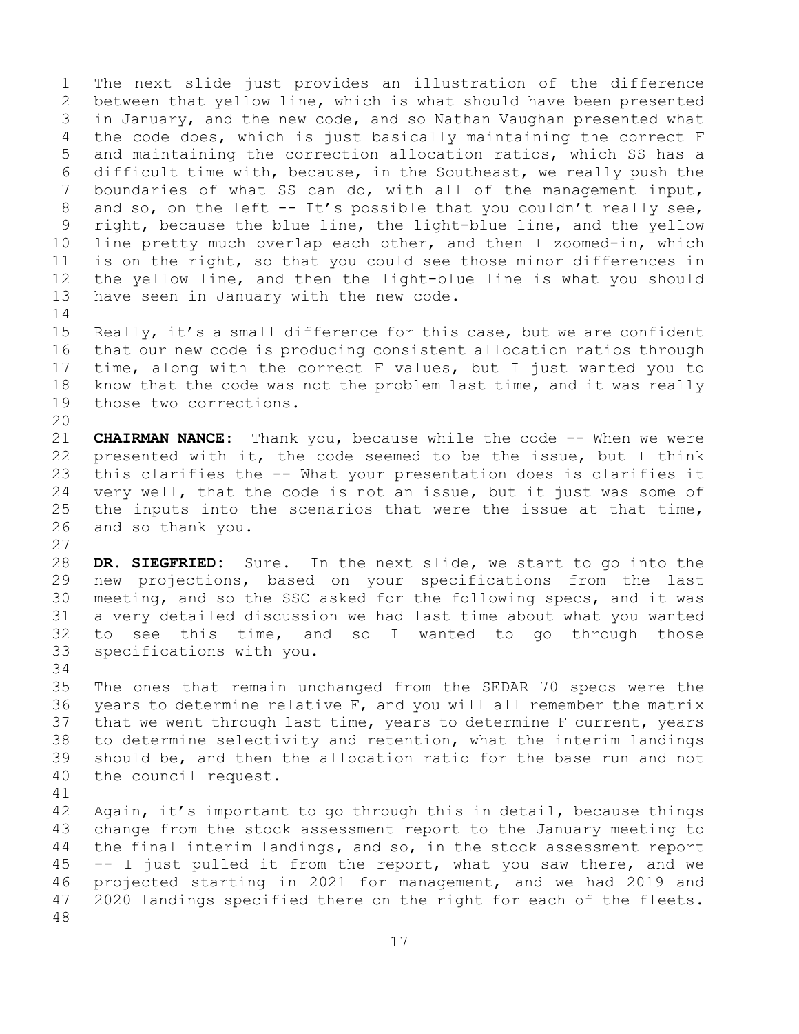The next slide just provides an illustration of the difference between that yellow line, which is what should have been presented in January, and the new code, and so Nathan Vaughan presented what the code does, which is just basically maintaining the correct F and maintaining the correction allocation ratios, which SS has a difficult time with, because, in the Southeast, we really push the boundaries of what SS can do, with all of the management input, and so, on the left -- It's possible that you couldn't really see, right, because the blue line, the light-blue line, and the yellow line pretty much overlap each other, and then I zoomed-in, which is on the right, so that you could see those minor differences in the yellow line, and then the light-blue line is what you should have seen in January with the new code.

Really, it's a small difference for this case, but we are confident that our new code is producing consistent allocation ratios through time, along with the correct F values, but I just wanted you to know that the code was not the problem last time, and it was really those two corrections.

**CHAIRMAN NANCE:** Thank you, because while the code -- When we were presented with it, the code seemed to be the issue, but I think this clarifies the -- What your presentation does is clarifies it very well, that the code is not an issue, but it just was some of the inputs into the scenarios that were the issue at that time, and so thank you.

**DR. SIEGFRIED:** Sure. In the next slide, we start to go into the new projections, based on your specifications from the last meeting, and so the SSC asked for the following specs, and it was a very detailed discussion we had last time about what you wanted to see this time, and so I wanted to go through those specifications with you.

The ones that remain unchanged from the SEDAR 70 specs were the years to determine relative F, and you will all remember the matrix that we went through last time, years to determine F current, years to determine selectivity and retention, what the interim landings should be, and then the allocation ratio for the base run and not the council request.

Again, it's important to go through this in detail, because things change from the stock assessment report to the January meeting to the final interim landings, and so, in the stock assessment report -- I just pulled it from the report, what you saw there, and we projected starting in 2021 for management, and we had 2019 and 2020 landings specified there on the right for each of the fleets.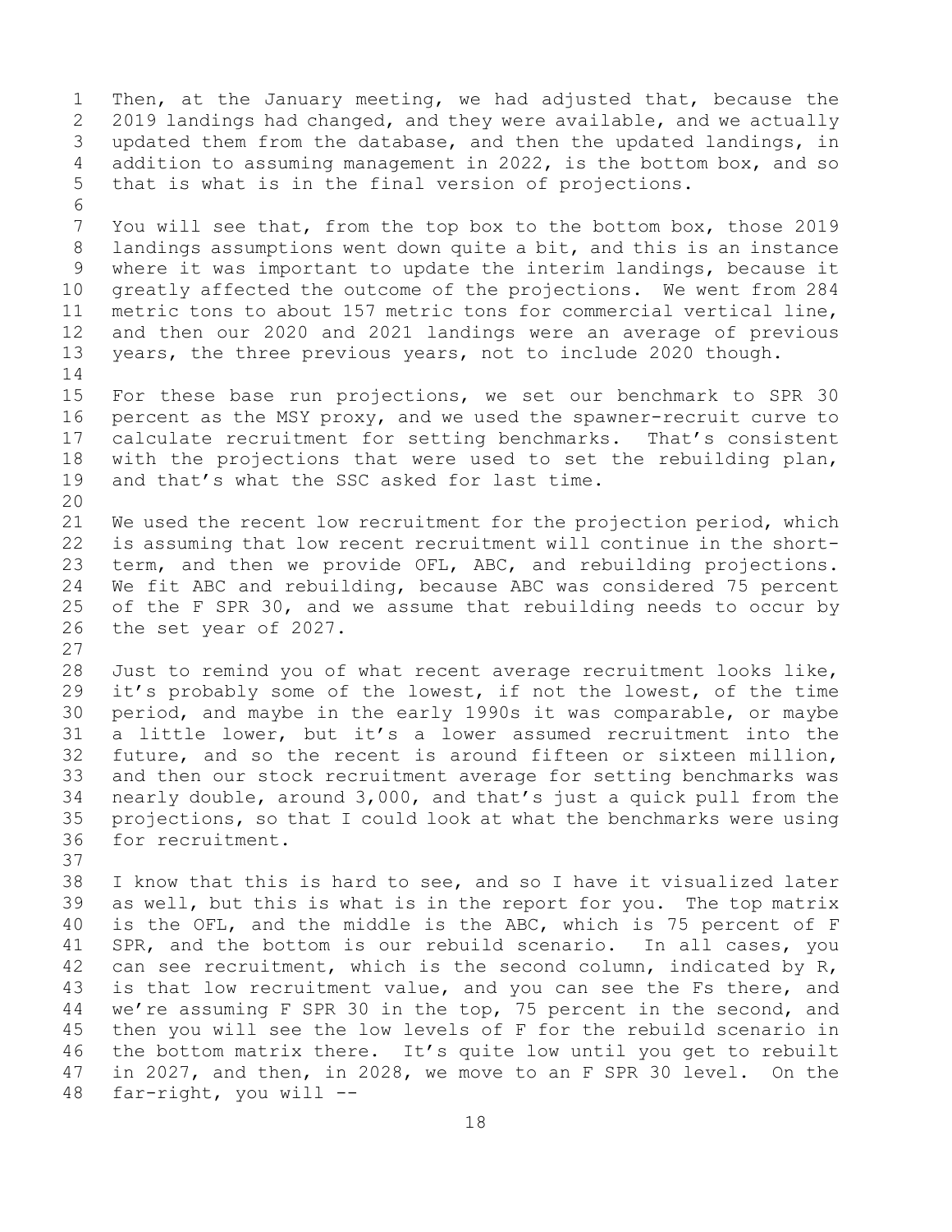Then, at the January meeting, we had adjusted that, because the 2019 landings had changed, and they were available, and we actually updated them from the database, and then the updated landings, in addition to assuming management in 2022, is the bottom box, and so that is what is in the final version of projections.

You will see that, from the top box to the bottom box, those 2019 landings assumptions went down quite a bit, and this is an instance where it was important to update the interim landings, because it greatly affected the outcome of the projections. We went from 284 metric tons to about 157 metric tons for commercial vertical line, and then our 2020 and 2021 landings were an average of previous years, the three previous years, not to include 2020 though.

For these base run projections, we set our benchmark to SPR 30 percent as the MSY proxy, and we used the spawner-recruit curve to calculate recruitment for setting benchmarks. That's consistent with the projections that were used to set the rebuilding plan, and that's what the SSC asked for last time.

We used the recent low recruitment for the projection period, which is assuming that low recent recruitment will continue in the short-term, and then we provide OFL, ABC, and rebuilding projections. We fit ABC and rebuilding, because ABC was considered 75 percent of the F SPR 30, and we assume that rebuilding needs to occur by the set year of 2027.

Just to remind you of what recent average recruitment looks like, it's probably some of the lowest, if not the lowest, of the time period, and maybe in the early 1990s it was comparable, or maybe a little lower, but it's a lower assumed recruitment into the future, and so the recent is around fifteen or sixteen million, and then our stock recruitment average for setting benchmarks was nearly double, around 3,000, and that's just a quick pull from the projections, so that I could look at what the benchmarks were using for recruitment.

I know that this is hard to see, and so I have it visualized later as well, but this is what is in the report for you. The top matrix is the OFL, and the middle is the ABC, which is 75 percent of F SPR, and the bottom is our rebuild scenario. In all cases, you can see recruitment, which is the second column, indicated by R, is that low recruitment value, and you can see the Fs there, and we're assuming F SPR 30 in the top, 75 percent in the second, and then you will see the low levels of F for the rebuild scenario in the bottom matrix there. It's quite low until you get to rebuilt in 2027, and then, in 2028, we move to an F SPR 30 level. On the far-right, you will --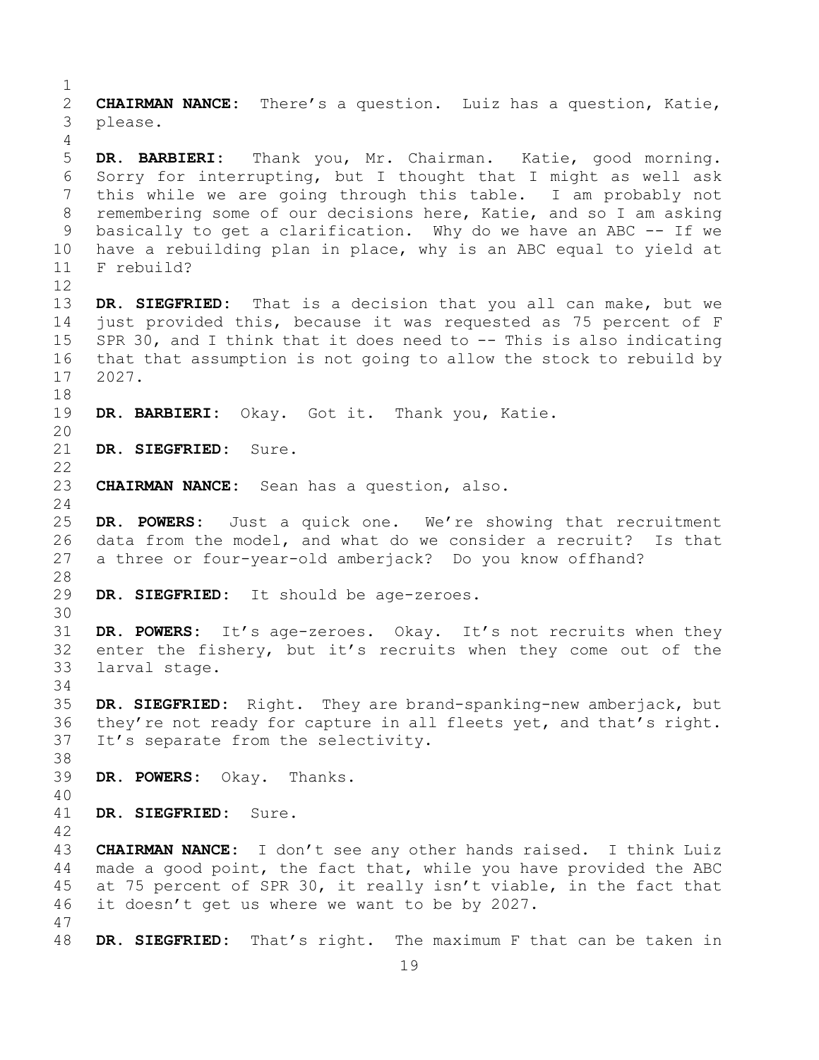**CHAIRMAN NANCE:** There's a question. Luiz has a question, Katie, please.

**DR. BARBIERI:** Thank you, Mr. Chairman. Katie, good morning. Sorry for interrupting, but I thought that I might as well ask this while we are going through this table. I am probably not remembering some of our decisions here, Katie, and so I am asking basically to get a clarification. Why do we have an ABC -- If we have a rebuilding plan in place, why is an ABC equal to yield at F rebuild?

**DR. SIEGFRIED:** That is a decision that you all can make, but we just provided this, because it was requested as 75 percent of F SPR 30, and I think that it does need to -- This is also indicating that that assumption is not going to allow the stock to rebuild by 2027.

**DR. BARBIERI:** Okay. Got it. Thank you, Katie.

**DR. SIEGFRIED:** Sure.

**CHAIRMAN NANCE:** Sean has a question, also.

**DR. POWERS:** Just a quick one. We're showing that recruitment data from the model, and what do we consider a recruit? Is that a three or four-year-old amberjack? Do you know offhand?

**DR. SIEGFRIED:** It should be age-zeroes.

**DR. POWERS:** It's age-zeroes. Okay. It's not recruits when they enter the fishery, but it's recruits when they come out of the larval stage.

**DR. SIEGFRIED:** Right. They are brand-spanking-new amberjack, but they're not ready for capture in all fleets yet, and that's right. It's separate from the selectivity.

**DR. POWERS:** Okay. Thanks.

**DR. SIEGFRIED:** Sure.

**CHAIRMAN NANCE:** I don't see any other hands raised. I think Luiz made a good point, the fact that, while you have provided the ABC at 75 percent of SPR 30, it really isn't viable, in the fact that it doesn't get us where we want to be by 2027.

**DR. SIEGFRIED:** That's right. The maximum F that can be taken in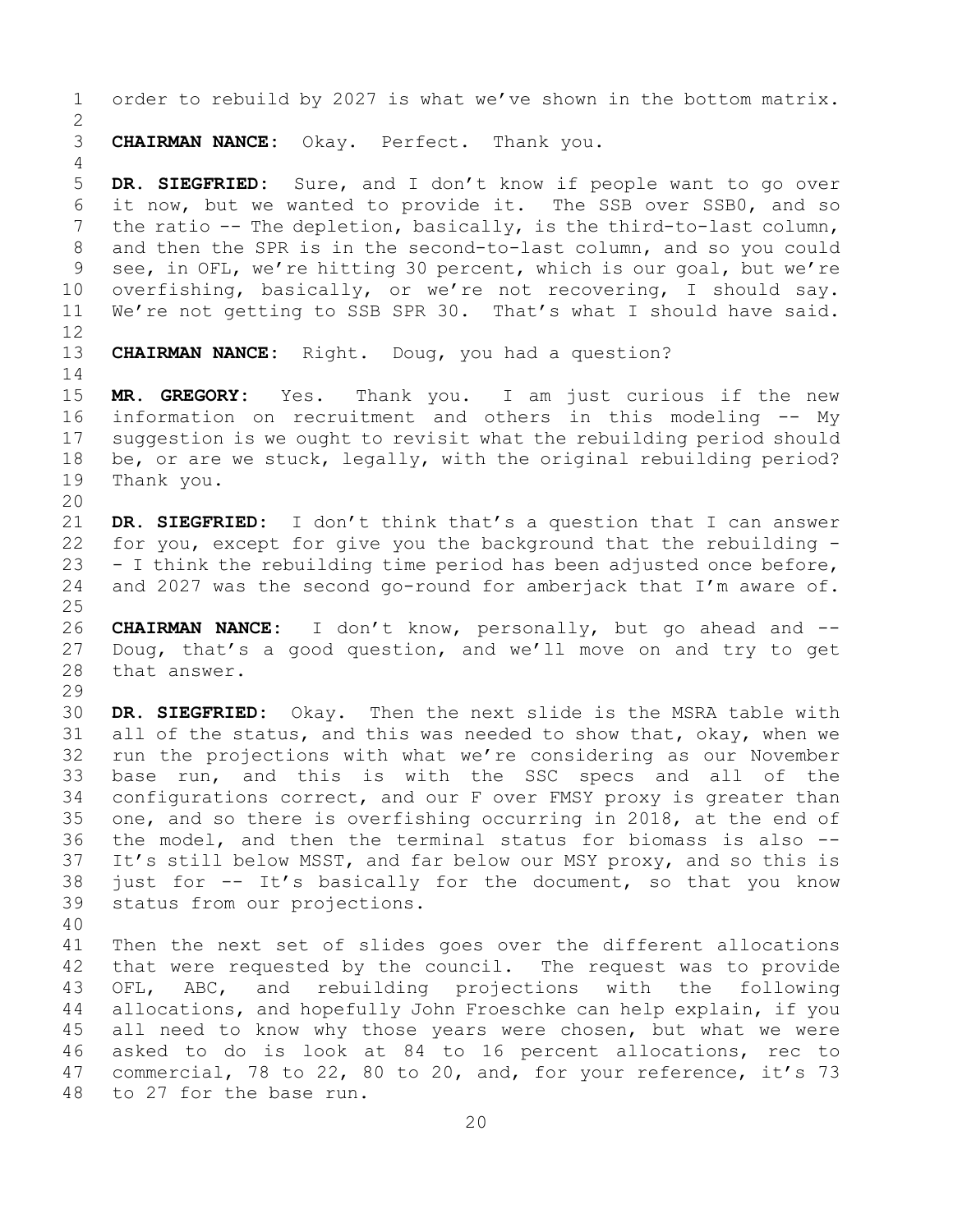order to rebuild by 2027 is what we've shown in the bottom matrix.

**CHAIRMAN NANCE:** Okay. Perfect. Thank you.

**DR. SIEGFRIED:** Sure, and I don't know if people want to go over it now, but we wanted to provide it. The SSB over SSB0, and so the ratio -- The depletion, basically, is the third-to-last column, and then the SPR is in the second-to-last column, and so you could see, in OFL, we're hitting 30 percent, which is our goal, but we're overfishing, basically, or we're not recovering, I should say. We're not getting to SSB SPR 30. That's what I should have said.

**CHAIRMAN NANCE:** Right. Doug, you had a question?

**MR. GREGORY:** Yes. Thank you. I am just curious if the new information on recruitment and others in this modeling -- My suggestion is we ought to revisit what the rebuilding period should be, or are we stuck, legally, with the original rebuilding period? Thank you.

**DR. SIEGFRIED:** I don't think that's a question that I can answer for you, except for give you the background that the rebuilding -- I think the rebuilding time period has been adjusted once before, and 2027 was the second go-round for amberjack that I'm aware of.

**CHAIRMAN NANCE:** I don't know, personally, but go ahead and -- Doug, that's a good question, and we'll move on and try to get that answer.

**DR. SIEGFRIED:** Okay. Then the next slide is the MSRA table with all of the status, and this was needed to show that, okay, when we run the projections with what we're considering as our November base run, and this is with the SSC specs and all of the configurations correct, and our F over FMSY proxy is greater than one, and so there is overfishing occurring in 2018, at the end of the model, and then the terminal status for biomass is also -- It's still below MSST, and far below our MSY proxy, and so this is just for -- It's basically for the document, so that you know status from our projections.

Then the next set of slides goes over the different allocations that were requested by the council. The request was to provide OFL, ABC, and rebuilding projections with the following allocations, and hopefully John Froeschke can help explain, if you all need to know why those years were chosen, but what we were asked to do is look at 84 to 16 percent allocations, rec to commercial, 78 to 22, 80 to 20, and, for your reference, it's 73 to 27 for the base run.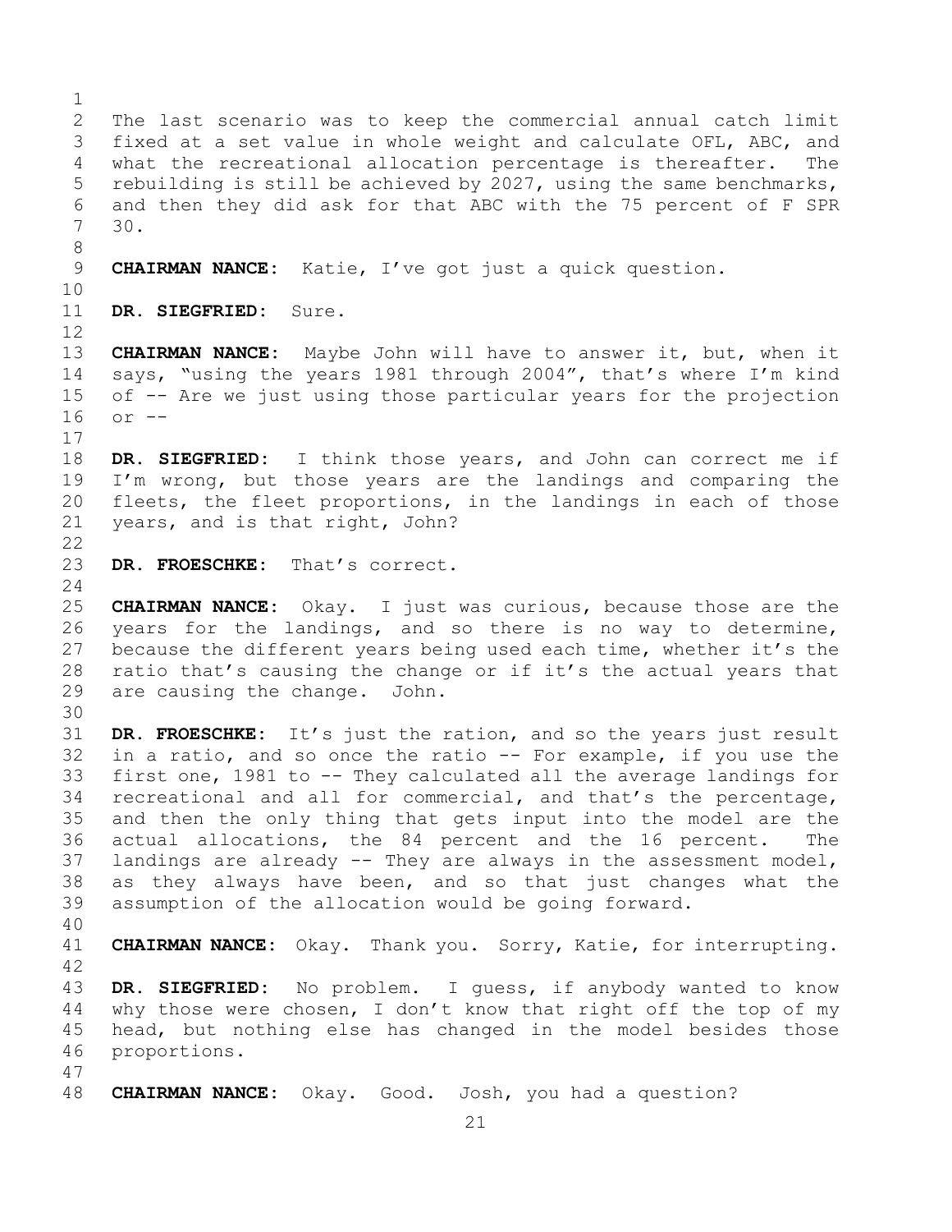The last scenario was to keep the commercial annual catch limit fixed at a set value in whole weight and calculate OFL, ABC, and what the recreational allocation percentage is thereafter. The rebuilding is still be achieved by 2027, using the same benchmarks, and then they did ask for that ABC with the 75 percent of F SPR 30.

**CHAIRMAN NANCE:** Katie, I've got just a quick question.

**DR. SIEGFRIED:** Sure.

**CHAIRMAN NANCE:** Maybe John will have to answer it, but, when it says, "using the years 1981 through 2004", that's where I'm kind of -- Are we just using those particular years for the projection or --

**DR. SIEGFRIED:** I think those years, and John can correct me if I'm wrong, but those years are the landings and comparing the fleets, the fleet proportions, in the landings in each of those years, and is that right, John?

**DR. FROESCHKE:** That's correct.

**CHAIRMAN NANCE:** Okay. I just was curious, because those are the years for the landings, and so there is no way to determine, because the different years being used each time, whether it's the ratio that's causing the change or if it's the actual years that are causing the change. John.

**DR. FROESCHKE:** It's just the ration, and so the years just result in a ratio, and so once the ratio -- For example, if you use the first one, 1981 to -- They calculated all the average landings for recreational and all for commercial, and that's the percentage, and then the only thing that gets input into the model are the actual allocations, the 84 percent and the 16 percent. The landings are already -- They are always in the assessment model, as they always have been, and so that just changes what the assumption of the allocation would be going forward.

**CHAIRMAN NANCE:** Okay. Thank you. Sorry, Katie, for interrupting.

**DR. SIEGFRIED:** No problem. I guess, if anybody wanted to know why those were chosen, I don't know that right off the top of my head, but nothing else has changed in the model besides those proportions.

**CHAIRMAN NANCE:** Okay. Good. Josh, you had a question?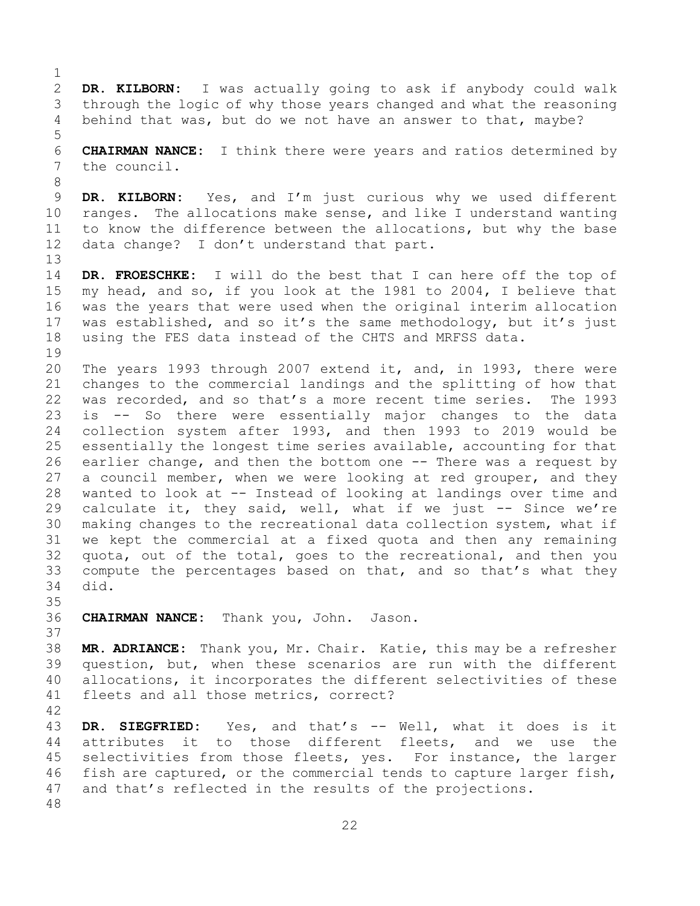**DR. KILBORN:** I was actually going to ask if anybody could walk through the logic of why those years changed and what the reasoning behind that was, but do we not have an answer to that, maybe?

**CHAIRMAN NANCE:** I think there were years and ratios determined by the council.

**DR. KILBORN:** Yes, and I'm just curious why we used different ranges. The allocations make sense, and like I understand wanting to know the difference between the allocations, but why the base data change? I don't understand that part.

**DR. FROESCHKE:** I will do the best that I can here off the top of my head, and so, if you look at the 1981 to 2004, I believe that was the years that were used when the original interim allocation was established, and so it's the same methodology, but it's just using the FES data instead of the CHTS and MRFSS data.

The years 1993 through 2007 extend it, and, in 1993, there were changes to the commercial landings and the splitting of how that was recorded, and so that's a more recent time series. The 1993 is -- So there were essentially major changes to the data collection system after 1993, and then 1993 to 2019 would be essentially the longest time series available, accounting for that earlier change, and then the bottom one -- There was a request by a council member, when we were looking at red grouper, and they wanted to look at -- Instead of looking at landings over time and calculate it, they said, well, what if we just -- Since we're making changes to the recreational data collection system, what if we kept the commercial at a fixed quota and then any remaining quota, out of the total, goes to the recreational, and then you compute the percentages based on that, and so that's what they did.

**CHAIRMAN NANCE:** Thank you, John. Jason.

**MR. ADRIANCE:** Thank you, Mr. Chair. Katie, this may be a refresher question, but, when these scenarios are run with the different allocations, it incorporates the different selectivities of these fleets and all those metrics, correct?

**DR. SIEGFRIED:** Yes, and that's -- Well, what it does is it attributes it to those different fleets, and we use the selectivities from those fleets, yes. For instance, the larger fish are captured, or the commercial tends to capture larger fish, and that's reflected in the results of the projections.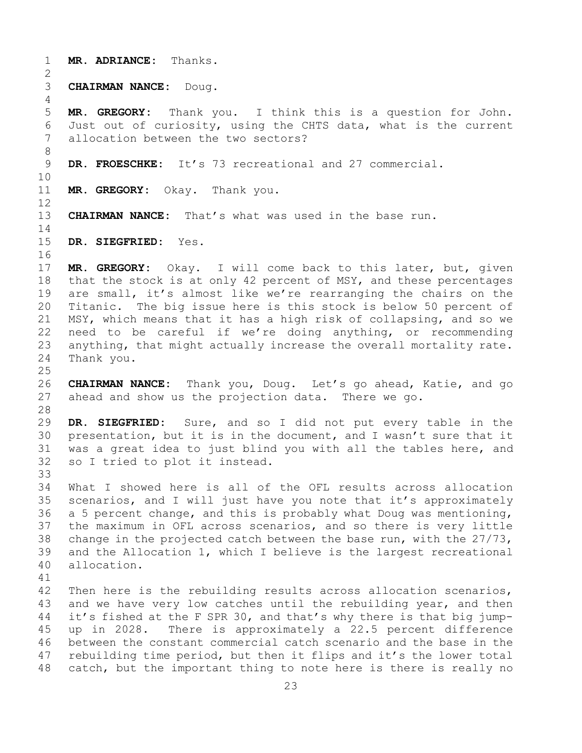**MR. ADRIANCE:** Thanks.

**CHAIRMAN NANCE:** Doug.

**MR. GREGORY:** Thank you. I think this is a question for John. Just out of curiosity, using the CHTS data, what is the current allocation between the two sectors?

**DR. FROESCHKE:** It's 73 recreational and 27 commercial.

**MR. GREGORY:** Okay. Thank you.

**CHAIRMAN NANCE:** That's what was used in the base run.

**DR. SIEGFRIED:** Yes.

**MR. GREGORY:** Okay. I will come back to this later, but, given that the stock is at only 42 percent of MSY, and these percentages are small, it's almost like we're rearranging the chairs on the Titanic. The big issue here is this stock is below 50 percent of MSY, which means that it has a high risk of collapsing, and so we need to be careful if we're doing anything, or recommending anything, that might actually increase the overall mortality rate. Thank you.

**CHAIRMAN NANCE:** Thank you, Doug. Let's go ahead, Katie, and go ahead and show us the projection data. There we go.

**DR. SIEGFRIED:** Sure, and so I did not put every table in the presentation, but it is in the document, and I wasn't sure that it was a great idea to just blind you with all the tables here, and so I tried to plot it instead.

What I showed here is all of the OFL results across allocation scenarios, and I will just have you note that it's approximately a 5 percent change, and this is probably what Doug was mentioning, the maximum in OFL across scenarios, and so there is very little change in the projected catch between the base run, with the 27/73, and the Allocation 1, which I believe is the largest recreational allocation.

Then here is the rebuilding results across allocation scenarios, and we have very low catches until the rebuilding year, and then it's fished at the F SPR 30, and that's why there is that big jump-up in 2028. There is approximately a 22.5 percent difference between the constant commercial catch scenario and the base in the rebuilding time period, but then it flips and it's the lower total catch, but the important thing to note here is there is really no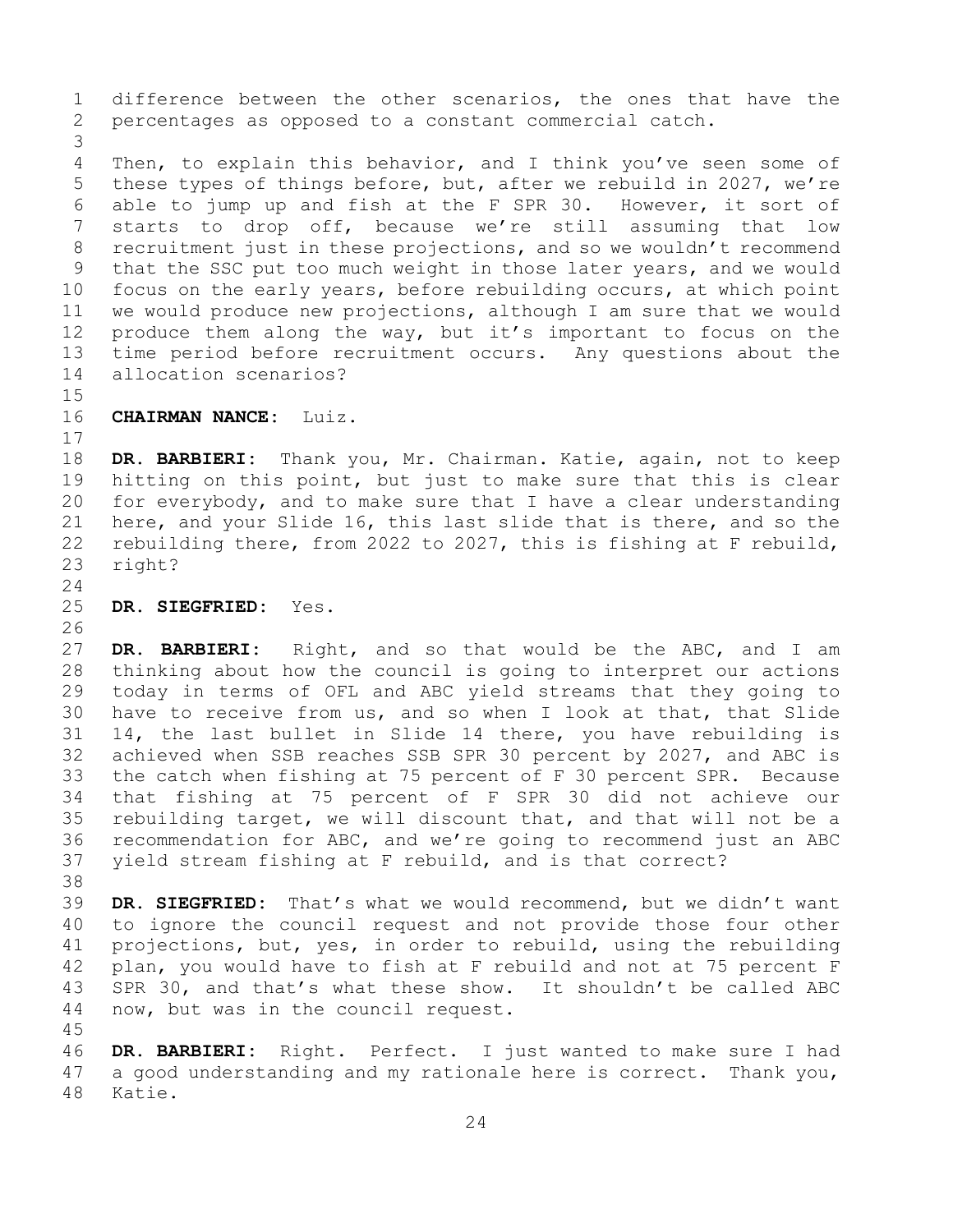difference between the other scenarios, the ones that have the percentages as opposed to a constant commercial catch.

Then, to explain this behavior, and I think you've seen some of these types of things before, but, after we rebuild in 2027, we're able to jump up and fish at the F SPR 30. However, it sort of starts to drop off, because we're still assuming that low recruitment just in these projections, and so we wouldn't recommend that the SSC put too much weight in those later years, and we would focus on the early years, before rebuilding occurs, at which point we would produce new projections, although I am sure that we would produce them along the way, but it's important to focus on the time period before recruitment occurs. Any questions about the allocation scenarios?

**CHAIRMAN NANCE:** Luiz.

**DR. BARBIERI:** Thank you, Mr. Chairman. Katie, again, not to keep hitting on this point, but just to make sure that this is clear for everybody, and to make sure that I have a clear understanding here, and your Slide 16, this last slide that is there, and so the rebuilding there, from 2022 to 2027, this is fishing at F rebuild, right?

**DR. SIEGFRIED:** Yes.

**DR. BARBIERI:** Right, and so that would be the ABC, and I am thinking about how the council is going to interpret our actions today in terms of OFL and ABC yield streams that they going to have to receive from us, and so when I look at that, that Slide 14, the last bullet in Slide 14 there, you have rebuilding is achieved when SSB reaches SSB SPR 30 percent by 2027, and ABC is the catch when fishing at 75 percent of F 30 percent SPR. Because that fishing at 75 percent of F SPR 30 did not achieve our rebuilding target, we will discount that, and that will not be a recommendation for ABC, and we're going to recommend just an ABC yield stream fishing at F rebuild, and is that correct?

**DR. SIEGFRIED:** That's what we would recommend, but we didn't want to ignore the council request and not provide those four other projections, but, yes, in order to rebuild, using the rebuilding plan, you would have to fish at F rebuild and not at 75 percent F SPR 30, and that's what these show. It shouldn't be called ABC now, but was in the council request.

**DR. BARBIERI:** Right. Perfect. I just wanted to make sure I had a good understanding and my rationale here is correct. Thank you, Katie.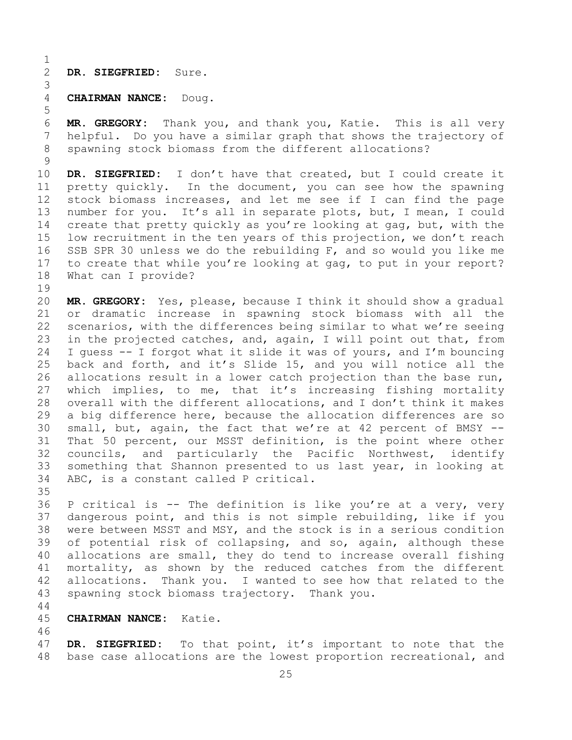**DR. SIEGFRIED:** Sure.

**CHAIRMAN NANCE:** Doug.

**MR. GREGORY:** Thank you, and thank you, Katie. This is all very helpful. Do you have a similar graph that shows the trajectory of spawning stock biomass from the different allocations?

**DR. SIEGFRIED:** I don't have that created, but I could create it pretty quickly. In the document, you can see how the spawning stock biomass increases, and let me see if I can find the page number for you. It's all in separate plots, but, I mean, I could create that pretty quickly as you're looking at gag, but, with the low recruitment in the ten years of this projection, we don't reach SSB SPR 30 unless we do the rebuilding F, and so would you like me to create that while you're looking at gag, to put in your report? What can I provide?

**MR. GREGORY:** Yes, please, because I think it should show a gradual or dramatic increase in spawning stock biomass with all the scenarios, with the differences being similar to what we're seeing in the projected catches, and, again, I will point out that, from I guess -- I forgot what it slide it was of yours, and I'm bouncing back and forth, and it's Slide 15, and you will notice all the allocations result in a lower catch projection than the base run, which implies, to me, that it's increasing fishing mortality overall with the different allocations, and I don't think it makes a big difference here, because the allocation differences are so small, but, again, the fact that we're at 42 percent of BMSY -- That 50 percent, our MSST definition, is the point where other councils, and particularly the Pacific Northwest, identify something that Shannon presented to us last year, in looking at ABC, is a constant called P critical.

P critical is -- The definition is like you're at a very, very dangerous point, and this is not simple rebuilding, like if you were between MSST and MSY, and the stock is in a serious condition of potential risk of collapsing, and so, again, although these allocations are small, they do tend to increase overall fishing mortality, as shown by the reduced catches from the different allocations. Thank you. I wanted to see how that related to the spawning stock biomass trajectory. Thank you.

**CHAIRMAN NANCE:** Katie.

**DR. SIEGFRIED:** To that point, it's important to note that the base case allocations are the lowest proportion recreational, and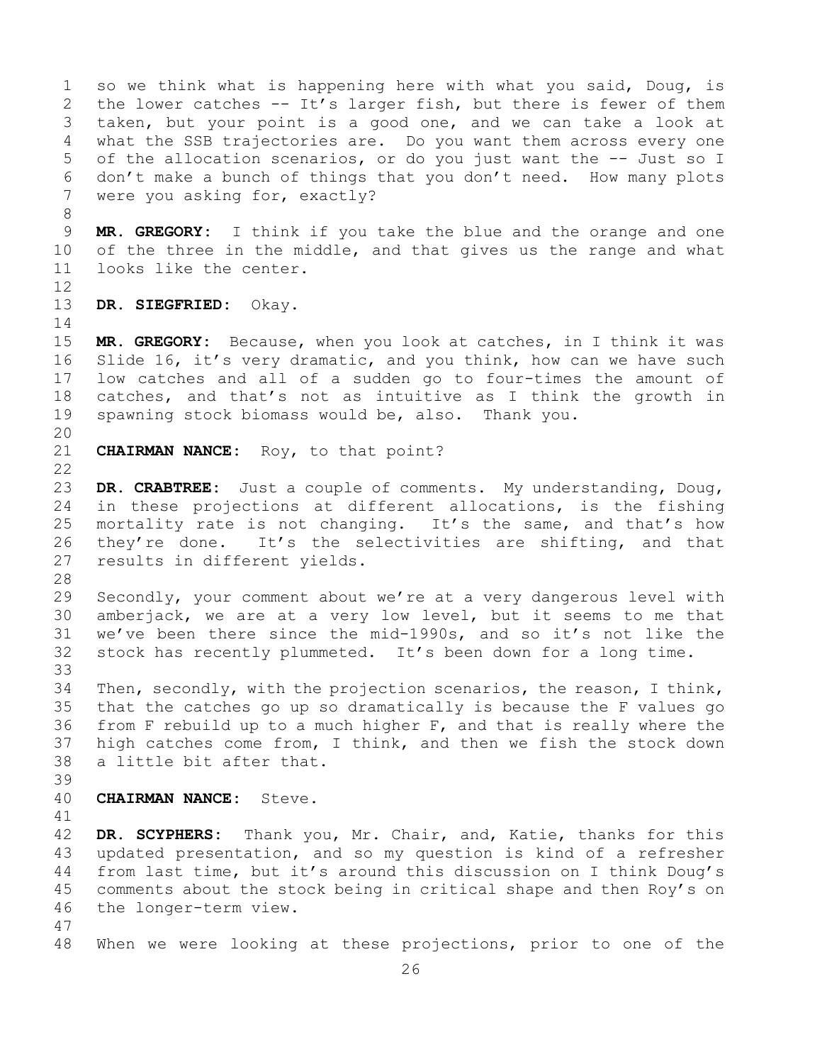so we think what is happening here with what you said, Doug, is the lower catches -- It's larger fish, but there is fewer of them taken, but your point is a good one, and we can take a look at what the SSB trajectories are. Do you want them across every one of the allocation scenarios, or do you just want the -- Just so I don't make a bunch of things that you don't need. How many plots were you asking for, exactly?

**MR. GREGORY:** I think if you take the blue and the orange and one of the three in the middle, and that gives us the range and what looks like the center.

**DR. SIEGFRIED:** Okay.

**MR. GREGORY:** Because, when you look at catches, in I think it was Slide 16, it's very dramatic, and you think, how can we have such low catches and all of a sudden go to four-times the amount of catches, and that's not as intuitive as I think the growth in spawning stock biomass would be, also. Thank you.

**CHAIRMAN NANCE:** Roy, to that point?

**DR. CRABTREE:** Just a couple of comments. My understanding, Doug, in these projections at different allocations, is the fishing mortality rate is not changing. It's the same, and that's how they're done. It's the selectivities are shifting, and that results in different yields.

Secondly, your comment about we're at a very dangerous level with amberjack, we are at a very low level, but it seems to me that we've been there since the mid-1990s, and so it's not like the stock has recently plummeted. It's been down for a long time.

Then, secondly, with the projection scenarios, the reason, I think, that the catches go up so dramatically is because the F values go from F rebuild up to a much higher F, and that is really where the high catches come from, I think, and then we fish the stock down a little bit after that.

**CHAIRMAN NANCE:** Steve.

**DR. SCYPHERS:** Thank you, Mr. Chair, and, Katie, thanks for this updated presentation, and so my question is kind of a refresher from last time, but it's around this discussion on I think Doug's comments about the stock being in critical shape and then Roy's on the longer-term view.

When we were looking at these projections, prior to one of the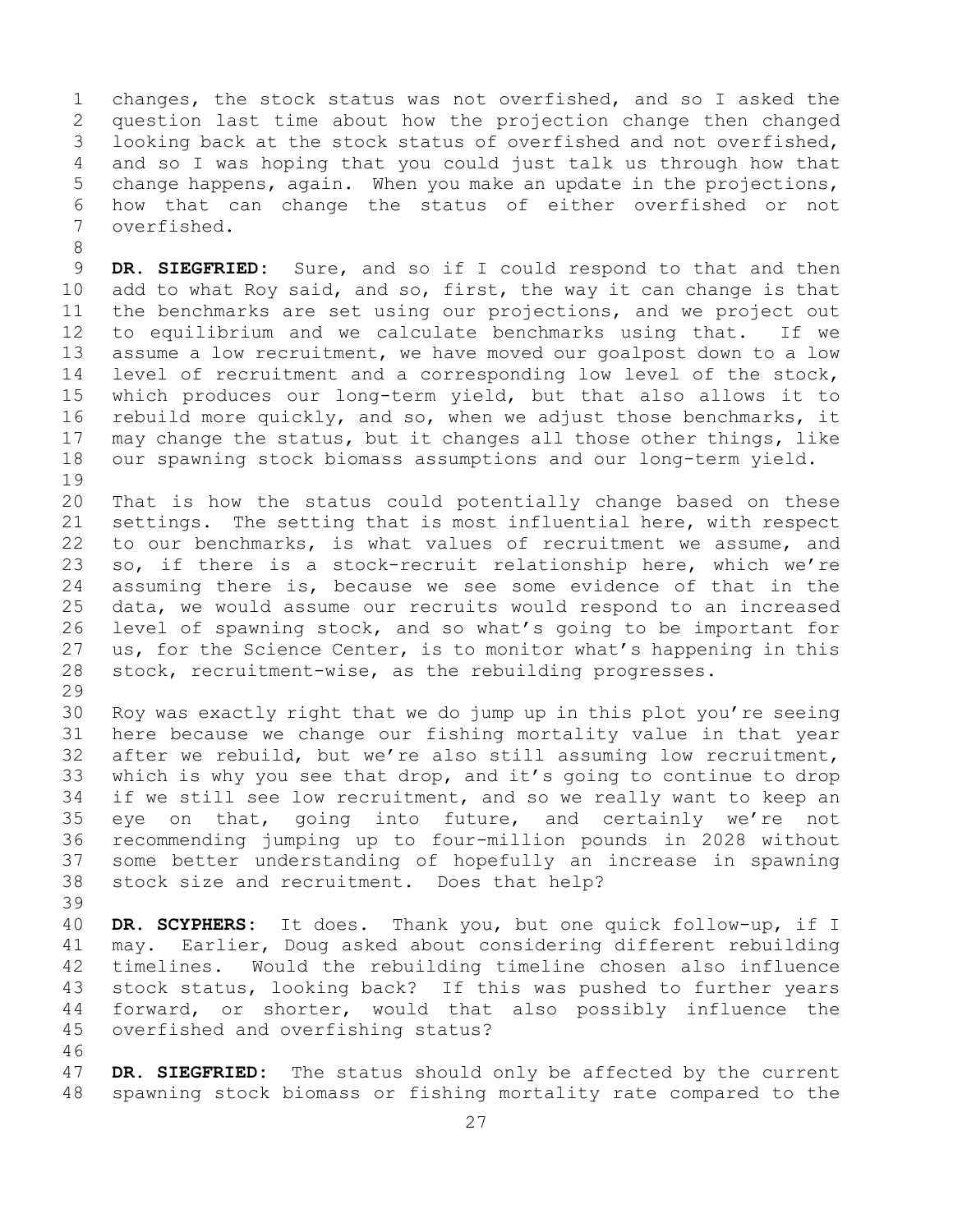changes, the stock status was not overfished, and so I asked the question last time about how the projection change then changed looking back at the stock status of overfished and not overfished, and so I was hoping that you could just talk us through how that change happens, again. When you make an update in the projections, how that can change the status of either overfished or not overfished.

**DR. SIEGFRIED:** Sure, and so if I could respond to that and then add to what Roy said, and so, first, the way it can change is that the benchmarks are set using our projections, and we project out to equilibrium and we calculate benchmarks using that. If we assume a low recruitment, we have moved our goalpost down to a low level of recruitment and a corresponding low level of the stock, which produces our long-term yield, but that also allows it to rebuild more quickly, and so, when we adjust those benchmarks, it may change the status, but it changes all those other things, like our spawning stock biomass assumptions and our long-term yield.

That is how the status could potentially change based on these settings. The setting that is most influential here, with respect to our benchmarks, is what values of recruitment we assume, and so, if there is a stock-recruit relationship here, which we're assuming there is, because we see some evidence of that in the data, we would assume our recruits would respond to an increased level of spawning stock, and so what's going to be important for us, for the Science Center, is to monitor what's happening in this stock, recruitment-wise, as the rebuilding progresses.

Roy was exactly right that we do jump up in this plot you're seeing here because we change our fishing mortality value in that year after we rebuild, but we're also still assuming low recruitment, which is why you see that drop, and it's going to continue to drop if we still see low recruitment, and so we really want to keep an eye on that, going into future, and certainly we're not recommending jumping up to four-million pounds in 2028 without some better understanding of hopefully an increase in spawning stock size and recruitment. Does that help?

**DR. SCYPHERS:** It does. Thank you, but one quick follow-up, if I may. Earlier, Doug asked about considering different rebuilding timelines. Would the rebuilding timeline chosen also influence stock status, looking back? If this was pushed to further years forward, or shorter, would that also possibly influence the overfished and overfishing status?

**DR. SIEGFRIED:** The status should only be affected by the current spawning stock biomass or fishing mortality rate compared to the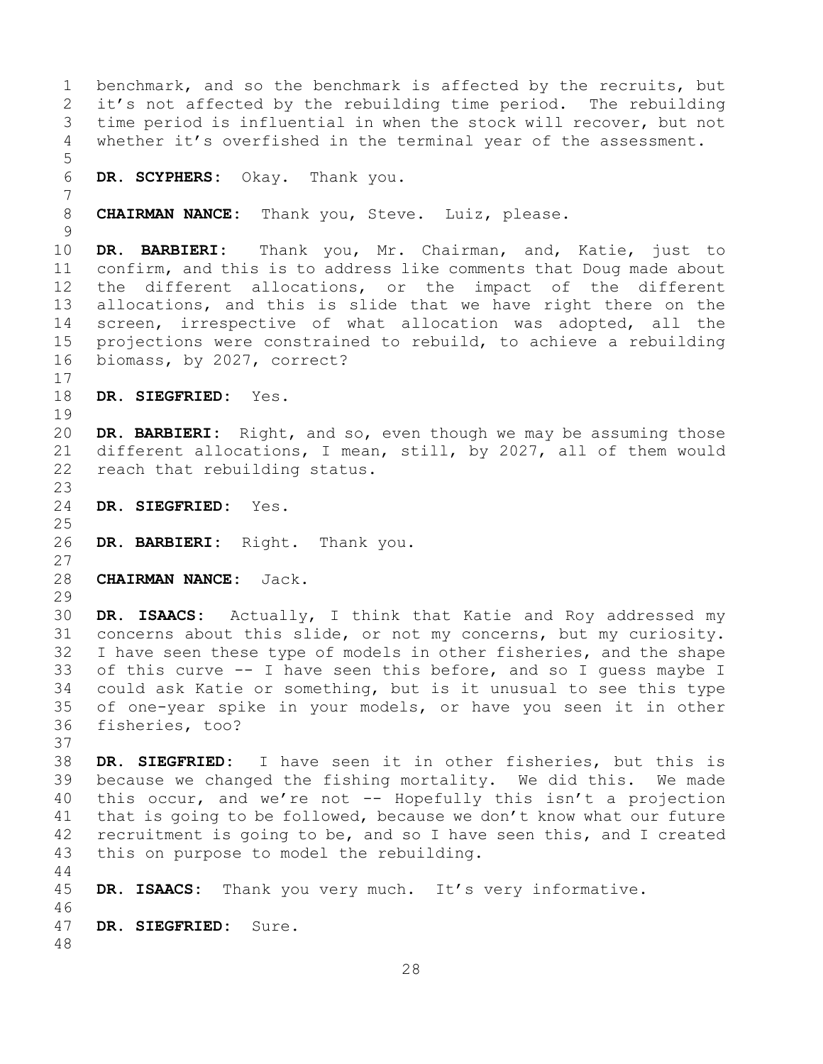benchmark, and so the benchmark is affected by the recruits, but it's not affected by the rebuilding time period. The rebuilding time period is influential in when the stock will recover, but not whether it's overfished in the terminal year of the assessment.

**DR. SCYPHERS:** Okay. Thank you.

**CHAIRMAN NANCE:** Thank you, Steve. Luiz, please.

**DR. BARBIERI:** Thank you, Mr. Chairman, and, Katie, just to confirm, and this is to address like comments that Doug made about the different allocations, or the impact of the different allocations, and this is slide that we have right there on the screen, irrespective of what allocation was adopted, all the projections were constrained to rebuild, to achieve a rebuilding biomass, by 2027, correct?

**DR. SIEGFRIED:** Yes.

**DR. BARBIERI:** Right, and so, even though we may be assuming those different allocations, I mean, still, by 2027, all of them would reach that rebuilding status.

**DR. SIEGFRIED:** Yes.

**DR. BARBIERI:** Right. Thank you.

**CHAIRMAN NANCE:** Jack.

**DR. ISAACS:** Actually, I think that Katie and Roy addressed my concerns about this slide, or not my concerns, but my curiosity. I have seen these type of models in other fisheries, and the shape of this curve -- I have seen this before, and so I guess maybe I could ask Katie or something, but is it unusual to see this type of one-year spike in your models, or have you seen it in other fisheries, too?

**DR. SIEGFRIED:** I have seen it in other fisheries, but this is because we changed the fishing mortality. We did this. We made this occur, and we're not -- Hopefully this isn't a projection that is going to be followed, because we don't know what our future recruitment is going to be, and so I have seen this, and I created this on purpose to model the rebuilding.

**DR. ISAACS:** Thank you very much. It's very informative.

**DR. SIEGFRIED:** Sure.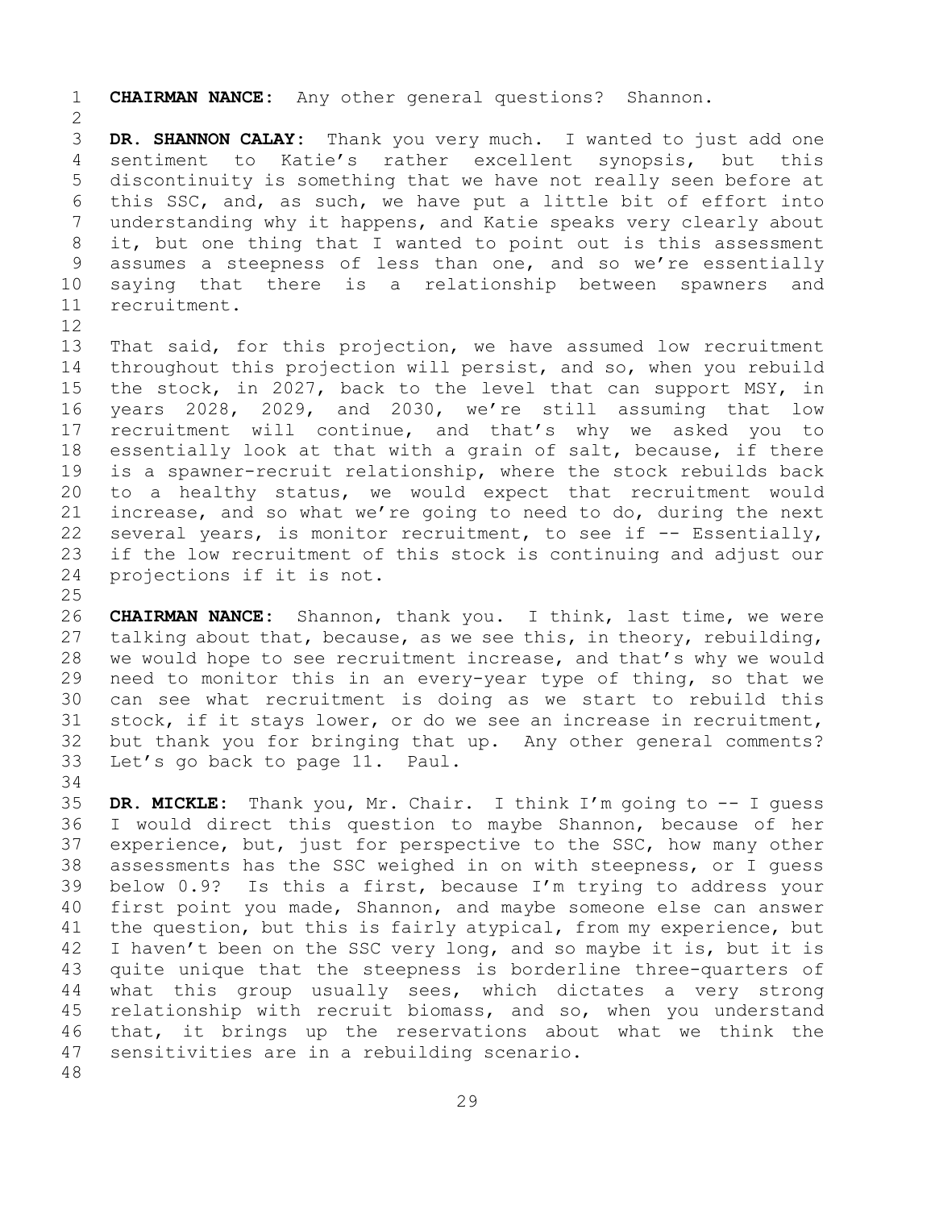**CHAIRMAN NANCE:** Any other general questions? Shannon.

**DR. SHANNON CALAY:** Thank you very much. I wanted to just add one sentiment to Katie's rather excellent synopsis, but this discontinuity is something that we have not really seen before at this SSC, and, as such, we have put a little bit of effort into understanding why it happens, and Katie speaks very clearly about it, but one thing that I wanted to point out is this assessment assumes a steepness of less than one, and so we're essentially saying that there is a relationship between spawners and recruitment.

That said, for this projection, we have assumed low recruitment throughout this projection will persist, and so, when you rebuild the stock, in 2027, back to the level that can support MSY, in years 2028, 2029, and 2030, we're still assuming that low recruitment will continue, and that's why we asked you to essentially look at that with a grain of salt, because, if there is a spawner-recruit relationship, where the stock rebuilds back to a healthy status, we would expect that recruitment would increase, and so what we're going to need to do, during the next several years, is monitor recruitment, to see if -- Essentially, if the low recruitment of this stock is continuing and adjust our projections if it is not.

**CHAIRMAN NANCE:** Shannon, thank you. I think, last time, we were talking about that, because, as we see this, in theory, rebuilding, we would hope to see recruitment increase, and that's why we would need to monitor this in an every-year type of thing, so that we can see what recruitment is doing as we start to rebuild this stock, if it stays lower, or do we see an increase in recruitment, but thank you for bringing that up. Any other general comments? Let's go back to page 11. Paul.

**DR. MICKLE:** Thank you, Mr. Chair. I think I'm going to -- I guess I would direct this question to maybe Shannon, because of her experience, but, just for perspective to the SSC, how many other assessments has the SSC weighed in on with steepness, or I guess below 0.9? Is this a first, because I'm trying to address your first point you made, Shannon, and maybe someone else can answer the question, but this is fairly atypical, from my experience, but I haven't been on the SSC very long, and so maybe it is, but it is quite unique that the steepness is borderline three-quarters of what this group usually sees, which dictates a very strong relationship with recruit biomass, and so, when you understand that, it brings up the reservations about what we think the sensitivities are in a rebuilding scenario.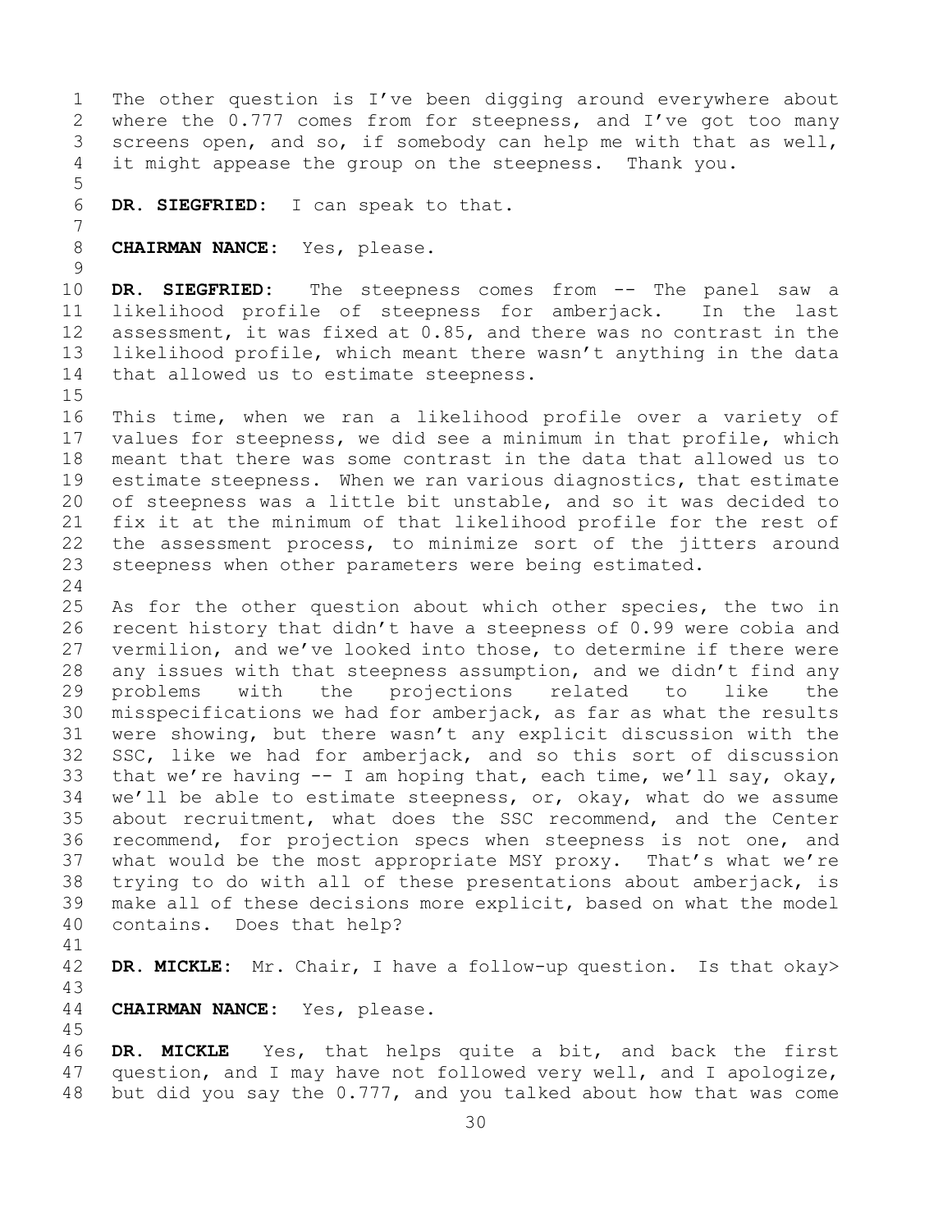The other question is I've been digging around everywhere about where the 0.777 comes from for steepness, and I've got too many screens open, and so, if somebody can help me with that as well, it might appease the group on the steepness. Thank you.

**DR. SIEGFRIED:** I can speak to that.

**CHAIRMAN NANCE:** Yes, please.

**DR. SIEGFRIED:** The steepness comes from -- The panel saw a likelihood profile of steepness for amberjack. In the last assessment, it was fixed at 0.85, and there was no contrast in the likelihood profile, which meant there wasn't anything in the data that allowed us to estimate steepness.

This time, when we ran a likelihood profile over a variety of values for steepness, we did see a minimum in that profile, which meant that there was some contrast in the data that allowed us to estimate steepness. When we ran various diagnostics, that estimate of steepness was a little bit unstable, and so it was decided to fix it at the minimum of that likelihood profile for the rest of the assessment process, to minimize sort of the jitters around steepness when other parameters were being estimated.

As for the other question about which other species, the two in recent history that didn't have a steepness of 0.99 were cobia and vermilion, and we've looked into those, to determine if there were any issues with that steepness assumption, and we didn't find any problems with the projections related to like the misspecifications we had for amberjack, as far as what the results were showing, but there wasn't any explicit discussion with the SSC, like we had for amberjack, and so this sort of discussion that we're having -- I am hoping that, each time, we'll say, okay, we'll be able to estimate steepness, or, okay, what do we assume about recruitment, what does the SSC recommend, and the Center recommend, for projection specs when steepness is not one, and what would be the most appropriate MSY proxy. That's what we're trying to do with all of these presentations about amberjack, is make all of these decisions more explicit, based on what the model contains. Does that help?

**DR. MICKLE:** Mr. Chair, I have a follow-up question. Is that okay>

**CHAIRMAN NANCE:** Yes, please.

**DR. MICKLE** Yes, that helps quite a bit, and back the first question, and I may have not followed very well, and I apologize, but did you say the 0.777, and you talked about how that was come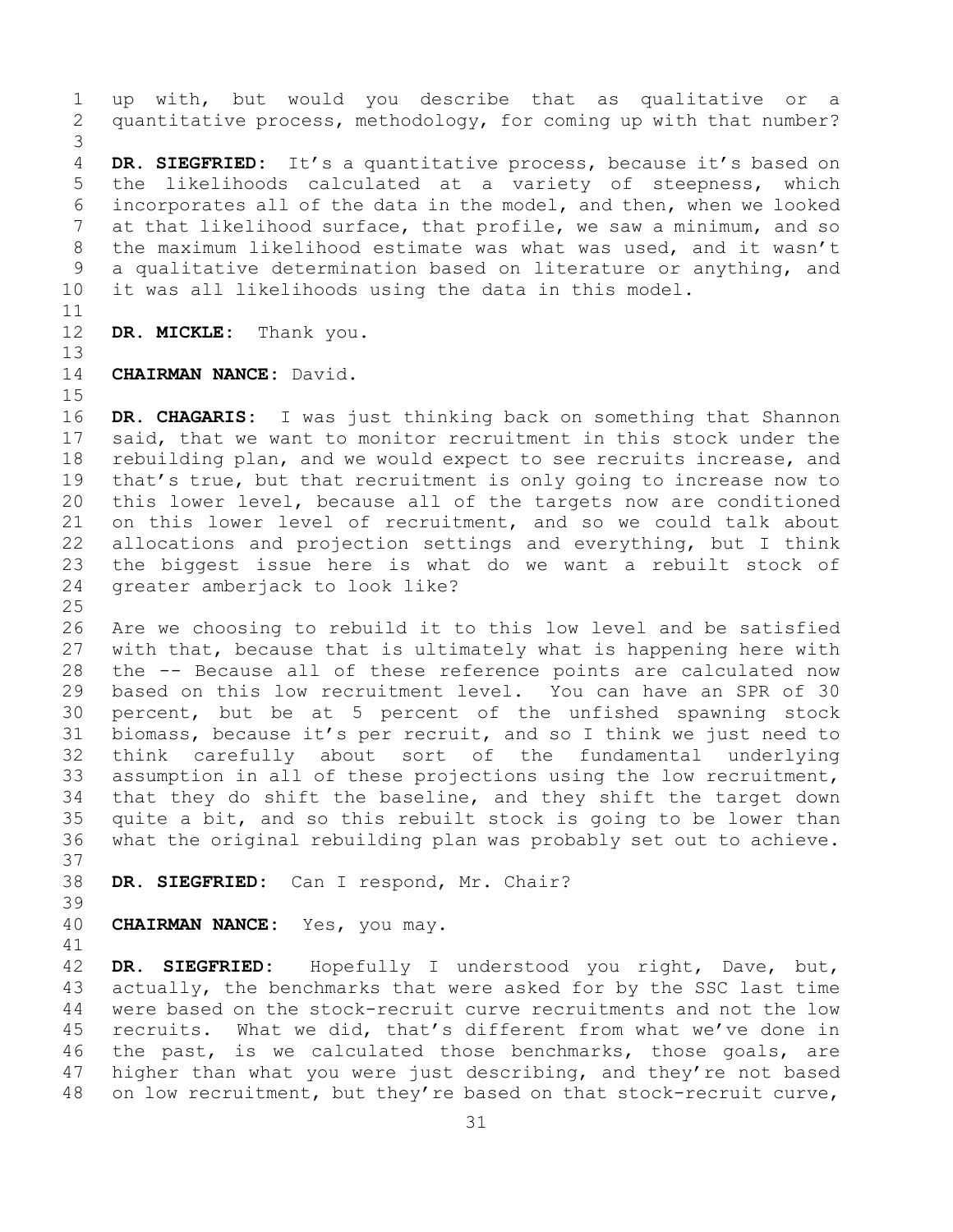up with, but would you describe that as qualitative or a quantitative process, methodology, for coming up with that number?

**DR. SIEGFRIED:** It's a quantitative process, because it's based on the likelihoods calculated at a variety of steepness, which incorporates all of the data in the model, and then, when we looked at that likelihood surface, that profile, we saw a minimum, and so the maximum likelihood estimate was what was used, and it wasn't a qualitative determination based on literature or anything, and it was all likelihoods using the data in this model.

**DR. MICKLE:** Thank you.

**CHAIRMAN NANCE:** David.

**DR. CHAGARIS:** I was just thinking back on something that Shannon said, that we want to monitor recruitment in this stock under the rebuilding plan, and we would expect to see recruits increase, and that's true, but that recruitment is only going to increase now to this lower level, because all of the targets now are conditioned on this lower level of recruitment, and so we could talk about allocations and projection settings and everything, but I think the biggest issue here is what do we want a rebuilt stock of greater amberjack to look like?

Are we choosing to rebuild it to this low level and be satisfied with that, because that is ultimately what is happening here with the -- Because all of these reference points are calculated now based on this low recruitment level. You can have an SPR of 30 percent, but be at 5 percent of the unfished spawning stock biomass, because it's per recruit, and so I think we just need to think carefully about sort of the fundamental underlying assumption in all of these projections using the low recruitment, that they do shift the baseline, and they shift the target down quite a bit, and so this rebuilt stock is going to be lower than what the original rebuilding plan was probably set out to achieve.

**DR. SIEGFRIED:** Can I respond, Mr. Chair?

**CHAIRMAN NANCE:** Yes, you may.

**DR. SIEGFRIED:** Hopefully I understood you right, Dave, but, actually, the benchmarks that were asked for by the SSC last time were based on the stock-recruit curve recruitments and not the low recruits. What we did, that's different from what we've done in the past, is we calculated those benchmarks, those goals, are higher than what you were just describing, and they're not based on low recruitment, but they're based on that stock-recruit curve,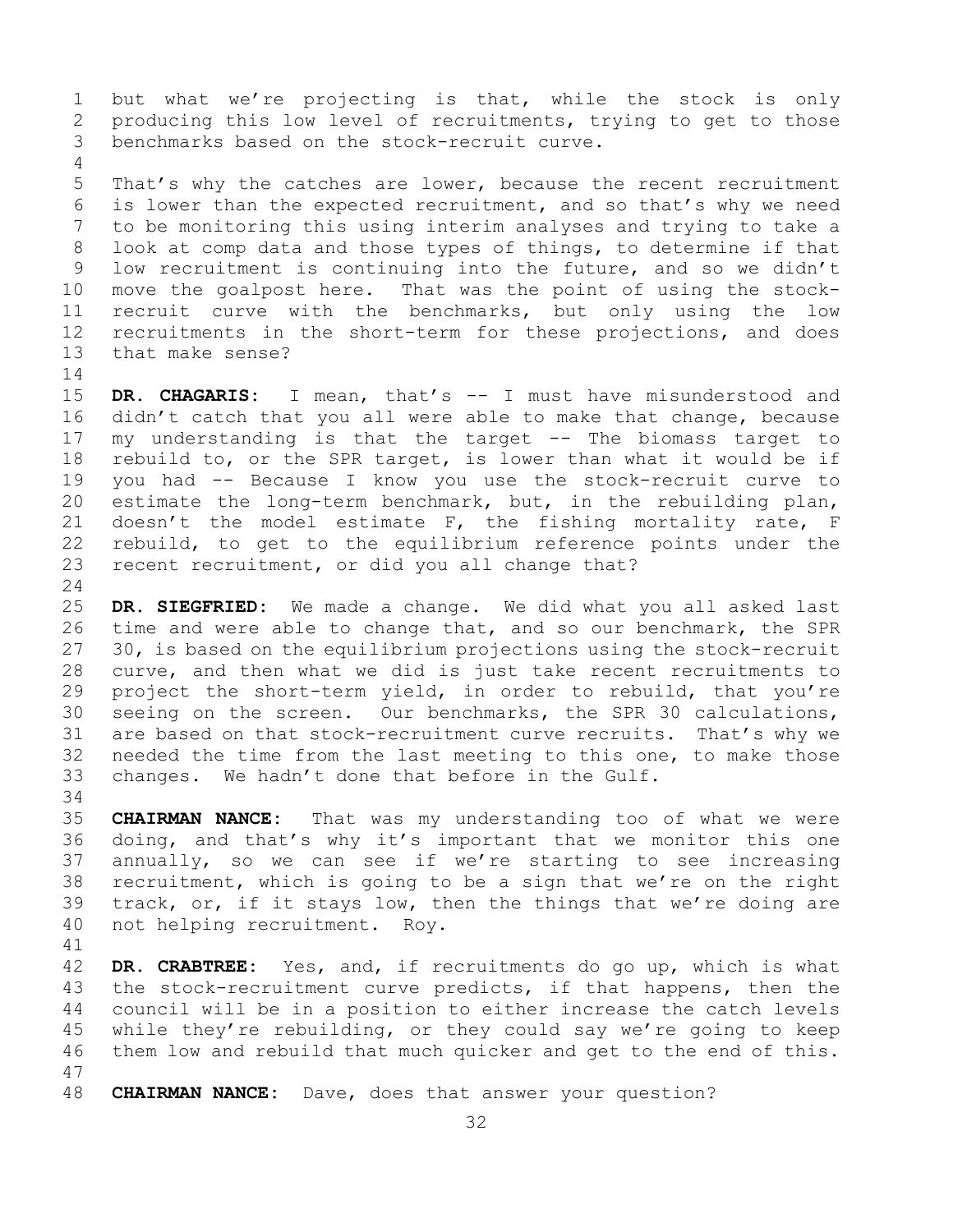but what we're projecting is that, while the stock is only producing this low level of recruitments, trying to get to those benchmarks based on the stock-recruit curve.

That's why the catches are lower, because the recent recruitment is lower than the expected recruitment, and so that's why we need to be monitoring this using interim analyses and trying to take a look at comp data and those types of things, to determine if that low recruitment is continuing into the future, and so we didn't move the goalpost here. That was the point of using the stock-recruit curve with the benchmarks, but only using the low recruitments in the short-term for these projections, and does that make sense?

**DR. CHAGARIS:** I mean, that's -- I must have misunderstood and didn't catch that you all were able to make that change, because my understanding is that the target -- The biomass target to rebuild to, or the SPR target, is lower than what it would be if you had -- Because I know you use the stock-recruit curve to estimate the long-term benchmark, but, in the rebuilding plan, doesn't the model estimate F, the fishing mortality rate, F rebuild, to get to the equilibrium reference points under the recent recruitment, or did you all change that?

**DR. SIEGFRIED:** We made a change. We did what you all asked last time and were able to change that, and so our benchmark, the SPR 30, is based on the equilibrium projections using the stock-recruit curve, and then what we did is just take recent recruitments to project the short-term yield, in order to rebuild, that you're seeing on the screen. Our benchmarks, the SPR 30 calculations, are based on that stock-recruitment curve recruits. That's why we needed the time from the last meeting to this one, to make those changes. We hadn't done that before in the Gulf.

**CHAIRMAN NANCE:** That was my understanding too of what we were doing, and that's why it's important that we monitor this one annually, so we can see if we're starting to see increasing recruitment, which is going to be a sign that we're on the right track, or, if it stays low, then the things that we're doing are not helping recruitment. Roy.

**DR. CRABTREE:** Yes, and, if recruitments do go up, which is what the stock-recruitment curve predicts, if that happens, then the council will be in a position to either increase the catch levels while they're rebuilding, or they could say we're going to keep them low and rebuild that much quicker and get to the end of this.

**CHAIRMAN NANCE:** Dave, does that answer your question?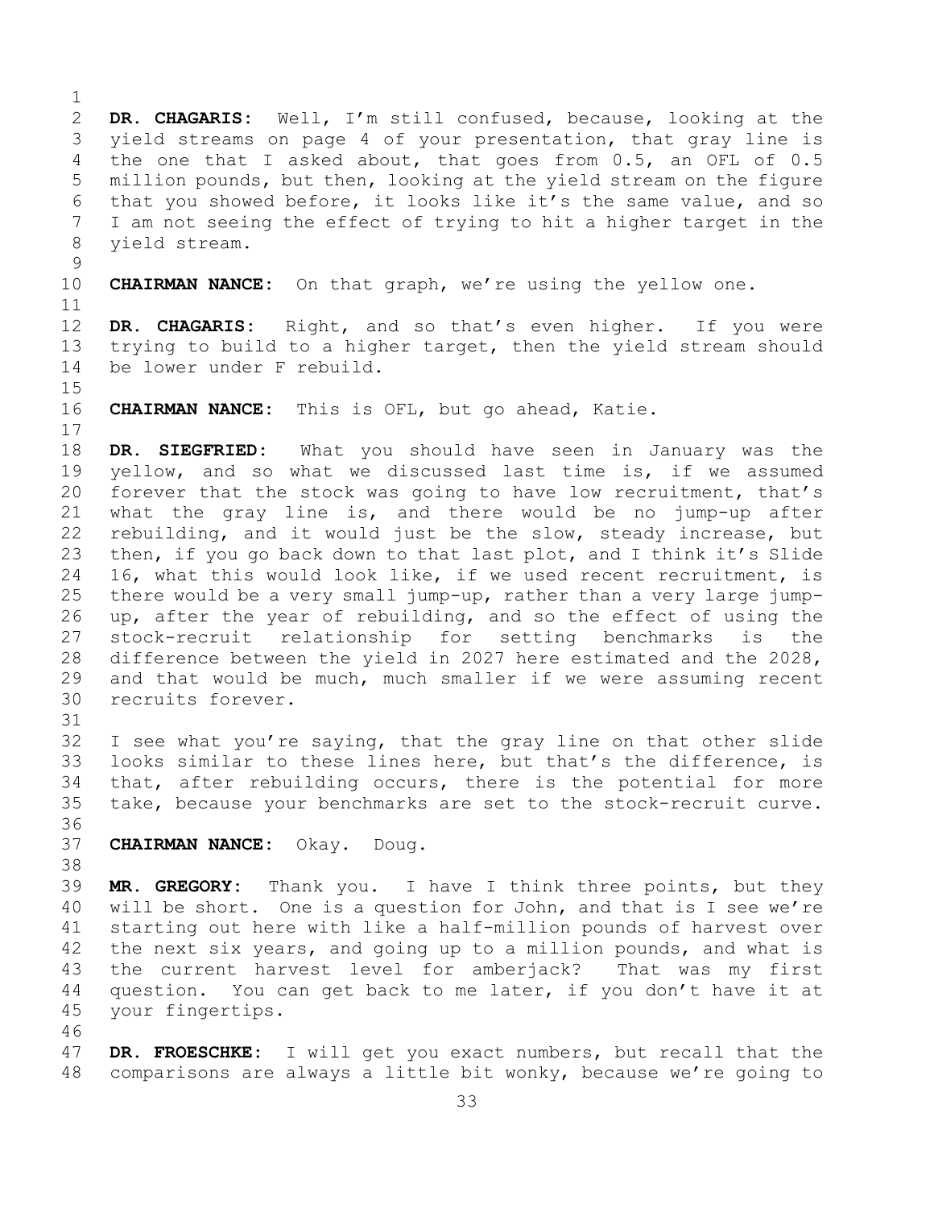**DR. CHAGARIS:** Well, I'm still confused, because, looking at the yield streams on page 4 of your presentation, that gray line is the one that I asked about, that goes from 0.5, an OFL of 0.5 million pounds, but then, looking at the yield stream on the figure that you showed before, it looks like it's the same value, and so I am not seeing the effect of trying to hit a higher target in the yield stream.

**CHAIRMAN NANCE:** On that graph, we're using the yellow one.

**DR. CHAGARIS:** Right, and so that's even higher. If you were trying to build to a higher target, then the yield stream should be lower under F rebuild.

**CHAIRMAN NANCE:** This is OFL, but go ahead, Katie.

**DR. SIEGFRIED:** What you should have seen in January was the yellow, and so what we discussed last time is, if we assumed forever that the stock was going to have low recruitment, that's what the gray line is, and there would be no jump-up after rebuilding, and it would just be the slow, steady increase, but then, if you go back down to that last plot, and I think it's Slide 16, what this would look like, if we used recent recruitment, is there would be a very small jump-up, rather than a very large jump-up, after the year of rebuilding, and so the effect of using the stock-recruit relationship for setting benchmarks is the difference between the yield in 2027 here estimated and the 2028, and that would be much, much smaller if we were assuming recent recruits forever.

I see what you're saying, that the gray line on that other slide looks similar to these lines here, but that's the difference, is that, after rebuilding occurs, there is the potential for more take, because your benchmarks are set to the stock-recruit curve.

**CHAIRMAN NANCE:** Okay. Doug.

**MR. GREGORY:** Thank you. I have I think three points, but they will be short. One is a question for John, and that is I see we're starting out here with like a half-million pounds of harvest over the next six years, and going up to a million pounds, and what is the current harvest level for amberjack? That was my first question. You can get back to me later, if you don't have it at your fingertips.

**DR. FROESCHKE:** I will get you exact numbers, but recall that the comparisons are always a little bit wonky, because we're going to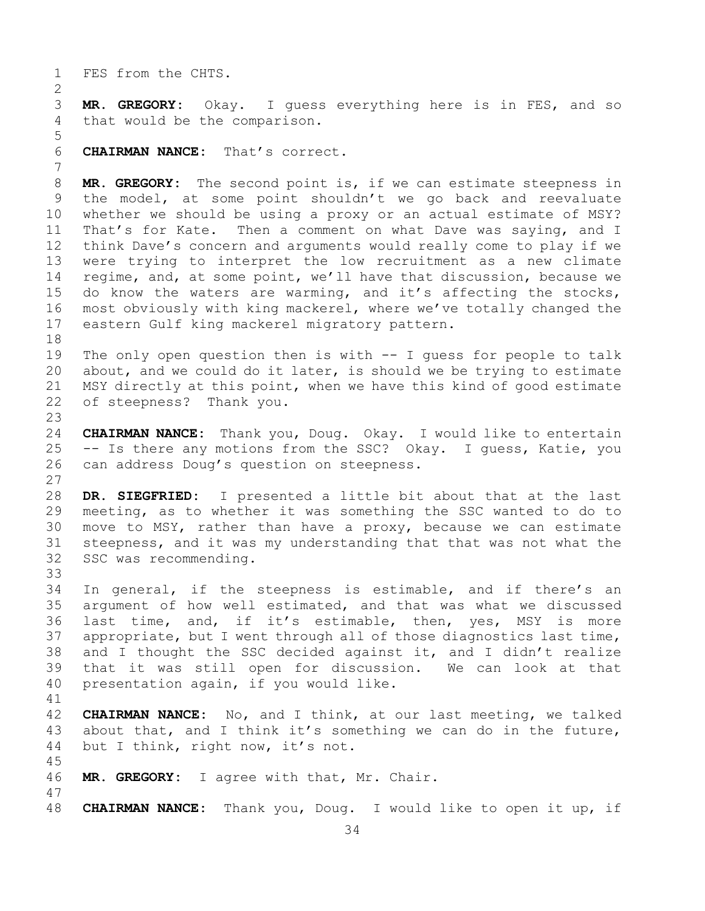FES from the CHTS.

**MR. GREGORY:** Okay. I guess everything here is in FES, and so that would be the comparison.

**CHAIRMAN NANCE:** That's correct.

**MR. GREGORY:** The second point is, if we can estimate steepness in the model, at some point shouldn't we go back and reevaluate whether we should be using a proxy or an actual estimate of MSY? That's for Kate. Then a comment on what Dave was saying, and I think Dave's concern and arguments would really come to play if we were trying to interpret the low recruitment as a new climate regime, and, at some point, we'll have that discussion, because we do know the waters are warming, and it's affecting the stocks, most obviously with king mackerel, where we've totally changed the eastern Gulf king mackerel migratory pattern.

The only open question then is with -- I guess for people to talk about, and we could do it later, is should we be trying to estimate MSY directly at this point, when we have this kind of good estimate of steepness? Thank you.

**CHAIRMAN NANCE:** Thank you, Doug. Okay. I would like to entertain -- Is there any motions from the SSC? Okay. I guess, Katie, you can address Doug's question on steepness.

**DR. SIEGFRIED:** I presented a little bit about that at the last meeting, as to whether it was something the SSC wanted to do to move to MSY, rather than have a proxy, because we can estimate steepness, and it was my understanding that that was not what the SSC was recommending.

In general, if the steepness is estimable, and if there's an argument of how well estimated, and that was what we discussed last time, and, if it's estimable, then, yes, MSY is more appropriate, but I went through all of those diagnostics last time, and I thought the SSC decided against it, and I didn't realize that it was still open for discussion. We can look at that presentation again, if you would like.

**CHAIRMAN NANCE:** No, and I think, at our last meeting, we talked about that, and I think it's something we can do in the future, but I think, right now, it's not.

**MR. GREGORY:** I agree with that, Mr. Chair.

**CHAIRMAN NANCE:** Thank you, Doug. I would like to open it up, if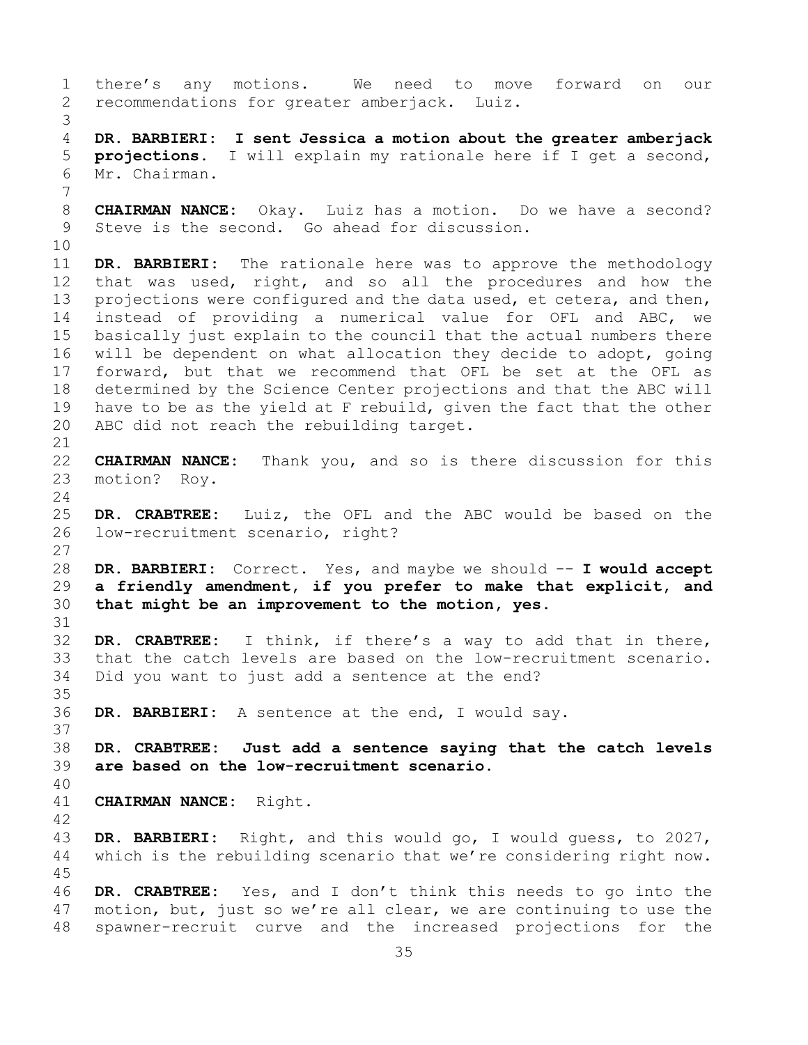there's any motions. We need to move forward on our recommendations for greater amberjack. Luiz.

**DR. BARBIERI: I sent Jessica a motion about the greater amberjack projections.** I will explain my rationale here if I get a second, Mr. Chairman.

**CHAIRMAN NANCE:** Okay. Luiz has a motion. Do we have a second? Steve is the second. Go ahead for discussion.

**DR. BARBIERI:** The rationale here was to approve the methodology that was used, right, and so all the procedures and how the projections were configured and the data used, et cetera, and then, instead of providing a numerical value for OFL and ABC, we basically just explain to the council that the actual numbers there will be dependent on what allocation they decide to adopt, going forward, but that we recommend that OFL be set at the OFL as determined by the Science Center projections and that the ABC will have to be as the yield at F rebuild, given the fact that the other ABC did not reach the rebuilding target.

**CHAIRMAN NANCE:** Thank you, and so is there discussion for this motion? Roy.

**DR. CRABTREE:** Luiz, the OFL and the ABC would be based on the low-recruitment scenario, right?

**DR. BARBIERI:** Correct. Yes, and maybe we should -- **I would accept a friendly amendment, if you prefer to make that explicit, and that might be an improvement to the motion, yes.**

**DR. CRABTREE:** I think, if there's a way to add that in there, that the catch levels are based on the low-recruitment scenario. Did you want to just add a sentence at the end?

**DR. BARBIERI:** A sentence at the end, I would say.

**DR. CRABTREE: Just add a sentence saying that the catch levels are based on the low-recruitment scenario.**

**CHAIRMAN NANCE:** Right.

**DR. BARBIERI:** Right, and this would go, I would guess, to 2027, which is the rebuilding scenario that we're considering right now.

**DR. CRABTREE:** Yes, and I don't think this needs to go into the motion, but, just so we're all clear, we are continuing to use the spawner-recruit curve and the increased projections for the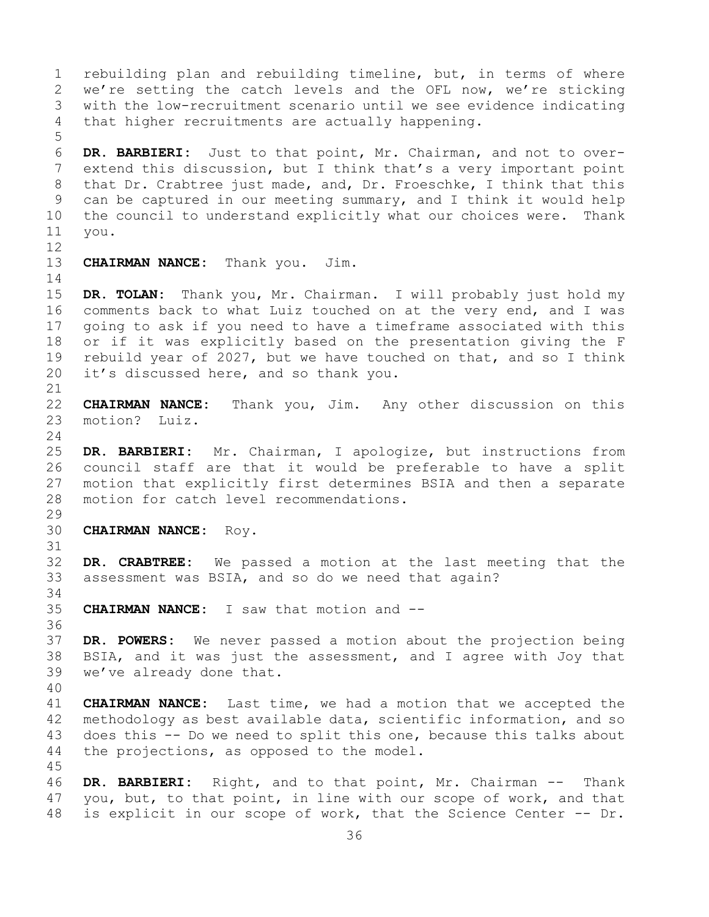rebuilding plan and rebuilding timeline, but, in terms of where we're setting the catch levels and the OFL now, we're sticking with the low-recruitment scenario until we see evidence indicating that higher recruitments are actually happening.

**DR. BARBIERI:** Just to that point, Mr. Chairman, and not to over-extend this discussion, but I think that's a very important point that Dr. Crabtree just made, and, Dr. Froeschke, I think that this can be captured in our meeting summary, and I think it would help the council to understand explicitly what our choices were. Thank you.

**CHAIRMAN NANCE:** Thank you. Jim.

**DR. TOLAN:** Thank you, Mr. Chairman. I will probably just hold my comments back to what Luiz touched on at the very end, and I was going to ask if you need to have a timeframe associated with this or if it was explicitly based on the presentation giving the F rebuild year of 2027, but we have touched on that, and so I think it's discussed here, and so thank you.

**CHAIRMAN NANCE:** Thank you, Jim. Any other discussion on this motion? Luiz.

**DR. BARBIERI:** Mr. Chairman, I apologize, but instructions from council staff are that it would be preferable to have a split motion that explicitly first determines BSIA and then a separate motion for catch level recommendations.

**CHAIRMAN NANCE:** Roy.

**DR. CRABTREE:** We passed a motion at the last meeting that the assessment was BSIA, and so do we need that again?

**CHAIRMAN NANCE:** I saw that motion and --

**DR. POWERS:** We never passed a motion about the projection being BSIA, and it was just the assessment, and I agree with Joy that we've already done that.

**CHAIRMAN NANCE:** Last time, we had a motion that we accepted the methodology as best available data, scientific information, and so does this -- Do we need to split this one, because this talks about the projections, as opposed to the model.

**DR. BARBIERI:** Right, and to that point, Mr. Chairman -- Thank you, but, to that point, in line with our scope of work, and that is explicit in our scope of work, that the Science Center -- Dr.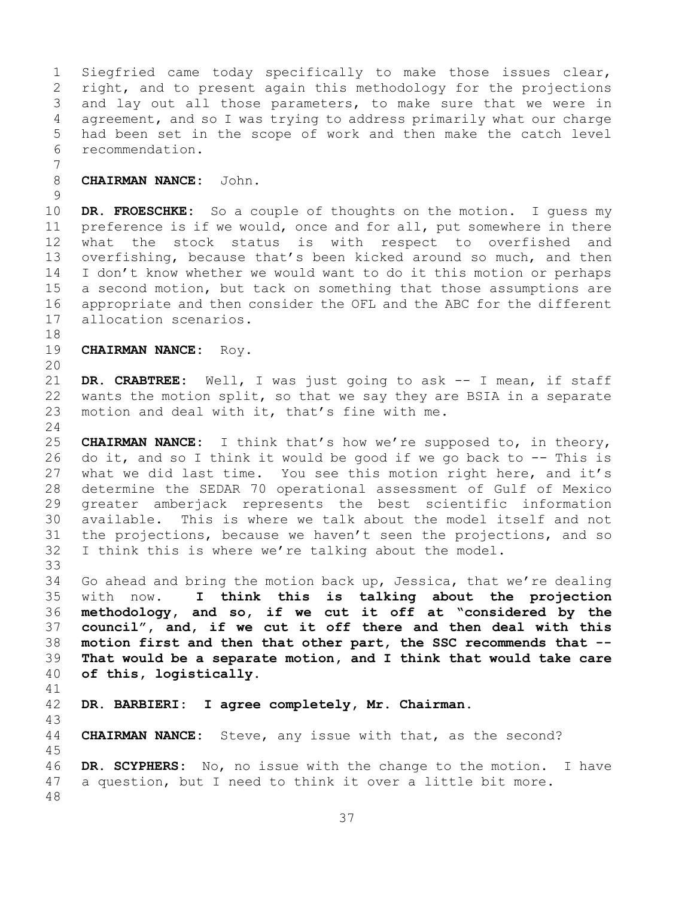Siegfried came today specifically to make those issues clear, right, and to present again this methodology for the projections and lay out all those parameters, to make sure that we were in agreement, and so I was trying to address primarily what our charge had been set in the scope of work and then make the catch level recommendation.

**CHAIRMAN NANCE:** John.

**DR. FROESCHKE:** So a couple of thoughts on the motion. I guess my preference is if we would, once and for all, put somewhere in there what the stock status is with respect to overfished and overfishing, because that's been kicked around so much, and then I don't know whether we would want to do it this motion or perhaps a second motion, but tack on something that those assumptions are appropriate and then consider the OFL and the ABC for the different allocation scenarios.

**CHAIRMAN NANCE:** Roy.

**DR. CRABTREE:** Well, I was just going to ask -- I mean, if staff wants the motion split, so that we say they are BSIA in a separate motion and deal with it, that's fine with me.

**CHAIRMAN NANCE:** I think that's how we're supposed to, in theory, do it, and so I think it would be good if we go back to -- This is what we did last time. You see this motion right here, and it's determine the SEDAR 70 operational assessment of Gulf of Mexico greater amberjack represents the best scientific information available. This is where we talk about the model itself and not the projections, because we haven't seen the projections, and so I think this is where we're talking about the model.

Go ahead and bring the motion back up, Jessica, that we're dealing with now. **I think this is talking about the projection methodology, and so, if we cut it off at "considered by the council", and, if we cut it off there and then deal with this motion first and then that other part, the SSC recommends that -- That would be a separate motion, and I think that would take care of this, logistically.**

**DR. BARBIERI: I agree completely, Mr. Chairman.**

**CHAIRMAN NANCE:** Steve, any issue with that, as the second?

**DR. SCYPHERS:** No, no issue with the change to the motion. I have a question, but I need to think it over a little bit more.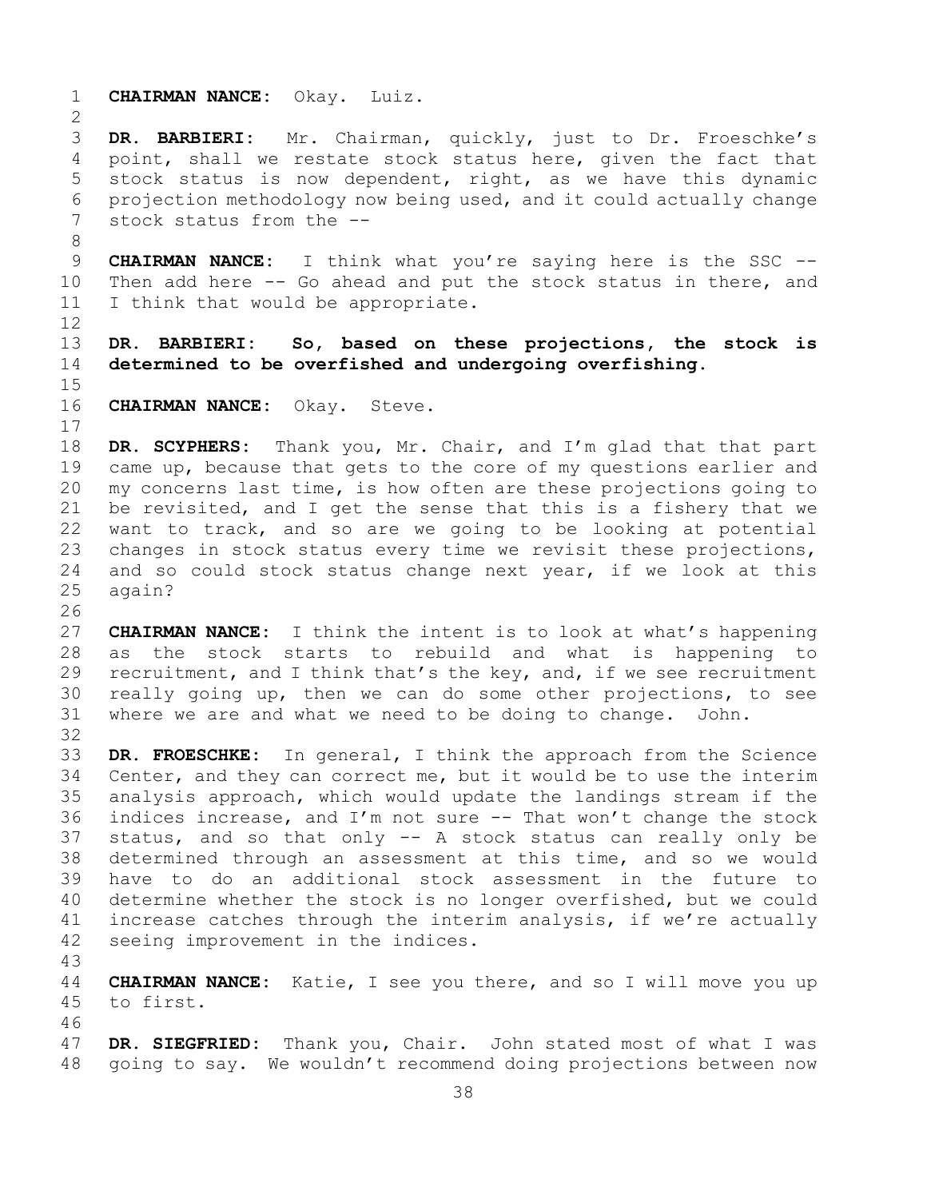**CHAIRMAN NANCE:** Okay. Luiz.

**DR. BARBIERI:** Mr. Chairman, quickly, just to Dr. Froeschke's point, shall we restate stock status here, given the fact that stock status is now dependent, right, as we have this dynamic projection methodology now being used, and it could actually change stock status from the --

**CHAIRMAN NANCE:** I think what you're saying here is the SSC -- Then add here -- Go ahead and put the stock status in there, and I think that would be appropriate.

**DR. BARBIERI: So, based on these projections, the stock is determined to be overfished and undergoing overfishing.**

**CHAIRMAN NANCE:** Okay. Steve.

**DR. SCYPHERS:** Thank you, Mr. Chair, and I'm glad that that part came up, because that gets to the core of my questions earlier and my concerns last time, is how often are these projections going to be revisited, and I get the sense that this is a fishery that we want to track, and so are we going to be looking at potential changes in stock status every time we revisit these projections, and so could stock status change next year, if we look at this again?

**CHAIRMAN NANCE:** I think the intent is to look at what's happening as the stock starts to rebuild and what is happening to recruitment, and I think that's the key, and, if we see recruitment really going up, then we can do some other projections, to see where we are and what we need to be doing to change. John.

**DR. FROESCHKE:** In general, I think the approach from the Science Center, and they can correct me, but it would be to use the interim analysis approach, which would update the landings stream if the indices increase, and I'm not sure -- That won't change the stock status, and so that only -- A stock status can really only be determined through an assessment at this time, and so we would have to do an additional stock assessment in the future to determine whether the stock is no longer overfished, but we could increase catches through the interim analysis, if we're actually seeing improvement in the indices.

**CHAIRMAN NANCE:** Katie, I see you there, and so I will move you up to first.

**DR. SIEGFRIED:** Thank you, Chair. John stated most of what I was going to say. We wouldn't recommend doing projections between now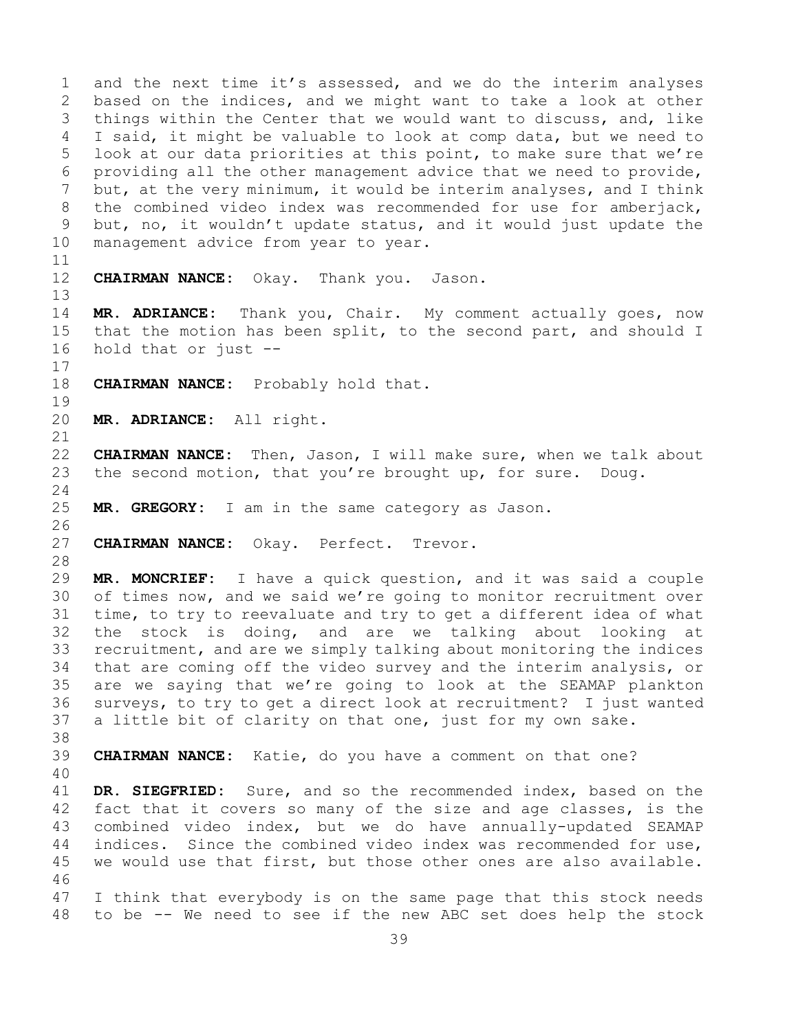and the next time it's assessed, and we do the interim analyses based on the indices, and we might want to take a look at other things within the Center that we would want to discuss, and, like I said, it might be valuable to look at comp data, but we need to look at our data priorities at this point, to make sure that we're providing all the other management advice that we need to provide, but, at the very minimum, it would be interim analyses, and I think the combined video index was recommended for use for amberjack, but, no, it wouldn't update status, and it would just update the management advice from year to year.

**CHAIRMAN NANCE:** Okay. Thank you. Jason.

**MR. ADRIANCE:** Thank you, Chair. My comment actually goes, now that the motion has been split, to the second part, and should I hold that or just --

**CHAIRMAN NANCE:** Probably hold that.

**MR. ADRIANCE:** All right.

**CHAIRMAN NANCE:** Then, Jason, I will make sure, when we talk about the second motion, that you're brought up, for sure. Doug.

**MR. GREGORY:** I am in the same category as Jason.

**CHAIRMAN NANCE:** Okay. Perfect. Trevor.

**MR. MONCRIEF:** I have a quick question, and it was said a couple of times now, and we said we're going to monitor recruitment over time, to try to reevaluate and try to get a different idea of what the stock is doing, and are we talking about looking at recruitment, and are we simply talking about monitoring the indices that are coming off the video survey and the interim analysis, or are we saying that we're going to look at the SEAMAP plankton surveys, to try to get a direct look at recruitment? I just wanted a little bit of clarity on that one, just for my own sake.

**CHAIRMAN NANCE:** Katie, do you have a comment on that one?

**DR. SIEGFRIED:** Sure, and so the recommended index, based on the fact that it covers so many of the size and age classes, is the combined video index, but we do have annually-updated SEAMAP indices. Since the combined video index was recommended for use, we would use that first, but those other ones are also available.

I think that everybody is on the same page that this stock needs to be -- We need to see if the new ABC set does help the stock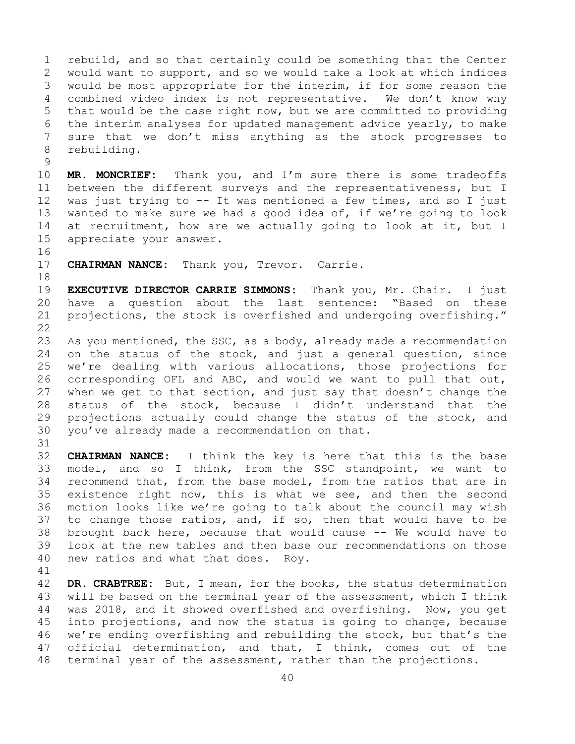rebuild, and so that certainly could be something that the Center would want to support, and so we would take a look at which indices would be most appropriate for the interim, if for some reason the combined video index is not representative. We don't know why that would be the case right now, but we are committed to providing the interim analyses for updated management advice yearly, to make sure that we don't miss anything as the stock progresses to rebuilding.

**MR. MONCRIEF:** Thank you, and I'm sure there is some tradeoffs between the different surveys and the representativeness, but I was just trying to -- It was mentioned a few times, and so I just wanted to make sure we had a good idea of, if we're going to look at recruitment, how are we actually going to look at it, but I appreciate your answer.

**CHAIRMAN NANCE:** Thank you, Trevor. Carrie.

**EXECUTIVE DIRECTOR CARRIE SIMMONS:** Thank you, Mr. Chair. I just have a question about the last sentence: "Based on these projections, the stock is overfished and undergoing overfishing."

As you mentioned, the SSC, as a body, already made a recommendation on the status of the stock, and just a general question, since we're dealing with various allocations, those projections for corresponding OFL and ABC, and would we want to pull that out, when we get to that section, and just say that doesn't change the status of the stock, because I didn't understand that the projections actually could change the status of the stock, and you've already made a recommendation on that.

**CHAIRMAN NANCE:** I think the key is here that this is the base model, and so I think, from the SSC standpoint, we want to recommend that, from the base model, from the ratios that are in existence right now, this is what we see, and then the second motion looks like we're going to talk about the council may wish to change those ratios, and, if so, then that would have to be brought back here, because that would cause -- We would have to look at the new tables and then base our recommendations on those new ratios and what that does. Roy.

**DR. CRABTREE:** But, I mean, for the books, the status determination will be based on the terminal year of the assessment, which I think was 2018, and it showed overfished and overfishing. Now, you get into projections, and now the status is going to change, because we're ending overfishing and rebuilding the stock, but that's the official determination, and that, I think, comes out of the terminal year of the assessment, rather than the projections.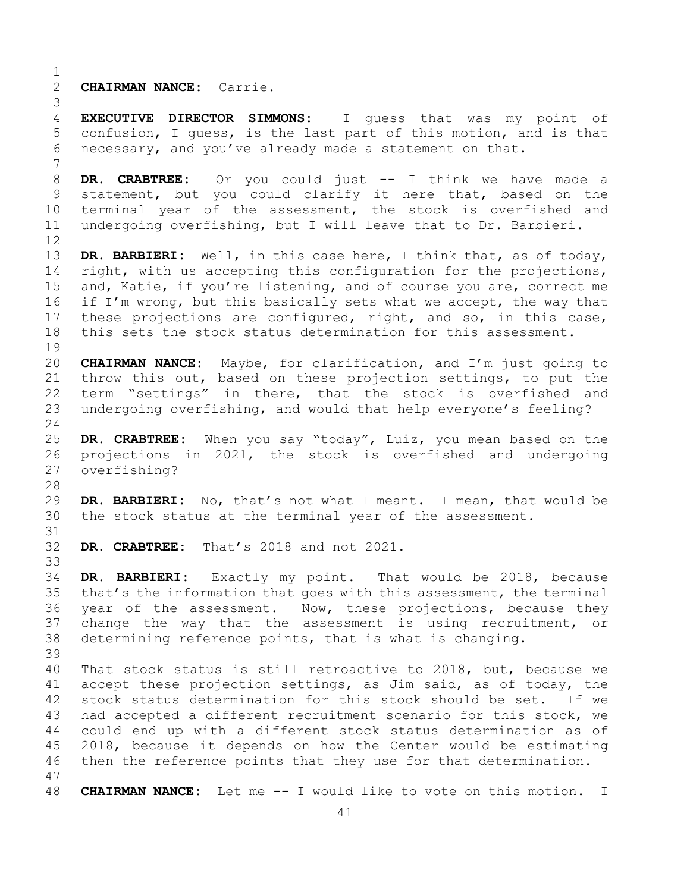**CHAIRMAN NANCE:** Carrie.

**EXECUTIVE DIRECTOR SIMMONS:** I guess that was my point of confusion, I guess, is the last part of this motion, and is that necessary, and you've already made a statement on that.

**DR. CRABTREE:** Or you could just -- I think we have made a statement, but you could clarify it here that, based on the terminal year of the assessment, the stock is overfished and undergoing overfishing, but I will leave that to Dr. Barbieri.

**DR. BARBIERI:** Well, in this case here, I think that, as of today, right, with us accepting this configuration for the projections, and, Katie, if you're listening, and of course you are, correct me if I'm wrong, but this basically sets what we accept, the way that these projections are configured, right, and so, in this case, this sets the stock status determination for this assessment.

**CHAIRMAN NANCE:** Maybe, for clarification, and I'm just going to throw this out, based on these projection settings, to put the term "settings" in there, that the stock is overfished and undergoing overfishing, and would that help everyone's feeling?

**DR. CRABTREE:** When you say "today", Luiz, you mean based on the projections in 2021, the stock is overfished and undergoing overfishing?

**DR. BARBIERI:** No, that's not what I meant. I mean, that would be the stock status at the terminal year of the assessment.

**DR. CRABTREE:** That's 2018 and not 2021.

**DR. BARBIERI:** Exactly my point. That would be 2018, because that's the information that goes with this assessment, the terminal year of the assessment. Now, these projections, because they change the way that the assessment is using recruitment, or determining reference points, that is what is changing.

That stock status is still retroactive to 2018, but, because we accept these projection settings, as Jim said, as of today, the stock status determination for this stock should be set. If we had accepted a different recruitment scenario for this stock, we could end up with a different stock status determination as of 2018, because it depends on how the Center would be estimating then the reference points that they use for that determination.

**CHAIRMAN NANCE:** Let me -- I would like to vote on this motion. I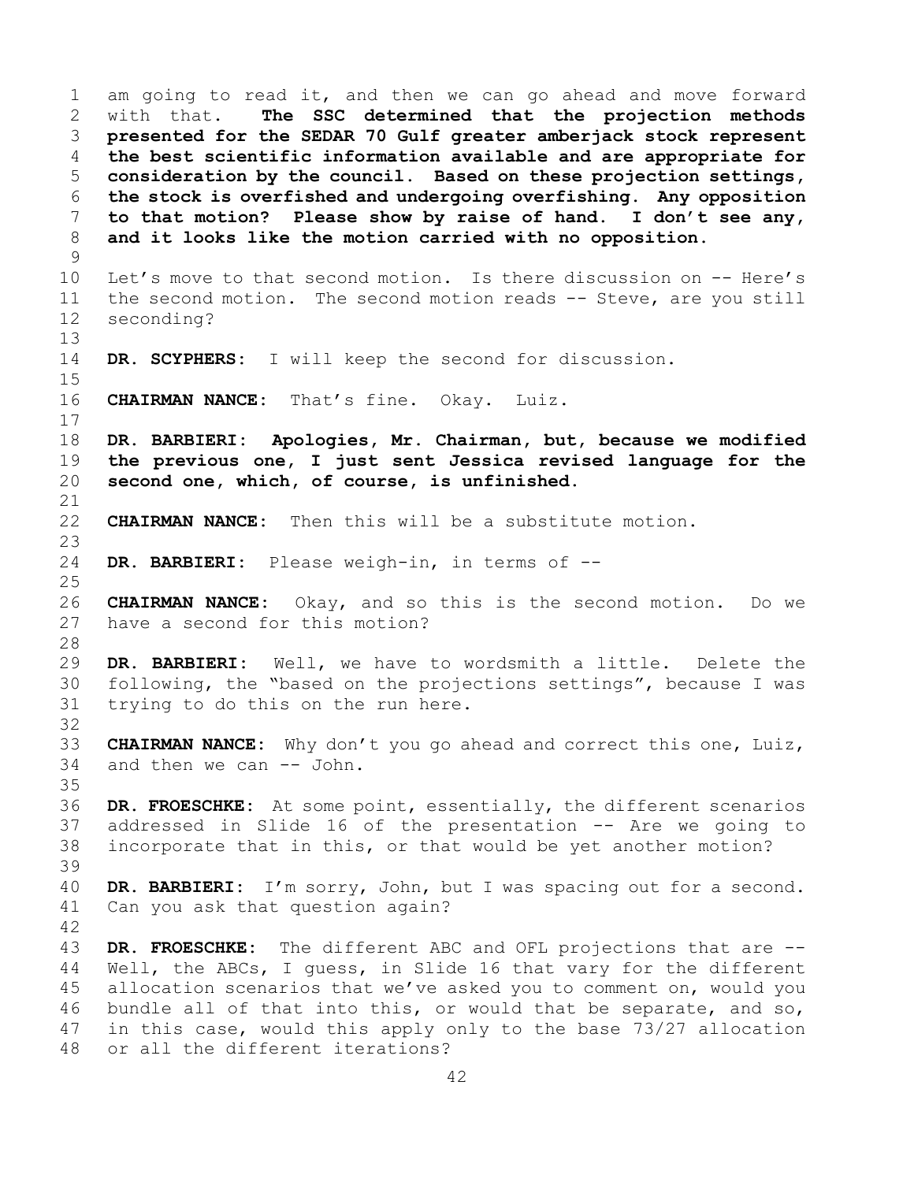am going to read it, and then we can go ahead and move forward with that. **The SSC determined that the projection methods presented for the SEDAR 70 Gulf greater amberjack stock represent the best scientific information available and are appropriate for consideration by the council. Based on these projection settings, the stock is overfished and undergoing overfishing. Any opposition to that motion? Please show by raise of hand. I don't see any, and it looks like the motion carried with no opposition.**

Let's move to that second motion. Is there discussion on -- Here's the second motion. The second motion reads -- Steve, are you still seconding?

**DR. SCYPHERS:** I will keep the second for discussion.

**CHAIRMAN NANCE:** That's fine. Okay. Luiz.

**DR. BARBIERI: Apologies, Mr. Chairman, but, because we modified the previous one, I just sent Jessica revised language for the second one, which, of course, is unfinished.**

**CHAIRMAN NANCE:** Then this will be a substitute motion.

**DR. BARBIERI:** Please weigh-in, in terms of --

**CHAIRMAN NANCE:** Okay, and so this is the second motion. Do we have a second for this motion?

**DR. BARBIERI:** Well, we have to wordsmith a little. Delete the following, the "based on the projections settings", because I was trying to do this on the run here.

**CHAIRMAN NANCE:** Why don't you go ahead and correct this one, Luiz, and then we can -- John.

**DR. FROESCHKE:** At some point, essentially, the different scenarios addressed in Slide 16 of the presentation -- Are we going to incorporate that in this, or that would be yet another motion?

**DR. BARBIERI:** I'm sorry, John, but I was spacing out for a second. Can you ask that question again?

**DR. FROESCHKE:** The different ABC and OFL projections that are -- Well, the ABCs, I guess, in Slide 16 that vary for the different allocation scenarios that we've asked you to comment on, would you bundle all of that into this, or would that be separate, and so, in this case, would this apply only to the base 73/27 allocation or all the different iterations?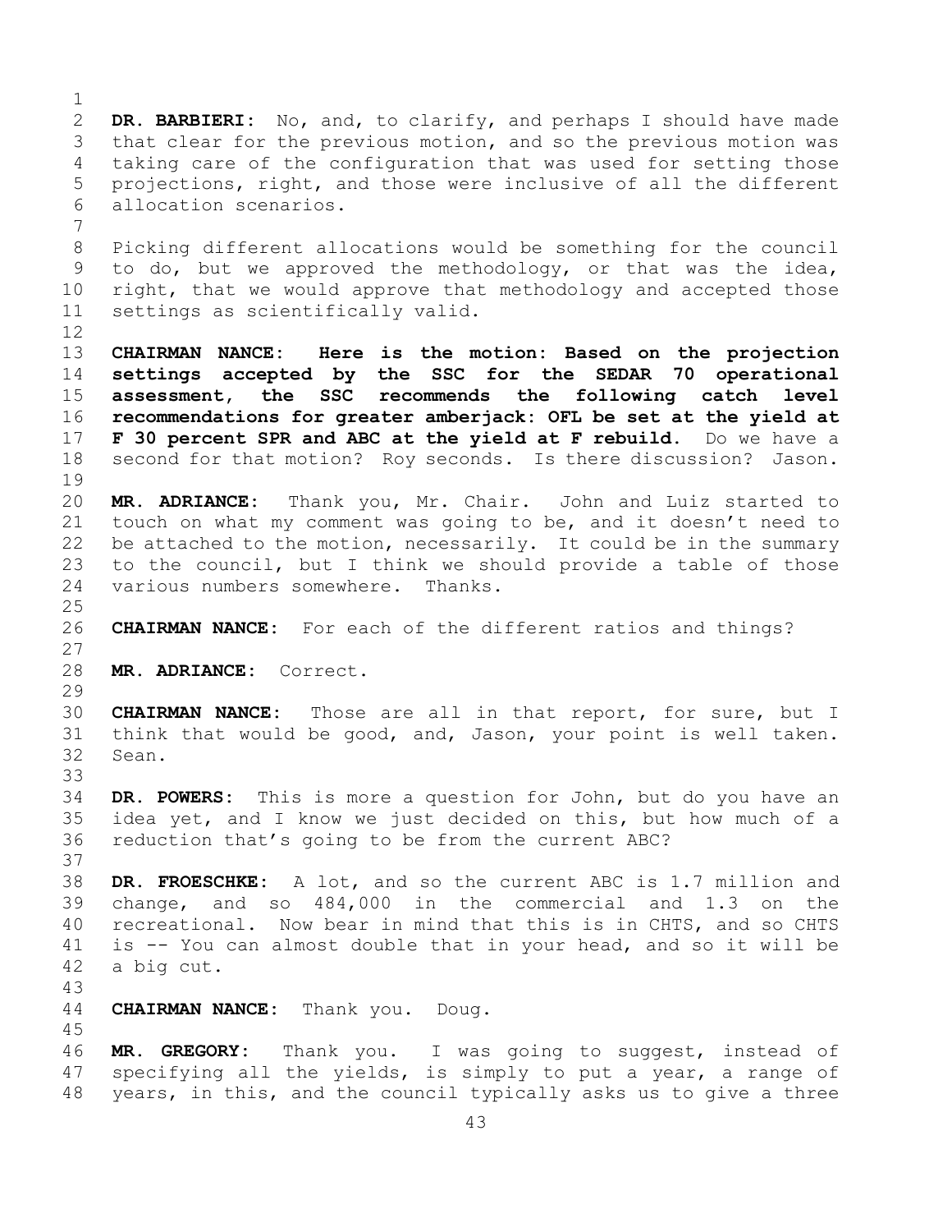**DR. BARBIERI:** No, and, to clarify, and perhaps I should have made that clear for the previous motion, and so the previous motion was taking care of the configuration that was used for setting those projections, right, and those were inclusive of all the different allocation scenarios.

Picking different allocations would be something for the council to do, but we approved the methodology, or that was the idea, right, that we would approve that methodology and accepted those settings as scientifically valid.

**CHAIRMAN NANCE:** **Here is the motion: Based on the projection settings accepted by the SSC for the SEDAR 70 operational assessment, the SSC recommends the following catch level recommendations for greater amberjack: OFL be set at the yield at F 30 percent SPR and ABC at the yield at F rebuild.** Do we have a second for that motion? Roy seconds. Is there discussion? Jason.

**MR. ADRIANCE:** Thank you, Mr. Chair. John and Luiz started to touch on what my comment was going to be, and it doesn't need to be attached to the motion, necessarily. It could be in the summary to the council, but I think we should provide a table of those various numbers somewhere. Thanks.

**CHAIRMAN NANCE:** For each of the different ratios and things?

**MR. ADRIANCE:** Correct.

**CHAIRMAN NANCE:** Those are all in that report, for sure, but I think that would be good, and, Jason, your point is well taken. Sean.

**DR. POWERS:** This is more a question for John, but do you have an idea yet, and I know we just decided on this, but how much of a reduction that's going to be from the current ABC?

**DR. FROESCHKE:** A lot, and so the current ABC is 1.7 million and change, and so 484,000 in the commercial and 1.3 on the recreational. Now bear in mind that this is in CHTS, and so CHTS is -- You can almost double that in your head, and so it will be a big cut.

**CHAIRMAN NANCE:** Thank you. Doug.

**MR. GREGORY:** Thank you. I was going to suggest, instead of specifying all the yields, is simply to put a year, a range of years, in this, and the council typically asks us to give a three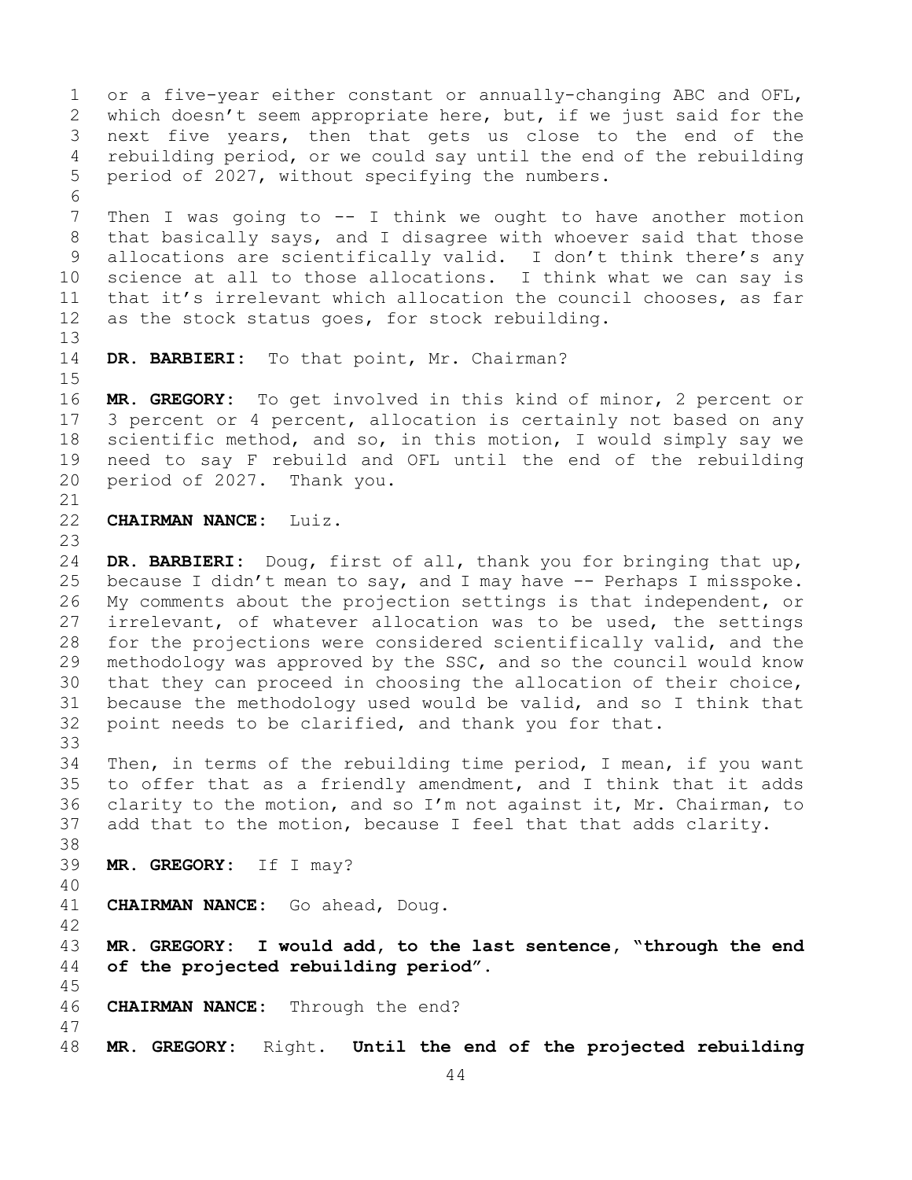or a five-year either constant or annually-changing ABC and OFL, which doesn't seem appropriate here, but, if we just said for the next five years, then that gets us close to the end of the rebuilding period, or we could say until the end of the rebuilding period of 2027, without specifying the numbers.

Then I was going to -- I think we ought to have another motion that basically says, and I disagree with whoever said that those allocations are scientifically valid. I don't think there's any science at all to those allocations. I think what we can say is that it's irrelevant which allocation the council chooses, as far as the stock status goes, for stock rebuilding.

**DR. BARBIERI:** To that point, Mr. Chairman?

**MR. GREGORY:** To get involved in this kind of minor, 2 percent or 3 percent or 4 percent, allocation is certainly not based on any scientific method, and so, in this motion, I would simply say we need to say F rebuild and OFL until the end of the rebuilding period of 2027. Thank you.

**CHAIRMAN NANCE:** Luiz.

**DR. BARBIERI:** Doug, first of all, thank you for bringing that up, because I didn't mean to say, and I may have -- Perhaps I misspoke. My comments about the projection settings is that independent, or irrelevant, of whatever allocation was to be used, the settings for the projections were considered scientifically valid, and the methodology was approved by the SSC, and so the council would know that they can proceed in choosing the allocation of their choice, because the methodology used would be valid, and so I think that point needs to be clarified, and thank you for that.

Then, in terms of the rebuilding time period, I mean, if you want to offer that as a friendly amendment, and I think that it adds clarity to the motion, and so I'm not against it, Mr. Chairman, to add that to the motion, because I feel that that adds clarity.

**MR. GREGORY:** If I may?

**CHAIRMAN NANCE:** Go ahead, Doug.

**MR. GREGORY: I would add, to the last sentence, "through the end of the projected rebuilding period".**

**CHAIRMAN NANCE:** Through the end?

**MR. GREGORY:** Right. **Until the end of the projected rebuilding**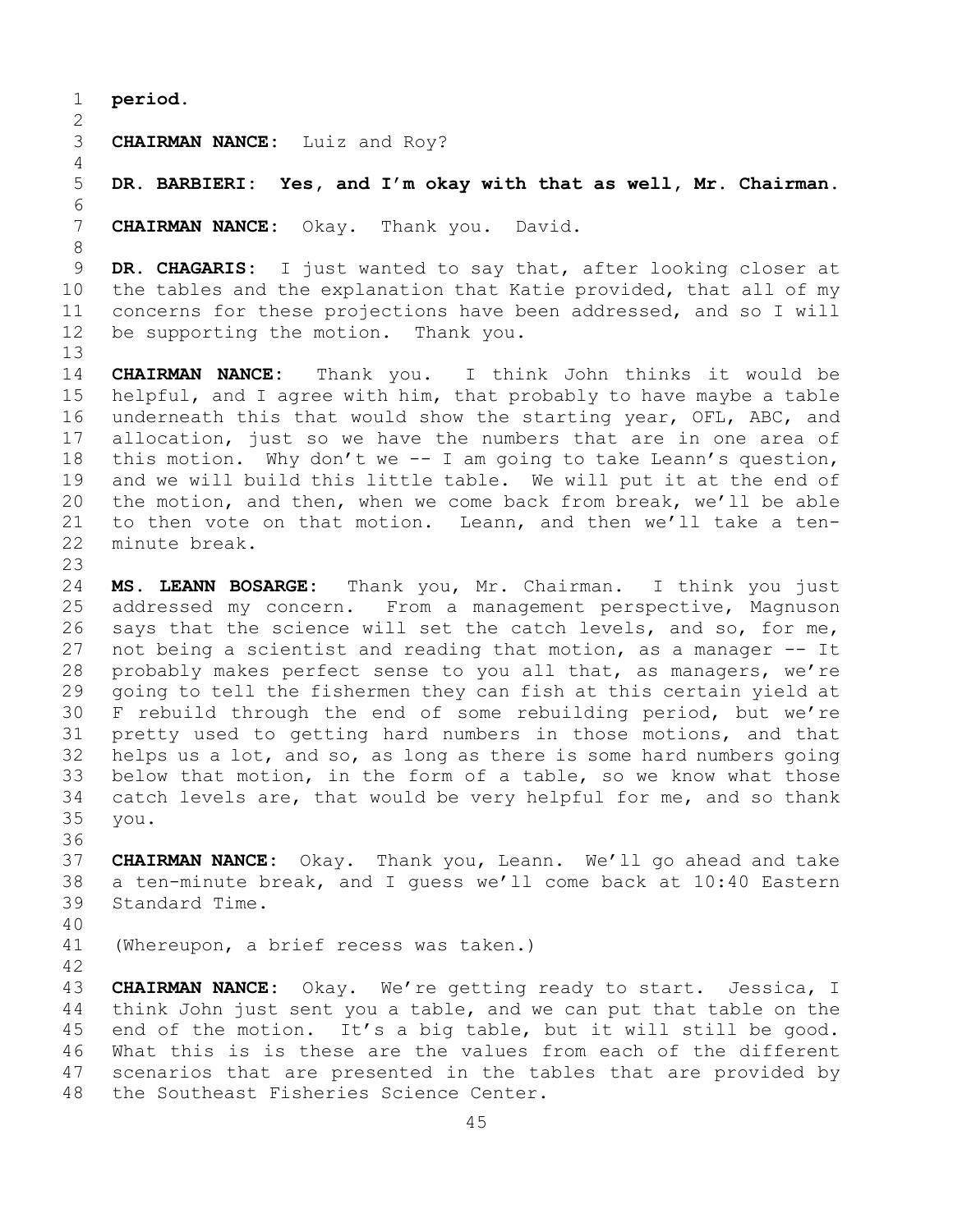**period.**

**CHAIRMAN NANCE:** Luiz and Roy?

**DR. BARBIERI: Yes, and I'm okay with that as well, Mr. Chairman.**

**CHAIRMAN NANCE:** Okay. Thank you. David.

**DR. CHAGARIS:** I just wanted to say that, after looking closer at the tables and the explanation that Katie provided, that all of my concerns for these projections have been addressed, and so I will be supporting the motion. Thank you.

**CHAIRMAN NANCE:** Thank you. I think John thinks it would be helpful, and I agree with him, that probably to have maybe a table underneath this that would show the starting year, OFL, ABC, and allocation, just so we have the numbers that are in one area of this motion. Why don't we -- I am going to take Leann's question, and we will build this little table. We will put it at the end of the motion, and then, when we come back from break, we'll be able to then vote on that motion. Leann, and then we'll take a ten-minute break.

**MS. LEANN BOSARGE:** Thank you, Mr. Chairman. I think you just addressed my concern. From a management perspective, Magnuson says that the science will set the catch levels, and so, for me, not being a scientist and reading that motion, as a manager -- It probably makes perfect sense to you all that, as managers, we're going to tell the fishermen they can fish at this certain yield at F rebuild through the end of some rebuilding period, but we're pretty used to getting hard numbers in those motions, and that helps us a lot, and so, as long as there is some hard numbers going below that motion, in the form of a table, so we know what those catch levels are, that would be very helpful for me, and so thank you.

**CHAIRMAN NANCE:** Okay. Thank you, Leann. We'll go ahead and take a ten-minute break, and I guess we'll come back at 10:40 Eastern Standard Time.

(Whereupon, a brief recess was taken.)

**CHAIRMAN NANCE:** Okay. We're getting ready to start. Jessica, I think John just sent you a table, and we can put that table on the end of the motion. It's a big table, but it will still be good. What this is is these are the values from each of the different scenarios that are presented in the tables that are provided by the Southeast Fisheries Science Center.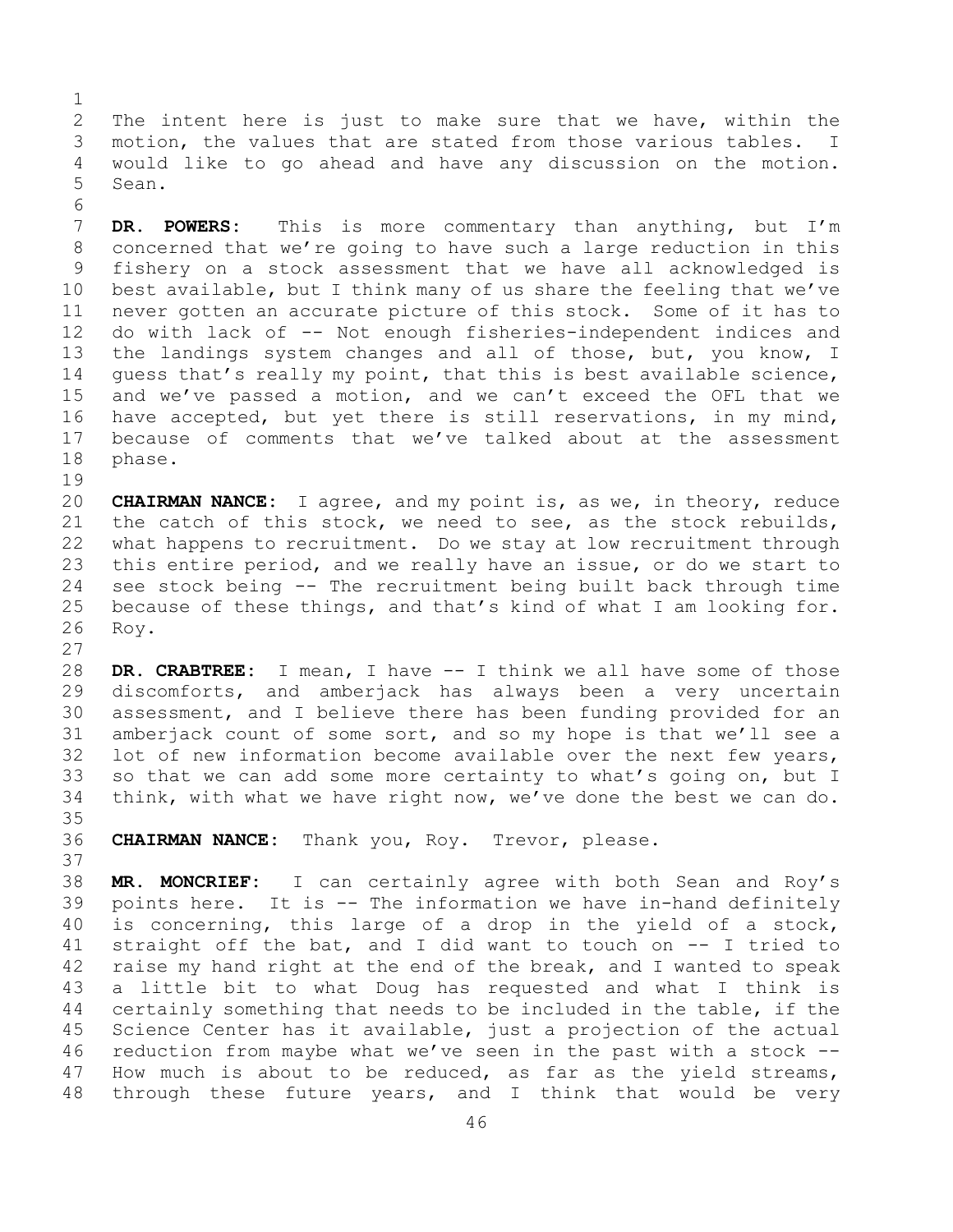The intent here is just to make sure that we have, within the motion, the values that are stated from those various tables. I would like to go ahead and have any discussion on the motion. Sean.

**DR. POWERS:** This is more commentary than anything, but I'm concerned that we're going to have such a large reduction in this fishery on a stock assessment that we have all acknowledged is best available, but I think many of us share the feeling that we've never gotten an accurate picture of this stock. Some of it has to do with lack of -- Not enough fisheries-independent indices and the landings system changes and all of those, but, you know, I guess that's really my point, that this is best available science, and we've passed a motion, and we can't exceed the OFL that we have accepted, but yet there is still reservations, in my mind, because of comments that we've talked about at the assessment phase.

**CHAIRMAN NANCE:** I agree, and my point is, as we, in theory, reduce the catch of this stock, we need to see, as the stock rebuilds, what happens to recruitment. Do we stay at low recruitment through this entire period, and we really have an issue, or do we start to see stock being -- The recruitment being built back through time because of these things, and that's kind of what I am looking for. Roy.

**DR. CRABTREE:** I mean, I have -- I think we all have some of those discomforts, and amberjack has always been a very uncertain assessment, and I believe there has been funding provided for an amberjack count of some sort, and so my hope is that we'll see a lot of new information become available over the next few years, so that we can add some more certainty to what's going on, but I think, with what we have right now, we've done the best we can do.

**CHAIRMAN NANCE:** Thank you, Roy. Trevor, please.

**MR. MONCRIEF:** I can certainly agree with both Sean and Roy's points here. It is -- The information we have in-hand definitely is concerning, this large of a drop in the yield of a stock, straight off the bat, and I did want to touch on -- I tried to raise my hand right at the end of the break, and I wanted to speak a little bit to what Doug has requested and what I think is certainly something that needs to be included in the table, if the Science Center has it available, just a projection of the actual reduction from maybe what we've seen in the past with a stock -- How much is about to be reduced, as far as the yield streams, through these future years, and I think that would be very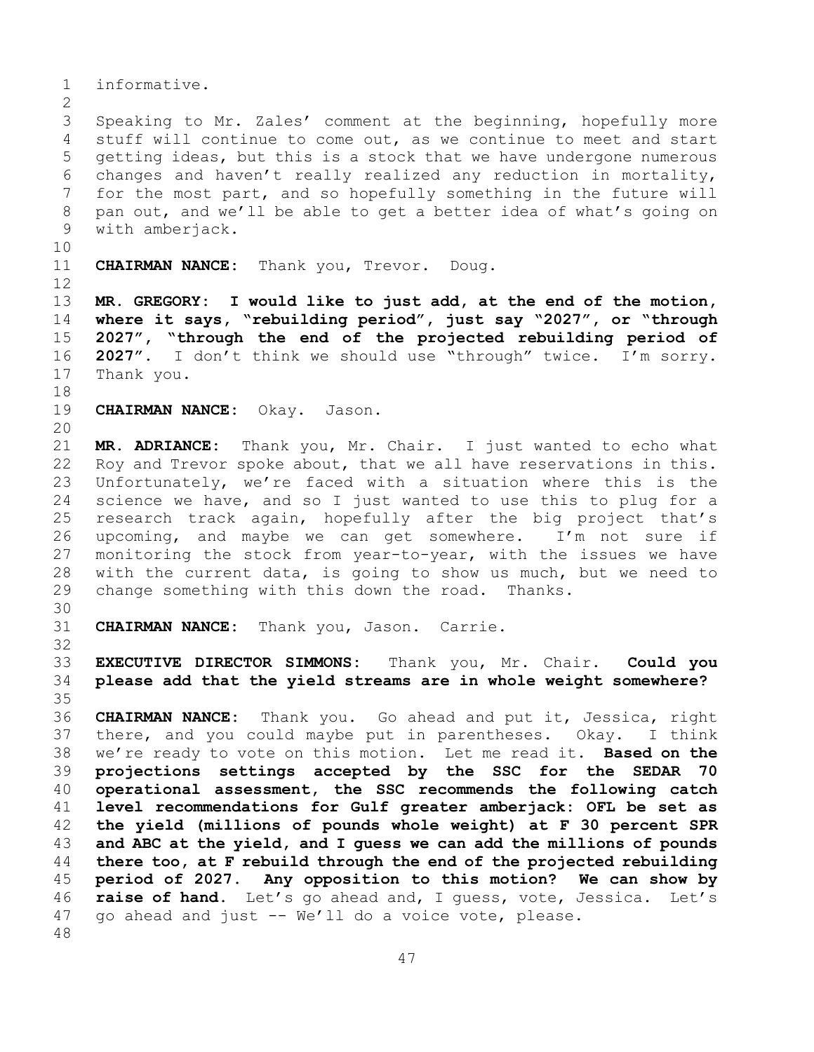informative.

Speaking to Mr. Zales' comment at the beginning, hopefully more stuff will continue to come out, as we continue to meet and start getting ideas, but this is a stock that we have undergone numerous changes and haven't really realized any reduction in mortality, for the most part, and so hopefully something in the future will pan out, and we'll be able to get a better idea of what's going on with amberjack.

**CHAIRMAN NANCE:** Thank you, Trevor. Doug.

**MR. GREGORY: I would like to just add, at the end of the motion, where it says, "rebuilding period", just say "2027", or "through 2027", "through the end of the projected rebuilding period of 2027".** I don't think we should use "through" twice. I'm sorry. Thank you.

**CHAIRMAN NANCE:** Okay. Jason.

**MR. ADRIANCE:** Thank you, Mr. Chair. I just wanted to echo what Roy and Trevor spoke about, that we all have reservations in this. Unfortunately, we're faced with a situation where this is the science we have, and so I just wanted to use this to plug for a research track again, hopefully after the big project that's upcoming, and maybe we can get somewhere. I'm not sure if monitoring the stock from year-to-year, with the issues we have with the current data, is going to show us much, but we need to change something with this down the road. Thanks.

**CHAIRMAN NANCE:** Thank you, Jason. Carrie.

**EXECUTIVE DIRECTOR SIMMONS:** Thank you, Mr. Chair. **Could you please add that the yield streams are in whole weight somewhere?**

**CHAIRMAN NANCE:** Thank you. Go ahead and put it, Jessica, right there, and you could maybe put in parentheses. Okay. I think we're ready to vote on this motion. Let me read it. **Based on the projections settings accepted by the SSC for the SEDAR 70 operational assessment, the SSC recommends the following catch level recommendations for Gulf greater amberjack: OFL be set as the yield (millions of pounds whole weight) at F 30 percent SPR and ABC at the yield, and I guess we can add the millions of pounds there too, at F rebuild through the end of the projected rebuilding period of 2027. Any opposition to this motion? We can show by raise of hand.** Let's go ahead and, I guess, vote, Jessica. Let's go ahead and just -- We'll do a voice vote, please.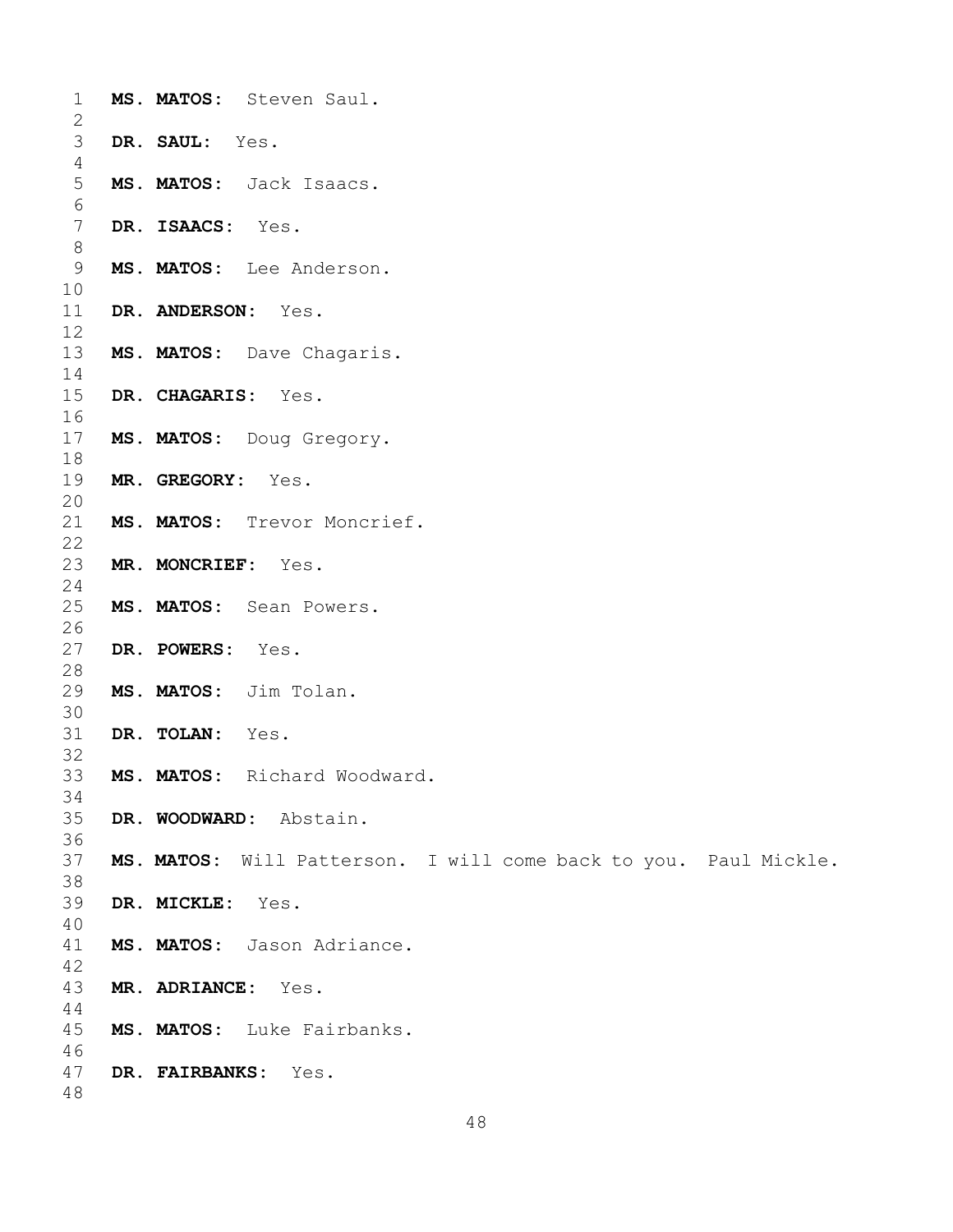**MS. MATOS:** Steven Saul.

**DR. SAUL:** Yes.

**MS. MATOS:** Jack Isaacs.

**DR. ISAACS:** Yes.

**MS. MATOS:** Lee Anderson.

**DR. ANDERSON:** Yes.

**MS. MATOS:** Dave Chagaris.

**DR. CHAGARIS:** Yes.

**MS. MATOS:** Doug Gregory.

**MR. GREGORY:** Yes.

**MS. MATOS:** Trevor Moncrief.

**MR. MONCRIEF:** Yes.

**MS. MATOS:** Sean Powers.

**DR. POWERS:** Yes.

**MS. MATOS:** Jim Tolan.

**DR. TOLAN:** Yes.

**MS. MATOS:** Richard Woodward.

**DR. WOODWARD:** Abstain.

**MS. MATOS:** Will Patterson. I will come back to you. Paul Mickle.

**DR. MICKLE:** Yes.

**MS. MATOS:** Jason Adriance.

**MR. ADRIANCE:** Yes.

**MS. MATOS:** Luke Fairbanks.

**DR. FAIRBANKS:** Yes.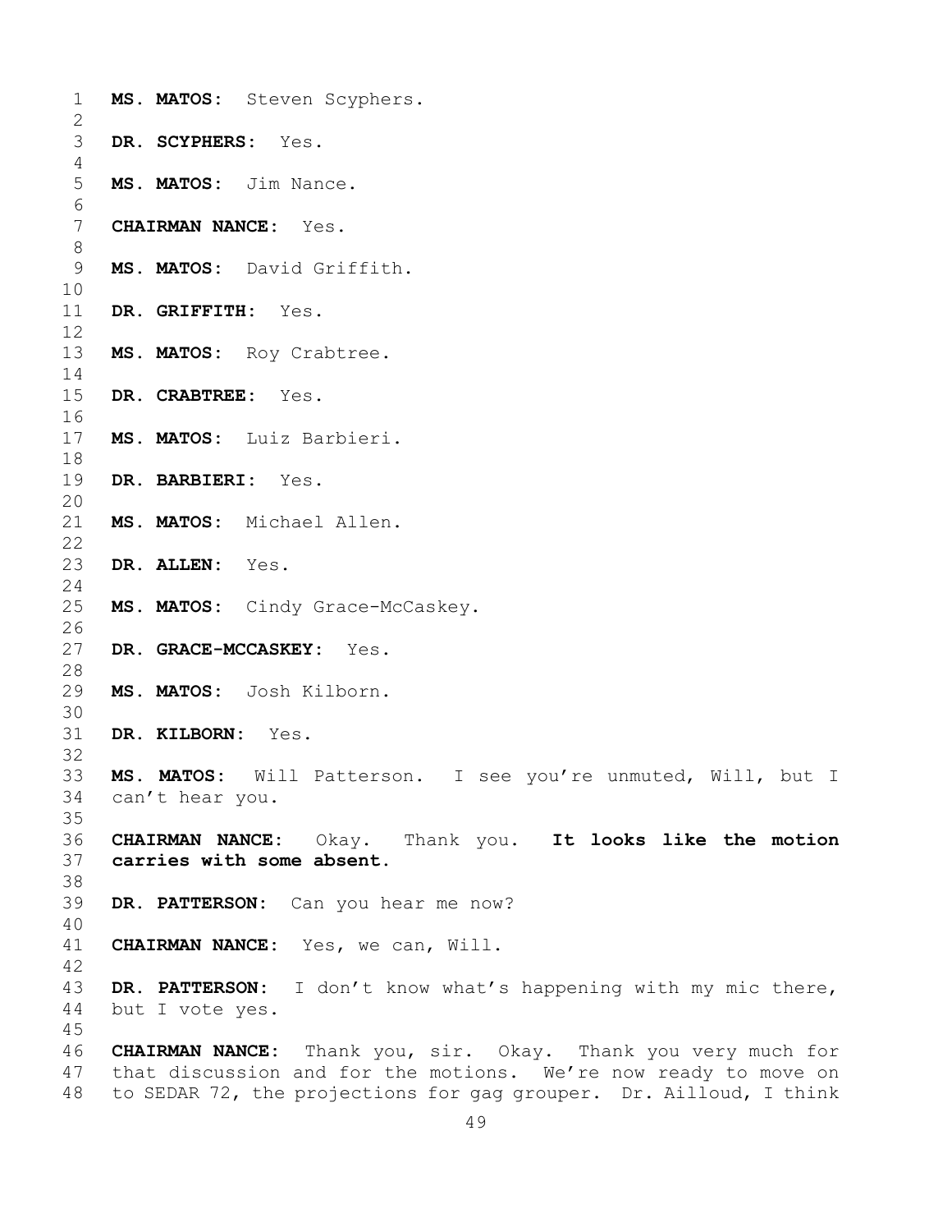**MS. MATOS:** Steven Scyphers.

**DR. SCYPHERS:** Yes.

**MS. MATOS:** Jim Nance.

**CHAIRMAN NANCE:** Yes.

**MS. MATOS:** David Griffith.

**DR. GRIFFITH:** Yes.

**MS. MATOS:** Roy Crabtree.

**DR. CRABTREE:** Yes.

**MS. MATOS:** Luiz Barbieri.

**DR. BARBIERI:** Yes.

**MS. MATOS:** Michael Allen.

**DR. ALLEN:** Yes.

**MS. MATOS:** Cindy Grace-McCaskey.

**DR. GRACE-MCCASKEY:** Yes.

**MS. MATOS:** Josh Kilborn.

**DR. KILBORN:** Yes.

**MS. MATOS:** Will Patterson. I see you're unmuted, Will, but I can't hear you.

**CHAIRMAN NANCE:** Okay. Thank you. **It looks like the motion carries with some absent.**

**DR. PATTERSON:** Can you hear me now?

**CHAIRMAN NANCE:** Yes, we can, Will.

**DR. PATTERSON:** I don't know what's happening with my mic there, but I vote yes.

**CHAIRMAN NANCE:** Thank you, sir. Okay. Thank you very much for that discussion and for the motions. We're now ready to move on to SEDAR 72, the projections for gag grouper. Dr. Ailloud, I think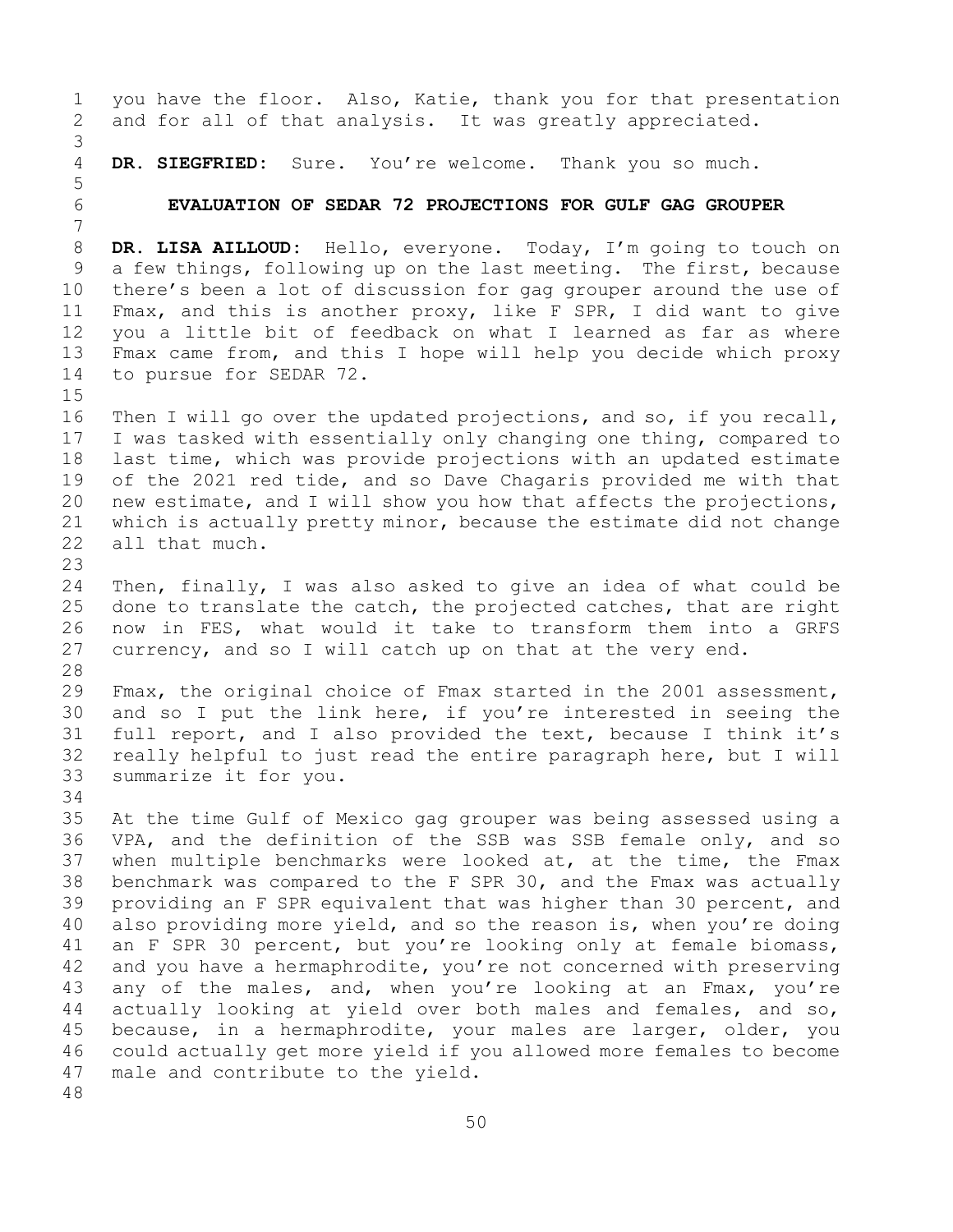you have the floor. Also, Katie, thank you for that presentation and for all of that analysis. It was greatly appreciated.

**DR. SIEGFRIED:** Sure. You're welcome. Thank you so much.

## EVALUATION OF SEDAR 72 PROJECTIONS FOR GULF GAG GROUPER

**DR. LISA AILLOUD:** Hello, everyone. Today, I'm going to touch on a few things, following up on the last meeting. The first, because there's been a lot of discussion for gag grouper around the use of Fmax, and this is another proxy, like F SPR, I did want to give you a little bit of feedback on what I learned as far as where Fmax came from, and this I hope will help you decide which proxy to pursue for SEDAR 72.

Then I will go over the updated projections, and so, if you recall, I was tasked with essentially only changing one thing, compared to last time, which was provide projections with an updated estimate of the 2021 red tide, and so Dave Chagaris provided me with that new estimate, and I will show you how that affects the projections, which is actually pretty minor, because the estimate did not change all that much.

Then, finally, I was also asked to give an idea of what could be done to translate the catch, the projected catches, that are right now in FES, what would it take to transform them into a GRFS currency, and so I will catch up on that at the very end.

Fmax, the original choice of Fmax started in the 2001 assessment, and so I put the link here, if you're interested in seeing the full report, and I also provided the text, because I think it's really helpful to just read the entire paragraph here, but I will summarize it for you.

At the time Gulf of Mexico gag grouper was being assessed using a VPA, and the definition of the SSB was SSB female only, and so when multiple benchmarks were looked at, at the time, the Fmax benchmark was compared to the F SPR 30, and the Fmax was actually providing an F SPR equivalent that was higher than 30 percent, and also providing more yield, and so the reason is, when you're doing an F SPR 30 percent, but you're looking only at female biomass, and you have a hermaphrodite, you're not concerned with preserving any of the males, and, when you're looking at an Fmax, you're actually looking at yield over both males and females, and so, because, in a hermaphrodite, your males are larger, older, you could actually get more yield if you allowed more females to become male and contribute to the yield.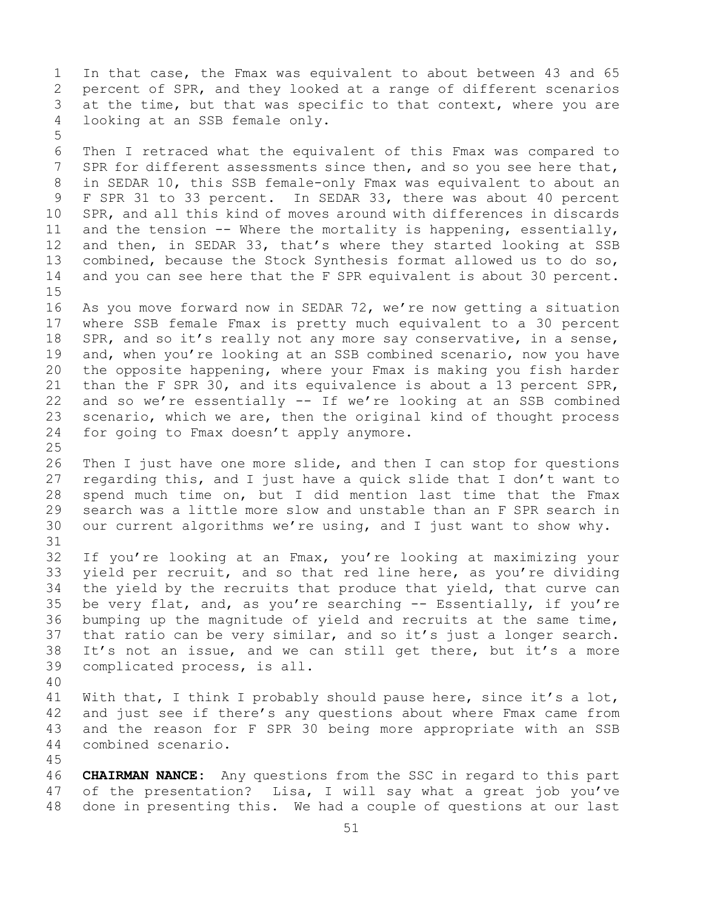In that case, the Fmax was equivalent to about between 43 and 65 percent of SPR, and they looked at a range of different scenarios at the time, but that was specific to that context, where you are looking at an SSB female only.

Then I retraced what the equivalent of this Fmax was compared to SPR for different assessments since then, and so you see here that, in SEDAR 10, this SSB female-only Fmax was equivalent to about an F SPR 31 to 33 percent. In SEDAR 33, there was about 40 percent SPR, and all this kind of moves around with differences in discards and the tension -- Where the mortality is happening, essentially, and then, in SEDAR 33, that's where they started looking at SSB combined, because the Stock Synthesis format allowed us to do so, and you can see here that the F SPR equivalent is about 30 percent.

As you move forward now in SEDAR 72, we're now getting a situation where SSB female Fmax is pretty much equivalent to a 30 percent SPR, and so it's really not any more say conservative, in a sense, and, when you're looking at an SSB combined scenario, now you have the opposite happening, where your Fmax is making you fish harder than the F SPR 30, and its equivalence is about a 13 percent SPR, and so we're essentially -- If we're looking at an SSB combined scenario, which we are, then the original kind of thought process for going to Fmax doesn't apply anymore.

Then I just have one more slide, and then I can stop for questions regarding this, and I just have a quick slide that I don't want to spend much time on, but I did mention last time that the Fmax search was a little more slow and unstable than an F SPR search in our current algorithms we're using, and I just want to show why.

If you're looking at an Fmax, you're looking at maximizing your yield per recruit, and so that red line here, as you're dividing the yield by the recruits that produce that yield, that curve can be very flat, and, as you're searching -- Essentially, if you're bumping up the magnitude of yield and recruits at the same time, that ratio can be very similar, and so it's just a longer search. It's not an issue, and we can still get there, but it's a more complicated process, is all.

With that, I think I probably should pause here, since it's a lot, and just see if there's any questions about where Fmax came from and the reason for F SPR 30 being more appropriate with an SSB combined scenario.

**CHAIRMAN NANCE:** Any questions from the SSC in regard to this part of the presentation? Lisa, I will say what a great job you've done in presenting this. We had a couple of questions at our last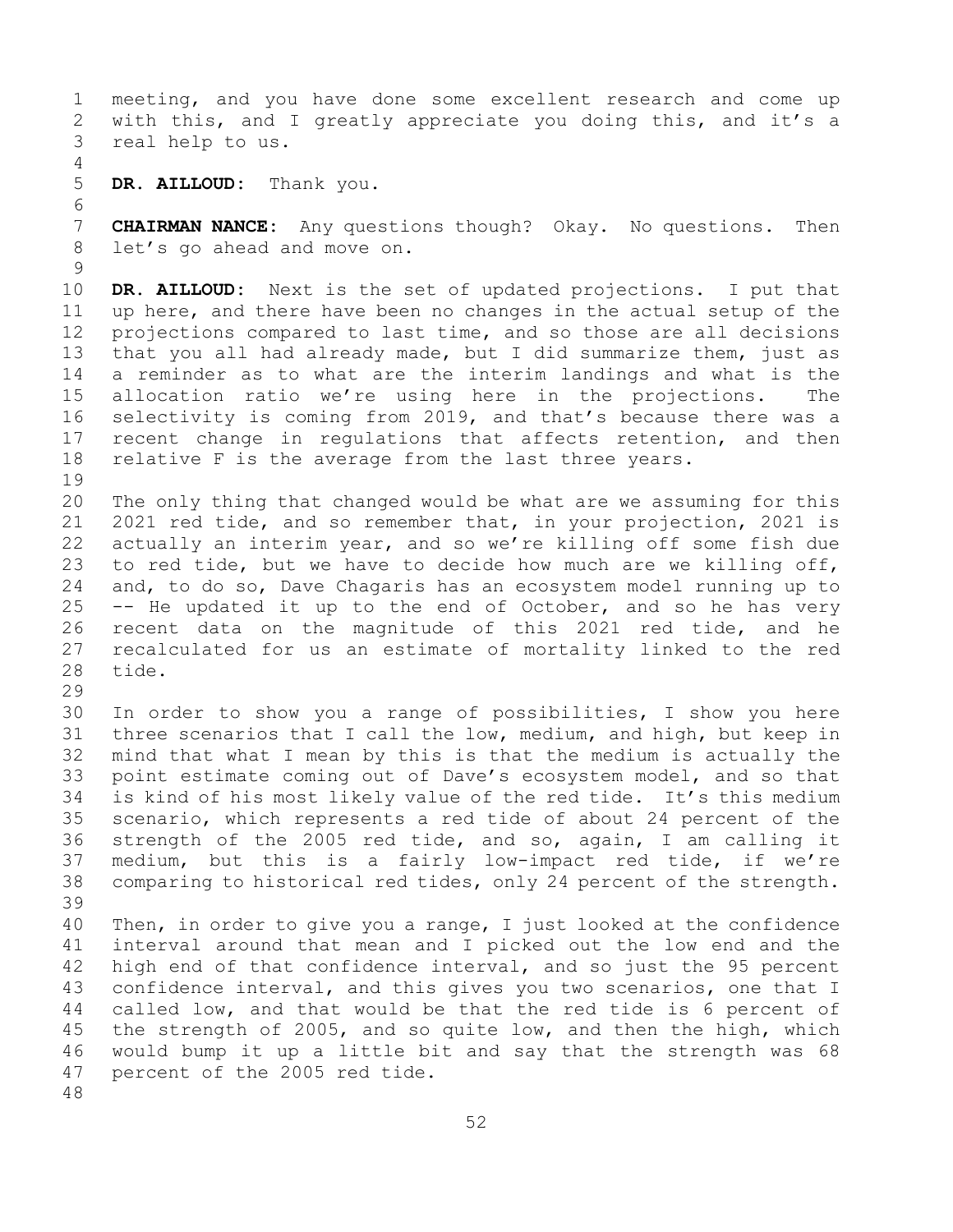meeting, and you have done some excellent research and come up with this, and I greatly appreciate you doing this, and it's a real help to us.

**DR. AILLOUD:** Thank you.

**CHAIRMAN NANCE:** Any questions though? Okay. No questions. Then let's go ahead and move on.

**DR. AILLOUD:** Next is the set of updated projections. I put that up here, and there have been no changes in the actual setup of the projections compared to last time, and so those are all decisions that you all had already made, but I did summarize them, just as a reminder as to what are the interim landings and what is the allocation ratio we're using here in the projections. The selectivity is coming from 2019, and that's because there was a recent change in regulations that affects retention, and then relative F is the average from the last three years.

The only thing that changed would be what are we assuming for this 2021 red tide, and so remember that, in your projection, 2021 is actually an interim year, and so we're killing off some fish due to red tide, but we have to decide how much are we killing off, and, to do so, Dave Chagaris has an ecosystem model running up to -- He updated it up to the end of October, and so he has very recent data on the magnitude of this 2021 red tide, and he recalculated for us an estimate of mortality linked to the red tide.

In order to show you a range of possibilities, I show you here three scenarios that I call the low, medium, and high, but keep in mind that what I mean by this is that the medium is actually the point estimate coming out of Dave's ecosystem model, and so that is kind of his most likely value of the red tide. It's this medium scenario, which represents a red tide of about 24 percent of the strength of the 2005 red tide, and so, again, I am calling it medium, but this is a fairly low-impact red tide, if we're comparing to historical red tides, only 24 percent of the strength.

Then, in order to give you a range, I just looked at the confidence interval around that mean and I picked out the low end and the high end of that confidence interval, and so just the 95 percent confidence interval, and this gives you two scenarios, one that I called low, and that would be that the red tide is 6 percent of the strength of 2005, and so quite low, and then the high, which would bump it up a little bit and say that the strength was 68 percent of the 2005 red tide.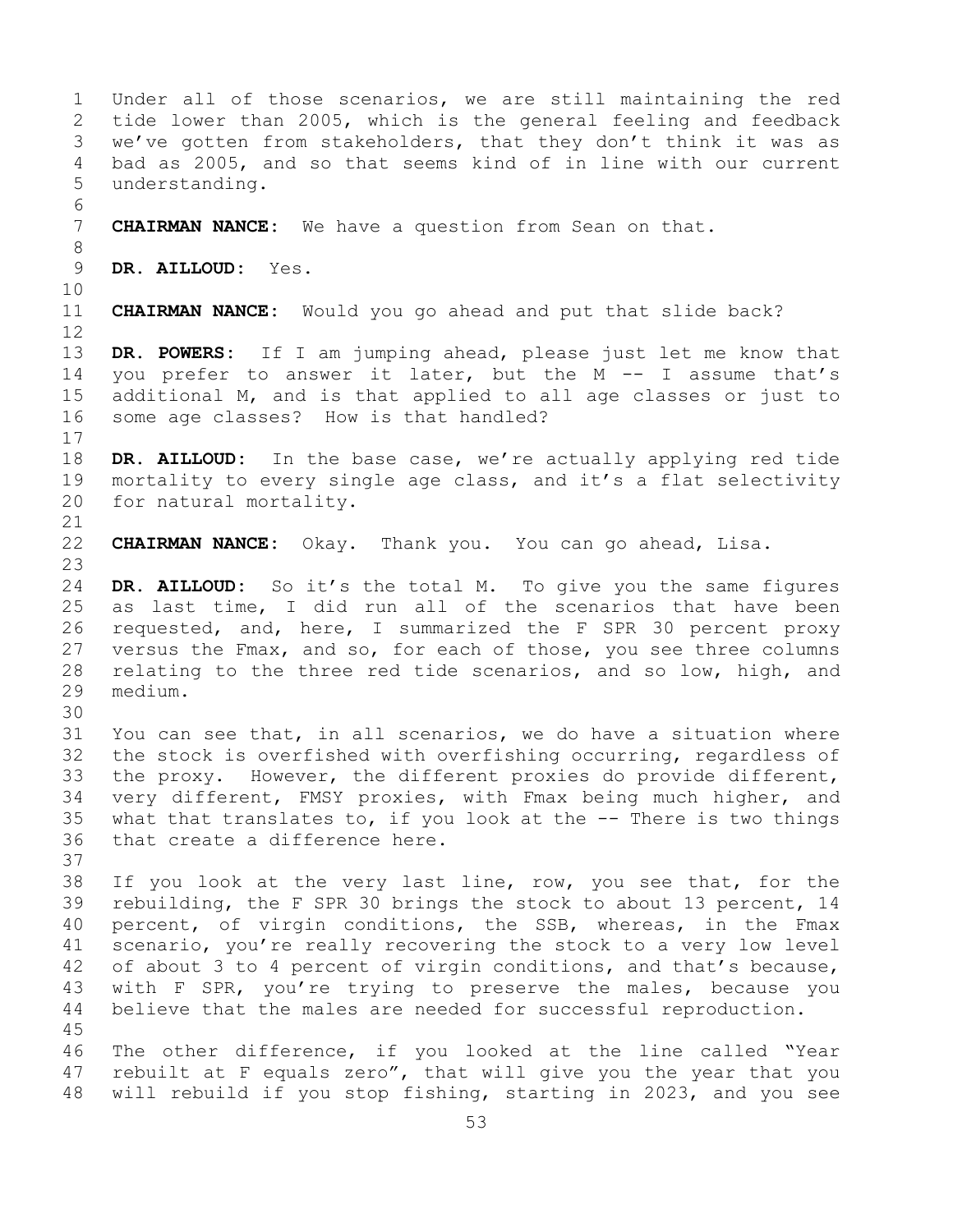Under all of those scenarios, we are still maintaining the red tide lower than 2005, which is the general feeling and feedback we've gotten from stakeholders, that they don't think it was as bad as 2005, and so that seems kind of in line with our current understanding.

**CHAIRMAN NANCE:** We have a question from Sean on that.

**DR. AILLOUD:** Yes.

**CHAIRMAN NANCE:** Would you go ahead and put that slide back?

**DR. POWERS:** If I am jumping ahead, please just let me know that you prefer to answer it later, but the M -- I assume that's additional M, and is that applied to all age classes or just to some age classes? How is that handled?

**DR. AILLOUD:** In the base case, we're actually applying red tide mortality to every single age class, and it's a flat selectivity for natural mortality.

**CHAIRMAN NANCE:** Okay. Thank you. You can go ahead, Lisa.

**DR. AILLOUD:** So it's the total M. To give you the same figures as last time, I did run all of the scenarios that have been requested, and, here, I summarized the F SPR 30 percent proxy versus the Fmax, and so, for each of those, you see three columns relating to the three red tide scenarios, and so low, high, and medium.

You can see that, in all scenarios, we do have a situation where the stock is overfished with overfishing occurring, regardless of the proxy. However, the different proxies do provide different, very different, FMSY proxies, with Fmax being much higher, and what that translates to, if you look at the -- There is two things that create a difference here.

If you look at the very last line, row, you see that, for the rebuilding, the F SPR 30 brings the stock to about 13 percent, 14 percent, of virgin conditions, the SSB, whereas, in the Fmax scenario, you're really recovering the stock to a very low level of about 3 to 4 percent of virgin conditions, and that's because, with F SPR, you're trying to preserve the males, because you believe that the males are needed for successful reproduction.

The other difference, if you looked at the line called "Year rebuilt at F equals zero", that will give you the year that you will rebuild if you stop fishing, starting in 2023, and you see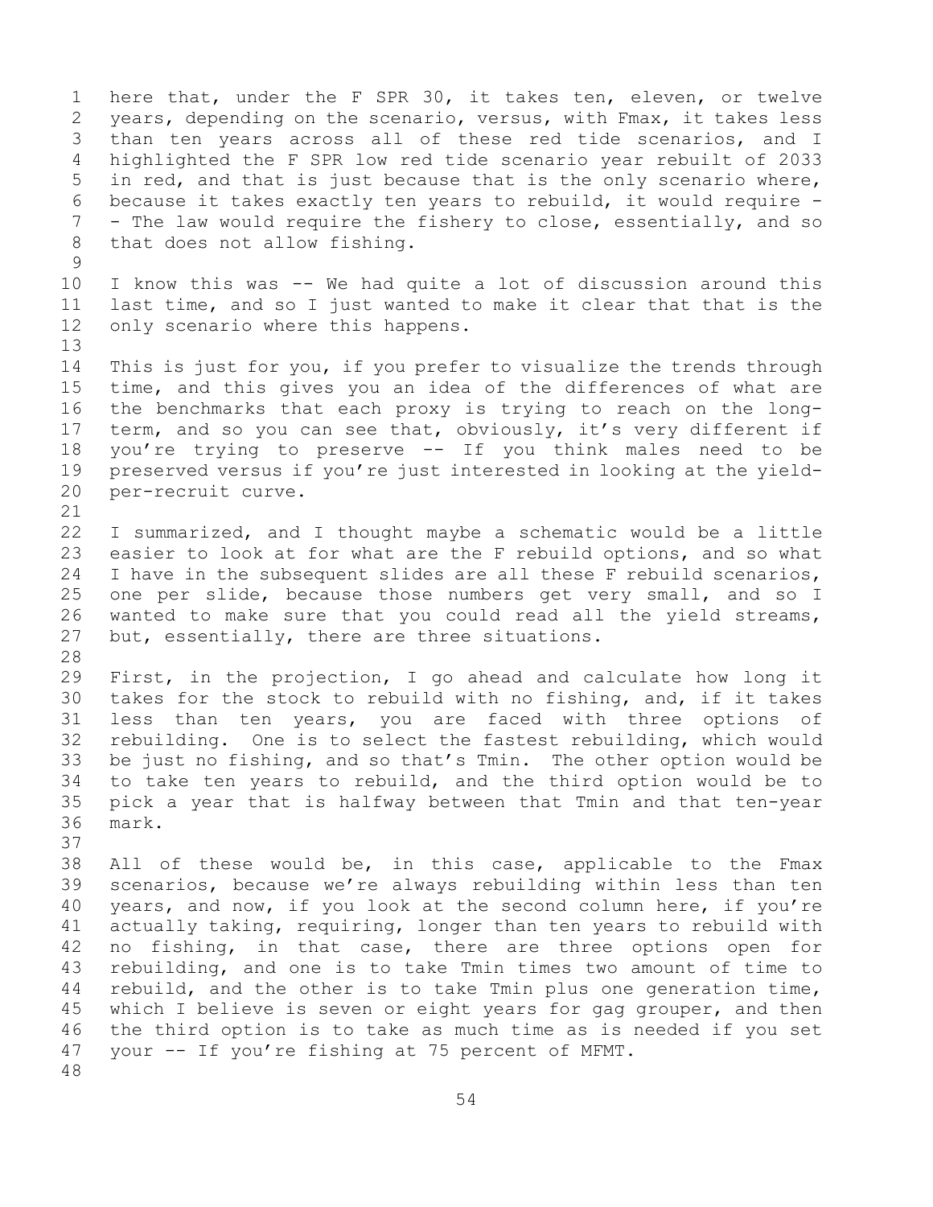here that, under the F SPR 30, it takes ten, eleven, or twelve years, depending on the scenario, versus, with Fmax, it takes less than ten years across all of these red tide scenarios, and I highlighted the F SPR low red tide scenario year rebuilt of 2033 in red, and that is just because that is the only scenario where, because it takes exactly ten years to rebuild, it would require -- The law would require the fishery to close, essentially, and so that does not allow fishing.

I know this was -- We had quite a lot of discussion around this last time, and so I just wanted to make it clear that that is the only scenario where this happens.

This is just for you, if you prefer to visualize the trends through time, and this gives you an idea of the differences of what are the benchmarks that each proxy is trying to reach on the long-term, and so you can see that, obviously, it's very different if you're trying to preserve -- If you think males need to be preserved versus if you're just interested in looking at the yield-per-recruit curve.

I summarized, and I thought maybe a schematic would be a little easier to look at for what are the F rebuild options, and so what I have in the subsequent slides are all these F rebuild scenarios, one per slide, because those numbers get very small, and so I wanted to make sure that you could read all the yield streams, but, essentially, there are three situations.

First, in the projection, I go ahead and calculate how long it takes for the stock to rebuild with no fishing, and, if it takes less than ten years, you are faced with three options of rebuilding. One is to select the fastest rebuilding, which would be just no fishing, and so that's Tmin. The other option would be to take ten years to rebuild, and the third option would be to pick a year that is halfway between that Tmin and that ten-year mark.

All of these would be, in this case, applicable to the Fmax scenarios, because we're always rebuilding within less than ten years, and now, if you look at the second column here, if you're actually taking, requiring, longer than ten years to rebuild with no fishing, in that case, there are three options open for rebuilding, and one is to take Tmin times two amount of time to rebuild, and the other is to take Tmin plus one generation time, which I believe is seven or eight years for gag grouper, and then the third option is to take as much time as is needed if you set your -- If you're fishing at 75 percent of MFMT.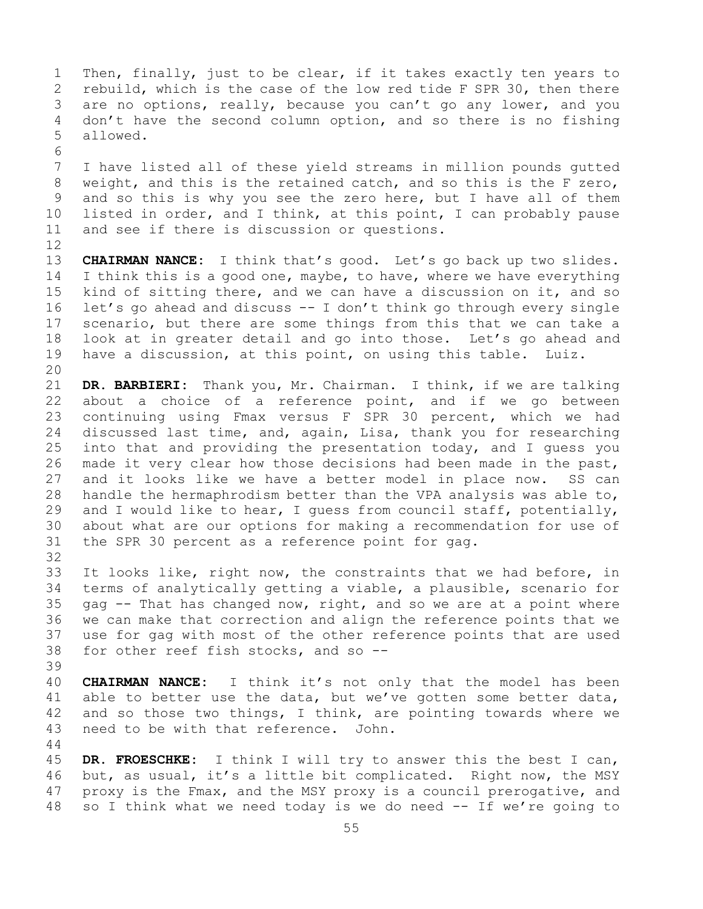Then, finally, just to be clear, if it takes exactly ten years to rebuild, which is the case of the low red tide F SPR 30, then there are no options, really, because you can't go any lower, and you don't have the second column option, and so there is no fishing allowed.

I have listed all of these yield streams in million pounds gutted weight, and this is the retained catch, and so this is the F zero, and so this is why you see the zero here, but I have all of them listed in order, and I think, at this point, I can probably pause and see if there is discussion or questions.

**CHAIRMAN NANCE:** I think that's good. Let's go back up two slides. I think this is a good one, maybe, to have, where we have everything kind of sitting there, and we can have a discussion on it, and so let's go ahead and discuss -- I don't think go through every single scenario, but there are some things from this that we can take a look at in greater detail and go into those. Let's go ahead and have a discussion, at this point, on using this table. Luiz.

**DR. BARBIERI:** Thank you, Mr. Chairman. I think, if we are talking about a choice of a reference point, and if we go between continuing using Fmax versus F SPR 30 percent, which we had discussed last time, and, again, Lisa, thank you for researching into that and providing the presentation today, and I guess you made it very clear how those decisions had been made in the past, and it looks like we have a better model in place now. SS can handle the hermaphrodism better than the VPA analysis was able to, and I would like to hear, I guess from council staff, potentially, about what are our options for making a recommendation for use of the SPR 30 percent as a reference point for gag.

It looks like, right now, the constraints that we had before, in terms of analytically getting a viable, a plausible, scenario for gag -- That has changed now, right, and so we are at a point where we can make that correction and align the reference points that we use for gag with most of the other reference points that are used for other reef fish stocks, and so --

**CHAIRMAN NANCE:** I think it's not only that the model has been able to better use the data, but we've gotten some better data, and so those two things, I think, are pointing towards where we need to be with that reference. John.

**DR. FROESCHKE:** I think I will try to answer this the best I can, but, as usual, it's a little bit complicated. Right now, the MSY proxy is the Fmax, and the MSY proxy is a council prerogative, and so I think what we need today is we do need -- If we're going to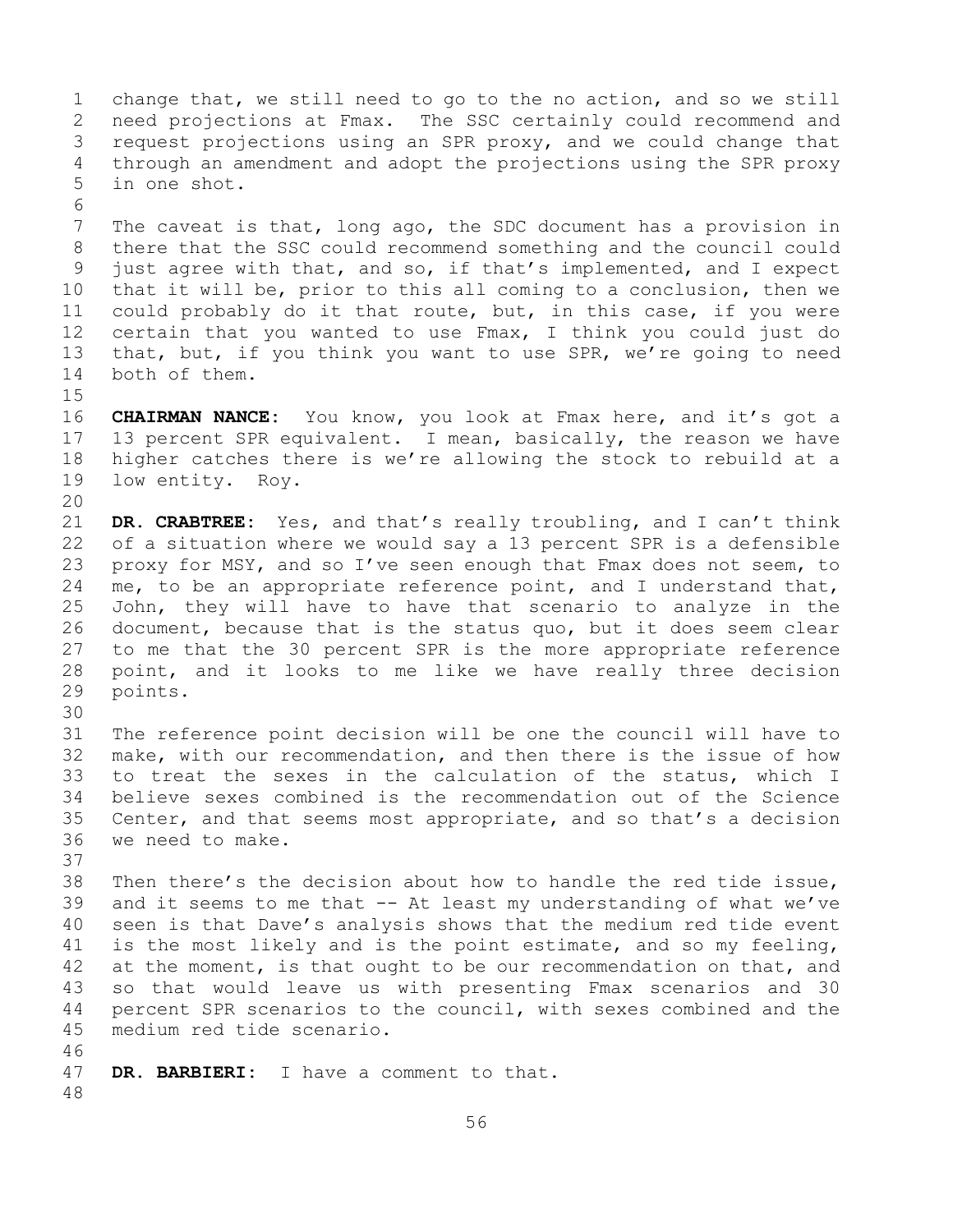change that, we still need to go to the no action, and so we still need projections at Fmax. The SSC certainly could recommend and request projections using an SPR proxy, and we could change that through an amendment and adopt the projections using the SPR proxy in one shot.

The caveat is that, long ago, the SDC document has a provision in there that the SSC could recommend something and the council could just agree with that, and so, if that's implemented, and I expect that it will be, prior to this all coming to a conclusion, then we could probably do it that route, but, in this case, if you were certain that you wanted to use Fmax, I think you could just do that, but, if you think you want to use SPR, we're going to need both of them.

**CHAIRMAN NANCE:** You know, you look at Fmax here, and it's got a 13 percent SPR equivalent. I mean, basically, the reason we have higher catches there is we're allowing the stock to rebuild at a low entity. Roy.

**DR. CRABTREE:** Yes, and that's really troubling, and I can't think of a situation where we would say a 13 percent SPR is a defensible proxy for MSY, and so I've seen enough that Fmax does not seem, to me, to be an appropriate reference point, and I understand that, John, they will have to have that scenario to analyze in the document, because that is the status quo, but it does seem clear to me that the 30 percent SPR is the more appropriate reference point, and it looks to me like we have really three decision points.

The reference point decision will be one the council will have to make, with our recommendation, and then there is the issue of how to treat the sexes in the calculation of the status, which I believe sexes combined is the recommendation out of the Science Center, and that seems most appropriate, and so that's a decision we need to make.

Then there's the decision about how to handle the red tide issue, and it seems to me that -- At least my understanding of what we've seen is that Dave's analysis shows that the medium red tide event is the most likely and is the point estimate, and so my feeling, at the moment, is that ought to be our recommendation on that, and so that would leave us with presenting Fmax scenarios and 30 percent SPR scenarios to the council, with sexes combined and the medium red tide scenario.

**DR. BARBIERI:** I have a comment to that.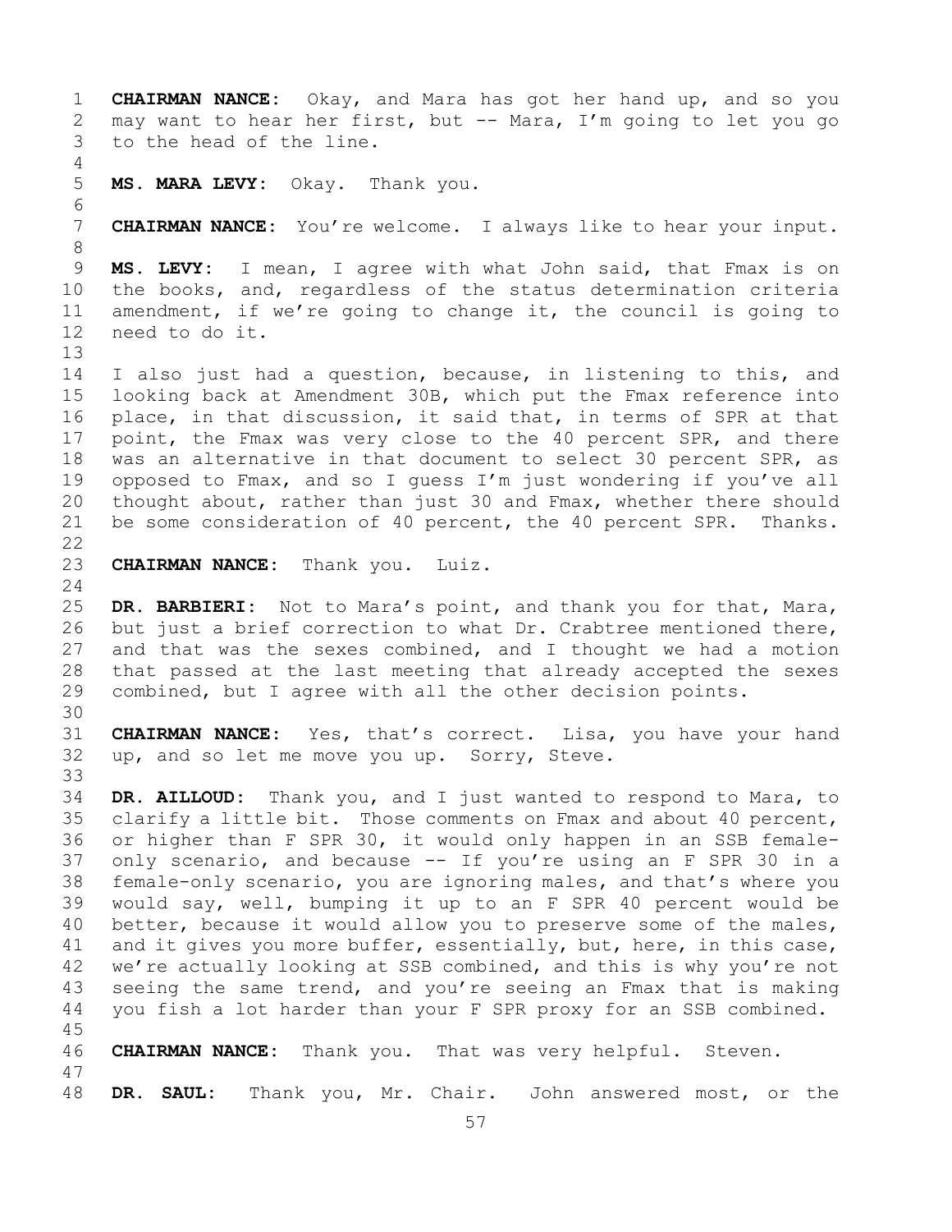**CHAIRMAN NANCE:** Okay, and Mara has got her hand up, and so you may want to hear her first, but -- Mara, I'm going to let you go to the head of the line.

**MS. MARA LEVY:** Okay. Thank you.

**CHAIRMAN NANCE:** You're welcome. I always like to hear your input.

**MS. LEVY:** I mean, I agree with what John said, that Fmax is on the books, and, regardless of the status determination criteria amendment, if we're going to change it, the council is going to need to do it.

I also just had a question, because, in listening to this, and looking back at Amendment 30B, which put the Fmax reference into place, in that discussion, it said that, in terms of SPR at that point, the Fmax was very close to the 40 percent SPR, and there was an alternative in that document to select 30 percent SPR, as opposed to Fmax, and so I guess I'm just wondering if you've all thought about, rather than just 30 and Fmax, whether there should be some consideration of 40 percent, the 40 percent SPR. Thanks.

**CHAIRMAN NANCE:** Thank you. Luiz.

**DR. BARBIERI:** Not to Mara's point, and thank you for that, Mara, but just a brief correction to what Dr. Crabtree mentioned there, and that was the sexes combined, and I thought we had a motion that passed at the last meeting that already accepted the sexes combined, but I agree with all the other decision points.

**CHAIRMAN NANCE:** Yes, that's correct. Lisa, you have your hand up, and so let me move you up. Sorry, Steve.

**DR. AILLOUD:** Thank you, and I just wanted to respond to Mara, to clarify a little bit. Those comments on Fmax and about 40 percent, or higher than F SPR 30, it would only happen in an SSB female-only scenario, and because -- If you're using an F SPR 30 in a female-only scenario, you are ignoring males, and that's where you would say, well, bumping it up to an F SPR 40 percent would be better, because it would allow you to preserve some of the males, and it gives you more buffer, essentially, but, here, in this case, we're actually looking at SSB combined, and this is why you're not seeing the same trend, and you're seeing an Fmax that is making you fish a lot harder than your F SPR proxy for an SSB combined.

**CHAIRMAN NANCE:** Thank you. That was very helpful. Steven.

**DR. SAUL:** Thank you, Mr. Chair. John answered most, or the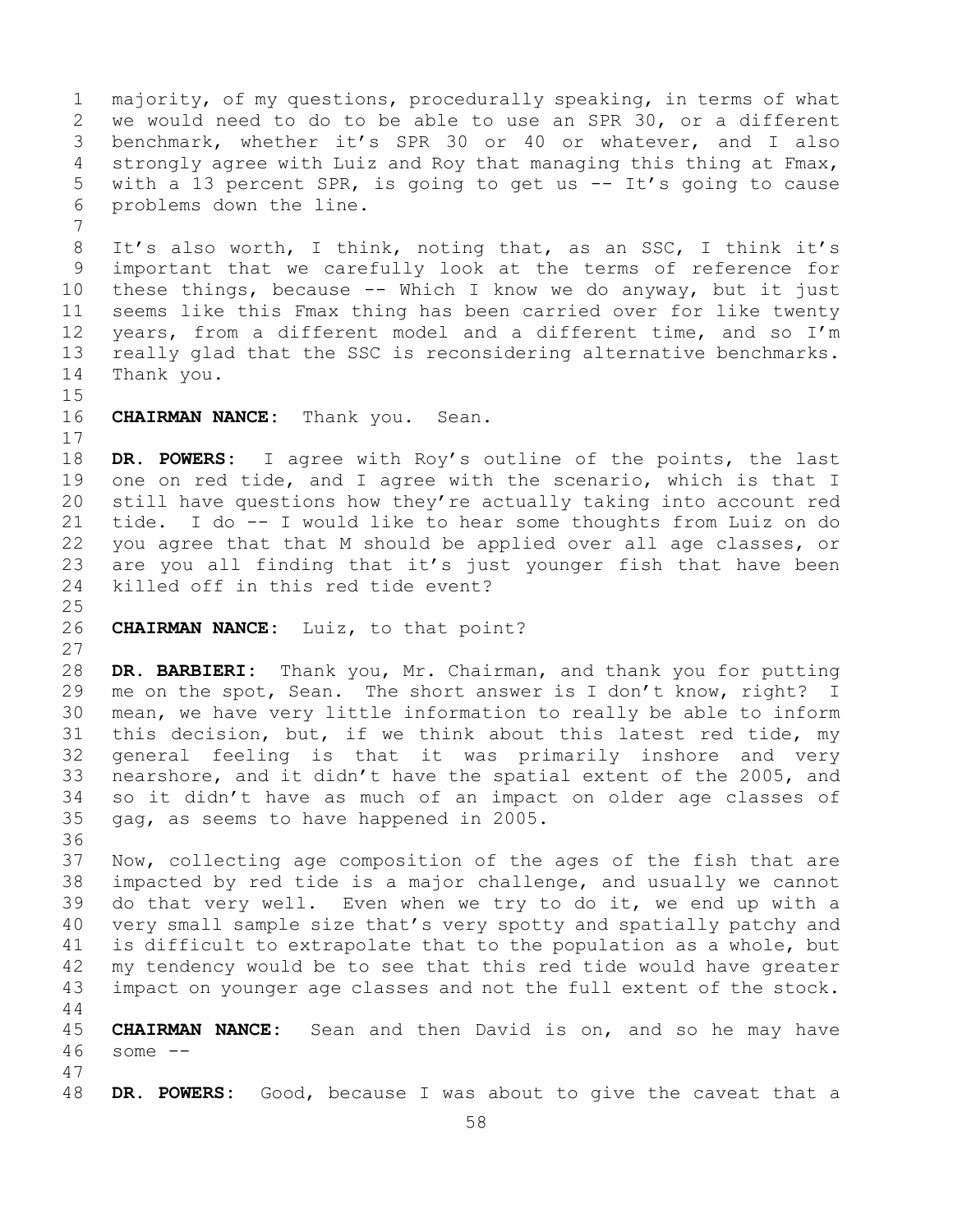majority, of my questions, procedurally speaking, in terms of what we would need to do to be able to use an SPR 30, or a different benchmark, whether it's SPR 30 or 40 or whatever, and I also strongly agree with Luiz and Roy that managing this thing at Fmax, with a 13 percent SPR, is going to get us -- It's going to cause problems down the line.

It's also worth, I think, noting that, as an SSC, I think it's important that we carefully look at the terms of reference for these things, because -- Which I know we do anyway, but it just seems like this Fmax thing has been carried over for like twenty years, from a different model and a different time, and so I'm really glad that the SSC is reconsidering alternative benchmarks. Thank you.

**CHAIRMAN NANCE:** Thank you. Sean.

**DR. POWERS:** I agree with Roy's outline of the points, the last one on red tide, and I agree with the scenario, which is that I still have questions how they're actually taking into account red tide. I do -- I would like to hear some thoughts from Luiz on do you agree that that M should be applied over all age classes, or are you all finding that it's just younger fish that have been killed off in this red tide event?

**CHAIRMAN NANCE:** Luiz, to that point?

**DR. BARBIERI:** Thank you, Mr. Chairman, and thank you for putting me on the spot, Sean. The short answer is I don't know, right? I mean, we have very little information to really be able to inform this decision, but, if we think about this latest red tide, my general feeling is that it was primarily inshore and very nearshore, and it didn't have the spatial extent of the 2005, and so it didn't have as much of an impact on older age classes of gag, as seems to have happened in 2005.

Now, collecting age composition of the ages of the fish that are impacted by red tide is a major challenge, and usually we cannot do that very well. Even when we try to do it, we end up with a very small sample size that's very spotty and spatially patchy and is difficult to extrapolate that to the population as a whole, but my tendency would be to see that this red tide would have greater impact on younger age classes and not the full extent of the stock.

**CHAIRMAN NANCE:** Sean and then David is on, and so he may have some --

**DR. POWERS:** Good, because I was about to give the caveat that a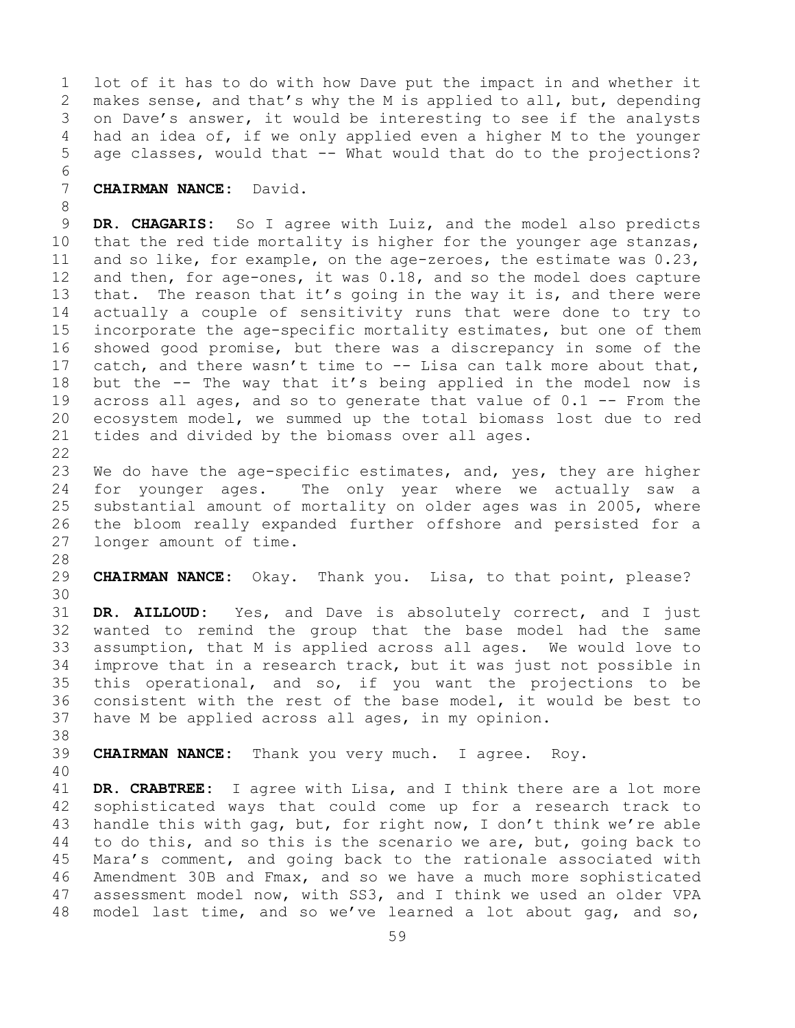lot of it has to do with how Dave put the impact in and whether it makes sense, and that's why the M is applied to all, but, depending on Dave's answer, it would be interesting to see if the analysts had an idea of, if we only applied even a higher M to the younger age classes, would that -- What would that do to the projections?

**CHAIRMAN NANCE:** David.

**DR. CHAGARIS:** So I agree with Luiz, and the model also predicts that the red tide mortality is higher for the younger age stanzas, and so like, for example, on the age-zeroes, the estimate was 0.23, and then, for age-ones, it was 0.18, and so the model does capture that. The reason that it's going in the way it is, and there were actually a couple of sensitivity runs that were done to try to incorporate the age-specific mortality estimates, but one of them showed good promise, but there was a discrepancy in some of the catch, and there wasn't time to -- Lisa can talk more about that, but the -- The way that it's being applied in the model now is across all ages, and so to generate that value of 0.1 -- From the ecosystem model, we summed up the total biomass lost due to red tides and divided by the biomass over all ages.

We do have the age-specific estimates, and, yes, they are higher for younger ages. The only year where we actually saw a substantial amount of mortality on older ages was in 2005, where the bloom really expanded further offshore and persisted for a longer amount of time.

**CHAIRMAN NANCE:** Okay. Thank you. Lisa, to that point, please?

**DR. AILLOUD:** Yes, and Dave is absolutely correct, and I just wanted to remind the group that the base model had the same assumption, that M is applied across all ages. We would love to improve that in a research track, but it was just not possible in this operational, and so, if you want the projections to be consistent with the rest of the base model, it would be best to have M be applied across all ages, in my opinion.

**CHAIRMAN NANCE:** Thank you very much. I agree. Roy.

**DR. CRABTREE:** I agree with Lisa, and I think there are a lot more sophisticated ways that could come up for a research track to handle this with gag, but, for right now, I don't think we're able to do this, and so this is the scenario we are, but, going back to Mara's comment, and going back to the rationale associated with Amendment 30B and Fmax, and so we have a much more sophisticated assessment model now, with SS3, and I think we used an older VPA model last time, and so we've learned a lot about gag, and so,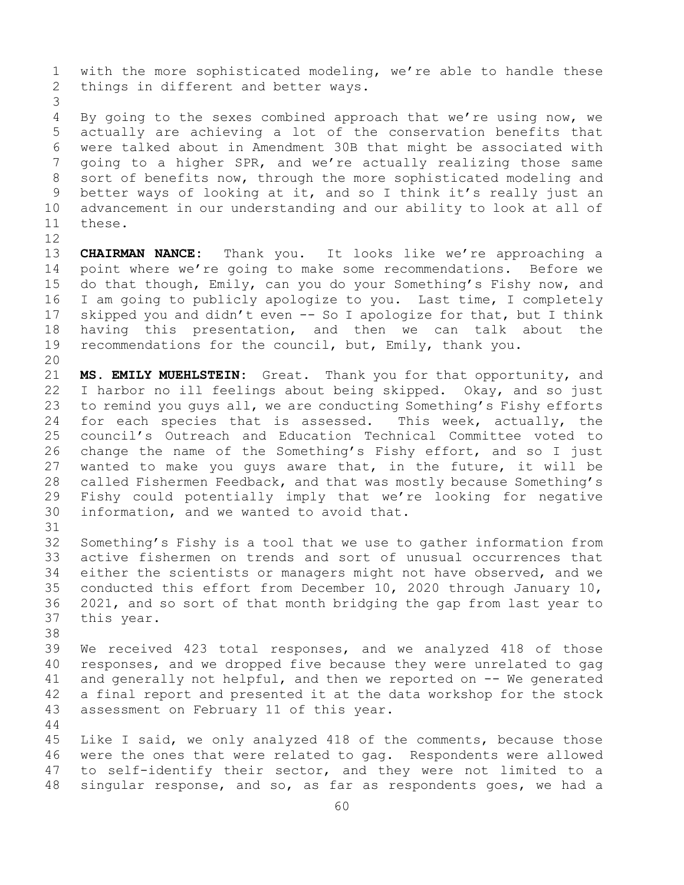with the more sophisticated modeling, we're able to handle these things in different and better ways.

By going to the sexes combined approach that we're using now, we actually are achieving a lot of the conservation benefits that were talked about in Amendment 30B that might be associated with going to a higher SPR, and we're actually realizing those same sort of benefits now, through the more sophisticated modeling and better ways of looking at it, and so I think it's really just an advancement in our understanding and our ability to look at all of these.

**CHAIRMAN NANCE:** Thank you. It looks like we're approaching a point where we're going to make some recommendations. Before we do that though, Emily, can you do your Something's Fishy now, and I am going to publicly apologize to you. Last time, I completely skipped you and didn't even -- So I apologize for that, but I think having this presentation, and then we can talk about the recommendations for the council, but, Emily, thank you.

**MS. EMILY MUEHLSTEIN:** Great. Thank you for that opportunity, and I harbor no ill feelings about being skipped. Okay, and so just to remind you guys all, we are conducting Something's Fishy efforts for each species that is assessed. This week, actually, the council's Outreach and Education Technical Committee voted to change the name of the Something's Fishy effort, and so I just wanted to make you guys aware that, in the future, it will be called Fishermen Feedback, and that was mostly because Something's Fishy could potentially imply that we're looking for negative information, and we wanted to avoid that.

Something's Fishy is a tool that we use to gather information from active fishermen on trends and sort of unusual occurrences that either the scientists or managers might not have observed, and we conducted this effort from December 10, 2020 through January 10, 2021, and so sort of that month bridging the gap from last year to this year.

We received 423 total responses, and we analyzed 418 of those responses, and we dropped five because they were unrelated to gag and generally not helpful, and then we reported on -- We generated a final report and presented it at the data workshop for the stock assessment on February 11 of this year.

Like I said, we only analyzed 418 of the comments, because those were the ones that were related to gag. Respondents were allowed to self-identify their sector, and they were not limited to a singular response, and so, as far as respondents goes, we had a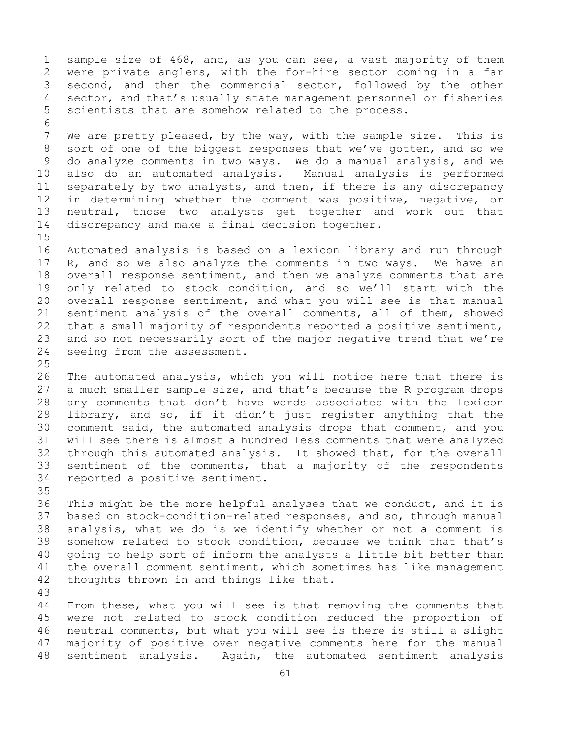sample size of 468, and, as you can see, a vast majority of them were private anglers, with the for-hire sector coming in a far second, and then the commercial sector, followed by the other sector, and that's usually state management personnel or fisheries scientists that are somehow related to the process.

We are pretty pleased, by the way, with the sample size. This is sort of one of the biggest responses that we've gotten, and so we do analyze comments in two ways. We do a manual analysis, and we also do an automated analysis. Manual analysis is performed separately by two analysts, and then, if there is any discrepancy in determining whether the comment was positive, negative, or neutral, those two analysts get together and work out that discrepancy and make a final decision together.

Automated analysis is based on a lexicon library and run through R, and so we also analyze the comments in two ways. We have an overall response sentiment, and then we analyze comments that are only related to stock condition, and so we'll start with the overall response sentiment, and what you will see is that manual sentiment analysis of the overall comments, all of them, showed that a small majority of respondents reported a positive sentiment, and so not necessarily sort of the major negative trend that we're seeing from the assessment.

The automated analysis, which you will notice here that there is a much smaller sample size, and that's because the R program drops any comments that don't have words associated with the lexicon library, and so, if it didn't just register anything that the comment said, the automated analysis drops that comment, and you will see there is almost a hundred less comments that were analyzed through this automated analysis. It showed that, for the overall sentiment of the comments, that a majority of the respondents reported a positive sentiment.

This might be the more helpful analyses that we conduct, and it is based on stock-condition-related responses, and so, through manual analysis, what we do is we identify whether or not a comment is somehow related to stock condition, because we think that that's going to help sort of inform the analysts a little bit better than the overall comment sentiment, which sometimes has like management thoughts thrown in and things like that.

From these, what you will see is that removing the comments that were not related to stock condition reduced the proportion of neutral comments, but what you will see is there is still a slight majority of positive over negative comments here for the manual sentiment analysis. Again, the automated sentiment analysis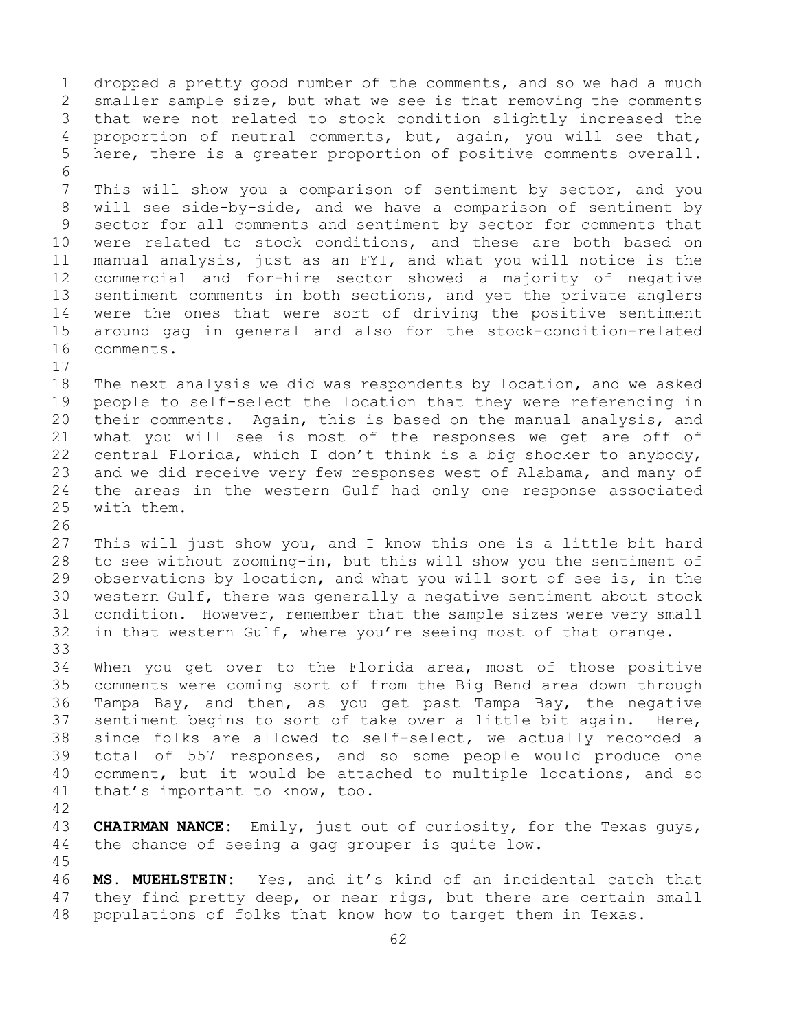dropped a pretty good number of the comments, and so we had a much smaller sample size, but what we see is that removing the comments that were not related to stock condition slightly increased the proportion of neutral comments, but, again, you will see that, here, there is a greater proportion of positive comments overall.

This will show you a comparison of sentiment by sector, and you will see side-by-side, and we have a comparison of sentiment by sector for all comments and sentiment by sector for comments that were related to stock conditions, and these are both based on manual analysis, just as an FYI, and what you will notice is the commercial and for-hire sector showed a majority of negative sentiment comments in both sections, and yet the private anglers were the ones that were sort of driving the positive sentiment around gag in general and also for the stock-condition-related comments.

The next analysis we did was respondents by location, and we asked people to self-select the location that they were referencing in their comments. Again, this is based on the manual analysis, and what you will see is most of the responses we get are off of central Florida, which I don't think is a big shocker to anybody, and we did receive very few responses west of Alabama, and many of the areas in the western Gulf had only one response associated with them.

This will just show you, and I know this one is a little bit hard to see without zooming-in, but this will show you the sentiment of observations by location, and what you will sort of see is, in the western Gulf, there was generally a negative sentiment about stock condition. However, remember that the sample sizes were very small in that western Gulf, where you're seeing most of that orange.

When you get over to the Florida area, most of those positive comments were coming sort of from the Big Bend area down through Tampa Bay, and then, as you get past Tampa Bay, the negative sentiment begins to sort of take over a little bit again. Here, since folks are allowed to self-select, we actually recorded a total of 557 responses, and so some people would produce one comment, but it would be attached to multiple locations, and so that's important to know, too.

**CHAIRMAN NANCE:** Emily, just out of curiosity, for the Texas guys, the chance of seeing a gag grouper is quite low.

**MS. MUEHLSTEIN:** Yes, and it's kind of an incidental catch that they find pretty deep, or near rigs, but there are certain small populations of folks that know how to target them in Texas.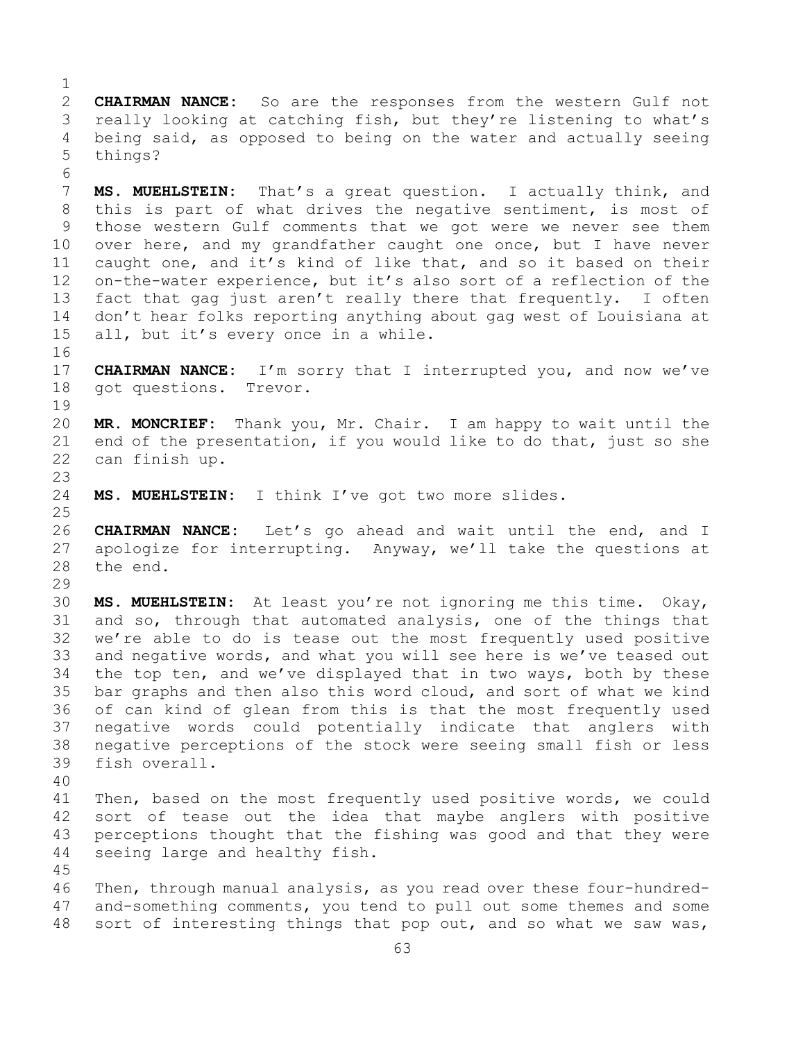**CHAIRMAN NANCE:** So are the responses from the western Gulf not really looking at catching fish, but they're listening to what's being said, as opposed to being on the water and actually seeing things?

**MS. MUEHLSTEIN:** That's a great question. I actually think, and this is part of what drives the negative sentiment, is most of those western Gulf comments that we got were we never see them over here, and my grandfather caught one once, but I have never caught one, and it's kind of like that, and so it based on their on-the-water experience, but it's also sort of a reflection of the fact that gag just aren't really there that frequently. I often don't hear folks reporting anything about gag west of Louisiana at all, but it's every once in a while.

**CHAIRMAN NANCE:** I'm sorry that I interrupted you, and now we've got questions. Trevor.

**MR. MONCRIEF:** Thank you, Mr. Chair. I am happy to wait until the end of the presentation, if you would like to do that, just so she can finish up.

**MS. MUEHLSTEIN:** I think I've got two more slides.

**CHAIRMAN NANCE:** Let's go ahead and wait until the end, and I apologize for interrupting. Anyway, we'll take the questions at the end.

**MS. MUEHLSTEIN:** At least you're not ignoring me this time. Okay, and so, through that automated analysis, one of the things that we're able to do is tease out the most frequently used positive and negative words, and what you will see here is we've teased out the top ten, and we've displayed that in two ways, both by these bar graphs and then also this word cloud, and sort of what we kind of can kind of glean from this is that the most frequently used negative words could potentially indicate that anglers with negative perceptions of the stock were seeing small fish or less fish overall.

Then, based on the most frequently used positive words, we could sort of tease out the idea that maybe anglers with positive perceptions thought that the fishing was good and that they were seeing large and healthy fish.

Then, through manual analysis, as you read over these four-hundred-and-something comments, you tend to pull out some themes and some sort of interesting things that pop out, and so what we saw was,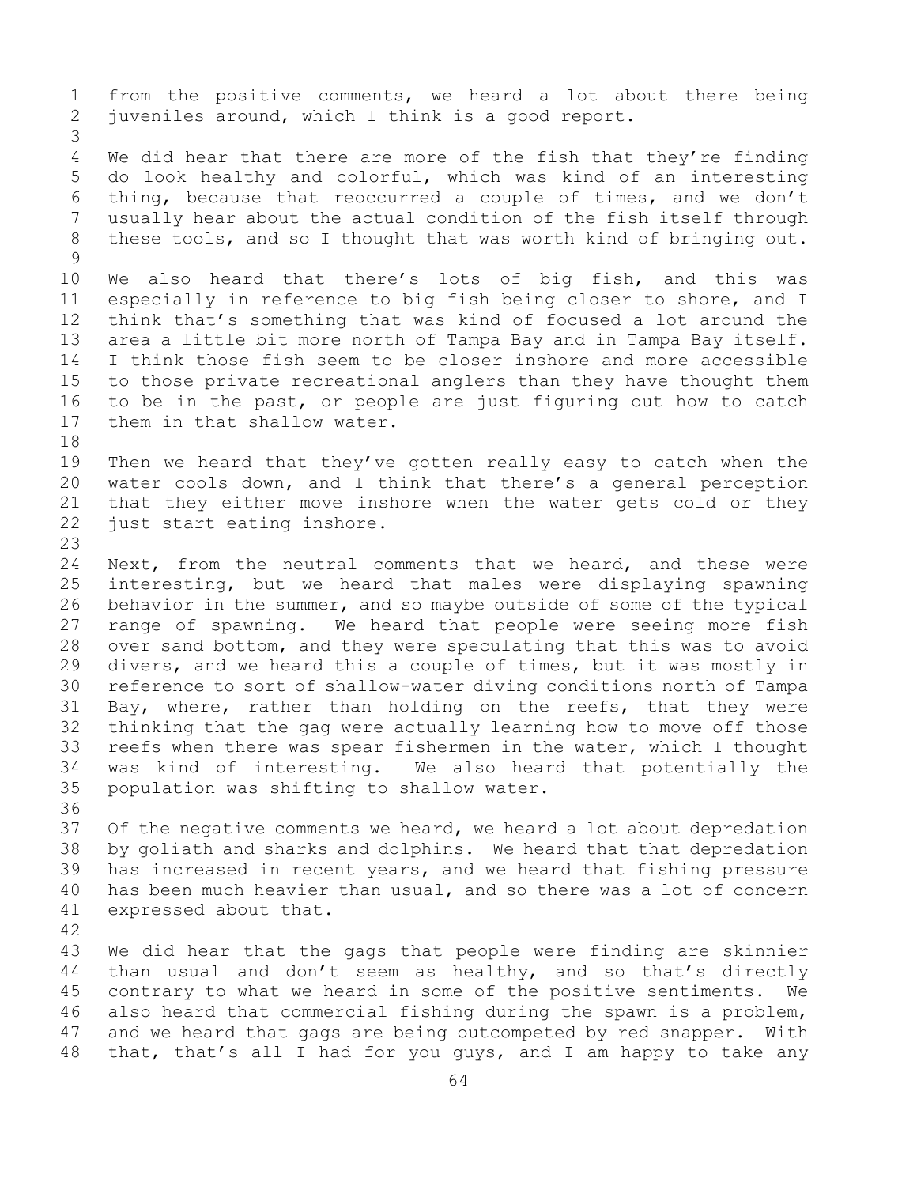from the positive comments, we heard a lot about there being juveniles around, which I think is a good report.

We did hear that there are more of the fish that they're finding do look healthy and colorful, which was kind of an interesting thing, because that reoccurred a couple of times, and we don't usually hear about the actual condition of the fish itself through these tools, and so I thought that was worth kind of bringing out.

We also heard that there's lots of big fish, and this was especially in reference to big fish being closer to shore, and I think that's something that was kind of focused a lot around the area a little bit more north of Tampa Bay and in Tampa Bay itself. I think those fish seem to be closer inshore and more accessible to those private recreational anglers than they have thought them to be in the past, or people are just figuring out how to catch them in that shallow water.

Then we heard that they've gotten really easy to catch when the water cools down, and I think that there's a general perception that they either move inshore when the water gets cold or they just start eating inshore.

Next, from the neutral comments that we heard, and these were interesting, but we heard that males were displaying spawning behavior in the summer, and so maybe outside of some of the typical range of spawning. We heard that people were seeing more fish over sand bottom, and they were speculating that this was to avoid divers, and we heard this a couple of times, but it was mostly in reference to sort of shallow-water diving conditions north of Tampa Bay, where, rather than holding on the reefs, that they were thinking that the gag were actually learning how to move off those reefs when there was spear fishermen in the water, which I thought was kind of interesting. We also heard that potentially the population was shifting to shallow water.

Of the negative comments we heard, we heard a lot about depredation by goliath and sharks and dolphins. We heard that that depredation has increased in recent years, and we heard that fishing pressure has been much heavier than usual, and so there was a lot of concern expressed about that.

We did hear that the gags that people were finding are skinnier than usual and don't seem as healthy, and so that's directly contrary to what we heard in some of the positive sentiments. We also heard that commercial fishing during the spawn is a problem, and we heard that gags are being outcompeted by red snapper. With that, that's all I had for you guys, and I am happy to take any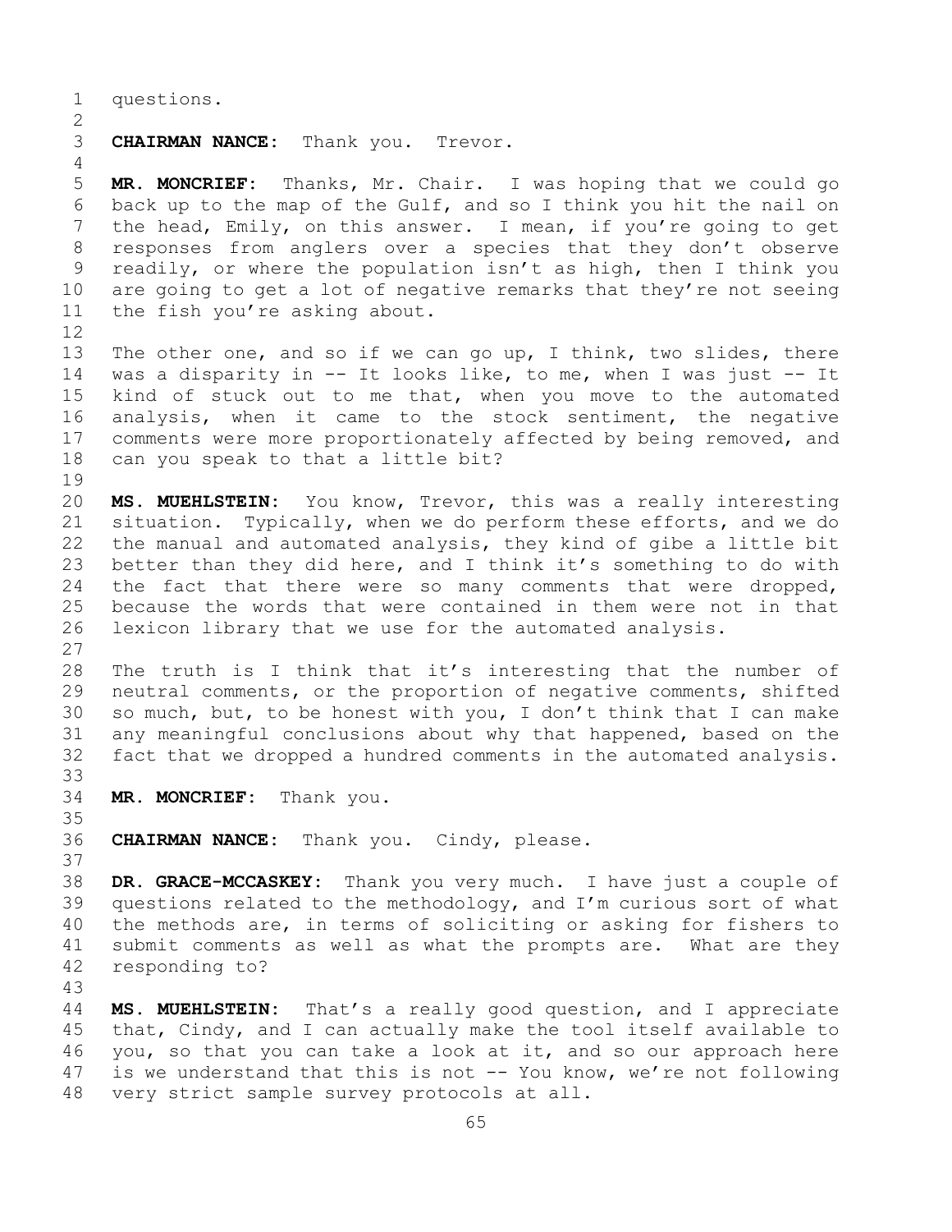questions.

**CHAIRMAN NANCE:** Thank you. Trevor.

**MR. MONCRIEF:** Thanks, Mr. Chair. I was hoping that we could go back up to the map of the Gulf, and so I think you hit the nail on the head, Emily, on this answer. I mean, if you're going to get responses from anglers over a species that they don't observe readily, or where the population isn't as high, then I think you are going to get a lot of negative remarks that they're not seeing the fish you're asking about.

The other one, and so if we can go up, I think, two slides, there was a disparity in -- It looks like, to me, when I was just -- It kind of stuck out to me that, when you move to the automated analysis, when it came to the stock sentiment, the negative comments were more proportionately affected by being removed, and can you speak to that a little bit?

**MS. MUEHLSTEIN:** You know, Trevor, this was a really interesting situation. Typically, when we do perform these efforts, and we do the manual and automated analysis, they kind of gibe a little bit better than they did here, and I think it's something to do with the fact that there were so many comments that were dropped, because the words that were contained in them were not in that lexicon library that we use for the automated analysis.

The truth is I think that it's interesting that the number of neutral comments, or the proportion of negative comments, shifted so much, but, to be honest with you, I don't think that I can make any meaningful conclusions about why that happened, based on the fact that we dropped a hundred comments in the automated analysis.

**MR. MONCRIEF:** Thank you.

**CHAIRMAN NANCE:** Thank you. Cindy, please.

**DR. GRACE-MCCASKEY:** Thank you very much. I have just a couple of questions related to the methodology, and I'm curious sort of what the methods are, in terms of soliciting or asking for fishers to submit comments as well as what the prompts are. What are they responding to?

**MS. MUEHLSTEIN:** That's a really good question, and I appreciate that, Cindy, and I can actually make the tool itself available to you, so that you can take a look at it, and so our approach here is we understand that this is not -- You know, we're not following very strict sample survey protocols at all.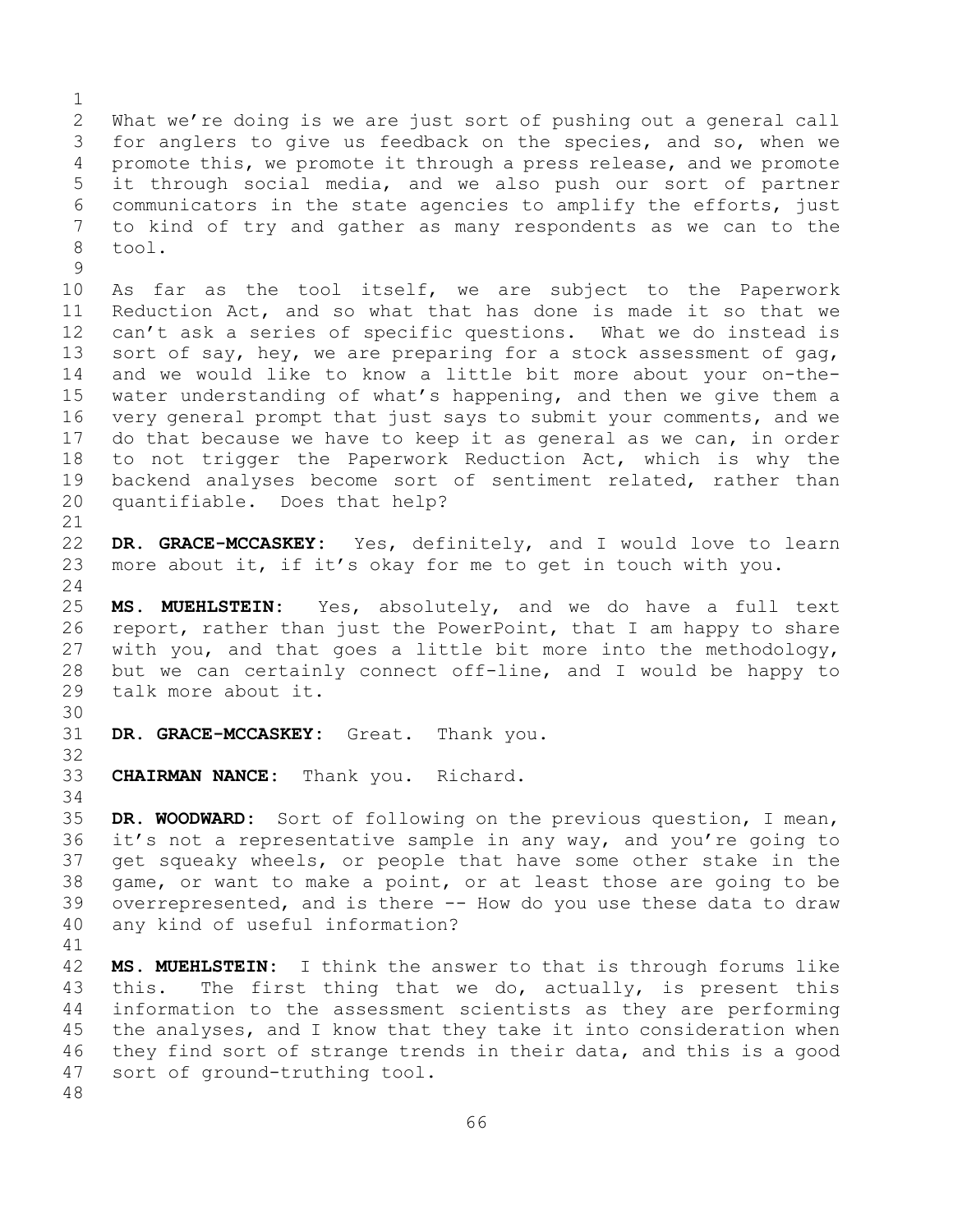What we're doing is we are just sort of pushing out a general call for anglers to give us feedback on the species, and so, when we promote this, we promote it through a press release, and we promote it through social media, and we also push our sort of partner communicators in the state agencies to amplify the efforts, just to kind of try and gather as many respondents as we can to the tool.

As far as the tool itself, we are subject to the Paperwork Reduction Act, and so what that has done is made it so that we can't ask a series of specific questions. What we do instead is sort of say, hey, we are preparing for a stock assessment of gag, and we would like to know a little bit more about your on-the-water understanding of what's happening, and then we give them a very general prompt that just says to submit your comments, and we do that because we have to keep it as general as we can, in order to not trigger the Paperwork Reduction Act, which is why the backend analyses become sort of sentiment related, rather than quantifiable. Does that help?

**DR. GRACE-MCCASKEY:** Yes, definitely, and I would love to learn more about it, if it's okay for me to get in touch with you.

**MS. MUEHLSTEIN:** Yes, absolutely, and we do have a full text report, rather than just the PowerPoint, that I am happy to share with you, and that goes a little bit more into the methodology, but we can certainly connect off-line, and I would be happy to talk more about it.

**DR. GRACE-MCCASKEY:** Great. Thank you.

**CHAIRMAN NANCE:** Thank you. Richard.

**DR. WOODWARD:** Sort of following on the previous question, I mean, it's not a representative sample in any way, and you're going to get squeaky wheels, or people that have some other stake in the game, or want to make a point, or at least those are going to be overrepresented, and is there -- How do you use these data to draw any kind of useful information?

**MS. MUEHLSTEIN:** I think the answer to that is through forums like this. The first thing that we do, actually, is present this information to the assessment scientists as they are performing the analyses, and I know that they take it into consideration when they find sort of strange trends in their data, and this is a good sort of ground-truthing tool.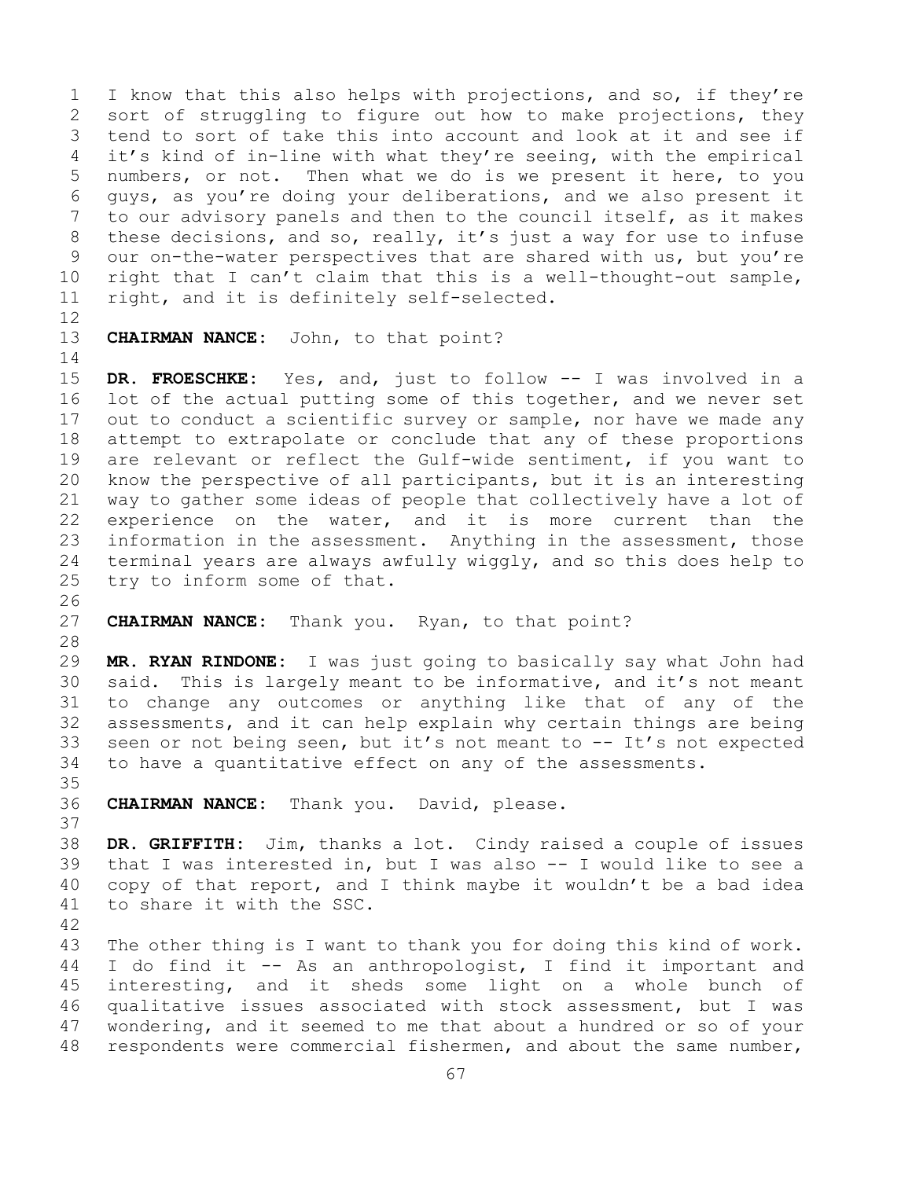I know that this also helps with projections, and so, if they're sort of struggling to figure out how to make projections, they tend to sort of take this into account and look at it and see if it's kind of in-line with what they're seeing, with the empirical numbers, or not. Then what we do is we present it here, to you guys, as you're doing your deliberations, and we also present it to our advisory panels and then to the council itself, as it makes these decisions, and so, really, it's just a way for use to infuse our on-the-water perspectives that are shared with us, but you're right that I can't claim that this is a well-thought-out sample, right, and it is definitely self-selected.

**CHAIRMAN NANCE:** John, to that point?

**DR. FROESCHKE:** Yes, and, just to follow -- I was involved in a lot of the actual putting some of this together, and we never set out to conduct a scientific survey or sample, nor have we made any attempt to extrapolate or conclude that any of these proportions are relevant or reflect the Gulf-wide sentiment, if you want to know the perspective of all participants, but it is an interesting way to gather some ideas of people that collectively have a lot of experience on the water, and it is more current than the information in the assessment. Anything in the assessment, those terminal years are always awfully wiggly, and so this does help to try to inform some of that.

**CHAIRMAN NANCE:** Thank you. Ryan, to that point?

**MR. RYAN RINDONE:** I was just going to basically say what John had said. This is largely meant to be informative, and it's not meant to change any outcomes or anything like that of any of the assessments, and it can help explain why certain things are being seen or not being seen, but it's not meant to -- It's not expected to have a quantitative effect on any of the assessments.

**CHAIRMAN NANCE:** Thank you. David, please.

**DR. GRIFFITH:** Jim, thanks a lot. Cindy raised a couple of issues that I was interested in, but I was also -- I would like to see a copy of that report, and I think maybe it wouldn't be a bad idea to share it with the SSC.

The other thing is I want to thank you for doing this kind of work. I do find it -- As an anthropologist, I find it important and interesting, and it sheds some light on a whole bunch of qualitative issues associated with stock assessment, but I was wondering, and it seemed to me that about a hundred or so of your respondents were commercial fishermen, and about the same number,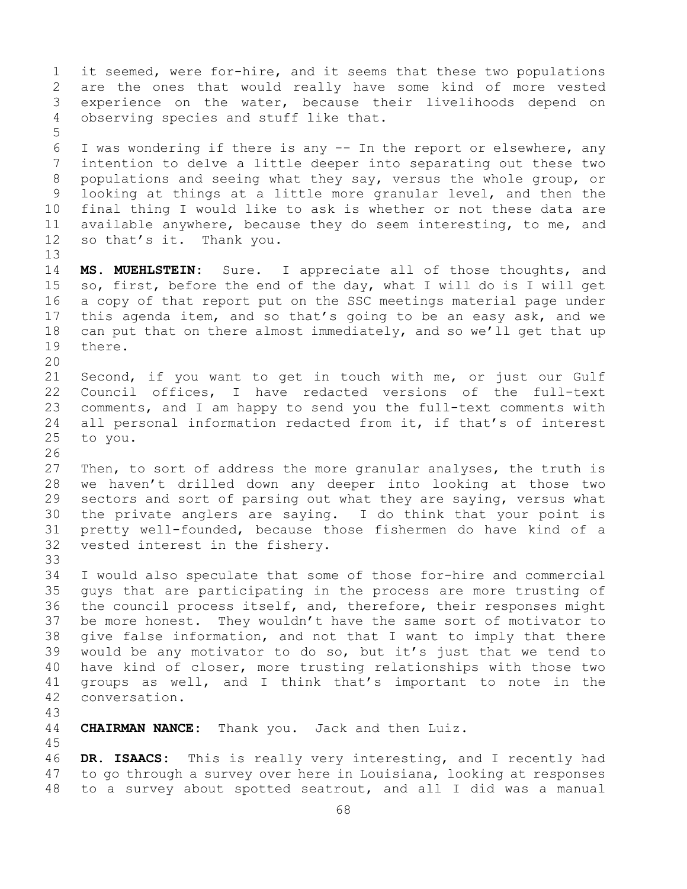it seemed, were for-hire, and it seems that these two populations are the ones that would really have some kind of more vested experience on the water, because their livelihoods depend on observing species and stuff like that.

I was wondering if there is any -- In the report or elsewhere, any intention to delve a little deeper into separating out these two populations and seeing what they say, versus the whole group, or looking at things at a little more granular level, and then the final thing I would like to ask is whether or not these data are available anywhere, because they do seem interesting, to me, and so that's it. Thank you.

**MS. MUEHLSTEIN:** Sure. I appreciate all of those thoughts, and so, first, before the end of the day, what I will do is I will get a copy of that report put on the SSC meetings material page under this agenda item, and so that's going to be an easy ask, and we can put that on there almost immediately, and so we'll get that up there.

Second, if you want to get in touch with me, or just our Gulf Council offices, I have redacted versions of the full-text comments, and I am happy to send you the full-text comments with all personal information redacted from it, if that's of interest to you.

Then, to sort of address the more granular analyses, the truth is we haven't drilled down any deeper into looking at those two sectors and sort of parsing out what they are saying, versus what the private anglers are saying. I do think that your point is pretty well-founded, because those fishermen do have kind of a vested interest in the fishery.

I would also speculate that some of those for-hire and commercial guys that are participating in the process are more trusting of the council process itself, and, therefore, their responses might be more honest. They wouldn't have the same sort of motivator to give false information, and not that I want to imply that there would be any motivator to do so, but it's just that we tend to have kind of closer, more trusting relationships with those two groups as well, and I think that's important to note in the conversation.

**CHAIRMAN NANCE:** Thank you. Jack and then Luiz.

**DR. ISAACS:** This is really very interesting, and I recently had to go through a survey over here in Louisiana, looking at responses to a survey about spotted seatrout, and all I did was a manual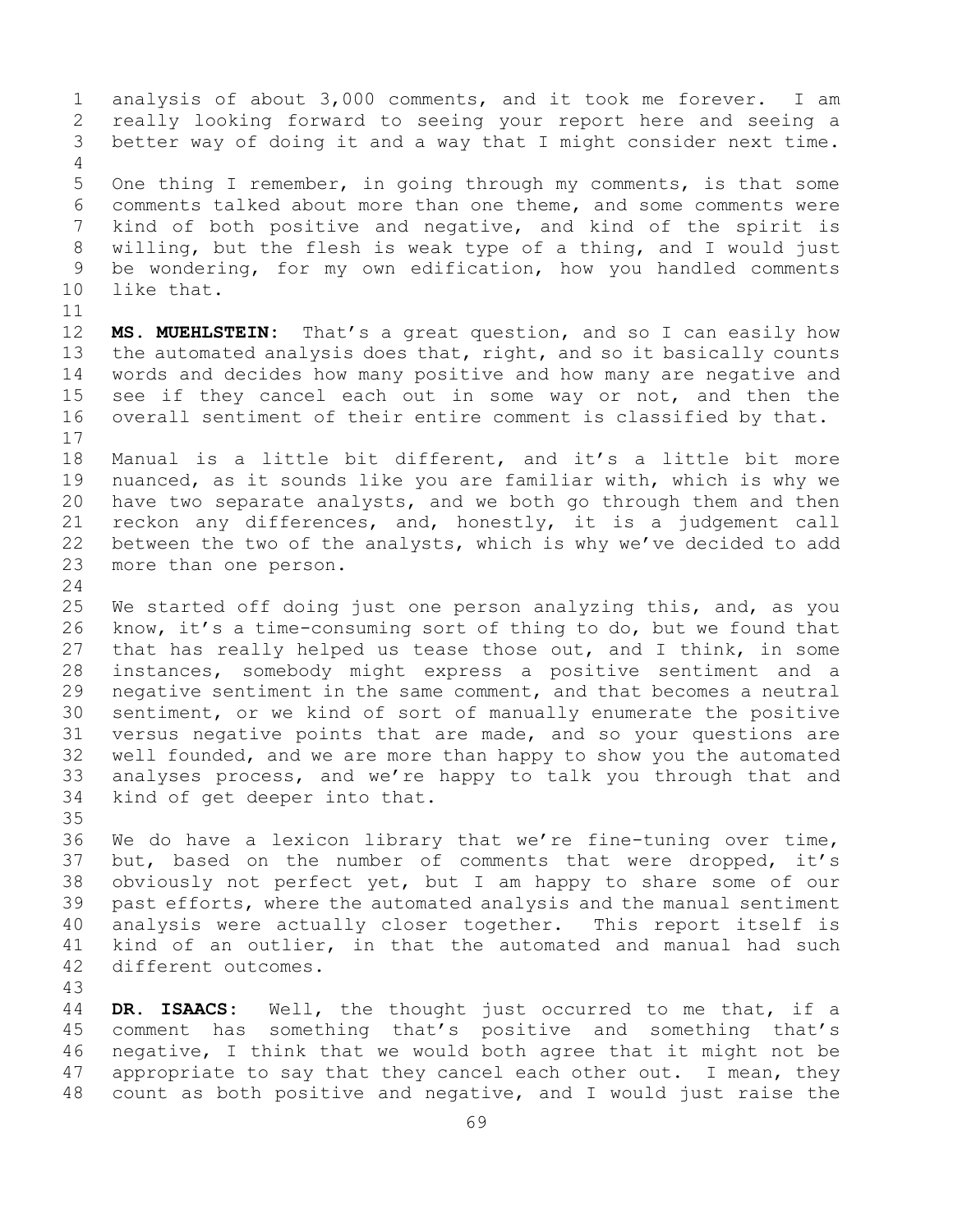analysis of about 3,000 comments, and it took me forever. I am really looking forward to seeing your report here and seeing a better way of doing it and a way that I might consider next time.

One thing I remember, in going through my comments, is that some comments talked about more than one theme, and some comments were kind of both positive and negative, and kind of the spirit is willing, but the flesh is weak type of a thing, and I would just be wondering, for my own edification, how you handled comments like that.

**MS. MUEHLSTEIN:** That's a great question, and so I can easily how the automated analysis does that, right, and so it basically counts words and decides how many positive and how many are negative and see if they cancel each out in some way or not, and then the overall sentiment of their entire comment is classified by that.

Manual is a little bit different, and it's a little bit more nuanced, as it sounds like you are familiar with, which is why we have two separate analysts, and we both go through them and then reckon any differences, and, honestly, it is a judgement call between the two of the analysts, which is why we've decided to add more than one person.

We started off doing just one person analyzing this, and, as you know, it's a time-consuming sort of thing to do, but we found that that has really helped us tease those out, and I think, in some instances, somebody might express a positive sentiment and a negative sentiment in the same comment, and that becomes a neutral sentiment, or we kind of sort of manually enumerate the positive versus negative points that are made, and so your questions are well founded, and we are more than happy to show you the automated analyses process, and we're happy to talk you through that and kind of get deeper into that.

We do have a lexicon library that we're fine-tuning over time, but, based on the number of comments that were dropped, it's obviously not perfect yet, but I am happy to share some of our past efforts, where the automated analysis and the manual sentiment analysis were actually closer together. This report itself is kind of an outlier, in that the automated and manual had such different outcomes.

**DR. ISAACS:** Well, the thought just occurred to me that, if a comment has something that's positive and something that's negative, I think that we would both agree that it might not be appropriate to say that they cancel each other out. I mean, they count as both positive and negative, and I would just raise the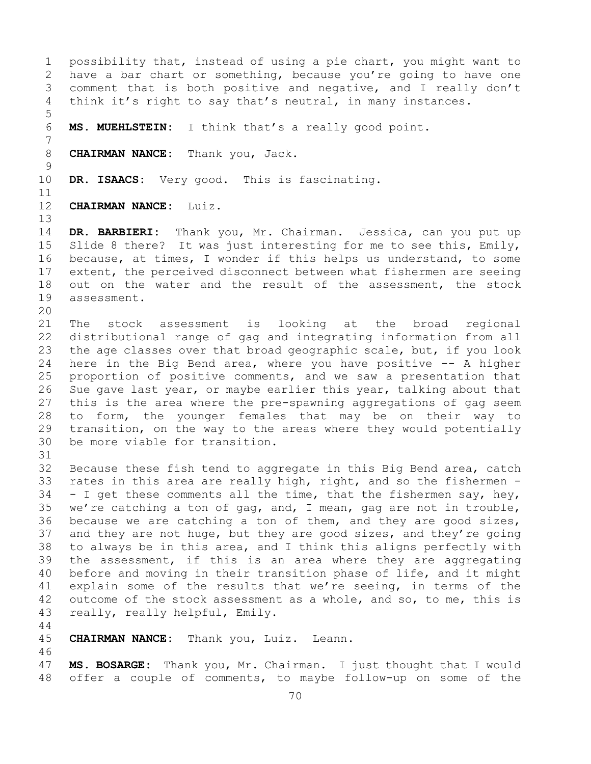possibility that, instead of using a pie chart, you might want to have a bar chart or something, because you're going to have one comment that is both positive and negative, and I really don't think it's right to say that's neutral, in many instances.

**MS. MUEHLSTEIN:** I think that's a really good point.

**CHAIRMAN NANCE:** Thank you, Jack.

**DR. ISAACS:** Very good. This is fascinating.

**CHAIRMAN NANCE:** Luiz.

**DR. BARBIERI:** Thank you, Mr. Chairman. Jessica, can you put up Slide 8 there? It was just interesting for me to see this, Emily, because, at times, I wonder if this helps us understand, to some extent, the perceived disconnect between what fishermen are seeing out on the water and the result of the assessment, the stock assessment.

The stock assessment is looking at the broad regional distributional range of gag and integrating information from all the age classes over that broad geographic scale, but, if you look here in the Big Bend area, where you have positive -- A higher proportion of positive comments, and we saw a presentation that Sue gave last year, or maybe earlier this year, talking about that this is the area where the pre-spawning aggregations of gag seem to form, the younger females that may be on their way to transition, on the way to the areas where they would potentially be more viable for transition.

Because these fish tend to aggregate in this Big Bend area, catch rates in this area are really high, right, and so the fishermen -- I get these comments all the time, that the fishermen say, hey, we're catching a ton of gag, and, I mean, gag are not in trouble, because we are catching a ton of them, and they are good sizes, and they are not huge, but they are good sizes, and they're going to always be in this area, and I think this aligns perfectly with the assessment, if this is an area where they are aggregating before and moving in their transition phase of life, and it might explain some of the results that we're seeing, in terms of the outcome of the stock assessment as a whole, and so, to me, this is really, really helpful, Emily.

**CHAIRMAN NANCE:** Thank you, Luiz. Leann.

**MS. BOSARGE:** Thank you, Mr. Chairman. I just thought that I would offer a couple of comments, to maybe follow-up on some of the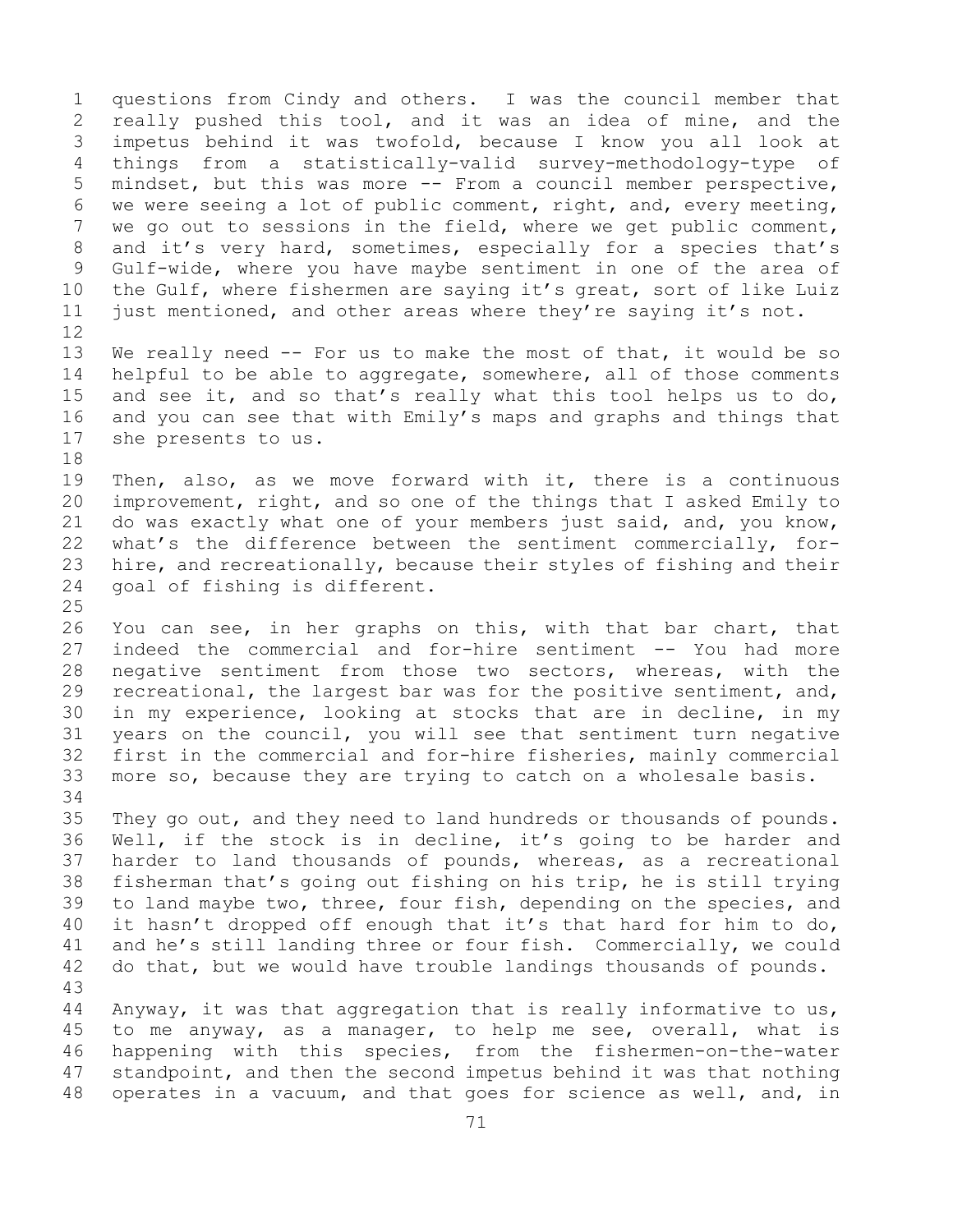questions from Cindy and others. I was the council member that really pushed this tool, and it was an idea of mine, and the impetus behind it was twofold, because I know you all look at things from a statistically-valid survey-methodology-type of mindset, but this was more -- From a council member perspective, we were seeing a lot of public comment, right, and, every meeting, we go out to sessions in the field, where we get public comment, and it's very hard, sometimes, especially for a species that's Gulf-wide, where you have maybe sentiment in one of the area of the Gulf, where fishermen are saying it's great, sort of like Luiz just mentioned, and other areas where they're saying it's not.

We really need -- For us to make the most of that, it would be so helpful to be able to aggregate, somewhere, all of those comments and see it, and so that's really what this tool helps us to do, and you can see that with Emily's maps and graphs and things that she presents to us.

Then, also, as we move forward with it, there is a continuous improvement, right, and so one of the things that I asked Emily to do was exactly what one of your members just said, and, you know, what's the difference between the sentiment commercially, for-hire, and recreationally, because their styles of fishing and their goal of fishing is different.

You can see, in her graphs on this, with that bar chart, that indeed the commercial and for-hire sentiment -- You had more negative sentiment from those two sectors, whereas, with the recreational, the largest bar was for the positive sentiment, and, in my experience, looking at stocks that are in decline, in my years on the council, you will see that sentiment turn negative first in the commercial and for-hire fisheries, mainly commercial more so, because they are trying to catch on a wholesale basis.

They go out, and they need to land hundreds or thousands of pounds. Well, if the stock is in decline, it's going to be harder and harder to land thousands of pounds, whereas, as a recreational fisherman that's going out fishing on his trip, he is still trying to land maybe two, three, four fish, depending on the species, and it hasn't dropped off enough that it's that hard for him to do, and he's still landing three or four fish. Commercially, we could do that, but we would have trouble landings thousands of pounds.

Anyway, it was that aggregation that is really informative to us, to me anyway, as a manager, to help me see, overall, what is happening with this species, from the fishermen-on-the-water standpoint, and then the second impetus behind it was that nothing operates in a vacuum, and that goes for science as well, and, in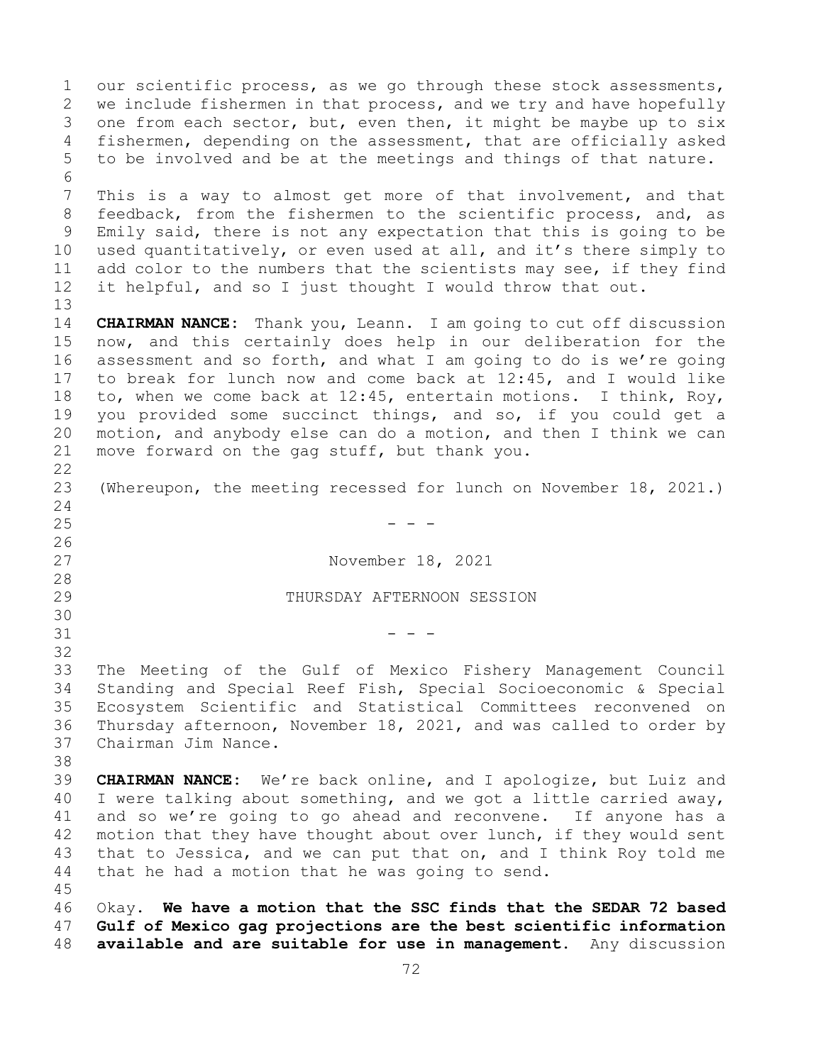our scientific process, as we go through these stock assessments, we include fishermen in that process, and we try and have hopefully one from each sector, but, even then, it might be maybe up to six fishermen, depending on the assessment, that are officially asked to be involved and be at the meetings and things of that nature.

This is a way to almost get more of that involvement, and that feedback, from the fishermen to the scientific process, and, as Emily said, there is not any expectation that this is going to be used quantitatively, or even used at all, and it's there simply to add color to the numbers that the scientists may see, if they find it helpful, and so I just thought I would throw that out.

**CHAIRMAN NANCE:** Thank you, Leann. I am going to cut off discussion now, and this certainly does help in our deliberation for the assessment and so forth, and what I am going to do is we're going to break for lunch now and come back at 12:45, and I would like to, when we come back at 12:45, entertain motions. I think, Roy, you provided some succinct things, and so, if you could get a motion, and anybody else can do a motion, and then I think we can move forward on the gag stuff, but thank you.

(Whereupon, the meeting recessed for lunch on November 18, 2021.)

\- - -

November 18, 2021

THURSDAY AFTERNOON SESSION

\- - -

The Meeting of the Gulf of Mexico Fishery Management Council Standing and Special Reef Fish, Special Socioeconomic & Special Ecosystem Scientific and Statistical Committees reconvened on Thursday afternoon, November 18, 2021, and was called to order by Chairman Jim Nance.

**CHAIRMAN NANCE:** We're back online, and I apologize, but Luiz and I were talking about something, and we got a little carried away, and so we're going to go ahead and reconvene. If anyone has a motion that they have thought about over lunch, if they would sent that to Jessica, and we can put that on, and I think Roy told me that he had a motion that he was going to send.

Okay. **We have a motion that the SSC finds that the SEDAR 72 based Gulf of Mexico gag projections are the best scientific information available and are suitable for use in management.** Any discussion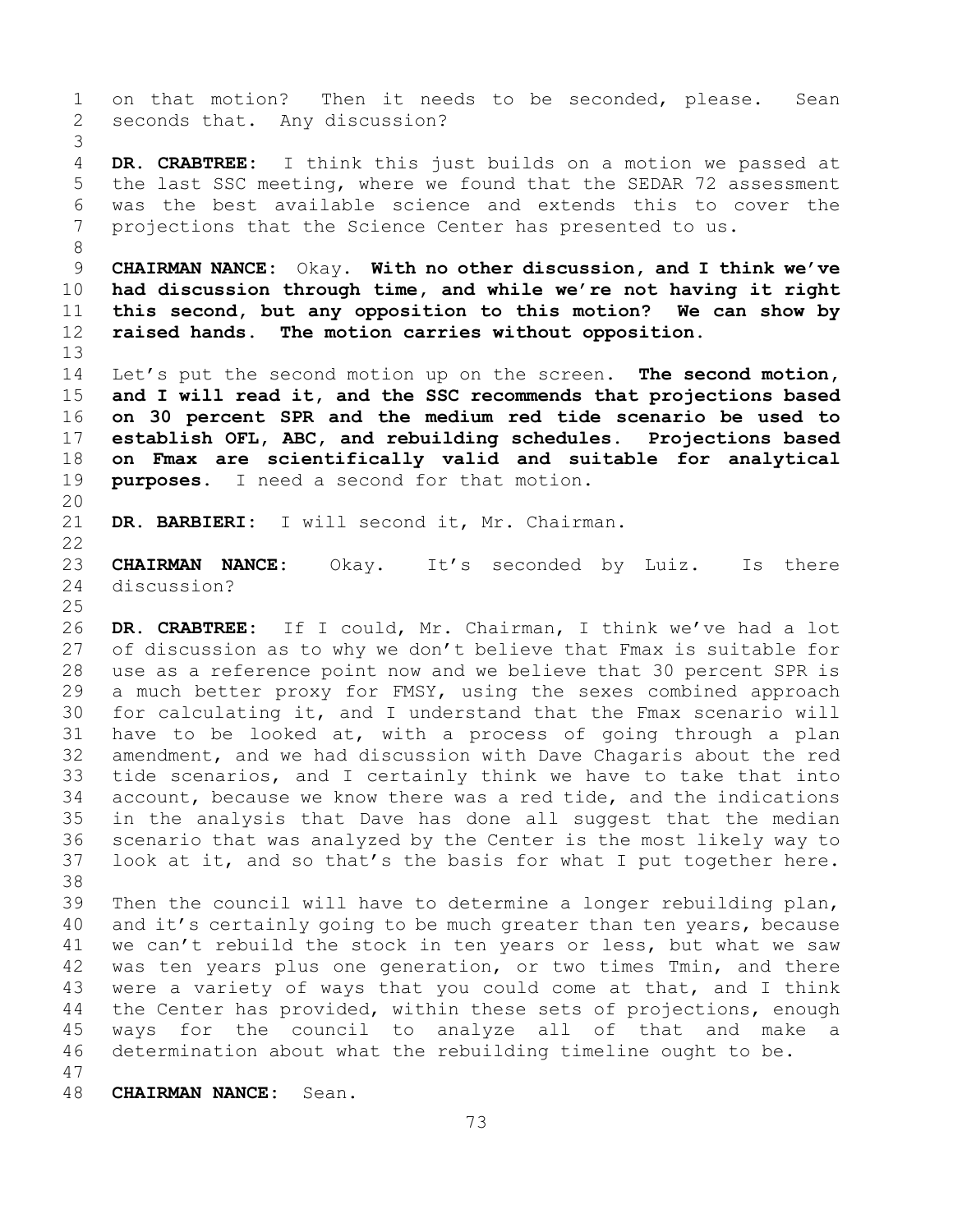on that motion? Then it needs to be seconded, please. Sean seconds that. Any discussion?

**DR. CRABTREE:** I think this just builds on a motion we passed at the last SSC meeting, where we found that the SEDAR 72 assessment was the best available science and extends this to cover the projections that the Science Center has presented to us.

**CHAIRMAN NANCE:** Okay. **With no other discussion, and I think we've had discussion through time, and while we're not having it right this second, but any opposition to this motion? We can show by raised hands. The motion carries without opposition.**

Let's put the second motion up on the screen. **The second motion, and I will read it, and the SSC recommends that projections based on 30 percent SPR and the medium red tide scenario be used to establish OFL, ABC, and rebuilding schedules. Projections based on Fmax are scientifically valid and suitable for analytical purposes.** I need a second for that motion.

**DR. BARBIERI:** I will second it, Mr. Chairman.

**CHAIRMAN NANCE:** Okay. It's seconded by Luiz. Is there discussion?

**DR. CRABTREE:** If I could, Mr. Chairman, I think we've had a lot of discussion as to why we don't believe that Fmax is suitable for use as a reference point now and we believe that 30 percent SPR is a much better proxy for FMSY, using the sexes combined approach for calculating it, and I understand that the Fmax scenario will have to be looked at, with a process of going through a plan amendment, and we had discussion with Dave Chagaris about the red tide scenarios, and I certainly think we have to take that into account, because we know there was a red tide, and the indications in the analysis that Dave has done all suggest that the median scenario that was analyzed by the Center is the most likely way to look at it, and so that's the basis for what I put together here.

Then the council will have to determine a longer rebuilding plan, and it's certainly going to be much greater than ten years, because we can't rebuild the stock in ten years or less, but what we saw was ten years plus one generation, or two times Tmin, and there were a variety of ways that you could come at that, and I think the Center has provided, within these sets of projections, enough ways for the council to analyze all of that and make a determination about what the rebuilding timeline ought to be.

**CHAIRMAN NANCE:** Sean.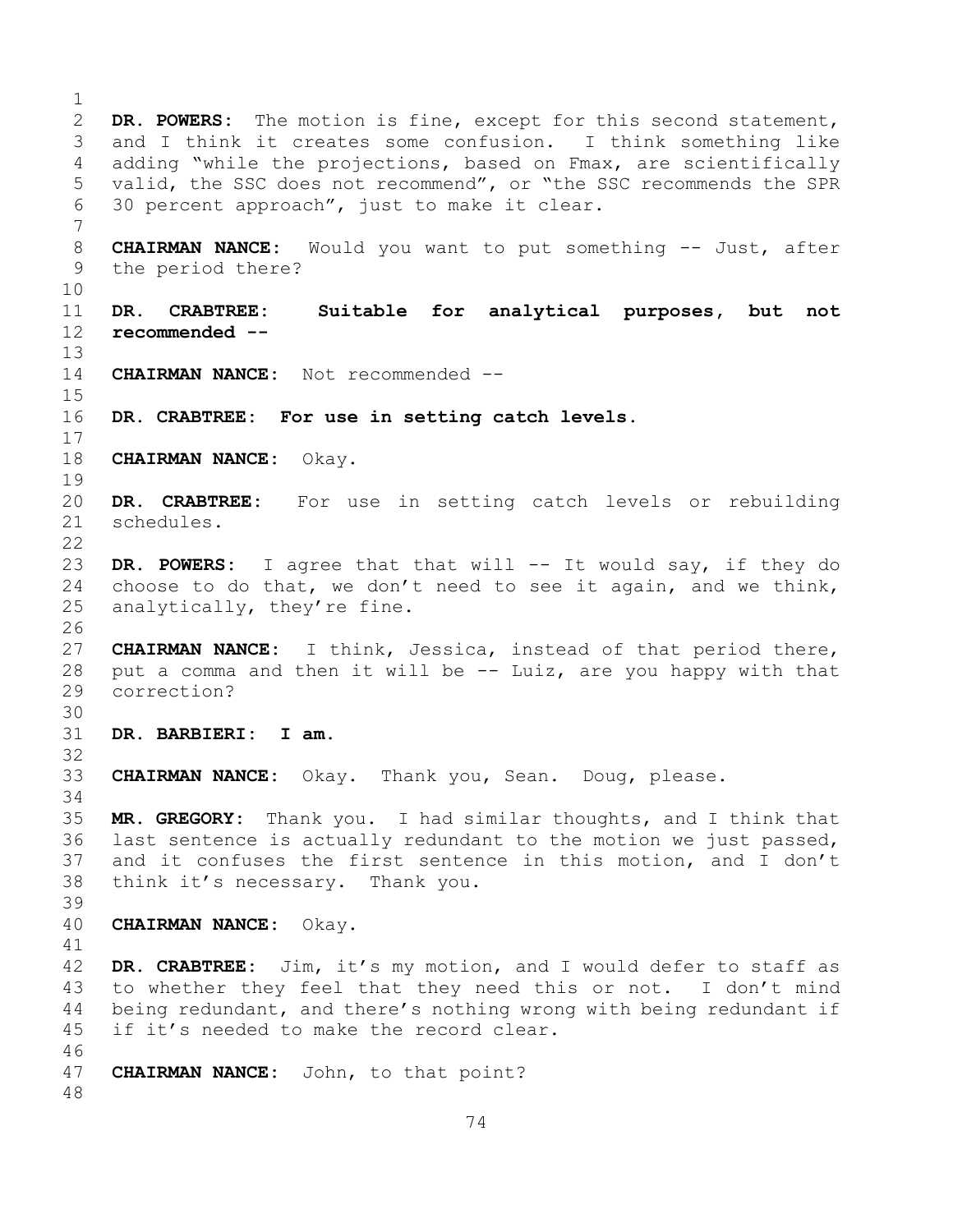**DR. POWERS:** The motion is fine, except for this second statement, and I think it creates some confusion. I think something like adding "while the projections, based on Fmax, are scientifically valid, the SSC does not recommend", or "the SSC recommends the SPR 30 percent approach", just to make it clear.

**CHAIRMAN NANCE:** Would you want to put something -- Just, after the period there?

**DR. CRABTREE: Suitable for analytical purposes, but not recommended --**

**CHAIRMAN NANCE:** Not recommended --

**DR. CRABTREE: For use in setting catch levels.**

**CHAIRMAN NANCE:** Okay.

**DR. CRABTREE:** For use in setting catch levels or rebuilding schedules.

**DR. POWERS:** I agree that that will -- It would say, if they do choose to do that, we don't need to see it again, and we think, analytically, they're fine.

**CHAIRMAN NANCE:** I think, Jessica, instead of that period there, put a comma and then it will be -- Luiz, are you happy with that correction?

**DR. BARBIERI: I am.**

**CHAIRMAN NANCE:** Okay. Thank you, Sean. Doug, please.

**MR. GREGORY:** Thank you. I had similar thoughts, and I think that last sentence is actually redundant to the motion we just passed, and it confuses the first sentence in this motion, and I don't think it's necessary. Thank you.

**CHAIRMAN NANCE:** Okay.

**DR. CRABTREE:** Jim, it's my motion, and I would defer to staff as to whether they feel that they need this or not. I don't mind being redundant, and there's nothing wrong with being redundant if if it's needed to make the record clear.

**CHAIRMAN NANCE:** John, to that point?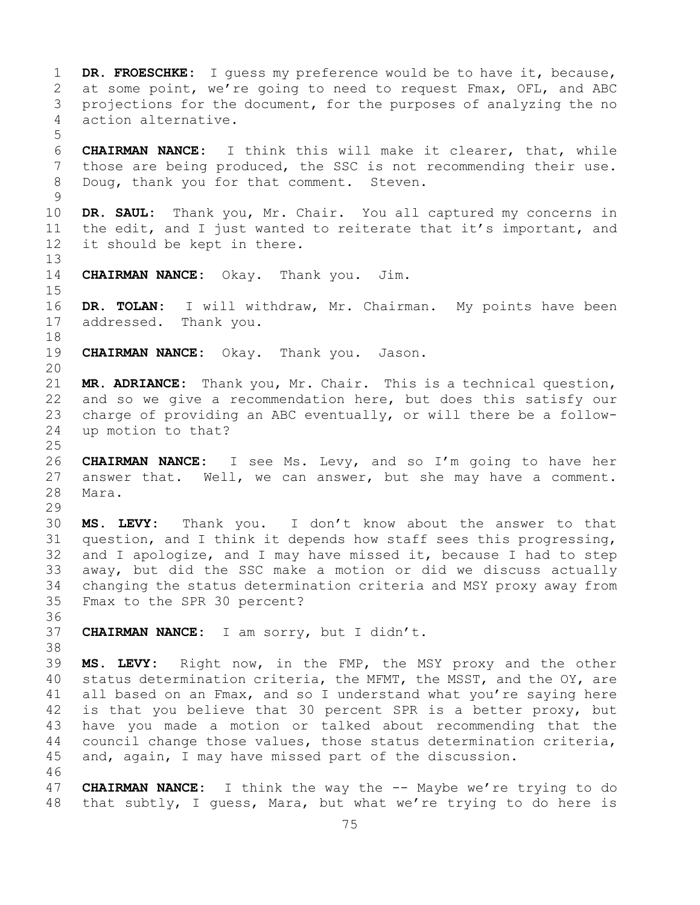**DR. FROESCHKE:** I guess my preference would be to have it, because, at some point, we're going to need to request Fmax, OFL, and ABC projections for the document, for the purposes of analyzing the no action alternative.

**CHAIRMAN NANCE:** I think this will make it clearer, that, while those are being produced, the SSC is not recommending their use. Doug, thank you for that comment. Steven.

**DR. SAUL:** Thank you, Mr. Chair. You all captured my concerns in the edit, and I just wanted to reiterate that it's important, and it should be kept in there.

**CHAIRMAN NANCE:** Okay. Thank you. Jim.

**DR. TOLAN:** I will withdraw, Mr. Chairman. My points have been addressed. Thank you.

**CHAIRMAN NANCE:** Okay. Thank you. Jason.

**MR. ADRIANCE:** Thank you, Mr. Chair. This is a technical question, and so we give a recommendation here, but does this satisfy our charge of providing an ABC eventually, or will there be a follow-up motion to that?

**CHAIRMAN NANCE:** I see Ms. Levy, and so I'm going to have her answer that. Well, we can answer, but she may have a comment. Mara.

**MS. LEVY:** Thank you. I don't know about the answer to that question, and I think it depends how staff sees this progressing, and I apologize, and I may have missed it, because I had to step away, but did the SSC make a motion or did we discuss actually changing the status determination criteria and MSY proxy away from Fmax to the SPR 30 percent?

**CHAIRMAN NANCE:** I am sorry, but I didn't.

**MS. LEVY:** Right now, in the FMP, the MSY proxy and the other status determination criteria, the MFMT, the MSST, and the OY, are all based on an Fmax, and so I understand what you're saying here is that you believe that 30 percent SPR is a better proxy, but have you made a motion or talked about recommending that the council change those values, those status determination criteria, and, again, I may have missed part of the discussion.

**CHAIRMAN NANCE:** I think the way the -- Maybe we're trying to do that subtly, I guess, Mara, but what we're trying to do here is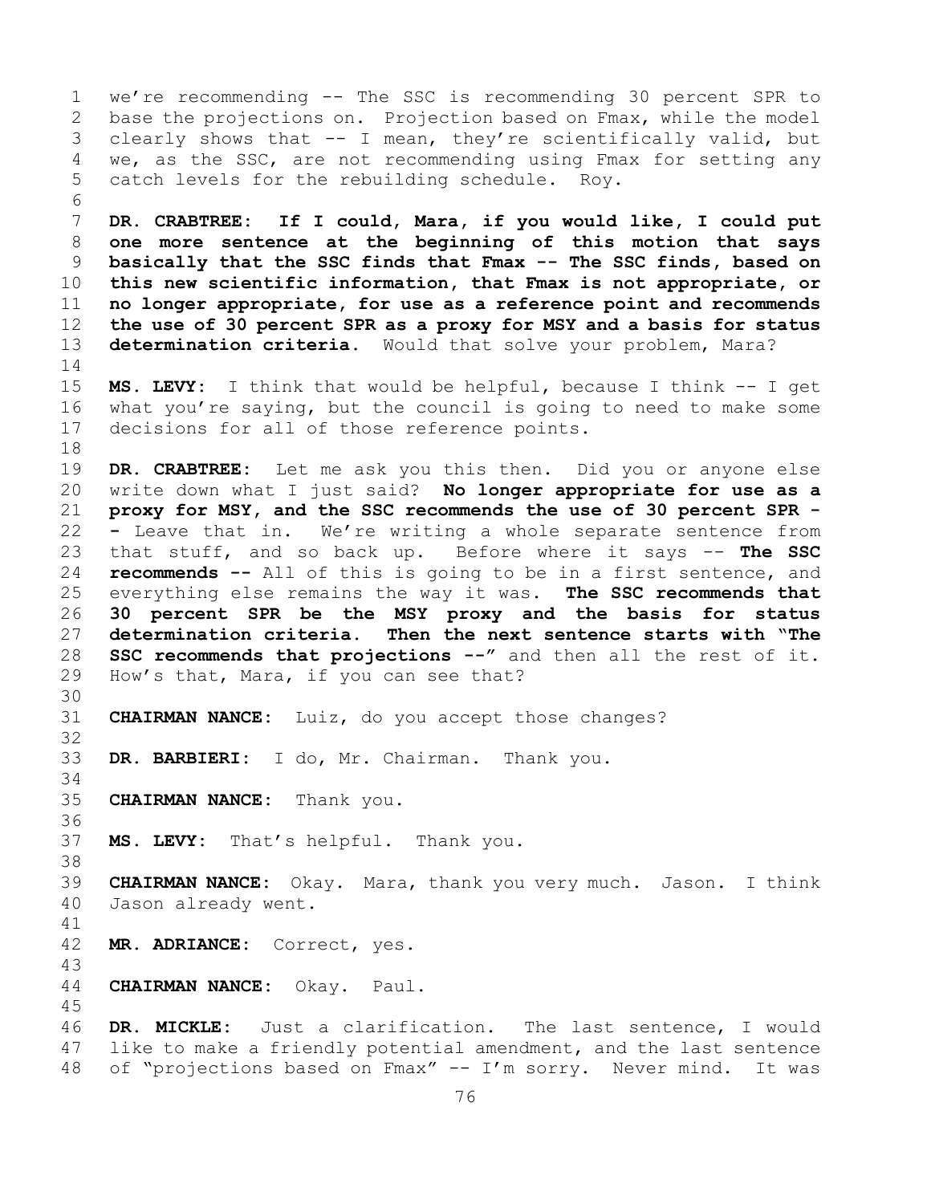we're recommending -- The SSC is recommending 30 percent SPR to base the projections on. Projection based on Fmax, while the model clearly shows that -- I mean, they're scientifically valid, but we, as the SSC, are not recommending using Fmax for setting any catch levels for the rebuilding schedule. Roy.

**DR. CRABTREE: If I could, Mara, if you would like, I could put one more sentence at the beginning of this motion that says basically that the SSC finds that Fmax -- The SSC finds, based on this new scientific information, that Fmax is not appropriate, or no longer appropriate, for use as a reference point and recommends the use of 30 percent SPR as a proxy for MSY and a basis for status determination criteria.** Would that solve your problem, Mara?

**MS. LEVY:** I think that would be helpful, because I think -- I get what you're saying, but the council is going to need to make some decisions for all of those reference points.

**DR. CRABTREE:** Let me ask you this then. Did you or anyone else write down what I just said? **No longer appropriate for use as a proxy for MSY, and the SSC recommends the use of 30 percent SPR -** - Leave that in. We're writing a whole separate sentence from that stuff, and so back up. Before where it says -- **The SSC recommends --** All of this is going to be in a first sentence, and everything else remains the way it was. **The SSC recommends that 30 percent SPR be the MSY proxy and the basis for status determination criteria. Then the next sentence starts with "The SSC recommends that projections --"** and then all the rest of it. How's that, Mara, if you can see that?

**CHAIRMAN NANCE:** Luiz, do you accept those changes?

**DR. BARBIERI:** I do, Mr. Chairman. Thank you.

**CHAIRMAN NANCE:** Thank you.

**MS. LEVY:** That's helpful. Thank you.

**CHAIRMAN NANCE:** Okay. Mara, thank you very much. Jason. I think Jason already went.

**MR. ADRIANCE:** Correct, yes.

**CHAIRMAN NANCE:** Okay. Paul.

**DR. MICKLE:** Just a clarification. The last sentence, I would like to make a friendly potential amendment, and the last sentence of "projections based on Fmax" -- I'm sorry. Never mind. It was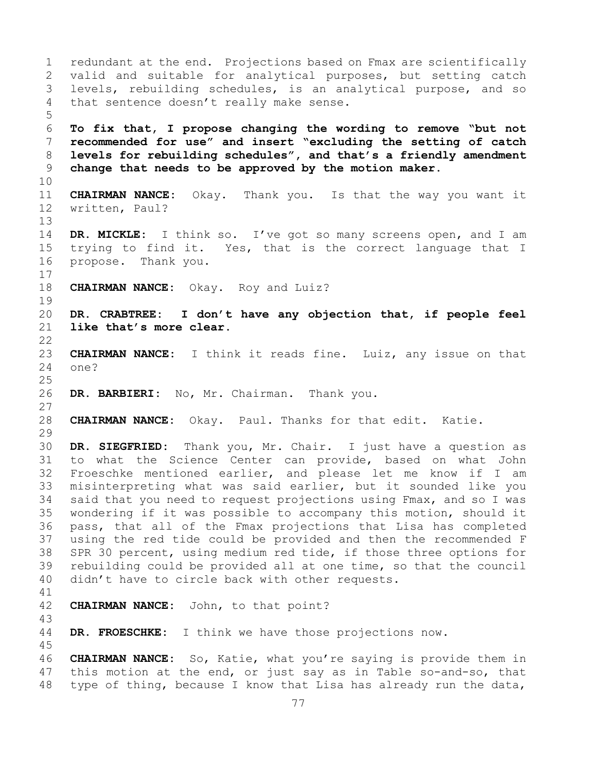redundant at the end. Projections based on Fmax are scientifically valid and suitable for analytical purposes, but setting catch levels, rebuilding schedules, is an analytical purpose, and so that sentence doesn't really make sense.

**To fix that, I propose changing the wording to remove "but not recommended for use" and insert "excluding the setting of catch levels for rebuilding schedules", and that's a friendly amendment change that needs to be approved by the motion maker.**

**CHAIRMAN NANCE:** Okay. Thank you. Is that the way you want it written, Paul?

**DR. MICKLE:** I think so. I've got so many screens open, and I am trying to find it. Yes, that is the correct language that I propose. Thank you.

**CHAIRMAN NANCE:** Okay. Roy and Luiz?

**DR. CRABTREE: I don't have any objection that, if people feel like that's more clear.**

**CHAIRMAN NANCE:** I think it reads fine. Luiz, any issue on that one?

**DR. BARBIERI:** No, Mr. Chairman. Thank you.

**CHAIRMAN NANCE:** Okay. Paul. Thanks for that edit. Katie.

**DR. SIEGFRIED:** Thank you, Mr. Chair. I just have a question as to what the Science Center can provide, based on what John Froeschke mentioned earlier, and please let me know if I am misinterpreting what was said earlier, but it sounded like you said that you need to request projections using Fmax, and so I was wondering if it was possible to accompany this motion, should it pass, that all of the Fmax projections that Lisa has completed using the red tide could be provided and then the recommended F SPR 30 percent, using medium red tide, if those three options for rebuilding could be provided all at one time, so that the council didn't have to circle back with other requests.

**CHAIRMAN NANCE:** John, to that point?

**DR. FROESCHKE:** I think we have those projections now.

**CHAIRMAN NANCE:** So, Katie, what you're saying is provide them in this motion at the end, or just say as in Table so-and-so, that type of thing, because I know that Lisa has already run the data,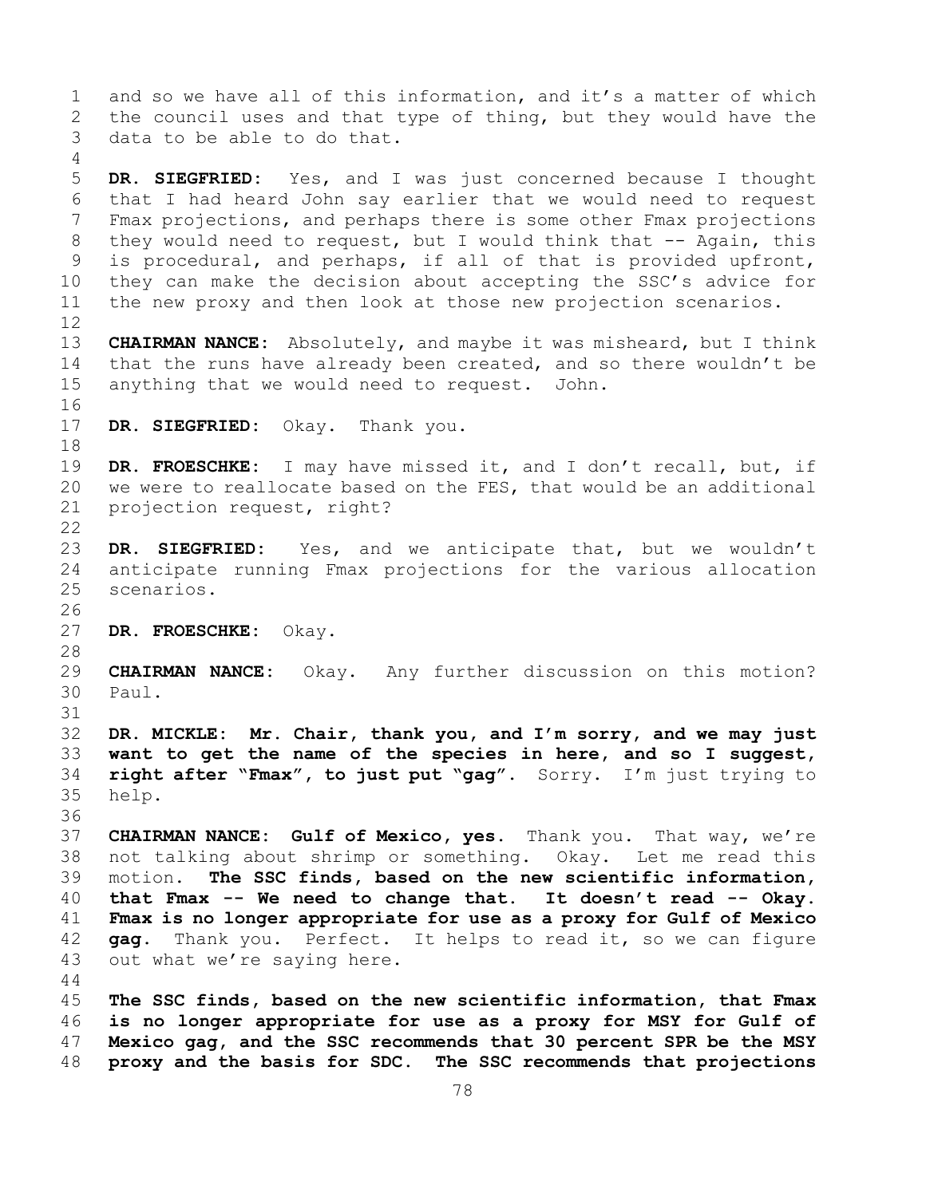and so we have all of this information, and it's a matter of which the council uses and that type of thing, but they would have the data to be able to do that.

**DR. SIEGFRIED:** Yes, and I was just concerned because I thought that I had heard John say earlier that we would need to request Fmax projections, and perhaps there is some other Fmax projections they would need to request, but I would think that -- Again, this is procedural, and perhaps, if all of that is provided upfront, they can make the decision about accepting the SSC's advice for the new proxy and then look at those new projection scenarios.

**CHAIRMAN NANCE:** Absolutely, and maybe it was misheard, but I think that the runs have already been created, and so there wouldn't be anything that we would need to request. John.

**DR. SIEGFRIED:** Okay. Thank you.

**DR. FROESCHKE:** I may have missed it, and I don't recall, but, if we were to reallocate based on the FES, that would be an additional projection request, right?

**DR. SIEGFRIED:** Yes, and we anticipate that, but we wouldn't anticipate running Fmax projections for the various allocation scenarios.

**DR. FROESCHKE:** Okay.

**CHAIRMAN NANCE:** Okay. Any further discussion on this motion? Paul.

**DR. MICKLE:** **Mr. Chair, thank you, and I'm sorry, and we may just want to get the name of the species in here, and so I suggest, right after "Fmax", to just put "gag".** Sorry. I'm just trying to help.

**CHAIRMAN NANCE:** **Gulf of Mexico, yes.** Thank you. That way, we're not talking about shrimp or something. Okay. Let me read this motion. **The SSC finds, based on the new scientific information, that Fmax -- We need to change that. It doesn't read -- Okay. Fmax is no longer appropriate for use as a proxy for Gulf -- Mexico gag.** Thank you. Perfect. It helps to read it, so we can figure out what we're saying here.

**The SSC finds, based on the new scientific information, that Fmax is no longer appropriate for use as a proxy for MSY for Gulf of Mexico gag, and the SSC recommends that 30 percent SPR be the MSY proxy and the basis for SDC. The SSC recommends that projections**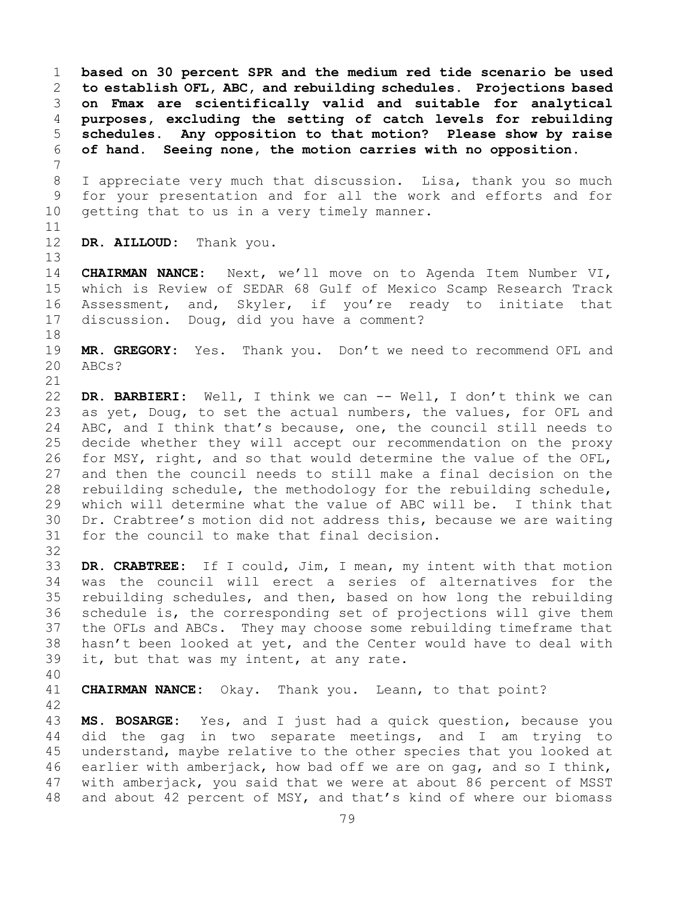**based on 30 percent SPR and the medium red tide scenario be used to establish OFL, ABC, and rebuilding schedules. Projections based on Fmax are scientifically valid and suitable for analytical purposes, excluding the setting of catch levels for rebuilding schedules. Any opposition to that motion? Please show by raise of hand. Seeing none, the motion carries with no opposition.**

I appreciate very much that discussion. Lisa, thank you so much for your presentation and for all the work and efforts and for getting that to us in a very timely manner.

**DR. AILLOUD:** Thank you.

**CHAIRMAN NANCE:** Next, we'll move on to Agenda Item Number VI, which is Review of SEDAR 68 Gulf of Mexico Scamp Research Track Assessment, and, Skyler, if you're ready to initiate that discussion. Doug, did you have a comment?

**MR. GREGORY:** Yes. Thank you. Don't we need to recommend OFL and ABCs?

**DR. BARBIERI:** Well, I think we can -- Well, I don't think we can as yet, Doug, to set the actual numbers, the values, for OFL and ABC, and I think that's because, one, the council still needs to decide whether they will accept our recommendation on the proxy for MSY, right, and so that would determine the value of the OFL, and then the council needs to still make a final decision on the rebuilding schedule, the methodology for the rebuilding schedule, which will determine what the value of ABC will be. I think that Dr. Crabtree's motion did not address this, because we are waiting for the council to make that final decision.

**DR. CRABTREE:** If I could, Jim, I mean, my intent with that motion was the council will erect a series of alternatives for the rebuilding schedules, and then, based on how long the rebuilding schedule is, the corresponding set of projections will give them the OFLs and ABCs. They may choose some rebuilding timeframe that hasn't been looked at yet, and the Center would have to deal with it, but that was my intent, at any rate.

**CHAIRMAN NANCE:** Okay. Thank you. Leann, to that point?

**MS. BOSARGE:** Yes, and I just had a quick question, because you did the gag in two separate meetings, and I am trying to understand, maybe relative to the other species that you looked at earlier with amberjack, how bad off we are on gag, and so I think, with amberjack, you said that we were at about 86 percent of MSST and about 42 percent of MSY, and that's kind of where our biomass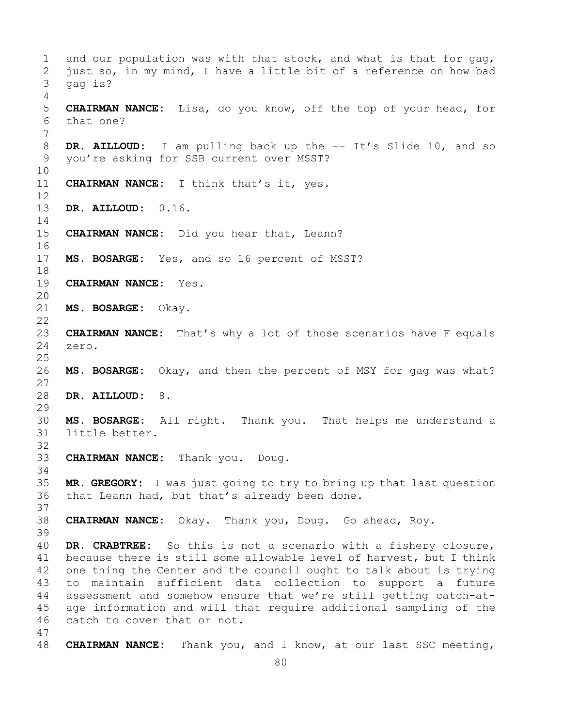and our population was with that stock, and what is that for gag, just so, in my mind, I have a little bit of a reference on how bad gag is?

**CHAIRMAN NANCE:** Lisa, do you know, off the top of your head, for that one?

**DR. AILLOUD:** I am pulling back up the -- It's Slide 10, and so you're asking for SSB current over MSST?

**CHAIRMAN NANCE:** I think that's it, yes.

**DR. AILLOUD:** 0.16.

**CHAIRMAN NANCE:** Did you hear that, Leann?

**MS. BOSARGE:** Yes, and so 16 percent of MSST?

**CHAIRMAN NANCE:** Yes.

**MS. BOSARGE:** Okay.

**CHAIRMAN NANCE:** That's why a lot of those scenarios have F equals zero.

**MS. BOSARGE:** Okay, and then the percent of MSY for gag was what?

**DR. AILLOUD:** 8.

**MS. BOSARGE:** All right. Thank you. That helps me understand a little better.

**CHAIRMAN NANCE:** Thank you. Doug.

**MR. GREGORY:** I was just going to try to bring up that last question that Leann had, but that's already been done.

**CHAIRMAN NANCE:** Okay. Thank you, Doug. Go ahead, Roy.

**DR. CRABTREE:** So this is not a scenario with a fishery closure, because there is still some allowable level of harvest, but I think one thing the Center and the council ought to talk about is trying to maintain sufficient data collection to support a future assessment and somehow ensure that we're still getting catch-at-age information and will that require additional sampling of the catch to cover that or not.

**CHAIRMAN NANCE:** Thank you, and I know, at our last SSC meeting,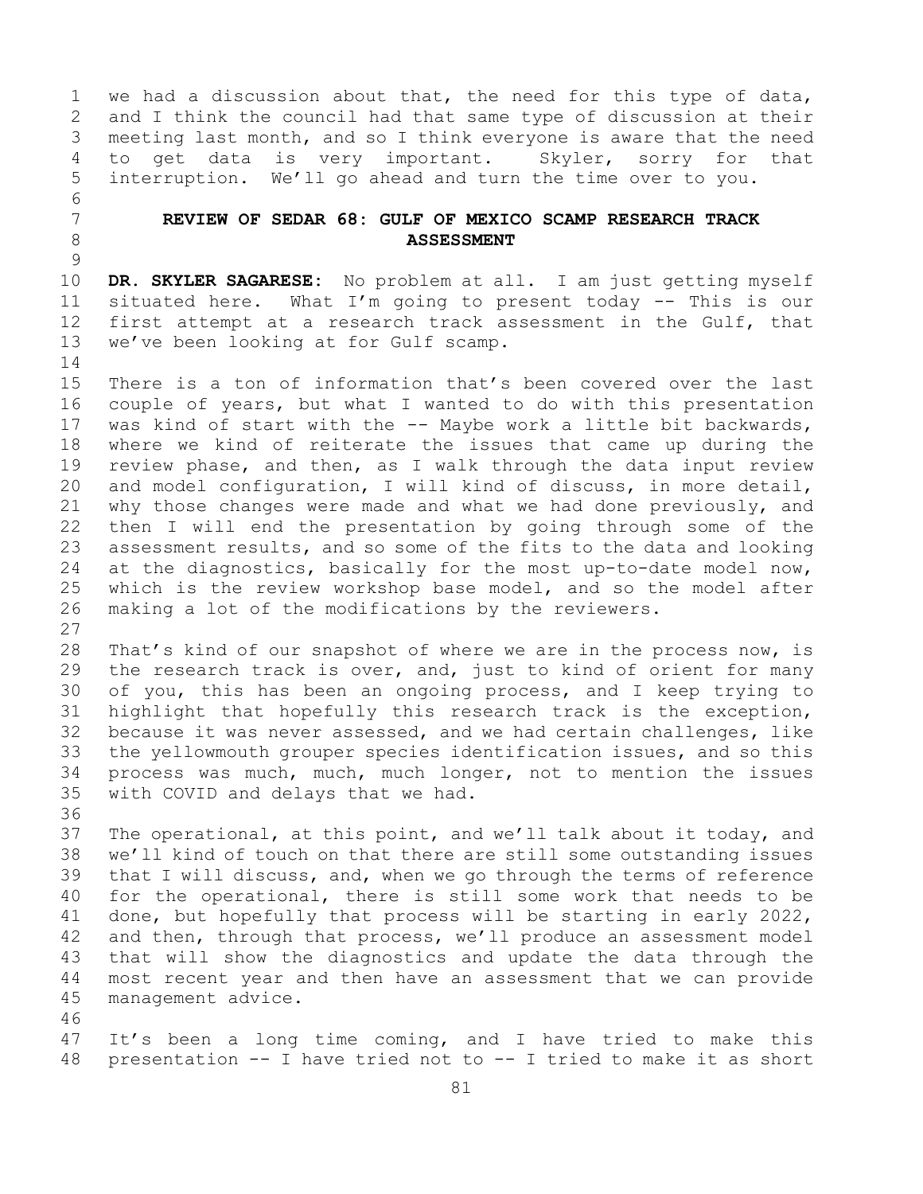we had a discussion about that, the need for this type of data, and I think the council had that same type of discussion at their meeting last month, and so I think everyone is aware that the need to get data is very important. Skyler, sorry for that interruption. We'll go ahead and turn the time over to you.

## REVIEW OF SEDAR 68: GULF OF MEXICO SCAMP RESEARCH TRACK ASSESSMENT

**DR. SKYLER SAGARESE:** No problem at all. I am just getting myself situated here. What I'm going to present today -- This is our first attempt at a research track assessment in the Gulf, that we've been looking at for Gulf scamp.

There is a ton of information that's been covered over the last couple of years, but what I wanted to do with this presentation was kind of start with the -- Maybe work a little bit backwards, where we kind of reiterate the issues that came up during the review phase, and then, as I walk through the data input review and model configuration, I will kind of discuss, in more detail, why those changes were made and what we had done previously, and then I will end the presentation by going through some of the assessment results, and so some of the fits to the data and looking at the diagnostics, basically for the most up-to-date model now, which is the review workshop base model, and so the model after making a lot of the modifications by the reviewers.

That's kind of our snapshot of where we are in the process now, is the research track is over, and, just to kind of orient for many of you, this has been an ongoing process, and I keep trying to highlight that hopefully this research track is the exception, because it was never assessed, and we had certain challenges, like the yellowmouth grouper species identification issues, and so this process was much, much, much longer, not to mention the issues with COVID and delays that we had.

The operational, at this point, and we'll talk about it today, and we'll kind of touch on that there are still some outstanding issues that I will discuss, and, when we go through the terms of reference for the operational, there is still some work that needs to be done, but hopefully that process will be starting in early 2022, and then, through that process, we'll produce an assessment model that will show the diagnostics and update the data through the most recent year and then have an assessment that we can provide management advice.

It's been a long time coming, and I have tried to make this presentation -- I have tried not to -- I tried to make it as short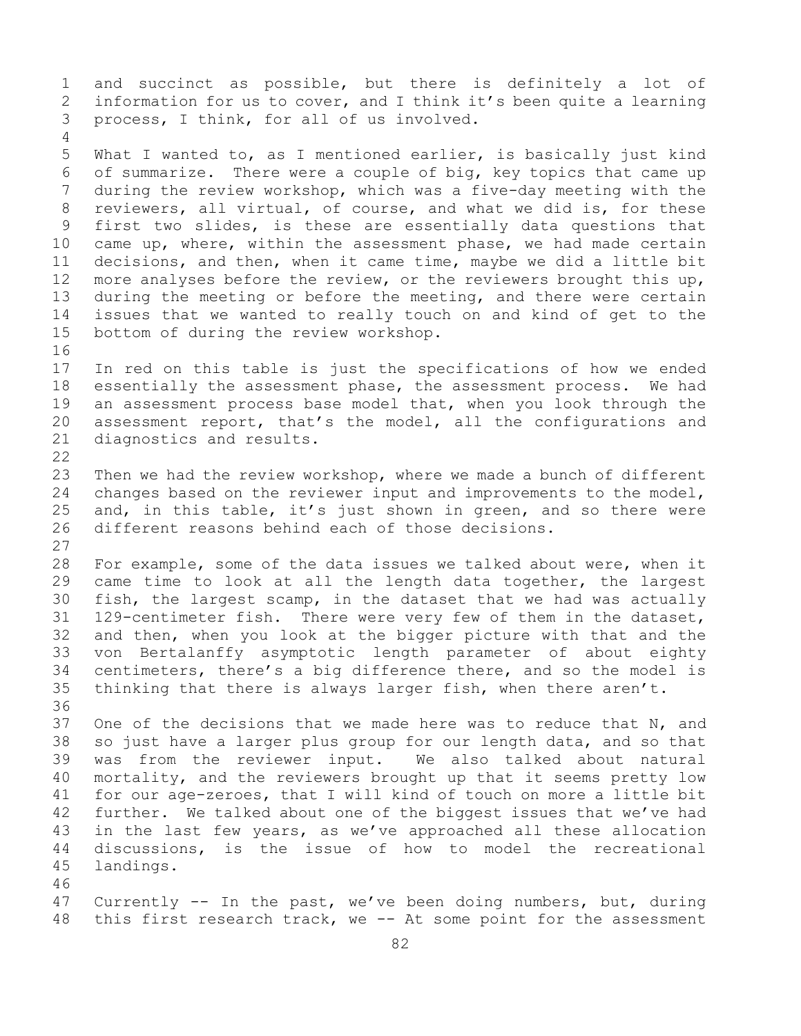and succinct as possible, but there is definitely a lot of information for us to cover, and I think it's been quite a learning process, I think, for all of us involved.

What I wanted to, as I mentioned earlier, is basically just kind of summarize. There were a couple of big, key topics that came up during the review workshop, which was a five-day meeting with the reviewers, all virtual, of course, and what we did is, for these first two slides, is these are essentially data questions that came up, where, within the assessment phase, we had made certain decisions, and then, when it came time, maybe we did a little bit more analyses before the review, or the reviewers brought this up, during the meeting or before the meeting, and there were certain issues that we wanted to really touch on and kind of get to the bottom of during the review workshop.

In red on this table is just the specifications of how we ended essentially the assessment phase, the assessment process. We had an assessment process base model that, when you look through the assessment report, that's the model, all the configurations and diagnostics and results.

Then we had the review workshop, where we made a bunch of different changes based on the reviewer input and improvements to the model, and, in this table, it's just shown in green, and so there were different reasons behind each of those decisions.

For example, some of the data issues we talked about were, when it came time to look at all the length data together, the largest fish, the largest scamp, in the dataset that we had was actually 129-centimeter fish. There were very few of them in the dataset, and then, when you look at the bigger picture with that and the von Bertalanffy asymptotic length parameter of about eighty centimeters, there's a big difference there, and so the model is thinking that there is always larger fish, when there aren't.

One of the decisions that we made here was to reduce that N, and so just have a larger plus group for our length data, and so that was from the reviewer input. We also talked about natural mortality, and the reviewers brought up that it seems pretty low for our age-zeroes, that I will kind of touch on more a little bit further. We talked about one of the biggest issues that we've had in the last few years, as we've approached all these allocation discussions, is the issue of how to model the recreational landings.

Currently -- In the past, we've been doing numbers, but, during this first research track, we -- At some point for the assessment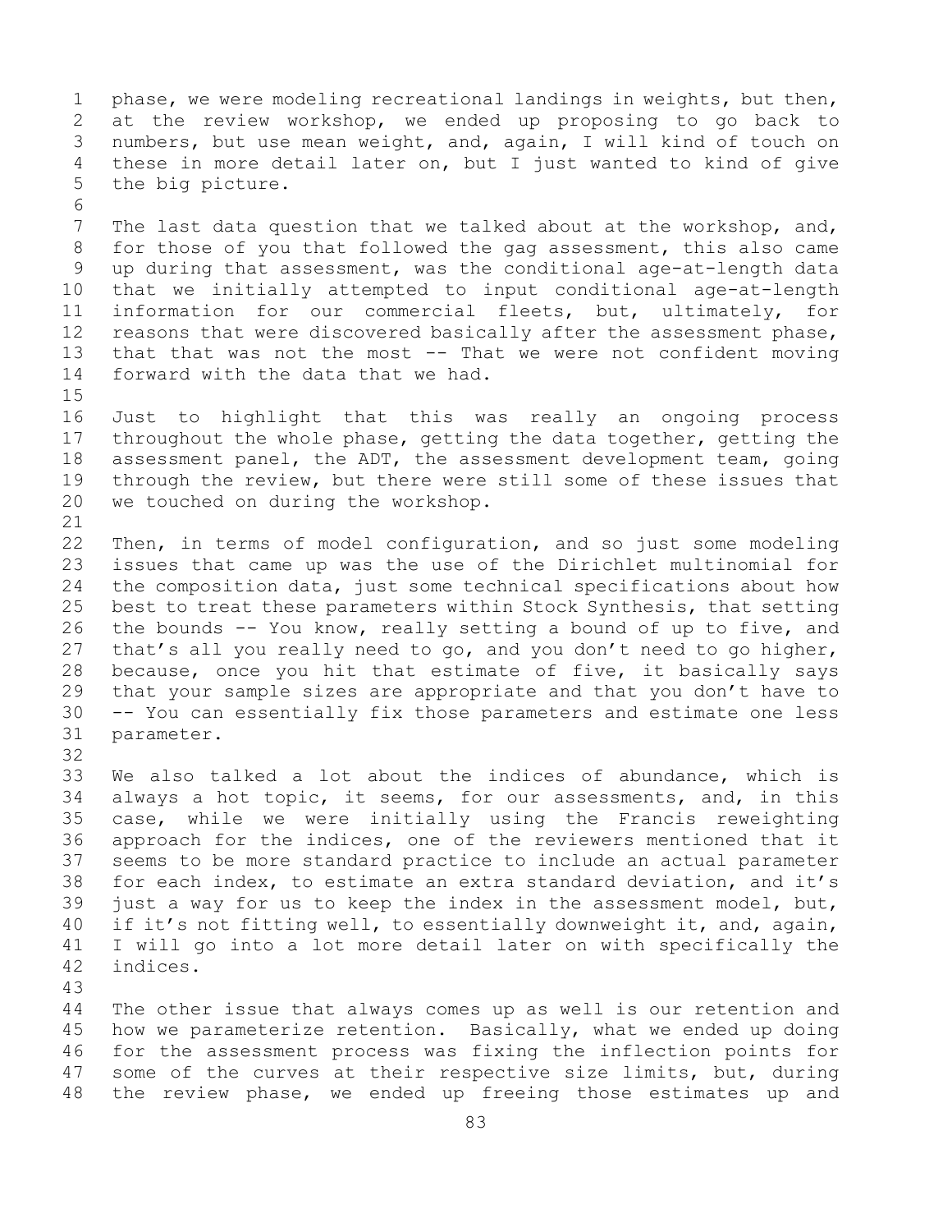phase, we were modeling recreational landings in weights, but then, at the review workshop, we ended up proposing to go back to numbers, but use mean weight, and, again, I will kind of touch on these in more detail later on, but I just wanted to kind of give the big picture.

The last data question that we talked about at the workshop, and, for those of you that followed the gag assessment, this also came up during that assessment, was the conditional age-at-length data that we initially attempted to input conditional age-at-length information for our commercial fleets, but, ultimately, for reasons that were discovered basically after the assessment phase, that that was not the most -- That we were not confident moving forward with the data that we had.

Just to highlight that this was really an ongoing process throughout the whole phase, getting the data together, getting the assessment panel, the ADT, the assessment development team, going through the review, but there were still some of these issues that we touched on during the workshop.

Then, in terms of model configuration, and so just some modeling issues that came up was the use of the Dirichlet multinomial for the composition data, just some technical specifications about how best to treat these parameters within Stock Synthesis, that setting the bounds -- You know, really setting a bound of up to five, and that's all you really need to go, and you don't need to go higher, because, once you hit that estimate of five, it basically says that your sample sizes are appropriate and that you don't have to -- You can essentially fix those parameters and estimate one less parameter.

We also talked a lot about the indices of abundance, which is always a hot topic, it seems, for our assessments, and, in this case, while we were initially using the Francis reweighting approach for the indices, one of the reviewers mentioned that it seems to be more standard practice to include an actual parameter for each index, to estimate an extra standard deviation, and it's just a way for us to keep the index in the assessment model, but, if it's not fitting well, to essentially downweight it, and, again, I will go into a lot more detail later on with specifically the indices.

The other issue that always comes up as well is our retention and how we parameterize retention. Basically, what we ended up doing for the assessment process was fixing the inflection points for some of the curves at their respective size limits, but, during the review phase, we ended up freeing those estimates up and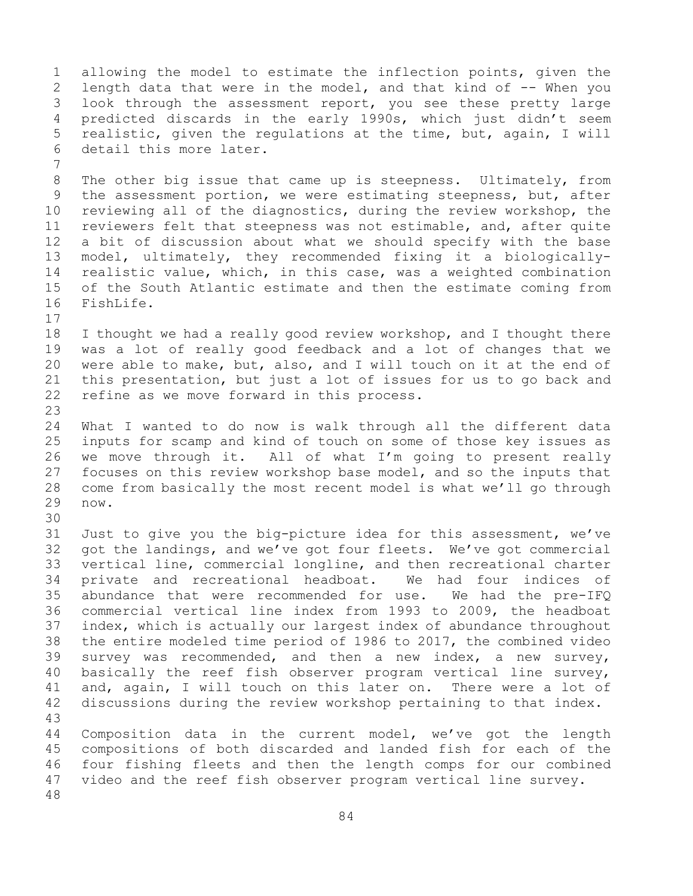allowing the model to estimate the inflection points, given the length data that were in the model, and that kind of -- When you look through the assessment report, you see these pretty large predicted discards in the early 1990s, which just didn't seem realistic, given the regulations at the time, but, again, I will detail this more later.

The other big issue that came up is steepness. Ultimately, from the assessment portion, we were estimating steepness, but, after reviewing all of the diagnostics, during the review workshop, the reviewers felt that steepness was not estimable, and, after quite a bit of discussion about what we should specify with the base model, ultimately, they recommended fixing it a biologically-realistic value, which, in this case, was a weighted combination of the South Atlantic estimate and then the estimate coming from FishLife.

I thought we had a really good review workshop, and I thought there was a lot of really good feedback and a lot of changes that we were able to make, but, also, and I will touch on it at the end of this presentation, but just a lot of issues for us to go back and refine as we move forward in this process.

What I wanted to do now is walk through all the different data inputs for scamp and kind of touch on some of those key issues as we move through it. All of what I'm going to present really focuses on this review workshop base model, and so the inputs that come from basically the most recent model is what we'll go through now.

Just to give you the big-picture idea for this assessment, we've got the landings, and we've got four fleets. We've got commercial vertical line, commercial longline, and then recreational charter private and recreational headboat. We had four indices of abundance that were recommended for use. We had the pre-IFQ commercial vertical line index from 1993 to 2009, the headboat index, which is actually our largest index of abundance throughout the entire modeled time period of 1986 to 2017, the combined video survey was recommended, and then a new index, a new survey, basically the reef fish observer program vertical line survey, and, again, I will touch on this later on. There were a lot of discussions during the review workshop pertaining to that index.

Composition data in the current model, we've got the length compositions of both discarded and landed fish for each of the four fishing fleets and then the length comps for our combined video and the reef fish observer program vertical line survey.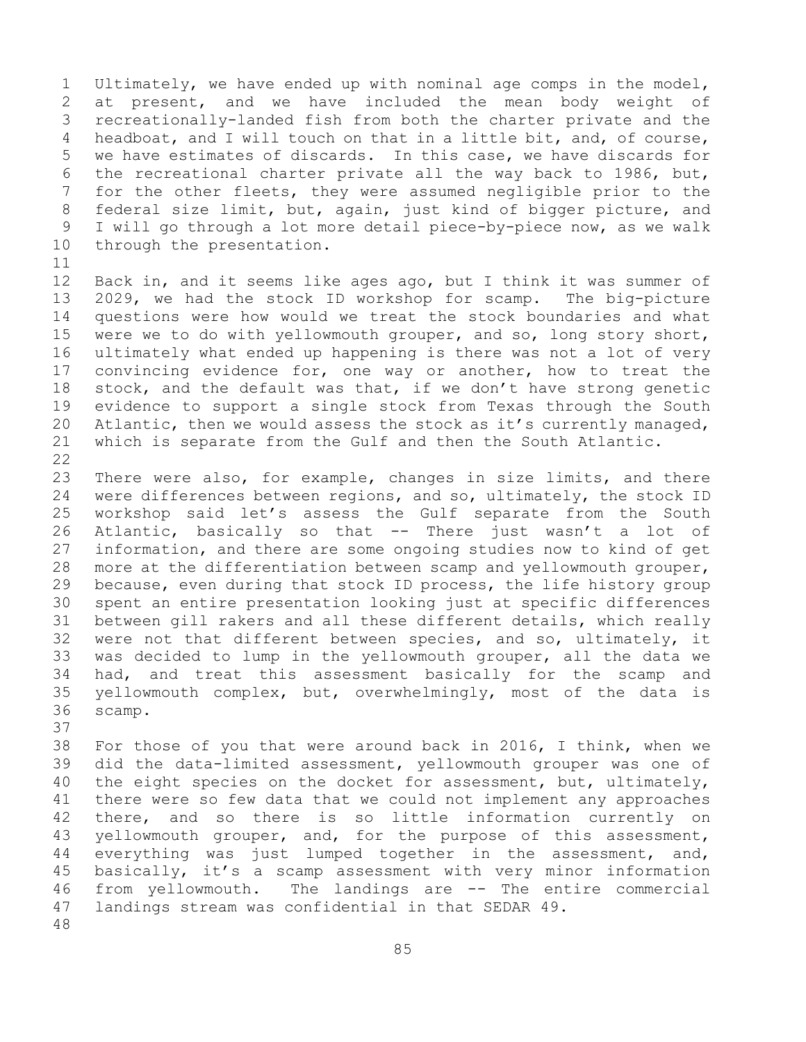Ultimately, we have ended up with nominal age comps in the model, at present, and we have included the mean body weight of recreationally-landed fish from both the charter private and the headboat, and I will touch on that in a little bit, and, of course, we have estimates of discards. In this case, we have discards for the recreational charter private all the way back to 1986, but, for the other fleets, they were assumed negligible prior to the federal size limit, but, again, just kind of bigger picture, and I will go through a lot more detail piece-by-piece now, as we walk through the presentation.

Back in, and it seems like ages ago, but I think it was summer of 2029, we had the stock ID workshop for scamp. The big-picture questions were how would we treat the stock boundaries and what were we to do with yellowmouth grouper, and so, long story short, ultimately what ended up happening is there was not a lot of very convincing evidence for, one way or another, how to treat the stock, and the default was that, if we don't have strong genetic evidence to support a single stock from Texas through the South Atlantic, then we would assess the stock as it's currently managed, which is separate from the Gulf and then the South Atlantic.

There were also, for example, changes in size limits, and there were differences between regions, and so, ultimately, the stock ID workshop said let's assess the Gulf separate from the South Atlantic, basically so that -- There just wasn't a lot of information, and there are some ongoing studies now to kind of get more at the differentiation between scamp and yellowmouth grouper, because, even during that stock ID process, the life history group spent an entire presentation looking just at specific differences between gill rakers and all these different details, which really were not that different between species, and so, ultimately, it was decided to lump in the yellowmouth grouper, all the data we had, and treat this assessment basically for the scamp and yellowmouth complex, but, overwhelmingly, most of the data is scamp.

For those of you that were around back in 2016, I think, when we did the data-limited assessment, yellowmouth grouper was one of the eight species on the docket for assessment, but, ultimately, there were so few data that we could not implement any approaches there, and so there is so little information currently on yellowmouth grouper, and, for the purpose of this assessment, everything was just lumped together in the assessment, and, basically, it's a scamp assessment with very minor information from yellowmouth. The landings are -- The entire commercial landings stream was confidential in that SEDAR 49.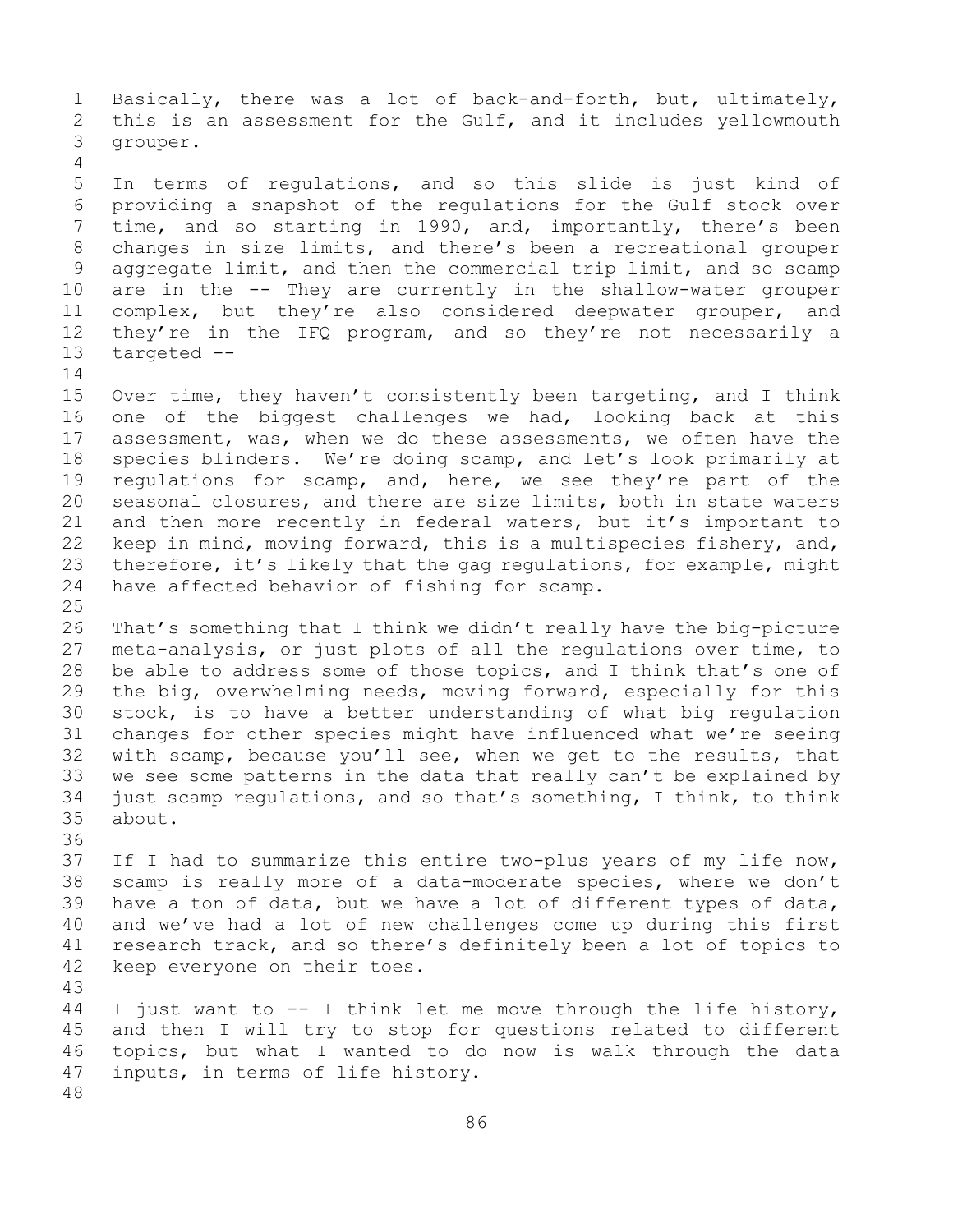Basically, there was a lot of back-and-forth, but, ultimately, this is an assessment for the Gulf, and it includes yellowmouth grouper.

In terms of regulations, and so this slide is just kind of providing a snapshot of the regulations for the Gulf stock over time, and so starting in 1990, and, importantly, there's been changes in size limits, and there's been a recreational grouper aggregate limit, and then the commercial trip limit, and so scamp are in the -- They are currently in the shallow-water grouper complex, but they're also considered deepwater grouper, and they're in the IFQ program, and so they're not necessarily a targeted --

Over time, they haven't consistently been targeting, and I think one of the biggest challenges we had, looking back at this assessment, was, when we do these assessments, we often have the species blinders. We're doing scamp, and let's look primarily at regulations for scamp, and, here, we see they're part of the seasonal closures, and there are size limits, both in state waters and then more recently in federal waters, but it's important to keep in mind, moving forward, this is a multispecies fishery, and, therefore, it's likely that the gag regulations, for example, might have affected behavior of fishing for scamp.

That's something that I think we didn't really have the big-picture meta-analysis, or just plots of all the regulations over time, to be able to address some of those topics, and I think that's one of the big, overwhelming needs, moving forward, especially for this stock, is to have a better understanding of what big regulation changes for other species might have influenced what we're seeing with scamp, because you'll see, when we get to the results, that we see some patterns in the data that really can't be explained by just scamp regulations, and so that's something, I think, to think about.

If I had to summarize this entire two-plus years of my life now, scamp is really more of a data-moderate species, where we don't have a ton of data, but we have a lot of different types of data, and we've had a lot of new challenges come up during this first research track, and so there's definitely been a lot of topics to keep everyone on their toes.

I just want to -- I think let me move through the life history, and then I will try to stop for questions related to different topics, but what I wanted to do now is walk through the data inputs, in terms of life history.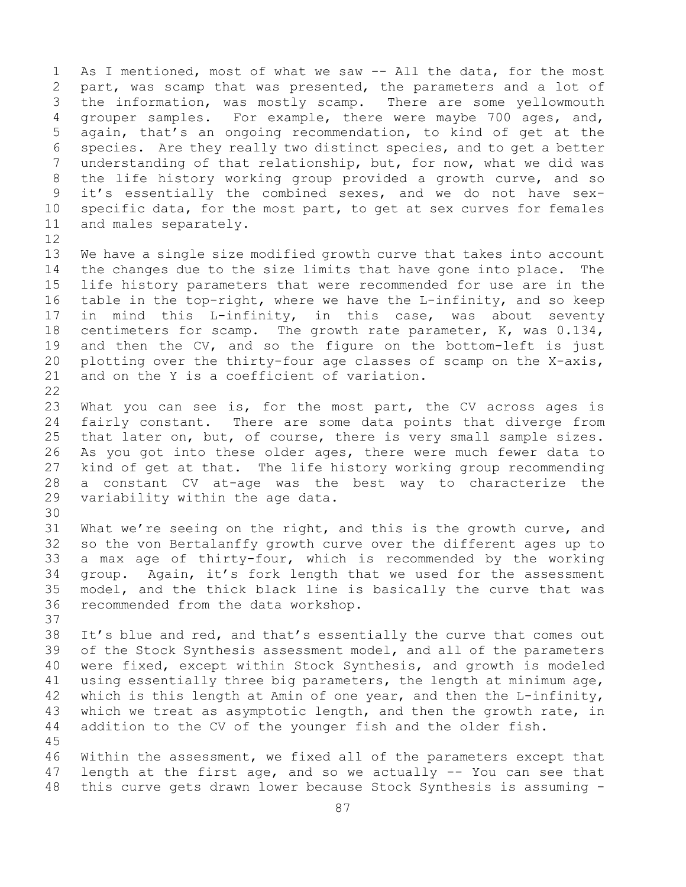As I mentioned, most of what we saw -- All the data, for the most part, was scamp that was presented, the parameters and a lot of the information, was mostly scamp. There are some yellowmouth grouper samples. For example, there were maybe 700 ages, and, again, that's an ongoing recommendation, to kind of get at the species. Are they really two distinct species, and to get a better understanding of that relationship, but, for now, what we did was the life history working group provided a growth curve, and so it's essentially the combined sexes, and we do not have sex-specific data, for the most part, to get at sex curves for females and males separately.

We have a single size modified growth curve that takes into account the changes due to the size limits that have gone into place. The life history parameters that were recommended for use are in the table in the top-right, where we have the L-infinity, and so keep in mind this L-infinity, in this case, was about seventy centimeters for scamp. The growth rate parameter, K, was 0.134, and then the CV, and so the figure on the bottom-left is just plotting over the thirty-four age classes of scamp on the X-axis, and on the Y is a coefficient of variation.

What you can see is, for the most part, the CV across ages is fairly constant. There are some data points that diverge from that later on, but, of course, there is very small sample sizes. As you got into these older ages, there were much fewer data to kind of get at that. The life history working group recommending a constant CV at-age was the best way to characterize the variability within the age data.

What we're seeing on the right, and this is the growth curve, and so the von Bertalanffy growth curve over the different ages up to a max age of thirty-four, which is recommended by the working group. Again, it's fork length that we used for the assessment model, and the thick black line is basically the curve that was recommended from the data workshop.

It's blue and red, and that's essentially the curve that comes out of the Stock Synthesis assessment model, and all of the parameters were fixed, except within Stock Synthesis, and growth is modeled using essentially three big parameters, the length at minimum age, which is this length at Amin of one year, and then the L-infinity, which we treat as asymptotic length, and then the growth rate, in addition to the CV of the younger fish and the older fish.

Within the assessment, we fixed all of the parameters except that length at the first age, and so we actually -- You can see that this curve gets drawn lower because Stock Synthesis is assuming -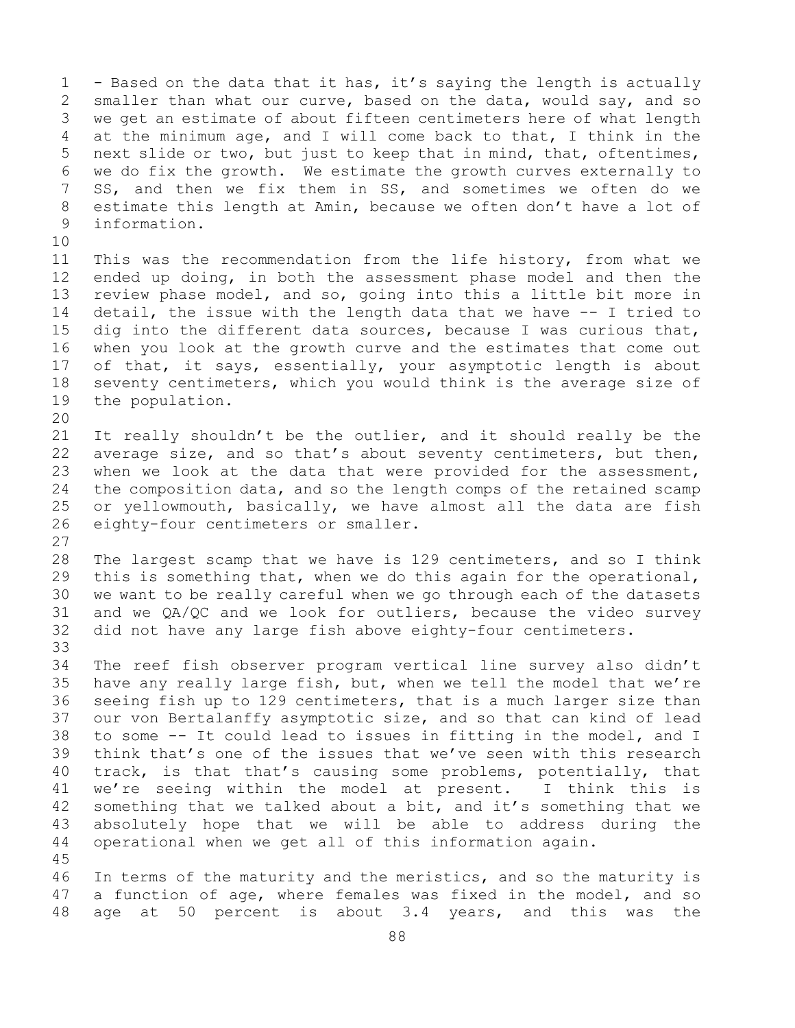- Based on the data that it has, it's saying the length is actually smaller than what our curve, based on the data, would say, and so we get an estimate of about fifteen centimeters here of what length at the minimum age, and I will come back to that, I think in the next slide or two, but just to keep that in mind, that, oftentimes, we do fix the growth. We estimate the growth curves externally to SS, and then we fix them in SS, and sometimes we often do we estimate this length at Amin, because we often don't have a lot of information.

This was the recommendation from the life history, from what we ended up doing, in both the assessment phase model and then the review phase model, and so, going into this a little bit more in detail, the issue with the length data that we have -- I tried to dig into the different data sources, because I was curious that, when you look at the growth curve and the estimates that come out of that, it says, essentially, your asymptotic length is about seventy centimeters, which you would think is the average size of the population.

It really shouldn't be the outlier, and it should really be the average size, and so that's about seventy centimeters, but then, when we look at the data that were provided for the assessment, the composition data, and so the length comps of the retained scamp or yellowmouth, basically, we have almost all the data are fish eighty-four centimeters or smaller.

The largest scamp that we have is 129 centimeters, and so I think this is something that, when we do this again for the operational, we want to be really careful when we go through each of the datasets and we QA/QC and we look for outliers, because the video survey did not have any large fish above eighty-four centimeters.

The reef fish observer program vertical line survey also didn't have any really large fish, but, when we tell the model that we're seeing fish up to 129 centimeters, that is a much larger size than our von Bertalanffy asymptotic size, and so that can kind of lead to some -- It could lead to issues in fitting in the model, and I think that's one of the issues that we've seen with this research track, is that that's causing some problems, potentially, that we're seeing within the model at present. I think this is something that we talked about a bit, and it's something that we absolutely hope that we will be able to address during the operational when we get all of this information again.

In terms of the maturity and the meristics, and so the maturity is a function of age, where females was fixed in the model, and so age at 50 percent is about 3.4 years, and this was the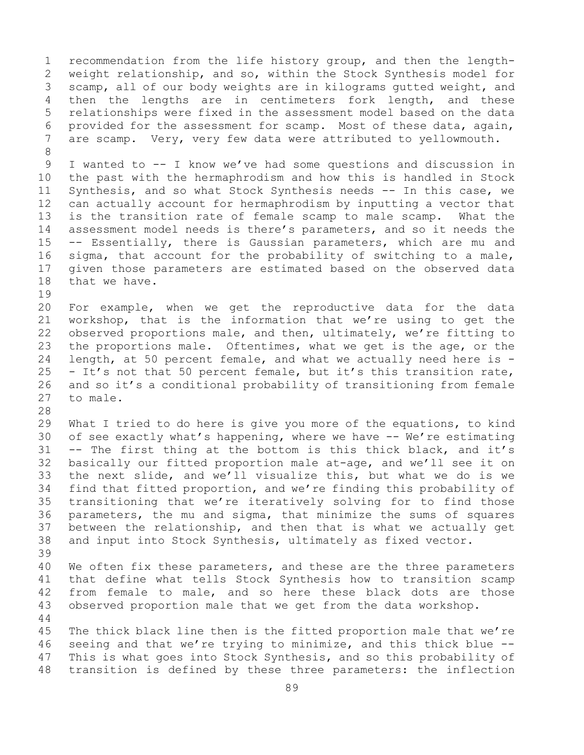recommendation from the life history group, and then the length-weight relationship, and so, within the Stock Synthesis model for scamp, all of our body weights are in kilograms gutted weight, and then the lengths are in centimeters fork length, and these relationships were fixed in the assessment model based on the data provided for the assessment for scamp. Most of these data, again, are scamp. Very, very few data were attributed to yellowmouth.

I wanted to -- I know we've had some questions and discussion in the past with the hermaphrodism and how this is handled in Stock Synthesis, and so what Stock Synthesis needs -- In this case, we can actually account for hermaphrodism by inputting a vector that is the transition rate of female scamp to male scamp. What the assessment model needs is there's parameters, and so it needs the -- Essentially, there is Gaussian parameters, which are mu and sigma, that account for the probability of switching to a male, given those parameters are estimated based on the observed data that we have.

For example, when we get the reproductive data for the data workshop, that is the information that we're using to get the observed proportions male, and then, ultimately, we're fitting to the proportions male. Oftentimes, what we get is the age, or the length, at 50 percent female, and what we actually need here is -- It's not that 50 percent female, but it's this transition rate, and so it's a conditional probability of transitioning from female to male.

What I tried to do here is give you more of the equations, to kind of see exactly what's happening, where we have -- We're estimating -- The first thing at the bottom is this thick black, and it's basically our fitted proportion male at-age, and we'll see it on the next slide, and we'll visualize this, but what we do is we find that fitted proportion, and we're finding this probability of transitioning that we're iteratively solving for to find those parameters, the mu and sigma, that minimize the sums of squares between the relationship, and then that is what we actually get and input into Stock Synthesis, ultimately as fixed vector.

We often fix these parameters, and these are the three parameters that define what tells Stock Synthesis how to transition scamp from female to male, and so here these black dots are those observed proportion male that we get from the data workshop.

The thick black line then is the fitted proportion male that we're seeing and that we're trying to minimize, and this thick blue -- This is what goes into Stock Synthesis, and so this probability of transition is defined by these three parameters: the inflection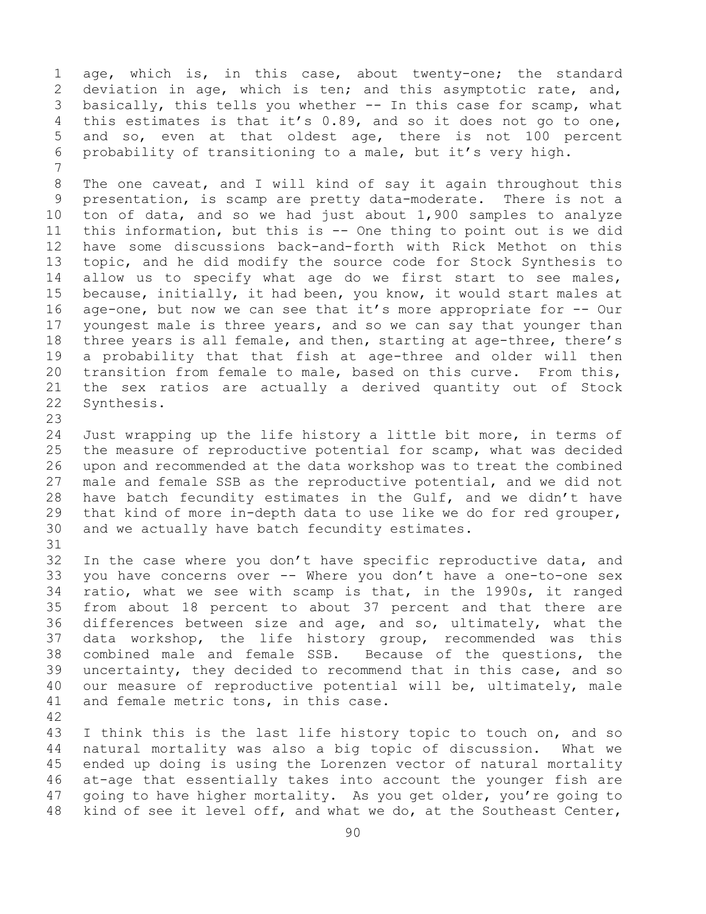age, which is, in this case, about twenty-one; the standard deviation in age, which is ten; and this asymptotic rate, and, basically, this tells you whether -- In this case for scamp, what this estimates is that it's 0.89, and so it does not go to one, and so, even at that oldest age, there is not 100 percent probability of transitioning to a male, but it's very high.

The one caveat, and I will kind of say it again throughout this presentation, is scamp are pretty data-moderate. There is not a ton of data, and so we had just about 1,900 samples to analyze this information, but this is -- One thing to point out is we did have some discussions back-and-forth with Rick Methot on this topic, and he did modify the source code for Stock Synthesis to allow us to specify what age do we first start to see males, because, initially, it had been, you know, it would start males at age-one, but now we can see that it's more appropriate for -- Our youngest male is three years, and so we can say that younger than three years is all female, and then, starting at age-three, there's a probability that that fish at age-three and older will then transition from female to male, based on this curve. From this, the sex ratios are actually a derived quantity out of Stock Synthesis.

Just wrapping up the life history a little bit more, in terms of the measure of reproductive potential for scamp, what was decided upon and recommended at the data workshop was to treat the combined male and female SSB as the reproductive potential, and we did not have batch fecundity estimates in the Gulf, and we didn't have that kind of more in-depth data to use like we do for red grouper, and we actually have batch fecundity estimates.

In the case where you don't have specific reproductive data, and you have concerns over -- Where you don't have a one-to-one sex ratio, what we see with scamp is that, in the 1990s, it ranged from about 18 percent to about 37 percent and that there are differences between size and age, and so, ultimately, what the data workshop, the life history group, recommended was this combined male and female SSB. Because of the questions, the uncertainty, they decided to recommend that in this case, and so our measure of reproductive potential will be, ultimately, male and female metric tons, in this case.

I think this is the last life history topic to touch on, and so natural mortality was also a big topic of discussion. What we ended up doing is using the Lorenzen vector of natural mortality at-age that essentially takes into account the younger fish are going to have higher mortality. As you get older, you're going to kind of see it level off, and what we do, at the Southeast Center,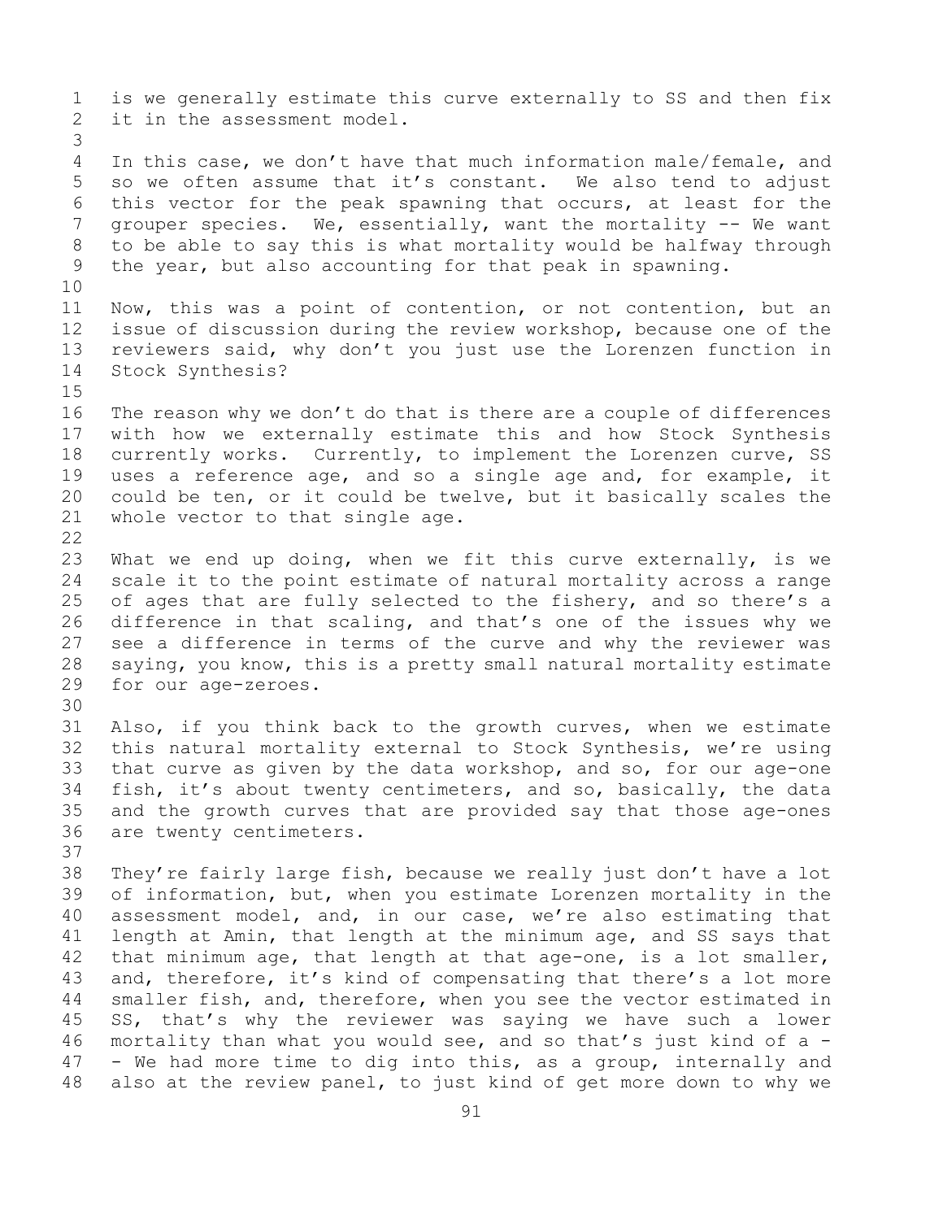is we generally estimate this curve externally to SS and then fix it in the assessment model.

In this case, we don't have that much information male/female, and so we often assume that it's constant. We also tend to adjust this vector for the peak spawning that occurs, at least for the grouper species. We, essentially, want the mortality -- We want to be able to say this is what mortality would be halfway through the year, but also accounting for that peak in spawning.

Now, this was a point of contention, or not contention, but an issue of discussion during the review workshop, because one of the reviewers said, why don't you just use the Lorenzen function in Stock Synthesis?

The reason why we don't do that is there are a couple of differences with how we externally estimate this and how Stock Synthesis currently works. Currently, to implement the Lorenzen curve, SS uses a reference age, and so a single age and, for example, it could be ten, or it could be twelve, but it basically scales the whole vector to that single age.

What we end up doing, when we fit this curve externally, is we scale it to the point estimate of natural mortality across a range of ages that are fully selected to the fishery, and so there's a difference in that scaling, and that's one of the issues why we see a difference in terms of the curve and why the reviewer was saying, you know, this is a pretty small natural mortality estimate for our age-zeroes.

Also, if you think back to the growth curves, when we estimate this natural mortality external to Stock Synthesis, we're using that curve as given by the data workshop, and so, for our age-one fish, it's about twenty centimeters, and so, basically, the data and the growth curves that are provided say that those age-ones are twenty centimeters.

They're fairly large fish, because we really just don't have a lot of information, but, when you estimate Lorenzen mortality in the assessment model, and, in our case, we're also estimating that length at Amin, that length at the minimum age, and SS says that that minimum age, that length at that age-one, is a lot smaller, and, therefore, it's kind of compensating that there's a lot more smaller fish, and, therefore, when you see the vector estimated in SS, that's why the reviewer was saying we have such a lower mortality than what you would see, and so that's just kind of a -- We had more time to dig into this, as a group, internally and also at the review panel, to just kind of get more down to why we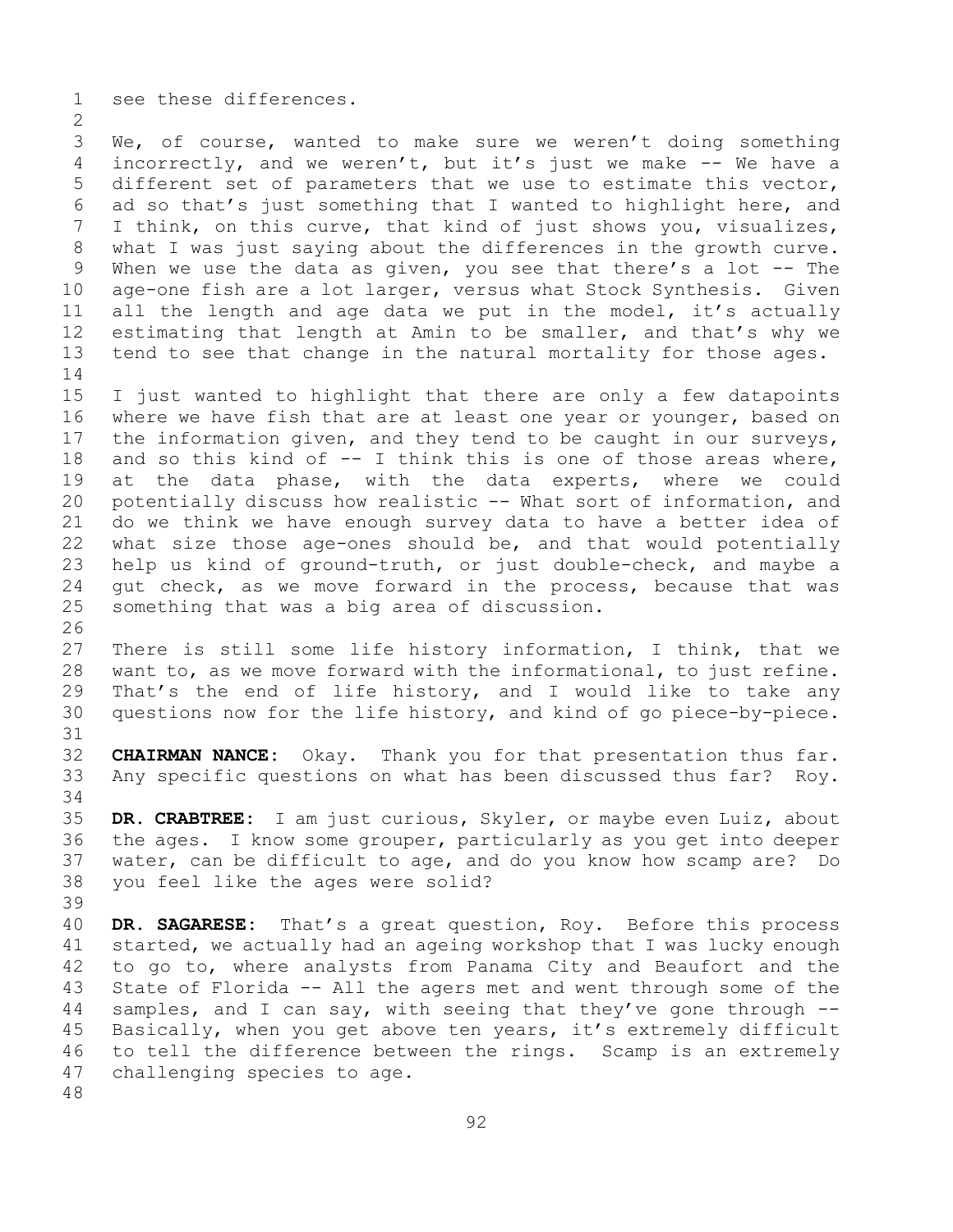see these differences.

We, of course, wanted to make sure we weren't doing something incorrectly, and we weren't, but it's just we make -- We have a different set of parameters that we use to estimate this vector, ad so that's just something that I wanted to highlight here, and I think, on this curve, that kind of just shows you, visualizes, what I was just saying about the differences in the growth curve. When we use the data as given, you see that there's a lot -- The age-one fish are a lot larger, versus what Stock Synthesis. Given all the length and age data we put in the model, it's actually estimating that length at Amin to be smaller, and that's why we tend to see that change in the natural mortality for those ages.

I just wanted to highlight that there are only a few datapoints where we have fish that are at least one year or younger, based on the information given, and they tend to be caught in our surveys, and so this kind of -- I think this is one of those areas where, at the data phase, with the data experts, where we could potentially discuss how realistic -- What sort of information, and do we think we have enough survey data to have a better idea of what size those age-ones should be, and that would potentially help us kind of ground-truth, or just double-check, and maybe a gut check, as we move forward in the process, because that was something that was a big area of discussion.

There is still some life history information, I think, that we want to, as we move forward with the informational, to just refine. That's the end of life history, and I would like to take any questions now for the life history, and kind of go piece-by-piece.

**CHAIRMAN NANCE:** Okay. Thank you for that presentation thus far. Any specific questions on what has been discussed thus far? Roy.

**DR. CRABTREE:** I am just curious, Skyler, or maybe even Luiz, about the ages. I know some grouper, particularly as you get into deeper water, can be difficult to age, and do you know how scamp are? Do you feel like the ages were solid?

**DR. SAGARESE:** That's a great question, Roy. Before this process started, we actually had an ageing workshop that I was lucky enough to go to, where analysts from Panama City and Beaufort and the State of Florida -- All the agers met and went through some of the samples, and I can say, with seeing that they've gone through -- Basically, when you get above ten years, it's extremely difficult to tell the difference between the rings. Scamp is an extremely challenging species to age.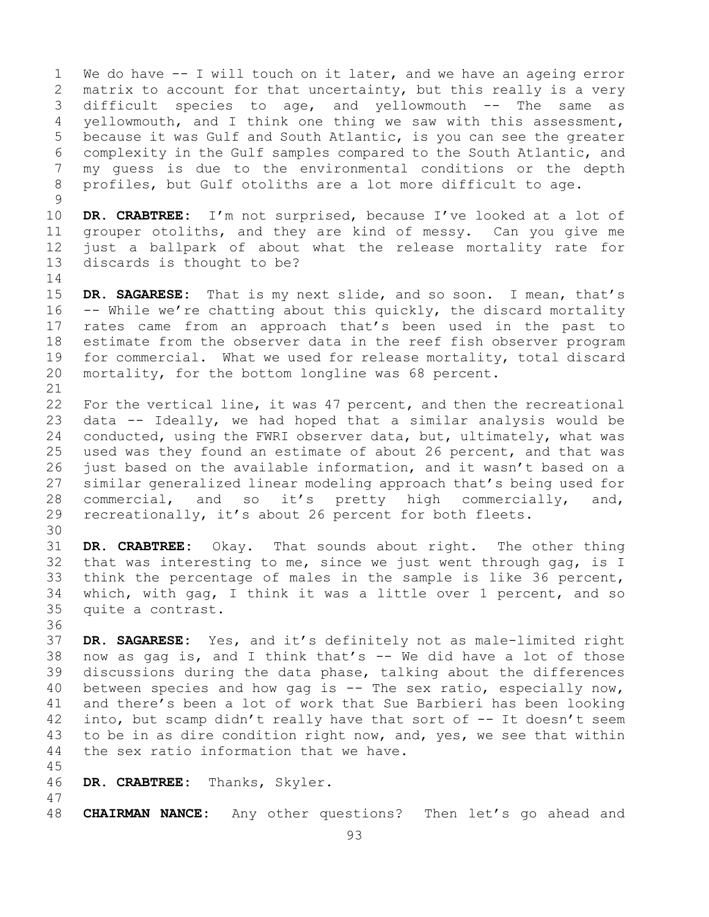We do have -- I will touch on it later, and we have an ageing error matrix to account for that uncertainty, but this really is a very difficult species to age, and yellowmouth -- The same as yellowmouth, and I think one thing we saw with this assessment, because it was Gulf and South Atlantic, is you can see the greater complexity in the Gulf samples compared to the South Atlantic, and my guess is due to the environmental conditions or the depth profiles, but Gulf otoliths are a lot more difficult to age.

**DR. CRABTREE:** I'm not surprised, because I've looked at a lot of grouper otoliths, and they are kind of messy. Can you give me just a ballpark of about what the release mortality rate for discards is thought to be?

**DR. SAGARESE:** That is my next slide, and so soon. I mean, that's -- While we're chatting about this quickly, the discard mortality rates came from an approach that's been used in the past to estimate from the observer data in the reef fish observer program for commercial. What we used for release mortality, total discard mortality, for the bottom longline was 68 percent.

For the vertical line, it was 47 percent, and then the recreational data -- Ideally, we had hoped that a similar analysis would be conducted, using the FWRI observer data, but, ultimately, what was used was they found an estimate of about 26 percent, and that was just based on the available information, and it wasn't based on a similar generalized linear modeling approach that's being used for commercial, and so it's pretty high commercially, and, recreationally, it's about 26 percent for both fleets.

**DR. CRABTREE:** Okay. That sounds about right. The other thing that was interesting to me, since we just went through gag, is I think the percentage of males in the sample is like 36 percent, which, with gag, I think it was a little over 1 percent, and so quite a contrast.

**DR. SAGARESE:** Yes, and it's definitely not as male-limited right now as gag is, and I think that's -- We did have a lot of those discussions during the data phase, talking about the differences between species and how gag is -- The sex ratio, especially now, and there's been a lot of work that Sue Barbieri has been looking into, but scamp didn't really have that sort of -- It doesn't seem to be in as dire condition right now, and, yes, we see that within the sex ratio information that we have.

**DR. CRABTREE:** Thanks, Skyler.

**CHAIRMAN NANCE:** Any other questions? Then let's go ahead and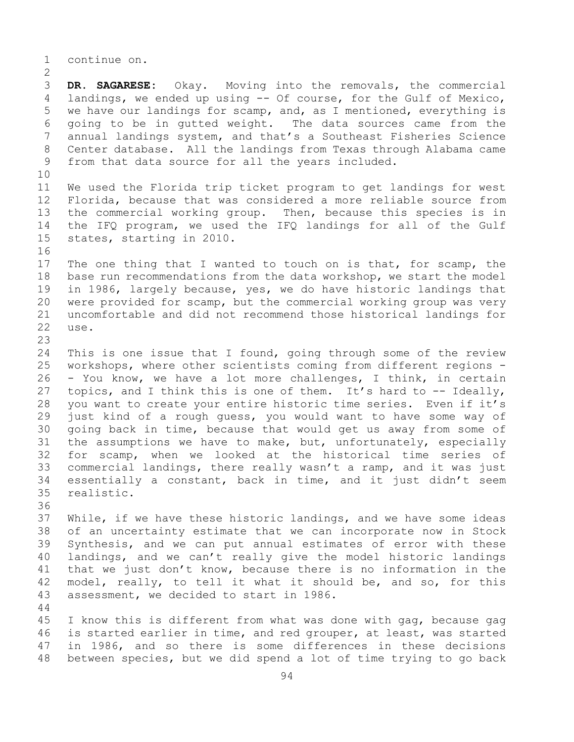continue on.

**DR. SAGARESE:** Okay. Moving into the removals, the commercial landings, we ended up using -- Of course, for the Gulf of Mexico, we have our landings for scamp, and, as I mentioned, everything is going to be in gutted weight. The data sources came from the annual landings system, and that's a Southeast Fisheries Science Center database. All the landings from Texas through Alabama came from that data source for all the years included.

We used the Florida trip ticket program to get landings for west Florida, because that was considered a more reliable source from the commercial working group. Then, because this species is in the IFQ program, we used the IFQ landings for all of the Gulf states, starting in 2010.

The one thing that I wanted to touch on is that, for scamp, the base run recommendations from the data workshop, we start the model in 1986, largely because, yes, we do have historic landings that were provided for scamp, but the commercial working group was very uncomfortable and did not recommend those historical landings for use.

This is one issue that I found, going through some of the review workshops, where other scientists coming from different regions -- You know, we have a lot more challenges, I think, in certain topics, and I think this is one of them. It's hard to -- Ideally, you want to create your entire historic time series. Even if it's just kind of a rough guess, you would want to have some way of going back in time, because that would get us away from some of the assumptions we have to make, but, unfortunately, especially for scamp, when we looked at the historical time series of commercial landings, there really wasn't a ramp, and it was just essentially a constant, back in time, and it just didn't seem realistic.

While, if we have these historic landings, and we have some ideas of an uncertainty estimate that we can incorporate now in Stock Synthesis, and we can put annual estimates of error with these landings, and we can't really give the model historic landings that we just don't know, because there is no information in the model, really, to tell it what it should be, and so, for this assessment, we decided to start in 1986.

I know this is different from what was done with gag, because gag is started earlier in time, and red grouper, at least, was started in 1986, and so there is some differences in these decisions between species, but we did spend a lot of time trying to go back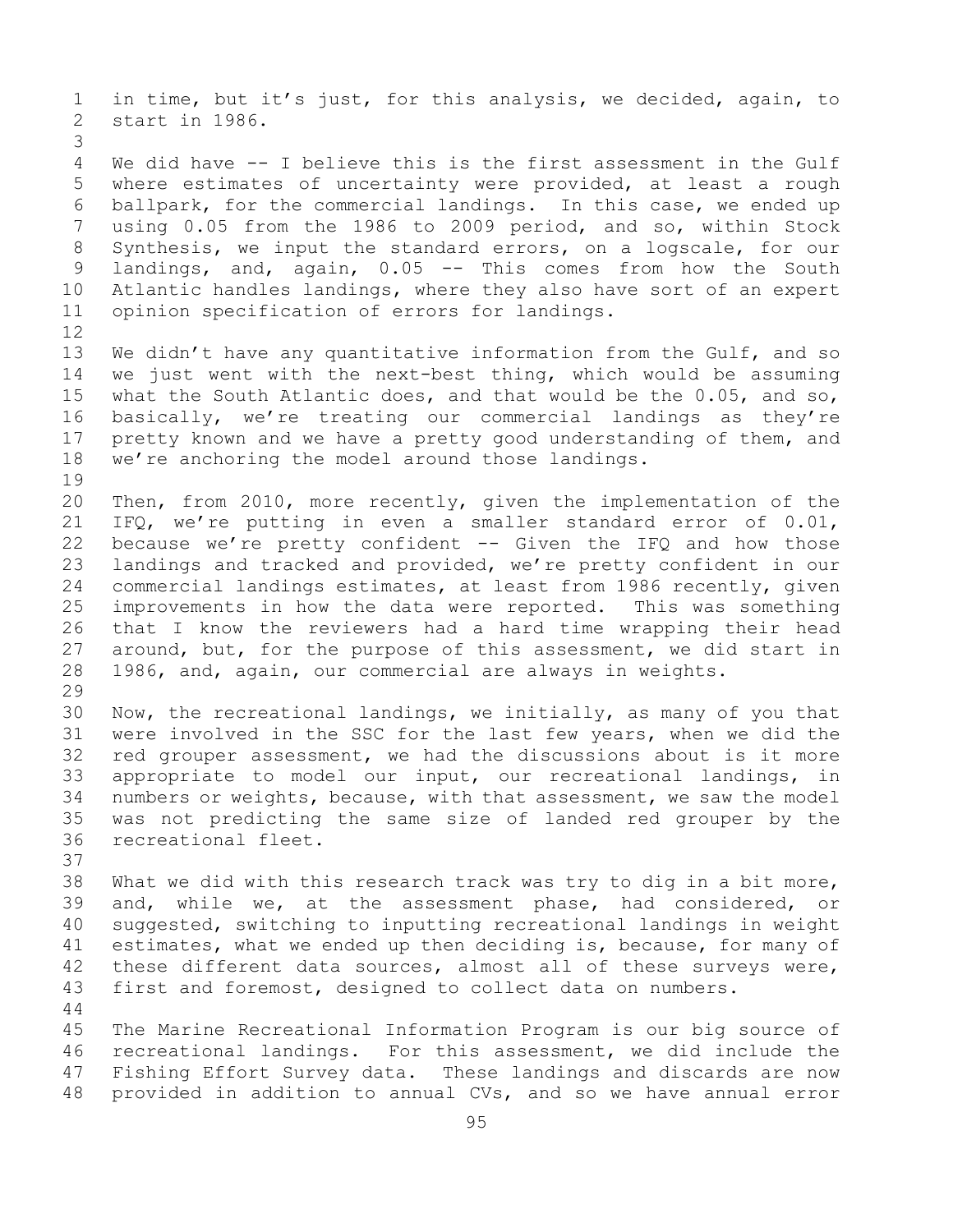in time, but it's just, for this analysis, we decided, again, to start in 1986.

We did have -- I believe this is the first assessment in the Gulf where estimates of uncertainty were provided, at least a rough ballpark, for the commercial landings. In this case, we ended up using 0.05 from the 1986 to 2009 period, and so, within Stock Synthesis, we input the standard errors, on a logscale, for our landings, and, again, 0.05 -- This comes from how the South Atlantic handles landings, where they also have sort of an expert opinion specification of errors for landings.

We didn't have any quantitative information from the Gulf, and so we just went with the next-best thing, which would be assuming what the South Atlantic does, and that would be the 0.05, and so, basically, we're treating our commercial landings as they're pretty known and we have a pretty good understanding of them, and we're anchoring the model around those landings.

Then, from 2010, more recently, given the implementation of the IFQ, we're putting in even a smaller standard error of 0.01, because we're pretty confident -- Given the IFQ and how those landings and tracked and provided, we're pretty confident in our commercial landings estimates, at least from 1986 recently, given improvements in how the data were reported. This was something that I know the reviewers had a hard time wrapping their head around, but, for the purpose of this assessment, we did start in 1986, and, again, our commercial are always in weights.

Now, the recreational landings, we initially, as many of you that were involved in the SSC for the last few years, when we did the red grouper assessment, we had the discussions about is it more appropriate to model our input, our recreational landings, in numbers or weights, because, with that assessment, we saw the model was not predicting the same size of landed red grouper by the recreational fleet.

What we did with this research track was try to dig in a bit more, and, while we, at the assessment phase, had considered, or suggested, switching to inputting recreational landings in weight estimates, what we ended up then deciding is, because, for many of these different data sources, almost all of these surveys were, first and foremost, designed to collect data on numbers.

The Marine Recreational Information Program is our big source of recreational landings. For this assessment, we did include the Fishing Effort Survey data. These landings and discards are now provided in addition to annual CVs, and so we have annual error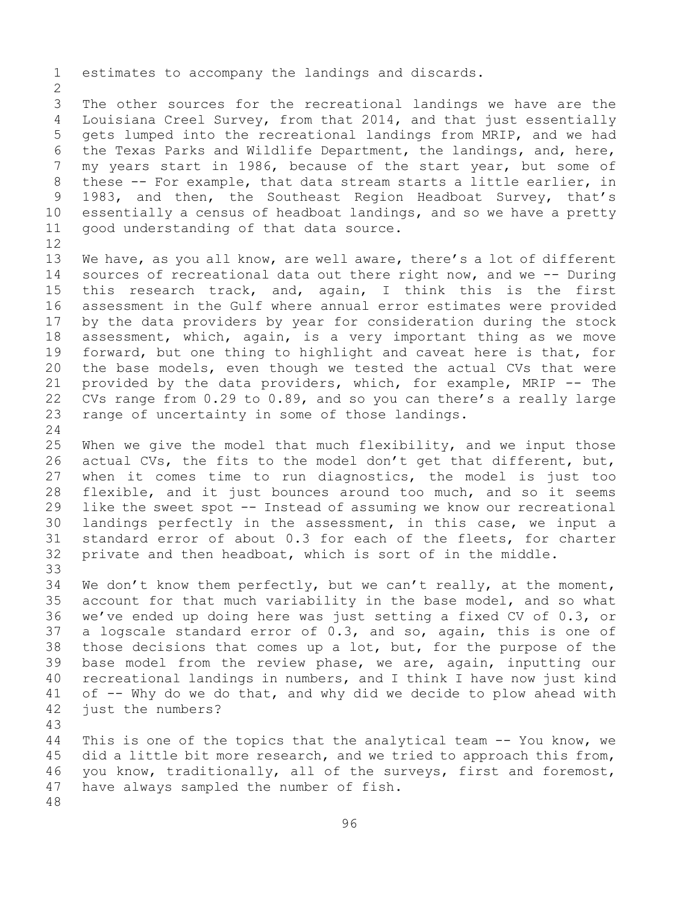estimates to accompany the landings and discards.

The other sources for the recreational landings we have are the Louisiana Creel Survey, from that 2014, and that just essentially gets lumped into the recreational landings from MRIP, and we had the Texas Parks and Wildlife Department, the landings, and, here, my years start in 1986, because of the start year, but some of these -- For example, that data stream starts a little earlier, in 1983, and then, the Southeast Region Headboat Survey, that's essentially a census of headboat landings, and so we have a pretty good understanding of that data source.

We have, as you all know, are well aware, there's a lot of different sources of recreational data out there right now, and we -- During this research track, and, again, I think this is the first assessment in the Gulf where annual error estimates were provided by the data providers by year for consideration during the stock assessment, which, again, is a very important thing as we move forward, but one thing to highlight and caveat here is that, for the base models, even though we tested the actual CVs that were provided by the data providers, which, for example, MRIP -- The CVs range from 0.29 to 0.89, and so you can there's a really large range of uncertainty in some of those landings.

When we give the model that much flexibility, and we input those actual CVs, the fits to the model don't get that different, but, when it comes time to run diagnostics, the model is just too flexible, and it just bounces around too much, and so it seems like the sweet spot -- Instead of assuming we know our recreational landings perfectly in the assessment, in this case, we input a standard error of about 0.3 for each of the fleets, for charter private and then headboat, which is sort of in the middle.

We don't know them perfectly, but we can't really, at the moment, account for that much variability in the base model, and so what we've ended up doing here was just setting a fixed CV of 0.3, or a logscale standard error of 0.3, and so, again, this is one of those decisions that comes up a lot, but, for the purpose of the base model from the review phase, we are, again, inputting our recreational landings in numbers, and I think I have now just kind of -- Why do we do that, and why did we decide to plow ahead with just the numbers?

This is one of the topics that the analytical team -- You know, we did a little bit more research, and we tried to approach this from, you know, traditionally, all of the surveys, first and foremost, have always sampled the number of fish.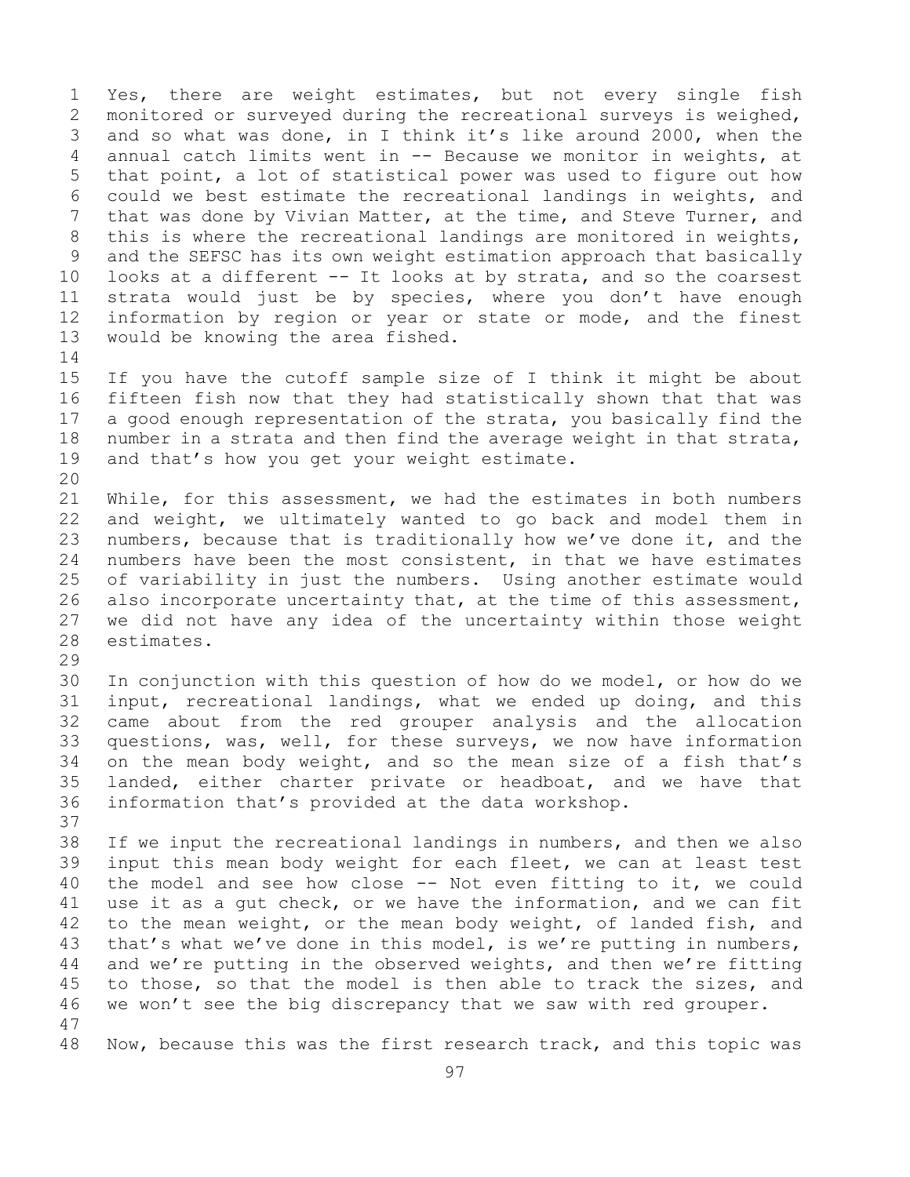Yes, there are weight estimates, but not every single fish monitored or surveyed during the recreational surveys is weighed, and so what was done, in I think it's like around 2000, when the annual catch limits went in -- Because we monitor in weights, at that point, a lot of statistical power was used to figure out how could we best estimate the recreational landings in weights, and that was done by Vivian Matter, at the time, and Steve Turner, and this is where the recreational landings are monitored in weights, and the SEFSC has its own weight estimation approach that basically looks at a different -- It looks at by strata, and so the coarsest strata would just be by species, where you don't have enough information by region or year or state or mode, and the finest would be knowing the area fished.

If you have the cutoff sample size of I think it might be about fifteen fish now that they had statistically shown that that was a good enough representation of the strata, you basically find the number in a strata and then find the average weight in that strata, and that's how you get your weight estimate.

While, for this assessment, we had the estimates in both numbers and weight, we ultimately wanted to go back and model them in numbers, because that is traditionally how we've done it, and the numbers have been the most consistent, in that we have estimates of variability in just the numbers. Using another estimate would also incorporate uncertainty that, at the time of this assessment, we did not have any idea of the uncertainty within those weight estimates.

In conjunction with this question of how do we model, or how do we input, recreational landings, what we ended up doing, and this came about from the red grouper analysis and the allocation questions, was, well, for these surveys, we now have information on the mean body weight, and so the mean size of a fish that's landed, either charter private or headboat, and we have that information that's provided at the data workshop.

If we input the recreational landings in numbers, and then we also input this mean body weight for each fleet, we can at least test the model and see how close -- Not even fitting to it, we could use it as a gut check, or we have the information, and we can fit to the mean weight, or the mean body weight, of landed fish, and that's what we've done in this model, is we're putting in numbers, and we're putting in the observed weights, and then we're fitting to those, so that the model is then able to track the sizes, and we won't see the big discrepancy that we saw with red grouper.

Now, because this was the first research track, and this topic was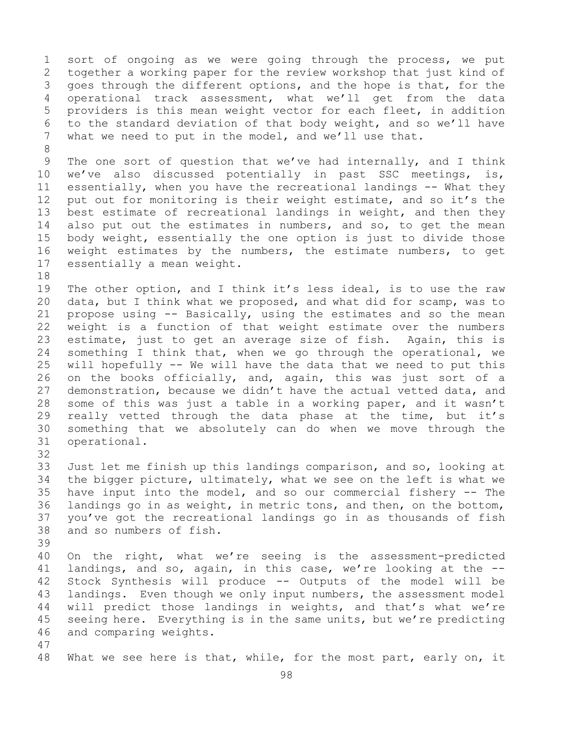sort of ongoing as we were going through the process, we put together a working paper for the review workshop that just kind of goes through the different options, and the hope is that, for the operational track assessment, what we'll get from the data providers is this mean weight vector for each fleet, in addition to the standard deviation of that body weight, and so we'll have what we need to put in the model, and we'll use that.

The one sort of question that we've had internally, and I think we've also discussed potentially in past SSC meetings, is, essentially, when you have the recreational landings -- What they put out for monitoring is their weight estimate, and so it's the best estimate of recreational landings in weight, and then they also put out the estimates in numbers, and so, to get the mean body weight, essentially the one option is just to divide those weight estimates by the numbers, the estimate numbers, to get essentially a mean weight.

The other option, and I think it's less ideal, is to use the raw data, but I think what we proposed, and what did for scamp, was to propose using -- Basically, using the estimates and so the mean weight is a function of that weight estimate over the numbers estimate, just to get an average size of fish. Again, this is something I think that, when we go through the operational, we will hopefully -- We will have the data that we need to put this on the books officially, and, again, this was just sort of a demonstration, because we didn't have the actual vetted data, and some of this was just a table in a working paper, and it wasn't really vetted through the data phase at the time, but it's something that we absolutely can do when we move through the operational.

Just let me finish up this landings comparison, and so, looking at the bigger picture, ultimately, what we see on the left is what we have input into the model, and so our commercial fishery -- The landings go in as weight, in metric tons, and then, on the bottom, you've got the recreational landings go in as thousands of fish and so numbers of fish.

On the right, what we're seeing is the assessment-predicted landings, and so, again, in this case, we're looking at the -- Stock Synthesis will produce -- Outputs of the model will be landings. Even though we only input numbers, the assessment model will predict those landings in weights, and that's what we're seeing here. Everything is in the same units, but we're predicting and comparing weights.

What we see here is that, while, for the most part, early on, it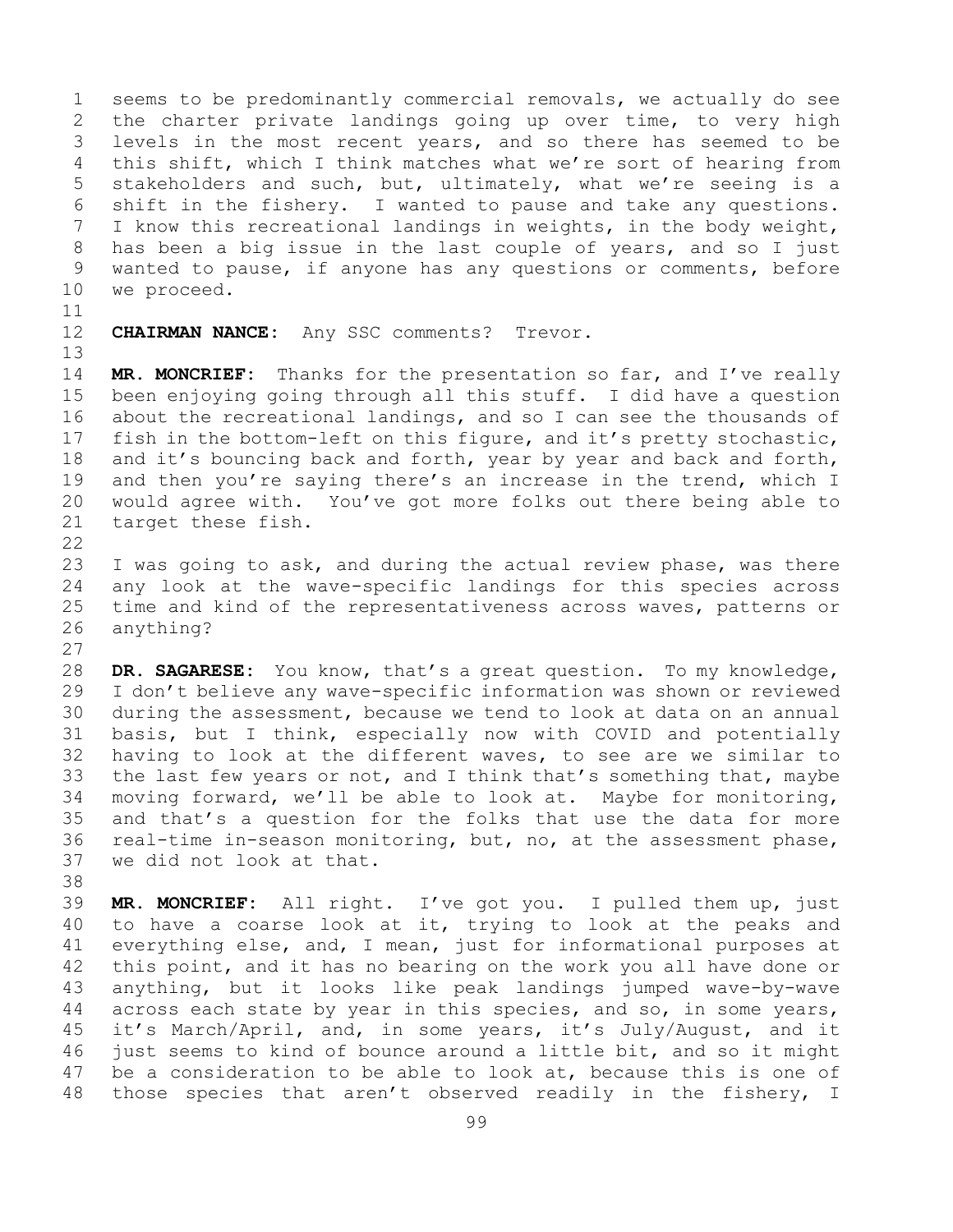seems to be predominantly commercial removals, we actually do see the charter private landings going up over time, to very high levels in the most recent years, and so there has seemed to be this shift, which I think matches what we're sort of hearing from stakeholders and such, but, ultimately, what we're seeing is a shift in the fishery. I wanted to pause and take any questions. I know this recreational landings in weights, in the body weight, has been a big issue in the last couple of years, and so I just wanted to pause, if anyone has any questions or comments, before we proceed.

**CHAIRMAN NANCE:** Any SSC comments? Trevor.

**MR. MONCRIEF:** Thanks for the presentation so far, and I've really been enjoying going through all this stuff. I did have a question about the recreational landings, and so I can see the thousands of fish in the bottom-left on this figure, and it's pretty stochastic, and it's bouncing back and forth, year by year and back and forth, and then you're saying there's an increase in the trend, which I would agree with. You've got more folks out there being able to target these fish.

I was going to ask, and during the actual review phase, was there any look at the wave-specific landings for this species across time and kind of the representativeness across waves, patterns or anything?

**DR. SAGARESE:** You know, that's a great question. To my knowledge, I don't believe any wave-specific information was shown or reviewed during the assessment, because we tend to look at data on an annual basis, but I think, especially now with COVID and potentially having to look at the different waves, to see are we similar to the last few years or not, and I think that's something that, maybe moving forward, we'll be able to look at. Maybe for monitoring, and that's a question for the folks that use the data for more real-time in-season monitoring, but, no, at the assessment phase, we did not look at that.

**MR. MONCRIEF:** All right. I've got you. I pulled them up, just to have a coarse look at it, trying to look at the peaks and everything else, and, I mean, just for informational purposes at this point, and it has no bearing on the work you all have done or anything, but it looks like peak landings jumped wave-by-wave across each state by year in this species, and so, in some years, it's March/April, and, in some years, it's July/August, and it just seems to kind of bounce around a little bit, and so it might be a consideration to be able to look at, because this is one of those species that aren't observed readily in the fishery, I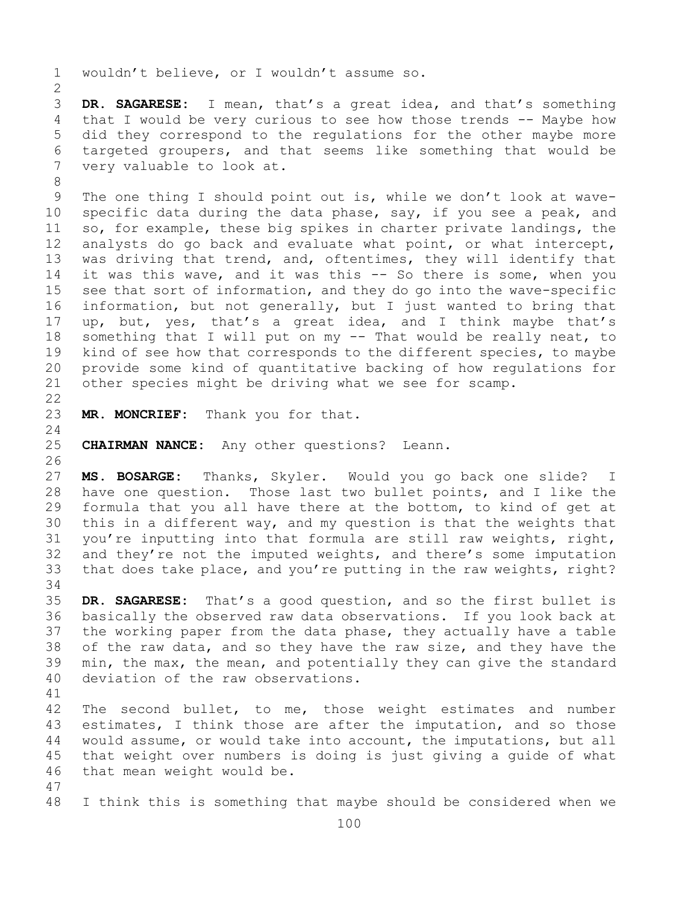wouldn't believe, or I wouldn't assume so.

**DR. SAGARESE:** I mean, that's a great idea, and that's something that I would be very curious to see how those trends -- Maybe how did they correspond to the regulations for the other maybe more targeted groupers, and that seems like something that would be very valuable to look at.

The one thing I should point out is, while we don't look at wave-specific data during the data phase, say, if you see a peak, and so, for example, these big spikes in charter private landings, the analysts do go back and evaluate what point, or what intercept, was driving that trend, and, oftentimes, they will identify that it was this wave, and it was this -- So there is some, when you see that sort of information, and they do go into the wave-specific information, but not generally, but I just wanted to bring that up, but, yes, that's a great idea, and I think maybe that's something that I will put on my -- That would be really neat, to kind of see how that corresponds to the different species, to maybe provide some kind of quantitative backing of how regulations for other species might be driving what we see for scamp.

**MR. MONCRIEF:** Thank you for that.

**CHAIRMAN NANCE:** Any other questions? Leann.

**MS. BOSARGE:** Thanks, Skyler. Would you go back one slide? I have one question. Those last two bullet points, and I like the formula that you all have there at the bottom, to kind of get at this in a different way, and my question is that the weights that you're inputting into that formula are still raw weights, right, and they're not the imputed weights, and there's some imputation that does take place, and you're putting in the raw weights, right?

**DR. SAGARESE:** That's a good question, and so the first bullet is basically the observed raw data observations. If you look back at the working paper from the data phase, they actually have a table of the raw data, and so they have the raw size, and they have the min, the max, the mean, and potentially they can give the standard deviation of the raw observations.

The second bullet, to me, those weight estimates and number estimates, I think those are after the imputation, and so those would assume, or would take into account, the imputations, but all that weight over numbers is doing is just giving a guide of what that mean weight would be.

I think this is something that maybe should be considered when we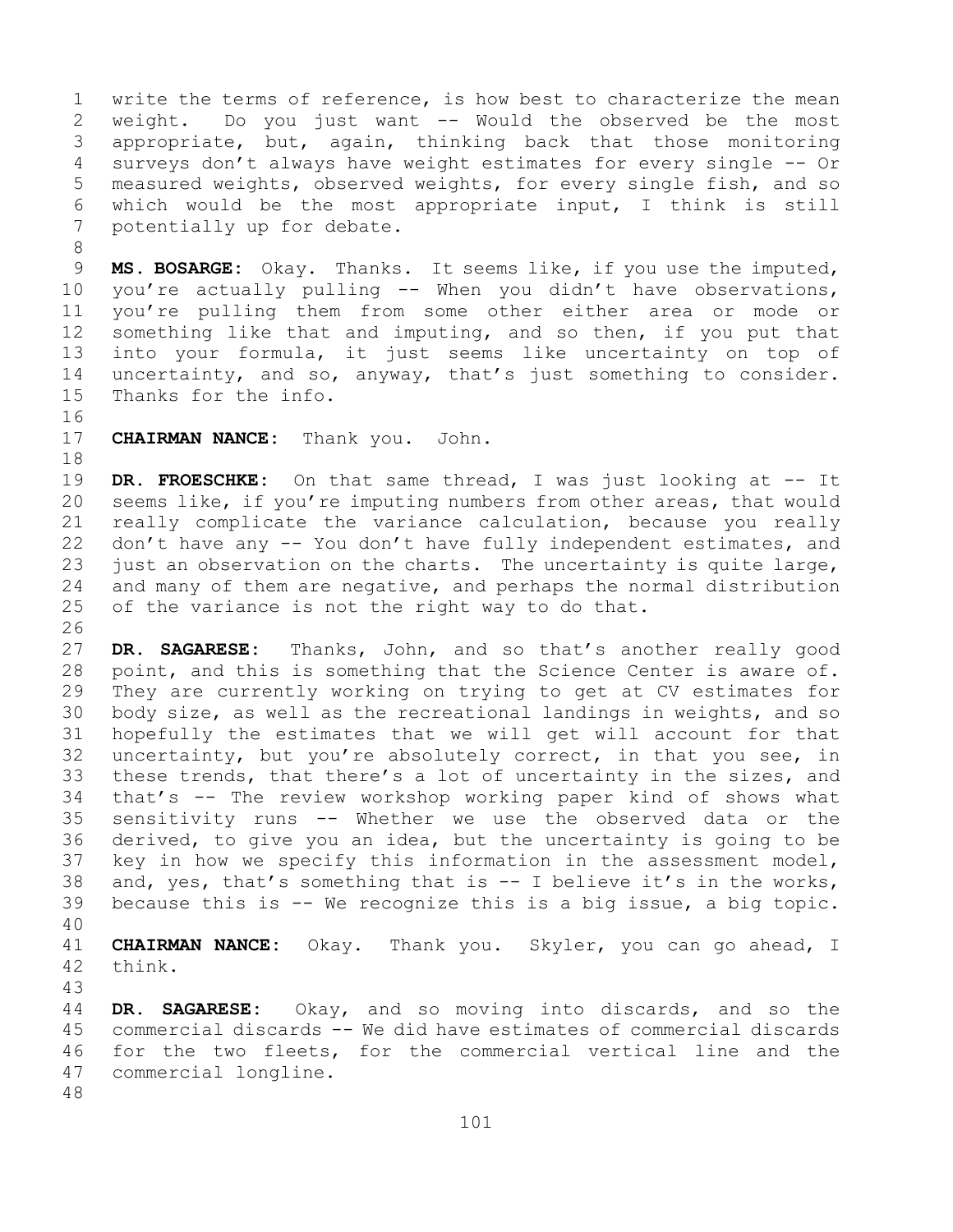write the terms of reference, is how best to characterize the mean weight. Do you just want -- Would the observed be the most appropriate, but, again, thinking back that those monitoring surveys don't always have weight estimates for every single -- Or measured weights, observed weights, for every single fish, and so which would be the most appropriate input, I think is still potentially up for debate.

**MS. BOSARGE:** Okay. Thanks. It seems like, if you use the imputed, you're actually pulling -- When you didn't have observations, you're pulling them from some other either area or mode or something like that and imputing, and so then, if you put that into your formula, it just seems like uncertainty on top of uncertainty, and so, anyway, that's just something to consider. Thanks for the info.

**CHAIRMAN NANCE:** Thank you. John.

**DR. FROESCHKE:** On that same thread, I was just looking at -- It seems like, if you're imputing numbers from other areas, that would really complicate the variance calculation, because you really don't have any -- You don't have fully independent estimates, and just an observation on the charts. The uncertainty is quite large, and many of them are negative, and perhaps the normal distribution of the variance is not the right way to do that.

**DR. SAGARESE:** Thanks, John, and so that's another really good point, and this is something that the Science Center is aware of. They are currently working on trying to get at CV estimates for body size, as well as the recreational landings in weights, and so hopefully the estimates that we will get will account for that uncertainty, but you're absolutely correct, in that you see, in these trends, that there's a lot of uncertainty in the sizes, and that's -- The review workshop working paper kind of shows what sensitivity runs -- Whether we use the observed data or the derived, to give you an idea, but the uncertainty is going to be key in how we specify this information in the assessment model, and, yes, that's something that is -- I believe it's in the works, because this is -- We recognize this is a big issue, a big topic.

**CHAIRMAN NANCE:** Okay. Thank you. Skyler, you can go ahead, I think.

**DR. SAGARESE:** Okay, and so moving into discards, and so the commercial discards -- We did have estimates of commercial discards for the two fleets, for the commercial vertical line and the commercial longline.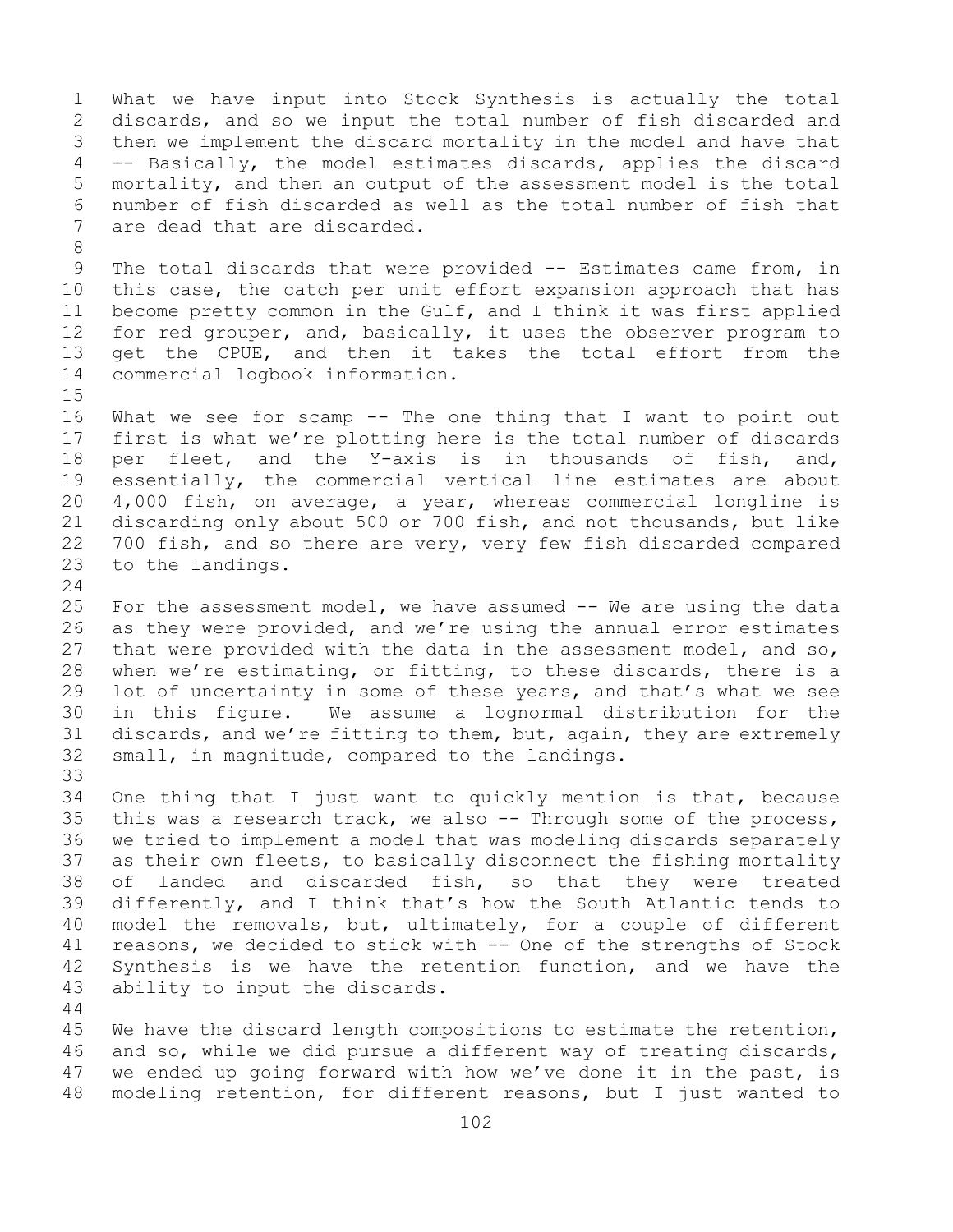What we have input into Stock Synthesis is actually the total discards, and so we input the total number of fish discarded and then we implement the discard mortality in the model and have that -- Basically, the model estimates discards, applies the discard mortality, and then an output of the assessment model is the total number of fish discarded as well as the total number of fish that are dead that are discarded.

The total discards that were provided -- Estimates came from, in this case, the catch per unit effort expansion approach that has become pretty common in the Gulf, and I think it was first applied for red grouper, and, basically, it uses the observer program to get the CPUE, and then it takes the total effort from the commercial logbook information.

What we see for scamp -- The one thing that I want to point out first is what we're plotting here is the total number of discards per fleet, and the Y-axis is in thousands of fish, and, essentially, the commercial vertical line estimates are about 4,000 fish, on average, a year, whereas commercial longline is discarding only about 500 or 700 fish, and not thousands, but like 700 fish, and so there are very, very few fish discarded compared to the landings.

For the assessment model, we have assumed -- We are using the data as they were provided, and we're using the annual error estimates that were provided with the data in the assessment model, and so, when we're estimating, or fitting, to these discards, there is a lot of uncertainty in some of these years, and that's what we see in this figure. We assume a lognormal distribution for the discards, and we're fitting to them, but, again, they are extremely small, in magnitude, compared to the landings.

One thing that I just want to quickly mention is that, because this was a research track, we also -- Through some of the process, we tried to implement a model that was modeling discards separately as their own fleets, to basically disconnect the fishing mortality of landed and discarded fish, so that they were treated differently, and I think that's how the South Atlantic tends to model the removals, but, ultimately, for a couple of different reasons, we decided to stick with -- One of the strengths of Stock Synthesis is we have the retention function, and we have the ability to input the discards.

We have the discard length compositions to estimate the retention, and so, while we did pursue a different way of treating discards, we ended up going forward with how we've done it in the past, is modeling retention, for different reasons, but I just wanted to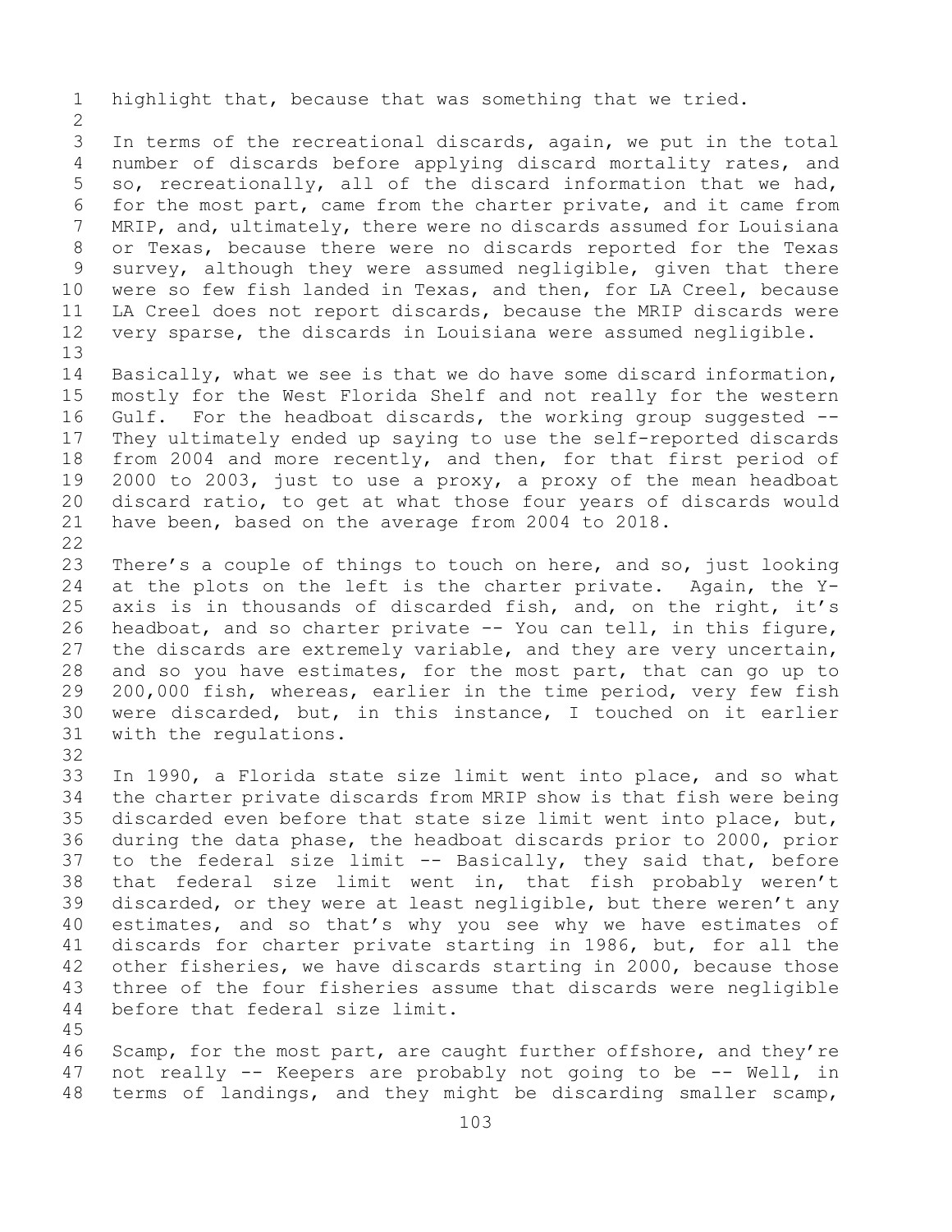highlight that, because that was something that we tried.

In terms of the recreational discards, again, we put in the total number of discards before applying discard mortality rates, and so, recreationally, all of the discard information that we had, for the most part, came from the charter private, and it came from MRIP, and, ultimately, there were no discards assumed for Louisiana or Texas, because there were no discards reported for the Texas survey, although they were assumed negligible, given that there were so few fish landed in Texas, and then, for LA Creel, because LA Creel does not report discards, because the MRIP discards were very sparse, the discards in Louisiana were assumed negligible.

Basically, what we see is that we do have some discard information, mostly for the West Florida Shelf and not really for the western Gulf. For the headboat discards, the working group suggested -- They ultimately ended up saying to use the self-reported discards from 2004 and more recently, and then, for that first period of 2000 to 2003, just to use a proxy, a proxy of the mean headboat discard ratio, to get at what those four years of discards would have been, based on the average from 2004 to 2018.

There's a couple of things to touch on here, and so, just looking at the plots on the left is the charter private. Again, the Y-axis is in thousands of discarded fish, and, on the right, it's headboat, and so charter private -- You can tell, in this figure, the discards are extremely variable, and they are very uncertain, and so you have estimates, for the most part, that can go up to 200,000 fish, whereas, earlier in the time period, very few fish were discarded, but, in this instance, I touched on it earlier with the regulations.

In 1990, a Florida state size limit went into place, and so what the charter private discards from MRIP show is that fish were being discarded even before that state size limit went into place, but, during the data phase, the headboat discards prior to 2000, prior to the federal size limit -- Basically, they said that, before that federal size limit went in, that fish probably weren't discarded, or they were at least negligible, but there weren't any estimates, and so that's why you see why we have estimates of discards for charter private starting in 1986, but, for all the other fisheries, we have discards starting in 2000, because those three of the four fisheries assume that discards were negligible before that federal size limit.

Scamp, for the most part, are caught further offshore, and they're not really -- Keepers are probably not going to be -- Well, in terms of landings, and they might be discarding smaller scamp,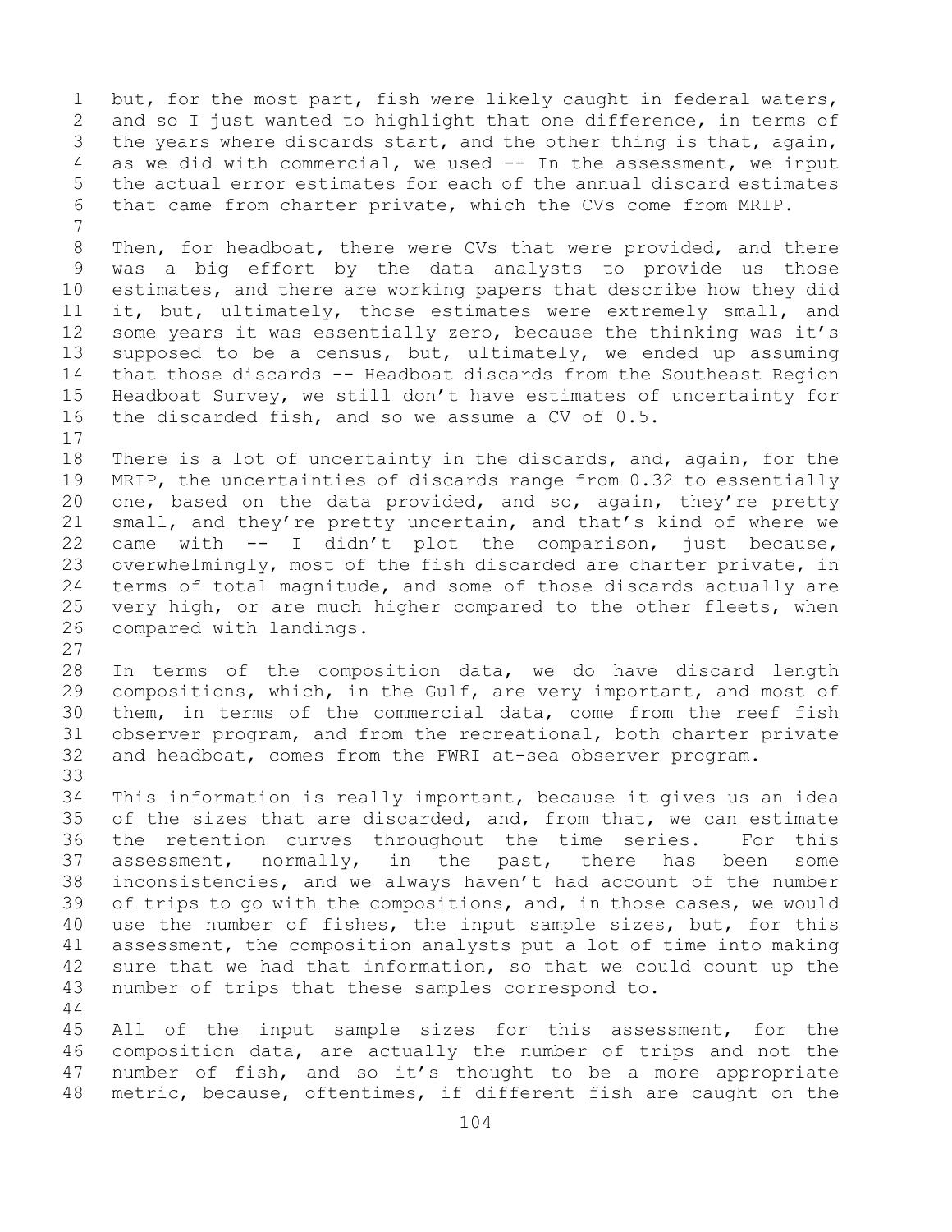but, for the most part, fish were likely caught in federal waters, and so I just wanted to highlight that one difference, in terms of the years where discards start, and the other thing is that, again, as we did with commercial, we used -- In the assessment, we input the actual error estimates for each of the annual discard estimates that came from charter private, which the CVs come from MRIP.

Then, for headboat, there were CVs that were provided, and there was a big effort by the data analysts to provide us those estimates, and there are working papers that describe how they did it, but, ultimately, those estimates were extremely small, and some years it was essentially zero, because the thinking was it's supposed to be a census, but, ultimately, we ended up assuming that those discards -- Headboat discards from the Southeast Region Headboat Survey, we still don't have estimates of uncertainty for the discarded fish, and so we assume a CV of 0.5.

There is a lot of uncertainty in the discards, and, again, for the MRIP, the uncertainties of discards range from 0.32 to essentially one, based on the data provided, and so, again, they're pretty small, and they're pretty uncertain, and that's kind of where we came with -- I didn't plot the comparison, just because, overwhelmingly, most of the fish discarded are charter private, in terms of total magnitude, and some of those discards actually are very high, or are much higher compared to the other fleets, when compared with landings.

In terms of the composition data, we do have discard length compositions, which, in the Gulf, are very important, and most of them, in terms of the commercial data, come from the reef fish observer program, and from the recreational, both charter private and headboat, comes from the FWRI at-sea observer program.

This information is really important, because it gives us an idea of the sizes that are discarded, and, from that, we can estimate the retention curves throughout the time series. For this assessment, normally, in the past, there has been some inconsistencies, and we always haven't had account of the number of trips to go with the compositions, and, in those cases, we would use the number of fishes, the input sample sizes, but, for this assessment, the composition analysts put a lot of time into making sure that we had that information, so that we could count up the number of trips that these samples correspond to.

All of the input sample sizes for this assessment, for the composition data, are actually the number of trips and not the number of fish, and so it's thought to be a more appropriate metric, because, oftentimes, if different fish are caught on the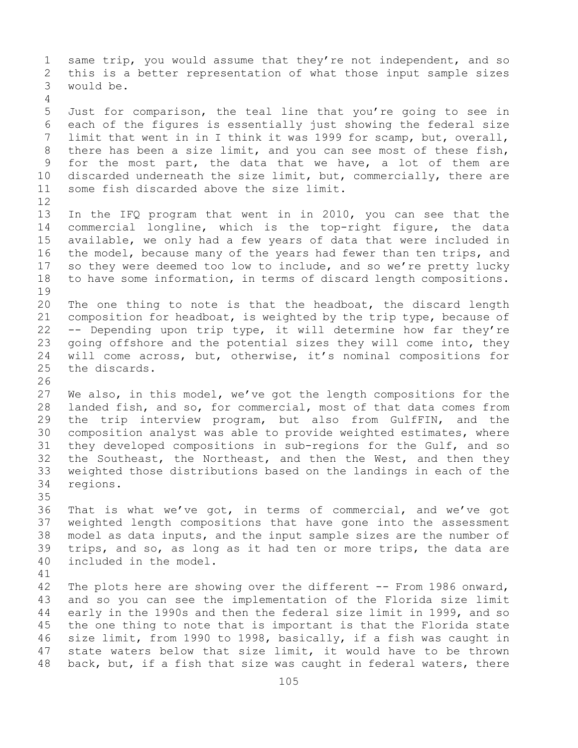same trip, you would assume that they're not independent, and so this is a better representation of what those input sample sizes would be.

Just for comparison, the teal line that you're going to see in each of the figures is essentially just showing the federal size limit that went in in I think it was 1999 for scamp, but, overall, there has been a size limit, and you can see most of these fish, for the most part, the data that we have, a lot of them are discarded underneath the size limit, but, commercially, there are some fish discarded above the size limit.

In the IFQ program that went in in 2010, you can see that the commercial longline, which is the top-right figure, the data available, we only had a few years of data that were included in the model, because many of the years had fewer than ten trips, and so they were deemed too low to include, and so we're pretty lucky to have some information, in terms of discard length compositions.

The one thing to note is that the headboat, the discard length composition for headboat, is weighted by the trip type, because of -- Depending upon trip type, it will determine how far they're going offshore and the potential sizes they will come into, they will come across, but, otherwise, it's nominal compositions for the discards.

We also, in this model, we've got the length compositions for the landed fish, and so, for commercial, most of that data comes from the trip interview program, but also from GulfFIN, and the composition analyst was able to provide weighted estimates, where they developed compositions in sub-regions for the Gulf, and so the Southeast, the Northeast, and then the West, and then they weighted those distributions based on the landings in each of the regions.

That is what we've got, in terms of commercial, and we've got weighted length compositions that have gone into the assessment model as data inputs, and the input sample sizes are the number of trips, and so, as long as it had ten or more trips, the data are included in the model.

The plots here are showing over the different -- From 1986 onward, and so you can see the implementation of the Florida size limit early in the 1990s and then the federal size limit in 1999, and so the one thing to note that is important is that the Florida state size limit, from 1990 to 1998, basically, if a fish was caught in state waters below that size limit, it would have to be thrown back, but, if a fish that size was caught in federal waters, there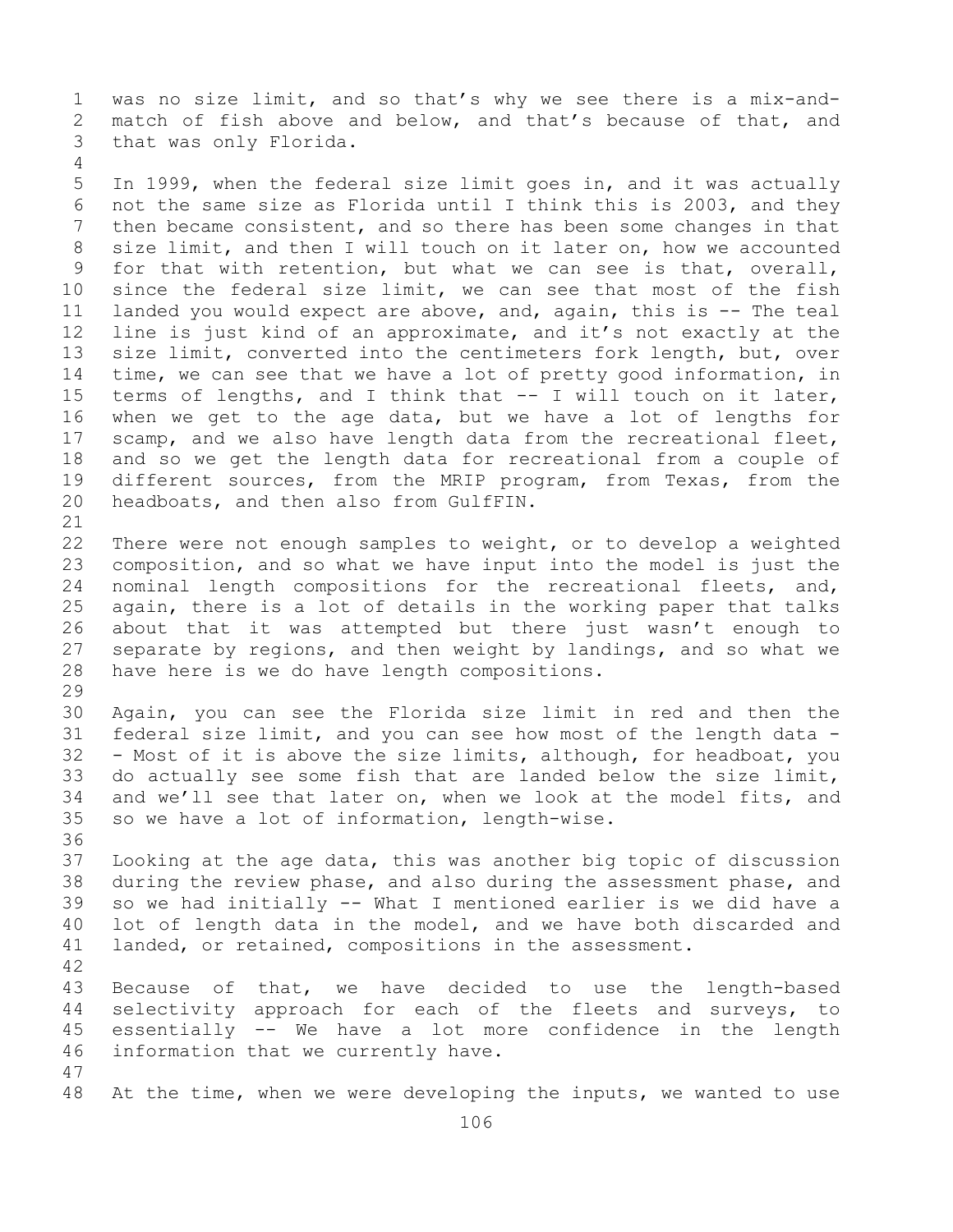was no size limit, and so that's why we see there is a mix-and-match of fish above and below, and that's because of that, and that was only Florida.

In 1999, when the federal size limit goes in, and it was actually not the same size as Florida until I think this is 2003, and they then became consistent, and so there has been some changes in that size limit, and then I will touch on it later on, how we accounted for that with retention, but what we can see is that, overall, since the federal size limit, we can see that most of the fish landed you would expect are above, and, again, this is -- The teal line is just kind of an approximate, and it's not exactly at the size limit, converted into the centimeters fork length, but, over time, we can see that we have a lot of pretty good information, in terms of lengths, and I think that -- I will touch on it later, when we get to the age data, but we have a lot of lengths for scamp, and we also have length data from the recreational fleet, and so we get the length data for recreational from a couple of different sources, from the MRIP program, from Texas, from the headboats, and then also from GulfFIN.

There were not enough samples to weight, or to develop a weighted composition, and so what we have input into the model is just the nominal length compositions for the recreational fleets, and, again, there is a lot of details in the working paper that talks about that it was attempted but there just wasn't enough to separate by regions, and then weight by landings, and so what we have here is we do have length compositions.

Again, you can see the Florida size limit in red and then the federal size limit, and you can see how most of the length data -- Most of it is above the size limits, although, for headboat, you do actually see some fish that are landed below the size limit, and we'll see that later on, when we look at the model fits, and so we have a lot of information, length-wise.

Looking at the age data, this was another big topic of discussion during the review phase, and also during the assessment phase, and so we had initially -- What I mentioned earlier is we did have a lot of length data in the model, and we have both discarded and landed, or retained, compositions in the assessment.

Because of that, we have decided to use the length-based selectivity approach for each of the fleets and surveys, to essentially -- We have a lot more confidence in the length information that we currently have.

At the time, when we were developing the inputs, we wanted to use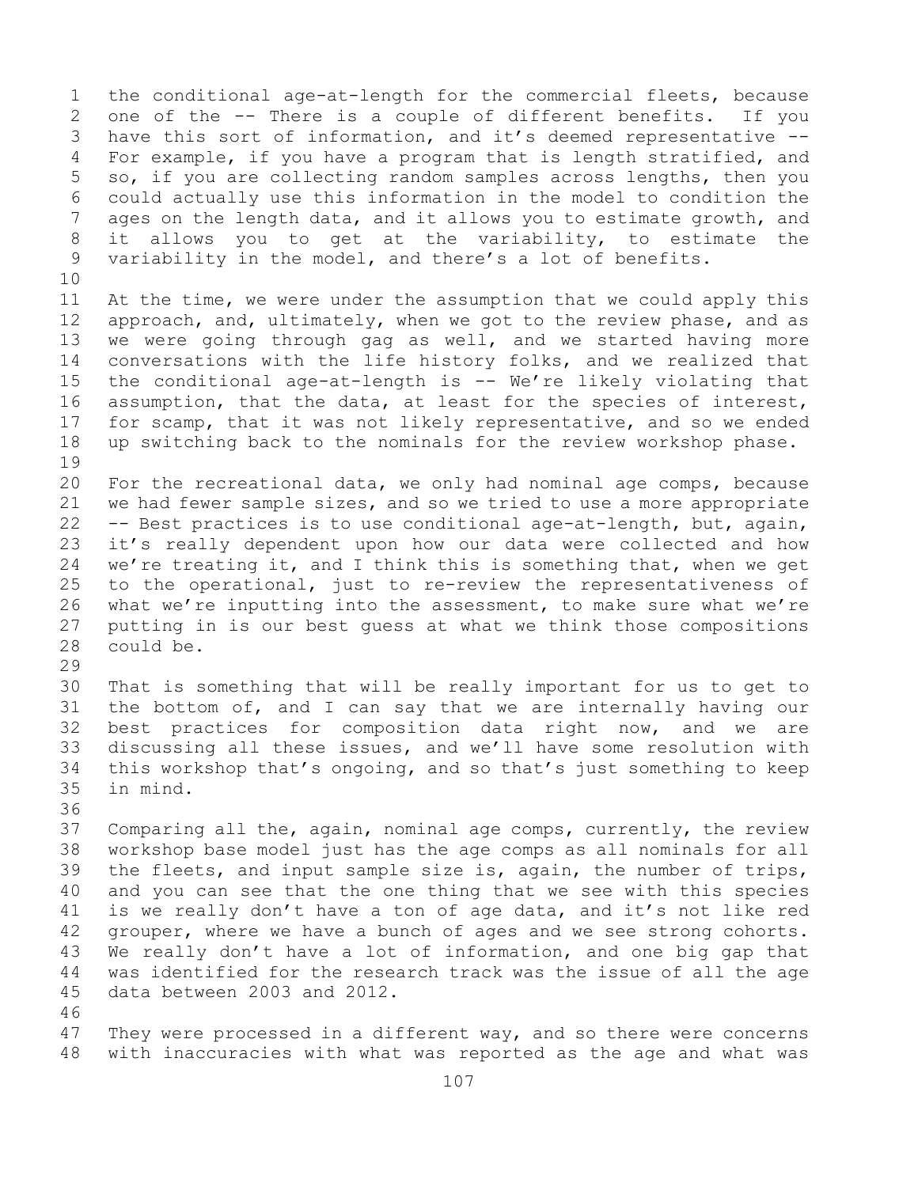the conditional age-at-length for the commercial fleets, because one of the -- There is a couple of different benefits. If you have this sort of information, and it's deemed representative -- For example, if you have a program that is length stratified, and so, if you are collecting random samples across lengths, then you could actually use this information in the model to condition the ages on the length data, and it allows you to estimate growth, and it allows you to get at the variability, to estimate the variability in the model, and there's a lot of benefits.

At the time, we were under the assumption that we could apply this approach, and, ultimately, when we got to the review phase, and as we were going through gag as well, and we started having more conversations with the life history folks, and we realized that the conditional age-at-length is -- We're likely violating that assumption, that the data, at least for the species of interest, for scamp, that it was not likely representative, and so we ended up switching back to the nominals for the review workshop phase.

For the recreational data, we only had nominal age comps, because we had fewer sample sizes, and so we tried to use a more appropriate -- Best practices is to use conditional age-at-length, but, again, it's really dependent upon how our data were collected and how we're treating it, and I think this is something that, when we get to the operational, just to re-review the representativeness of what we're inputting into the assessment, to make sure what we're putting in is our best guess at what we think those compositions could be.

That is something that will be really important for us to get to the bottom of, and I can say that we are internally having our best practices for composition data right now, and we are discussing all these issues, and we'll have some resolution with this workshop that's ongoing, and so that's just something to keep in mind.

Comparing all the, again, nominal age comps, currently, the review workshop base model just has the age comps as all nominals for all the fleets, and input sample size is, again, the number of trips, and you can see that the one thing that we see with this species is we really don't have a ton of age data, and it's not like red grouper, where we have a bunch of ages and we see strong cohorts. We really don't have a lot of information, and one big gap that was identified for the research track was the issue of all the age data between 2003 and 2012.

They were processed in a different way, and so there were concerns with inaccuracies with what was reported as the age and what was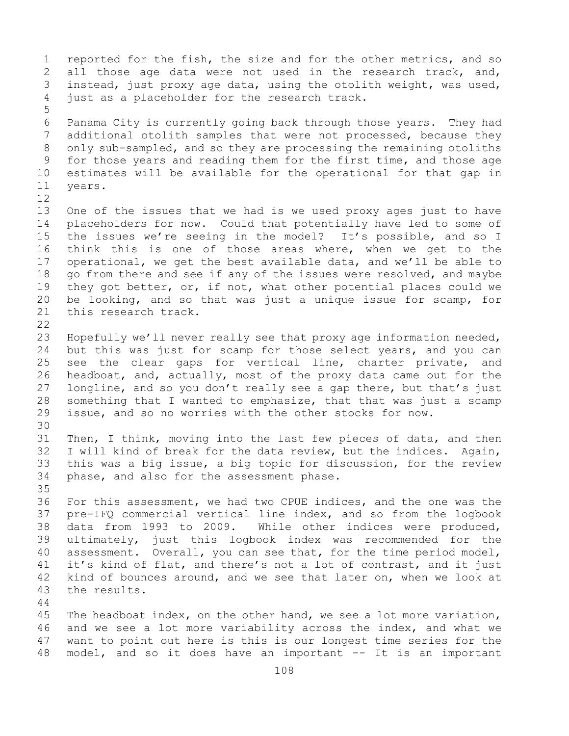reported for the fish, the size and for the other metrics, and so all those age data were not used in the research track, and, instead, just proxy age data, using the otolith weight, was used, just as a placeholder for the research track.

Panama City is currently going back through those years. They had additional otolith samples that were not processed, because they only sub-sampled, and so they are processing the remaining otoliths for those years and reading them for the first time, and those age estimates will be available for the operational for that gap in years.

One of the issues that we had is we used proxy ages just to have placeholders for now. Could that potentially have led to some of the issues we're seeing in the model? It's possible, and so I think this is one of those areas where, when we get to the operational, we get the best available data, and we'll be able to go from there and see if any of the issues were resolved, and maybe they got better, or, if not, what other potential places could we be looking, and so that was just a unique issue for scamp, for this research track.

Hopefully we'll never really see that proxy age information needed, but this was just for scamp for those select years, and you can see the clear gaps for vertical line, charter private, and headboat, and, actually, most of the proxy data came out for the longline, and so you don't really see a gap there, but that's just something that I wanted to emphasize, that that was just a scamp issue, and so no worries with the other stocks for now.

Then, I think, moving into the last few pieces of data, and then I will kind of break for the data review, but the indices. Again, this was a big issue, a big topic for discussion, for the review phase, and also for the assessment phase.

For this assessment, we had two CPUE indices, and the one was the pre-IFQ commercial vertical line index, and so from the logbook data from 1993 to 2009. While other indices were produced, ultimately, just this logbook index was recommended for the assessment. Overall, you can see that, for the time period model, it's kind of flat, and there's not a lot of contrast, and it just kind of bounces around, and we see that later on, when we look at the results.

The headboat index, on the other hand, we see a lot more variation, and we see a lot more variability across the index, and what we want to point out here is this is our longest time series for the model, and so it does have an important -- It is an important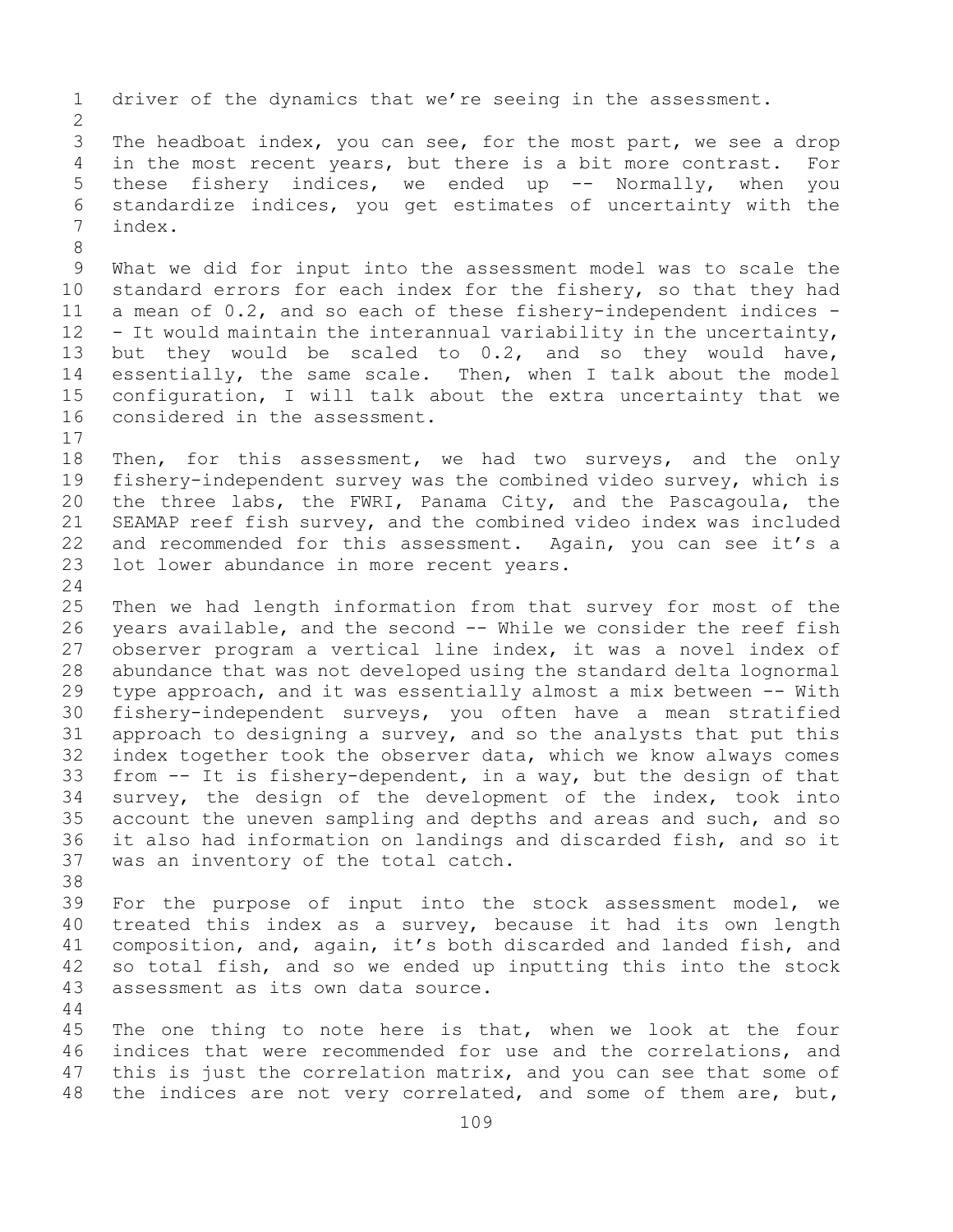driver of the dynamics that we're seeing in the assessment.

The headboat index, you can see, for the most part, we see a drop in the most recent years, but there is a bit more contrast. For these fishery indices, we ended up -- Normally, when you standardize indices, you get estimates of uncertainty with the index.

What we did for input into the assessment model was to scale the standard errors for each index for the fishery, so that they had a mean of 0.2, and so each of these fishery-independent indices -- It would maintain the interannual variability in the uncertainty, but they would be scaled to 0.2, and so they would have, essentially, the same scale. Then, when I talk about the model configuration, I will talk about the extra uncertainty that we considered in the assessment.

Then, for this assessment, we had two surveys, and the only fishery-independent survey was the combined video survey, which is the three labs, the FWRI, Panama City, and the Pascagoula, the SEAMAP reef fish survey, and the combined video index was included and recommended for this assessment. Again, you can see it's a lot lower abundance in more recent years.

Then we had length information from that survey for most of the years available, and the second -- While we consider the reef fish observer program a vertical line index, it was a novel index of abundance that was not developed using the standard delta lognormal type approach, and it was essentially almost a mix between -- With fishery-independent surveys, you often have a mean stratified approach to designing a survey, and so the analysts that put this index together took the observer data, which we know always comes from -- It is fishery-dependent, in a way, but the design of that survey, the design of the development of the index, took into account the uneven sampling and depths and areas and such, and so it also had information on landings and discarded fish, and so it was an inventory of the total catch.

For the purpose of input into the stock assessment model, we treated this index as a survey, because it had its own length composition, and, again, it's both discarded and landed fish, and so total fish, and so we ended up inputting this into the stock assessment as its own data source.

The one thing to note here is that, when we look at the four indices that were recommended for use and the correlations, and this is just the correlation matrix, and you can see that some of the indices are not very correlated, and some of them are, but,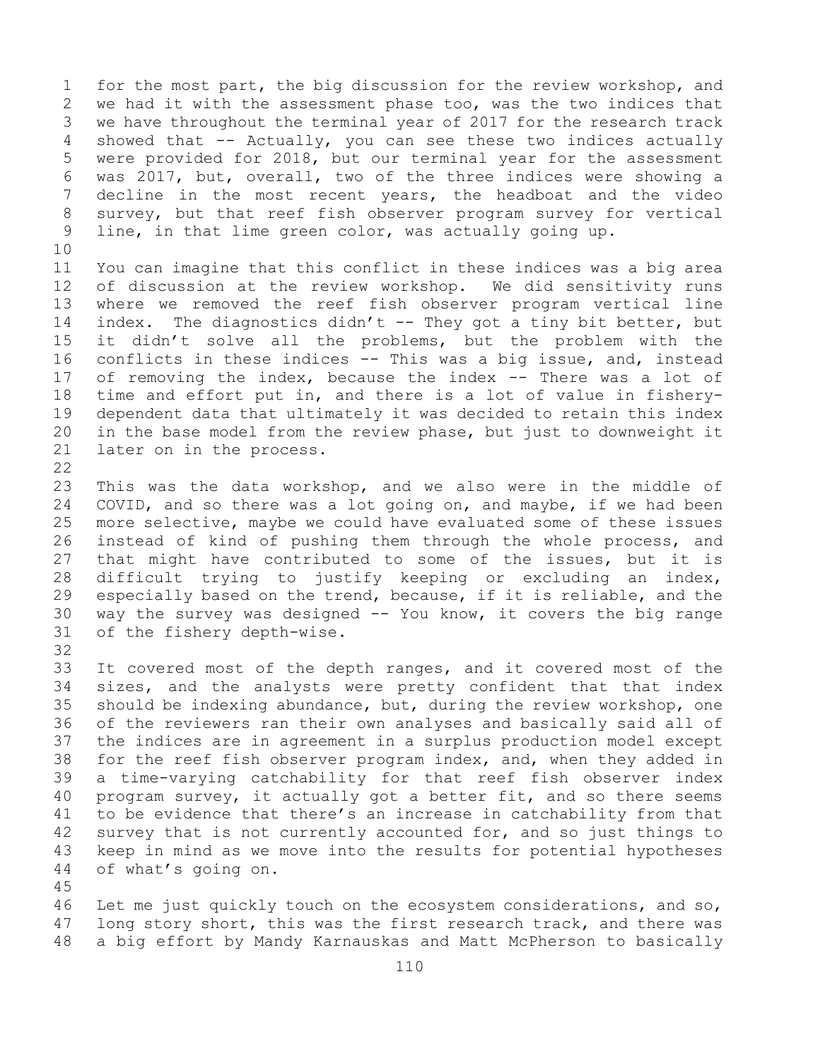for the most part, the big discussion for the review workshop, and we had it with the assessment phase too, was the two indices that we have throughout the terminal year of 2017 for the research track showed that -- Actually, you can see these two indices actually were provided for 2018, but our terminal year for the assessment was 2017, but, overall, two of the three indices were showing a decline in the most recent years, the headboat and the video survey, but that reef fish observer program survey for vertical line, in that lime green color, was actually going up.

You can imagine that this conflict in these indices was a big area of discussion at the review workshop. We did sensitivity runs where we removed the reef fish observer program vertical line index. The diagnostics didn't -- They got a tiny bit better, but it didn't solve all the problems, but the problem with the conflicts in these indices -- This was a big issue, and, instead of removing the index, because the index -- There was a lot of time and effort put in, and there is a lot of value in fishery-dependent data that ultimately it was decided to retain this index in the base model from the review phase, but just to downweight it later on in the process.

This was the data workshop, and we also were in the middle of COVID, and so there was a lot going on, and maybe, if we had been more selective, maybe we could have evaluated some of these issues instead of kind of pushing them through the whole process, and that might have contributed to some of the issues, but it is difficult trying to justify keeping or excluding an index, especially based on the trend, because, if it is reliable, and the way the survey was designed -- You know, it covers the big range of the fishery depth-wise.

It covered most of the depth ranges, and it covered most of the sizes, and the analysts were pretty confident that that index should be indexing abundance, but, during the review workshop, one of the reviewers ran their own analyses and basically said all of the indices are in agreement in a surplus production model except for the reef fish observer program index, and, when they added in a time-varying catchability for that reef fish observer index program survey, it actually got a better fit, and so there seems to be evidence that there's an increase in catchability from that survey that is not currently accounted for, and so just things to keep in mind as we move into the results for potential hypotheses of what's going on.

Let me just quickly touch on the ecosystem considerations, and so, long story short, this was the first research track, and there was a big effort by Mandy Karnauskas and Matt McPherson to basically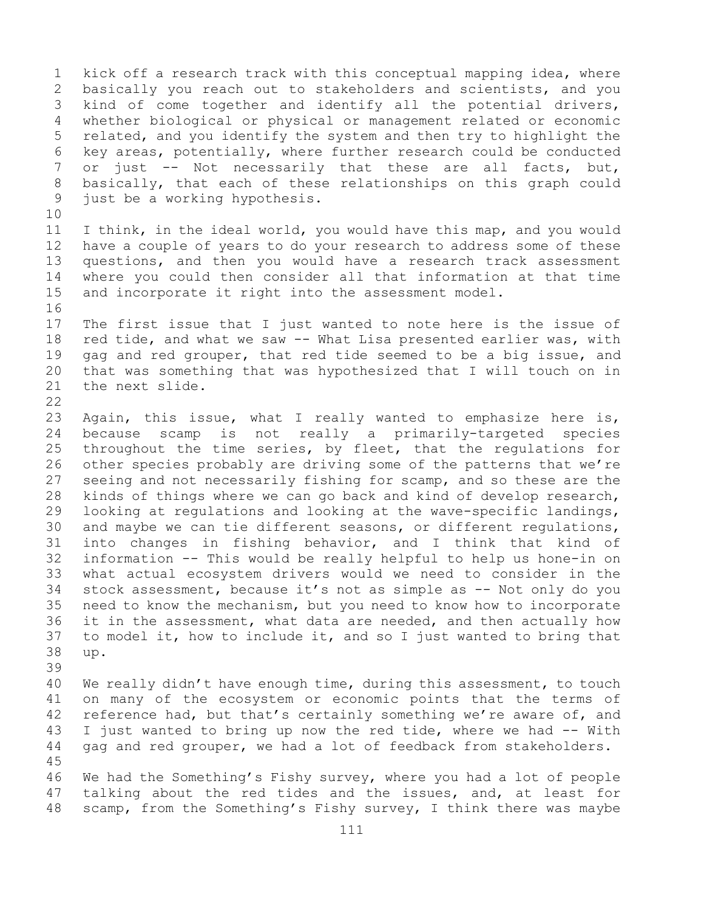kick off a research track with this conceptual mapping idea, where basically you reach out to stakeholders and scientists, and you kind of come together and identify all the potential drivers, whether biological or physical or management related or economic related, and you identify the system and then try to highlight the key areas, potentially, where further research could be conducted or just -- Not necessarily that these are all facts, but, basically, that each of these relationships on this graph could just be a working hypothesis.

I think, in the ideal world, you would have this map, and you would have a couple of years to do your research to address some of these questions, and then you would have a research track assessment where you could then consider all that information at that time and incorporate it right into the assessment model.

The first issue that I just wanted to note here is the issue of red tide, and what we saw -- What Lisa presented earlier was, with gag and red grouper, that red tide seemed to be a big issue, and that was something that was hypothesized that I will touch on in the next slide.

Again, this issue, what I really wanted to emphasize here is, because scamp is not really a primarily-targeted species throughout the time series, by fleet, that the regulations for other species probably are driving some of the patterns that we're seeing and not necessarily fishing for scamp, and so these are the kinds of things where we can go back and kind of develop research, looking at regulations and looking at the wave-specific landings, and maybe we can tie different seasons, or different regulations, into changes in fishing behavior, and I think that kind of information -- This would be really helpful to help us hone-in on what actual ecosystem drivers would we need to consider in the stock assessment, because it's not as simple as -- Not only do you need to know the mechanism, but you need to know how to incorporate it in the assessment, what data are needed, and then actually how to model it, how to include it, and so I just wanted to bring that up.

We really didn't have enough time, during this assessment, to touch on many of the ecosystem or economic points that the terms of reference had, but that's certainly something we're aware of, and I just wanted to bring up now the red tide, where we had -- With gag and red grouper, we had a lot of feedback from stakeholders.

We had the Something's Fishy survey, where you had a lot of people talking about the red tides and the issues, and, at least for scamp, from the Something's Fishy survey, I think there was maybe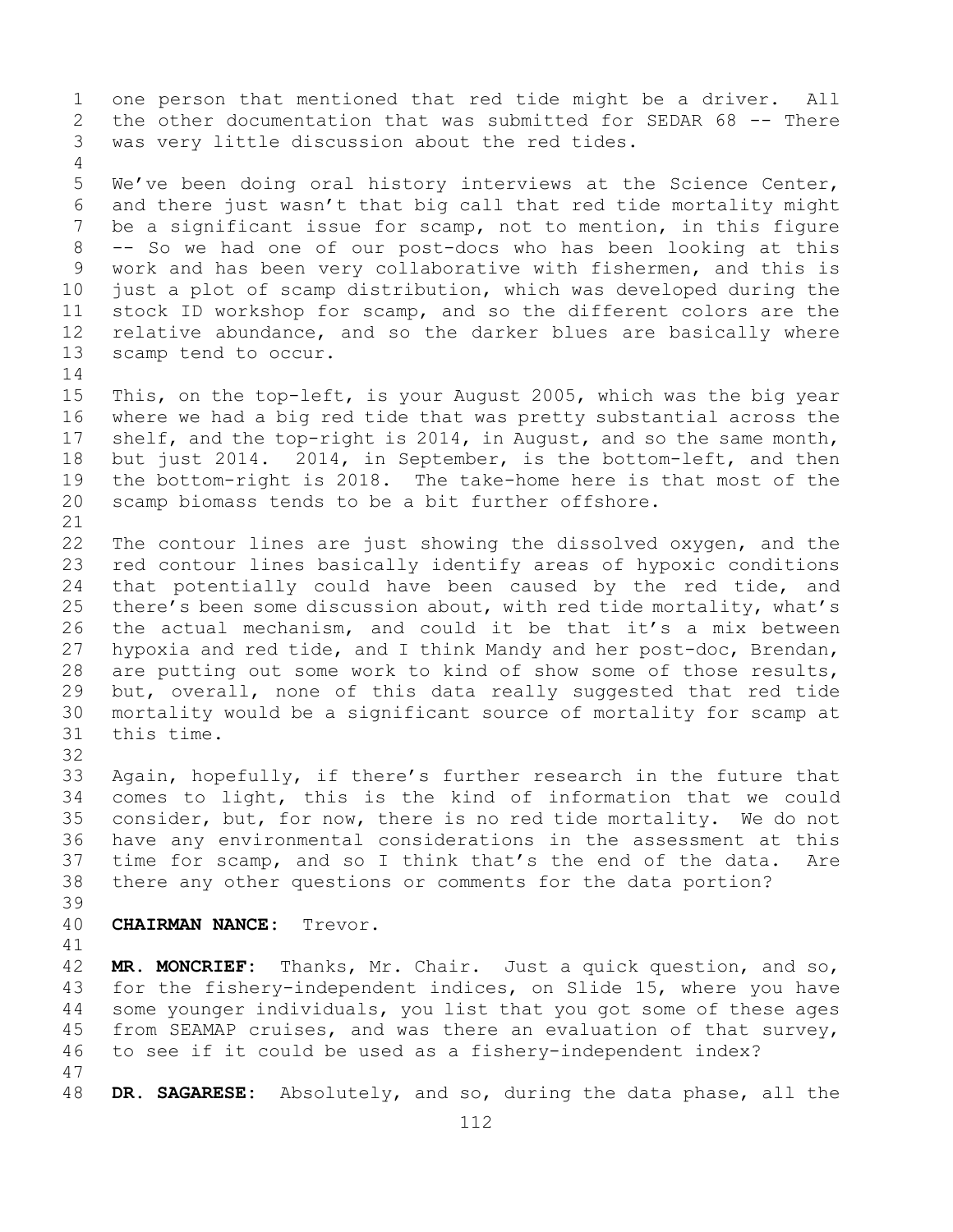one person that mentioned that red tide might be a driver. All the other documentation that was submitted for SEDAR 68 -- There was very little discussion about the red tides.

We've been doing oral history interviews at the Science Center, and there just wasn't that big call that red tide mortality might be a significant issue for scamp, not to mention, in this figure -- So we had one of our post-docs who has been looking at this work and has been very collaborative with fishermen, and this is just a plot of scamp distribution, which was developed during the stock ID workshop for scamp, and so the different colors are the relative abundance, and so the darker blues are basically where scamp tend to occur.

This, on the top-left, is your August 2005, which was the big year where we had a big red tide that was pretty substantial across the shelf, and the top-right is 2014, in August, and so the same month, but just 2014. 2014, in September, is the bottom-left, and then the bottom-right is 2018. The take-home here is that most of the scamp biomass tends to be a bit further offshore.

The contour lines are just showing the dissolved oxygen, and the red contour lines basically identify areas of hypoxic conditions that potentially could have been caused by the red tide, and there's been some discussion about, with red tide mortality, what's the actual mechanism, and could it be that it's a mix between hypoxia and red tide, and I think Mandy and her post-doc, Brendan, are putting out some work to kind of show some of those results, but, overall, none of this data really suggested that red tide mortality would be a significant source of mortality for scamp at this time.

Again, hopefully, if there's further research in the future that comes to light, this is the kind of information that we could consider, but, for now, there is no red tide mortality. We do not have any environmental considerations in the assessment at this time for scamp, and so I think that's the end of the data. Are there any other questions or comments for the data portion?

**CHAIRMAN NANCE:** Trevor.

**MR. MONCRIEF:** Thanks, Mr. Chair. Just a quick question, and so, for the fishery-independent indices, on Slide 15, where you have some younger individuals, you list that you got some of these ages from SEAMAP cruises, and was there an evaluation of that survey, to see if it could be used as a fishery-independent index?

**DR. SAGARESE:** Absolutely, and so, during the data phase, all the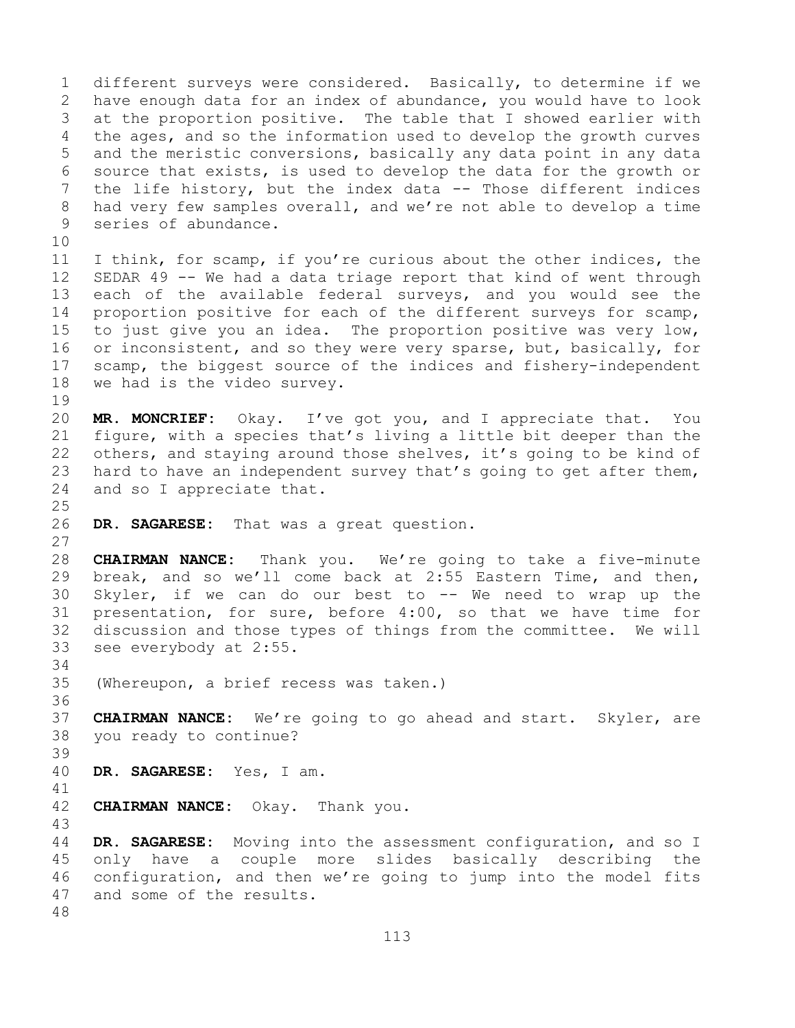different surveys were considered. Basically, to determine if we have enough data for an index of abundance, you would have to look at the proportion positive. The table that I showed earlier with the ages, and so the information used to develop the growth curves and the meristic conversions, basically any data point in any data source that exists, is used to develop the data for the growth or the life history, but the index data -- Those different indices had very few samples overall, and we're not able to develop a time series of abundance.

I think, for scamp, if you're curious about the other indices, the SEDAR 49 -- We had a data triage report that kind of went through each of the available federal surveys, and you would see the proportion positive for each of the different surveys for scamp, to just give you an idea. The proportion positive was very low, or inconsistent, and so they were very sparse, but, basically, for scamp, the biggest source of the indices and fishery-independent we had is the video survey.

**MR. MONCRIEF:** Okay. I've got you, and I appreciate that. You figure, with a species that's living a little bit deeper than the others, and staying around those shelves, it's going to be kind of hard to have an independent survey that's going to get after them, and so I appreciate that.

**DR. SAGARESE:** That was a great question.

**CHAIRMAN NANCE:** Thank you. We're going to take a five-minute break, and so we'll come back at 2:55 Eastern Time, and then, Skyler, if we can do our best to -- We need to wrap up the presentation, for sure, before 4:00, so that we have time for discussion and those types of things from the committee. We will see everybody at 2:55.

(Whereupon, a brief recess was taken.)

**CHAIRMAN NANCE:** We're going to go ahead and start. Skyler, are you ready to continue?

**DR. SAGARESE:** Yes, I am.

**CHAIRMAN NANCE:** Okay. Thank you.

**DR. SAGARESE:** Moving into the assessment configuration, and so I only have a couple more slides basically describing the configuration, and then we're going to jump into the model fits and some of the results.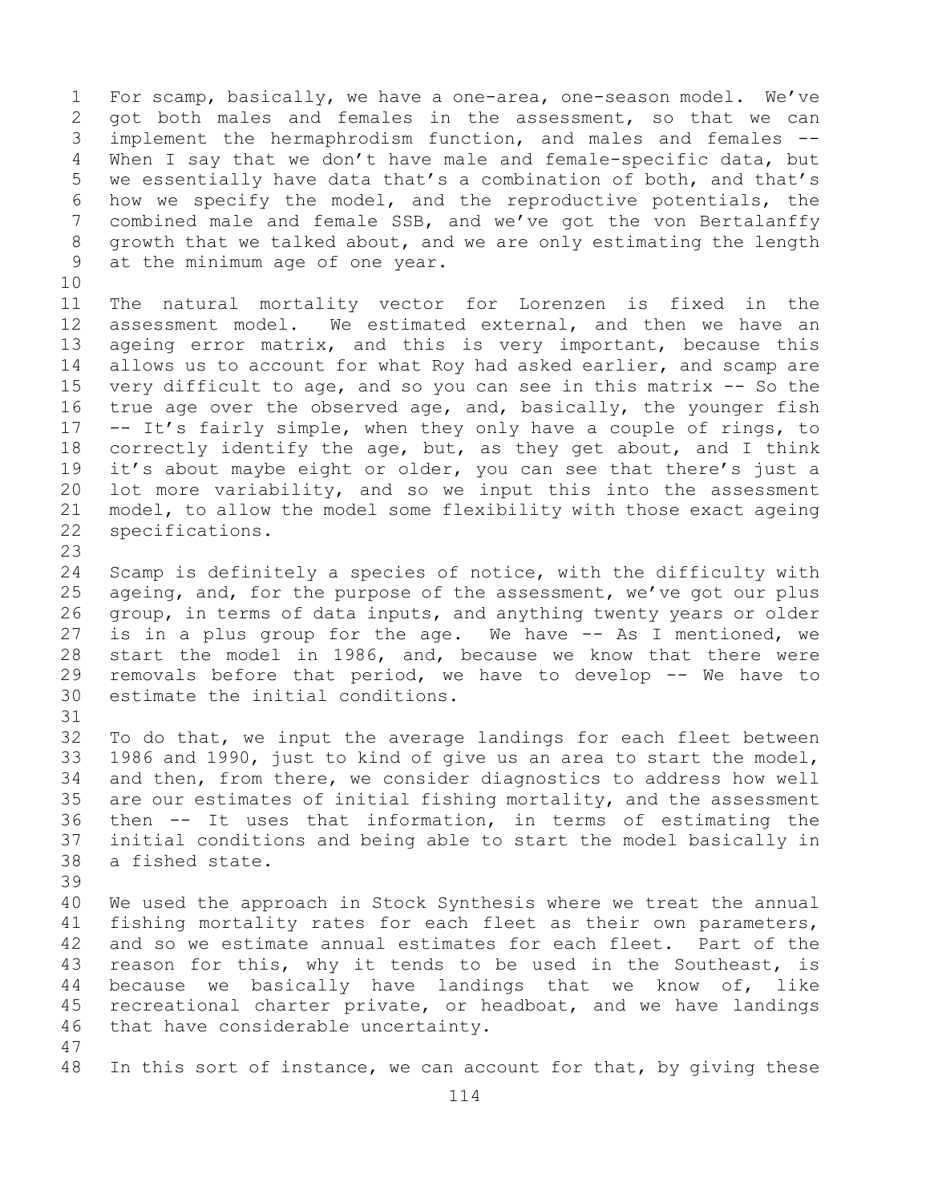For scamp, basically, we have a one-area, one-season model. We've got both males and females in the assessment, so that we can implement the hermaphrodism function, and males and females -- When I say that we don't have male and female-specific data, but we essentially have data that's a combination of both, and that's how we specify the model, and the reproductive potentials, the combined male and female SSB, and we've got the von Bertalanffy growth that we talked about, and we are only estimating the length at the minimum age of one year.

The natural mortality vector for Lorenzen is fixed in the assessment model. We estimated external, and then we have an ageing error matrix, and this is very important, because this allows us to account for what Roy had asked earlier, and scamp are very difficult to age, and so you can see in this matrix -- So the true age over the observed age, and, basically, the younger fish -- It's fairly simple, when they only have a couple of rings, to correctly identify the age, but, as they get about, and I think it's about maybe eight or older, you can see that there's just a lot more variability, and so we input this into the assessment model, to allow the model some flexibility with those exact ageing specifications.

Scamp is definitely a species of notice, with the difficulty with ageing, and, for the purpose of the assessment, we've got our plus group, in terms of data inputs, and anything twenty years or older is in a plus group for the age. We have -- As I mentioned, we start the model in 1986, and, because we know that there were removals before that period, we have to develop -- We have to estimate the initial conditions.

To do that, we input the average landings for each fleet between 1986 and 1990, just to kind of give us an area to start the model, and then, from there, we consider diagnostics to address how well are our estimates of initial fishing mortality, and the assessment then -- It uses that information, in terms of estimating the initial conditions and being able to start the model basically in a fished state.

We used the approach in Stock Synthesis where we treat the annual fishing mortality rates for each fleet as their own parameters, and so we estimate annual estimates for each fleet. Part of the reason for this, why it tends to be used in the Southeast, is because we basically have landings that we know of, like recreational charter private, or headboat, and we have landings that have considerable uncertainty.

In this sort of instance, we can account for that, by giving these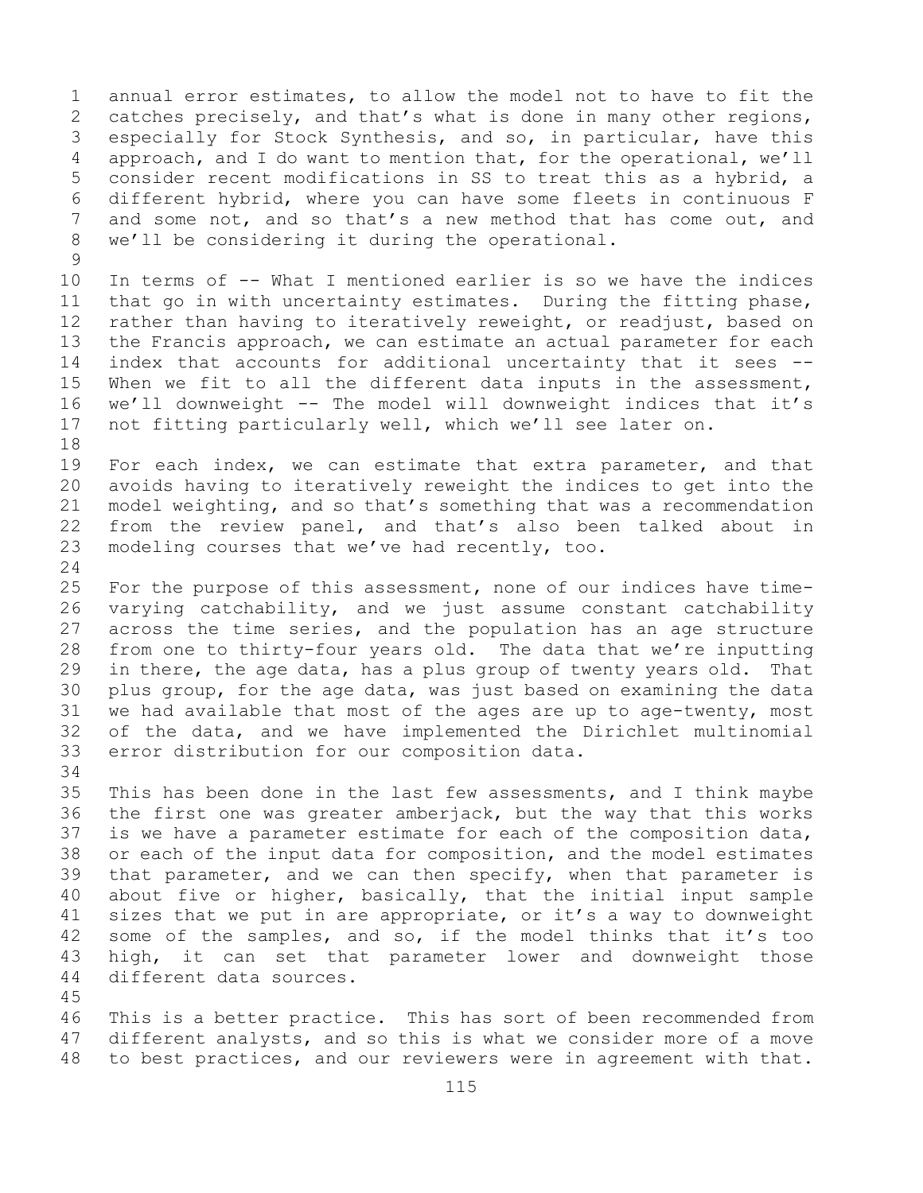annual error estimates, to allow the model not to have to fit the catches precisely, and that's what is done in many other regions, especially for Stock Synthesis, and so, in particular, have this approach, and I do want to mention that, for the operational, we'll consider recent modifications in SS to treat this as a hybrid, a different hybrid, where you can have some fleets in continuous F and some not, and so that's a new method that has come out, and we'll be considering it during the operational.

In terms of -- What I mentioned earlier is so we have the indices that go in with uncertainty estimates. During the fitting phase, rather than having to iteratively reweight, or readjust, based on the Francis approach, we can estimate an actual parameter for each index that accounts for additional uncertainty that it sees -- When we fit to all the different data inputs in the assessment, we'll downweight -- The model will downweight indices that it's not fitting particularly well, which we'll see later on.

For each index, we can estimate that extra parameter, and that avoids having to iteratively reweight the indices to get into the model weighting, and so that's something that was a recommendation from the review panel, and that's also been talked about in modeling courses that we've had recently, too.

For the purpose of this assessment, none of our indices have time-varying catchability, and we just assume constant catchability across the time series, and the population has an age structure from one to thirty-four years old. The data that we're inputting in there, the age data, has a plus group of twenty years old. That plus group, for the age data, was just based on examining the data we had available that most of the ages are up to age-twenty, most of the data, and we have implemented the Dirichlet multinomial error distribution for our composition data.

This has been done in the last few assessments, and I think maybe the first one was greater amberjack, but the way that this works is we have a parameter estimate for each of the composition data, or each of the input data for composition, and the model estimates that parameter, and we can then specify, when that parameter is about five or higher, basically, that the initial input sample sizes that we put in are appropriate, or it's a way to downweight some of the samples, and so, if the model thinks that it's too high, it can set that parameter lower and downweight those different data sources.

This is a better practice. This has sort of been recommended from different analysts, and so this is what we consider more of a move to best practices, and our reviewers were in agreement with that.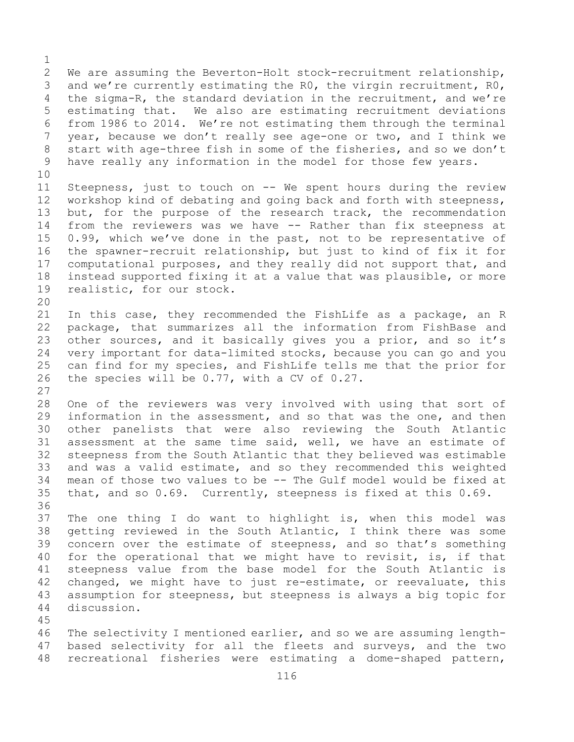We are assuming the Beverton-Holt stock-recruitment relationship, and we're currently estimating the R0, the virgin recruitment, R0, the sigma-R, the standard deviation in the recruitment, and we're estimating that. We also are estimating recruitment deviations from 1986 to 2014. We're not estimating them through the terminal year, because we don't really see age-one or two, and I think we start with age-three fish in some of the fisheries, and so we don't have really any information in the model for those few years.

Steepness, just to touch on -- We spent hours during the review workshop kind of debating and going back and forth with steepness, but, for the purpose of the research track, the recommendation from the reviewers was we have -- Rather than fix steepness at 0.99, which we've done in the past, not to be representative of the spawner-recruit relationship, but just to kind of fix it for computational purposes, and they really did not support that, and instead supported fixing it at a value that was plausible, or more realistic, for our stock.

In this case, they recommended the FishLife as a package, an R package, that summarizes all the information from FishBase and other sources, and it basically gives you a prior, and so it's very important for data-limited stocks, because you can go and you can find for my species, and FishLife tells me that the prior for the species will be 0.77, with a CV of 0.27.

One of the reviewers was very involved with using that sort of information in the assessment, and so that was the one, and then other panelists that were also reviewing the South Atlantic assessment at the same time said, well, we have an estimate of steepness from the South Atlantic that they believed was estimable and was a valid estimate, and so they recommended this weighted mean of those two values to be -- The Gulf model would be fixed at that, and so 0.69. Currently, steepness is fixed at this 0.69.

The one thing I do want to highlight is, when this model was getting reviewed in the South Atlantic, I think there was some concern over the estimate of steepness, and so that's something for the operational that we might have to revisit, is, if that steepness value from the base model for the South Atlantic is changed, we might have to just re-estimate, or reevaluate, this assumption for steepness, but steepness is always a big topic for discussion.

The selectivity I mentioned earlier, and so we are assuming length-based selectivity for all the fleets and surveys, and the two recreational fisheries were estimating a dome-shaped pattern,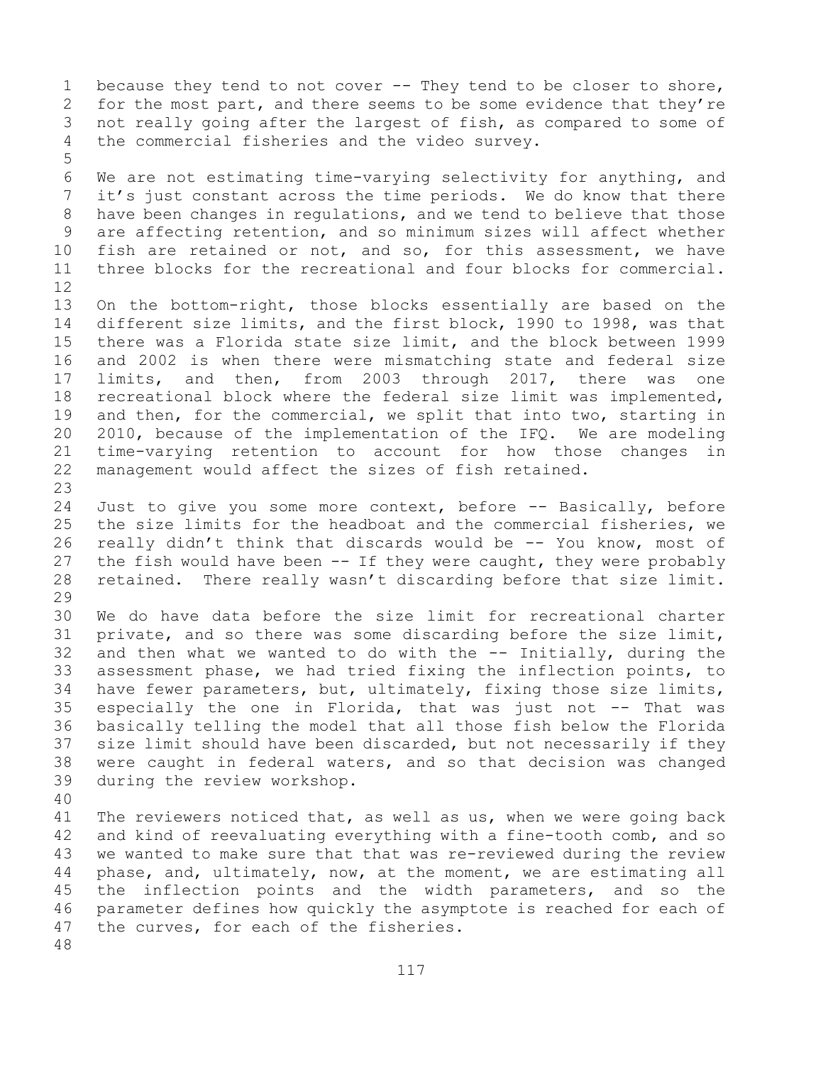because they tend to not cover -- They tend to be closer to shore, for the most part, and there seems to be some evidence that they're not really going after the largest of fish, as compared to some of the commercial fisheries and the video survey.

We are not estimating time-varying selectivity for anything, and it's just constant across the time periods. We do know that there have been changes in regulations, and we tend to believe that those are affecting retention, and so minimum sizes will affect whether fish are retained or not, and so, for this assessment, we have three blocks for the recreational and four blocks for commercial.

On the bottom-right, those blocks essentially are based on the different size limits, and the first block, 1990 to 1998, was that there was a Florida state size limit, and the block between 1999 and 2002 is when there were mismatching state and federal size limits, and then, from 2003 through 2017, there was one recreational block where the federal size limit was implemented, and then, for the commercial, we split that into two, starting in 2010, because of the implementation of the IFQ. We are modeling time-varying retention to account for how those changes in management would affect the sizes of fish retained.

Just to give you some more context, before -- Basically, before the size limits for the headboat and the commercial fisheries, we really didn't think that discards would be -- You know, most of the fish would have been -- If they were caught, they were probably retained. There really wasn't discarding before that size limit.

We do have data before the size limit for recreational charter private, and so there was some discarding before the size limit, and then what we wanted to do with the -- Initially, during the assessment phase, we had tried fixing the inflection points, to have fewer parameters, but, ultimately, fixing those size limits, especially the one in Florida, that was just not -- That was basically telling the model that all those fish below the Florida size limit should have been discarded, but not necessarily if they were caught in federal waters, and so that decision was changed during the review workshop.

The reviewers noticed that, as well as us, when we were going back and kind of reevaluating everything with a fine-tooth comb, and so we wanted to make sure that that was re-reviewed during the review phase, and, ultimately, now, at the moment, we are estimating all the inflection points and the width parameters, and so the parameter defines how quickly the asymptote is reached for each of the curves, for each of the fisheries.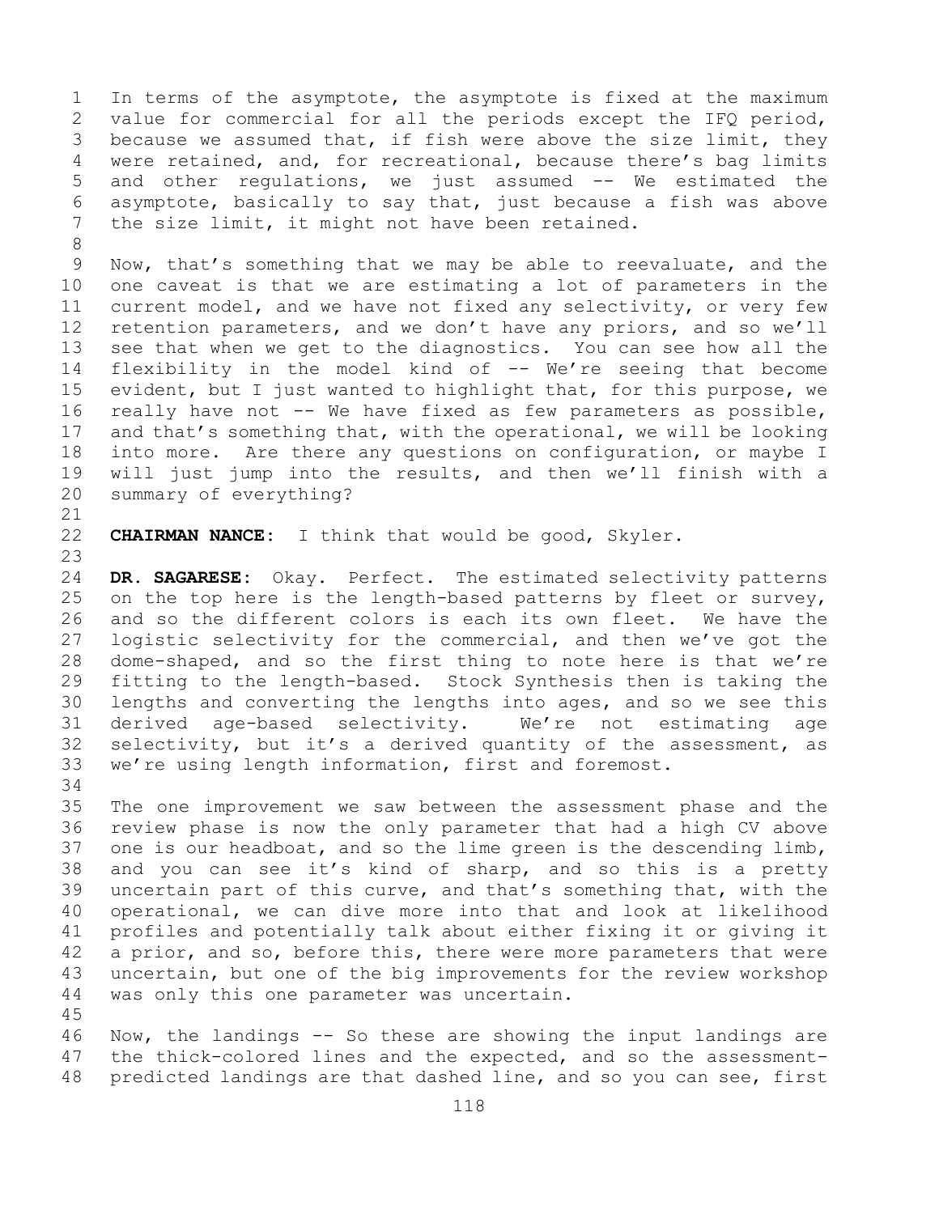In terms of the asymptote, the asymptote is fixed at the maximum value for commercial for all the periods except the IFQ period, because we assumed that, if fish were above the size limit, they were retained, and, for recreational, because there's bag limits and other regulations, we just assumed -- We estimated the asymptote, basically to say that, just because a fish was above the size limit, it might not have been retained.

Now, that's something that we may be able to reevaluate, and the one caveat is that we are estimating a lot of parameters in the current model, and we have not fixed any selectivity, or very few retention parameters, and we don't have any priors, and so we'll see that when we get to the diagnostics. You can see how all the flexibility in the model kind of -- We're seeing that become evident, but I just wanted to highlight that, for this purpose, we really have not -- We have fixed as few parameters as possible, and that's something that, with the operational, we will be looking into more. Are there any questions on configuration, or maybe I will just jump into the results, and then we'll finish with a summary of everything?

**CHAIRMAN NANCE:** I think that would be good, Skyler.

**DR. SAGARESE:** Okay. Perfect. The estimated selectivity patterns on the top here is the length-based patterns by fleet or survey, and so the different colors is each its own fleet. We have the logistic selectivity for the commercial, and then we've got the dome-shaped, and so the first thing to note here is that we're fitting to the length-based. Stock Synthesis then is taking the lengths and converting the lengths into ages, and so we see this derived age-based selectivity. We're not estimating age selectivity, but it's a derived quantity of the assessment, as we're using length information, first and foremost.

The one improvement we saw between the assessment phase and the review phase is now the only parameter that had a high CV above one is our headboat, and so the lime green is the descending limb, and you can see it's kind of sharp, and so this is a pretty uncertain part of this curve, and that's something that, with the operational, we can dive more into that and look at likelihood profiles and potentially talk about either fixing it or giving it a prior, and so, before this, there were more parameters that were uncertain, but one of the big improvements for the review workshop was only this one parameter was uncertain.

Now, the landings -- So these are showing the input landings are the thick-colored lines and the expected, and so the assessment-predicted landings are that dashed line, and so you can see, first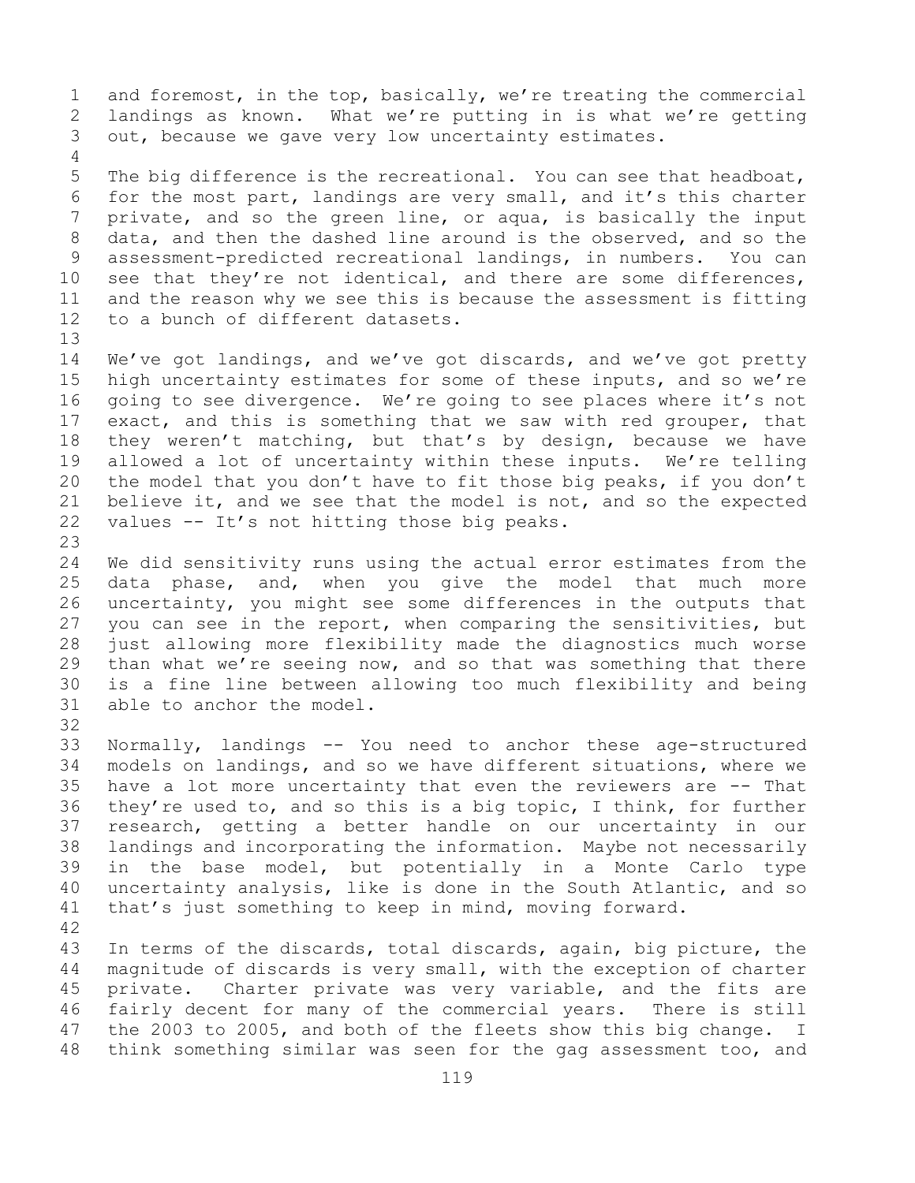and foremost, in the top, basically, we're treating the commercial landings as known. What we're putting in is what we're getting out, because we gave very low uncertainty estimates.

The big difference is the recreational. You can see that headboat, for the most part, landings are very small, and it's this charter private, and so the green line, or aqua, is basically the input data, and then the dashed line around is the observed, and so the assessment-predicted recreational landings, in numbers. You can see that they're not identical, and there are some differences, and the reason why we see this is because the assessment is fitting to a bunch of different datasets.

We've got landings, and we've got discards, and we've got pretty high uncertainty estimates for some of these inputs, and so we're going to see divergence. We're going to see places where it's not exact, and this is something that we saw with red grouper, that they weren't matching, but that's by design, because we have allowed a lot of uncertainty within these inputs. We're telling the model that you don't have to fit those big peaks, if you don't believe it, and we see that the model is not, and so the expected values -- It's not hitting those big peaks.

We did sensitivity runs using the actual error estimates from the data phase, and, when you give the model that much more uncertainty, you might see some differences in the outputs that you can see in the report, when comparing the sensitivities, but just allowing more flexibility made the diagnostics much worse than what we're seeing now, and so that was something that there is a fine line between allowing too much flexibility and being able to anchor the model.

Normally, landings -- You need to anchor these age-structured models on landings, and so we have different situations, where we have a lot more uncertainty that even the reviewers are -- That they're used to, and so this is a big topic, I think, for further research, getting a better handle on our uncertainty in our landings and incorporating the information. Maybe not necessarily in the base model, but potentially in a Monte Carlo type uncertainty analysis, like is done in the South Atlantic, and so that's just something to keep in mind, moving forward.

In terms of the discards, total discards, again, big picture, the magnitude of discards is very small, with the exception of charter private. Charter private was very variable, and the fits are fairly decent for many of the commercial years. There is still the 2003 to 2005, and both of the fleets show this big change. I think something similar was seen for the gag assessment too, and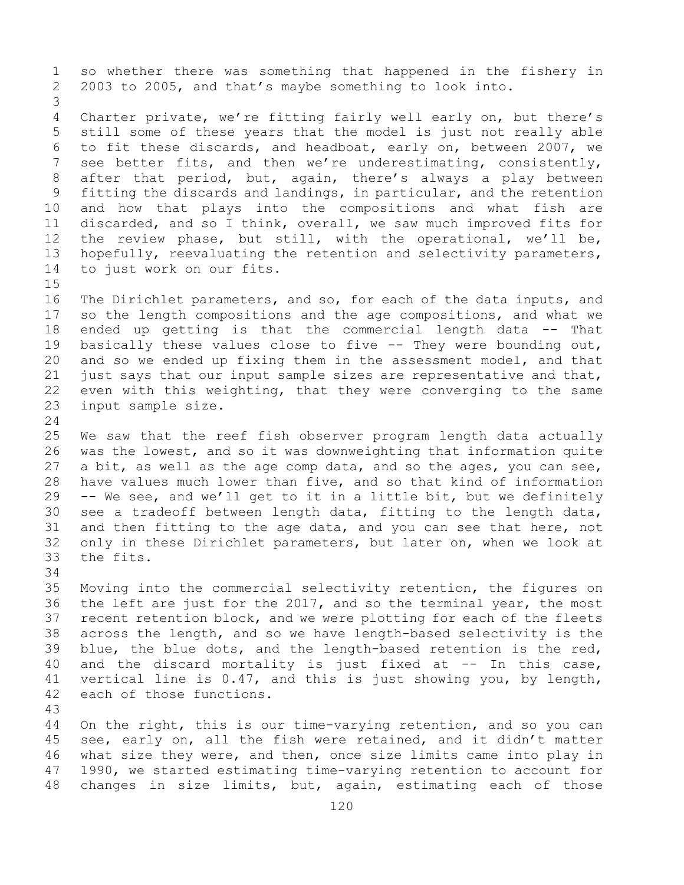so whether there was something that happened in the fishery in 2003 to 2005, and that's maybe something to look into.

Charter private, we're fitting fairly well early on, but there's still some of these years that the model is just not really able to fit these discards, and headboat, early on, between 2007, we see better fits, and then we're underestimating, consistently, after that period, but, again, there's always a play between fitting the discards and landings, in particular, and the retention and how that plays into the compositions and what fish are discarded, and so I think, overall, we saw much improved fits for the review phase, but still, with the operational, we'll be, hopefully, reevaluating the retention and selectivity parameters, to just work on our fits.

The Dirichlet parameters, and so, for each of the data inputs, and so the length compositions and the age compositions, and what we ended up getting is that the commercial length data -- That basically these values close to five -- They were bounding out, and so we ended up fixing them in the assessment model, and that just says that our input sample sizes are representative and that, even with this weighting, that they were converging to the same input sample size.

We saw that the reef fish observer program length data actually was the lowest, and so it was downweighting that information quite a bit, as well as the age comp data, and so the ages, you can see, have values much lower than five, and so that kind of information -- We see, and we'll get to it in a little bit, but we definitely see a tradeoff between length data, fitting to the length data, and then fitting to the age data, and you can see that here, not only in these Dirichlet parameters, but later on, when we look at the fits.

Moving into the commercial selectivity retention, the figures on the left are just for the 2017, and so the terminal year, the most recent retention block, and we were plotting for each of the fleets across the length, and so we have length-based selectivity is the blue, the blue dots, and the length-based retention is the red, and the discard mortality is just fixed at -- In this case, vertical line is 0.47, and this is just showing you, by length, each of those functions.

On the right, this is our time-varying retention, and so you can see, early on, all the fish were retained, and it didn't matter what size they were, and then, once size limits came into play in 1990, we started estimating time-varying retention to account for changes in size limits, but, again, estimating each of those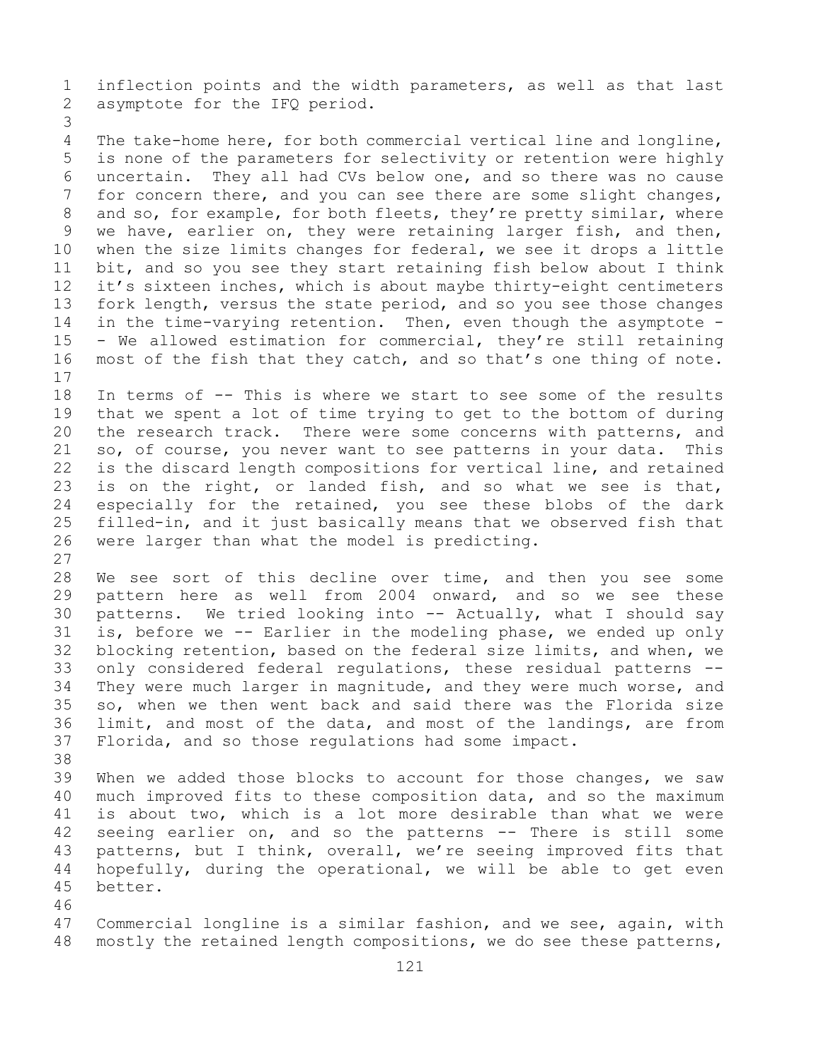inflection points and the width parameters, as well as that last asymptote for the IFQ period.

The take-home here, for both commercial vertical line and longline, is none of the parameters for selectivity or retention were highly uncertain. They all had CVs below one, and so there was no cause for concern there, and you can see there are some slight changes, and so, for example, for both fleets, they're pretty similar, where we have, earlier on, they were retaining larger fish, and then, when the size limits changes for federal, we see it drops a little bit, and so you see they start retaining fish below about I think it's sixteen inches, which is about maybe thirty-eight centimeters fork length, versus the state period, and so you see those changes in the time-varying retention. Then, even though the asymptote -- We allowed estimation for commercial, they're still retaining most of the fish that they catch, and so that's one thing of note.

In terms of -- This is where we start to see some of the results that we spent a lot of time trying to get to the bottom of during the research track. There were some concerns with patterns, and so, of course, you never want to see patterns in your data. This is the discard length compositions for vertical line, and retained is on the right, or landed fish, and so what we see is that, especially for the retained, you see these blobs of the dark filled-in, and it just basically means that we observed fish that were larger than what the model is predicting.

We see sort of this decline over time, and then you see some pattern here as well from 2004 onward, and so we see these patterns. We tried looking into -- Actually, what I should say is, before we -- Earlier in the modeling phase, we ended up only blocking retention, based on the federal size limits, and when, we only considered federal regulations, these residual patterns -- They were much larger in magnitude, and they were much worse, and so, when we then went back and said there was the Florida size limit, and most of the data, and most of the landings, are from Florida, and so those regulations had some impact.

When we added those blocks to account for those changes, we saw much improved fits to these composition data, and so the maximum is about two, which is a lot more desirable than what we were seeing earlier on, and so the patterns -- There is still some patterns, but I think, overall, we're seeing improved fits that hopefully, during the operational, we will be able to get even better.

Commercial longline is a similar fashion, and we see, again, with mostly the retained length compositions, we do see these patterns,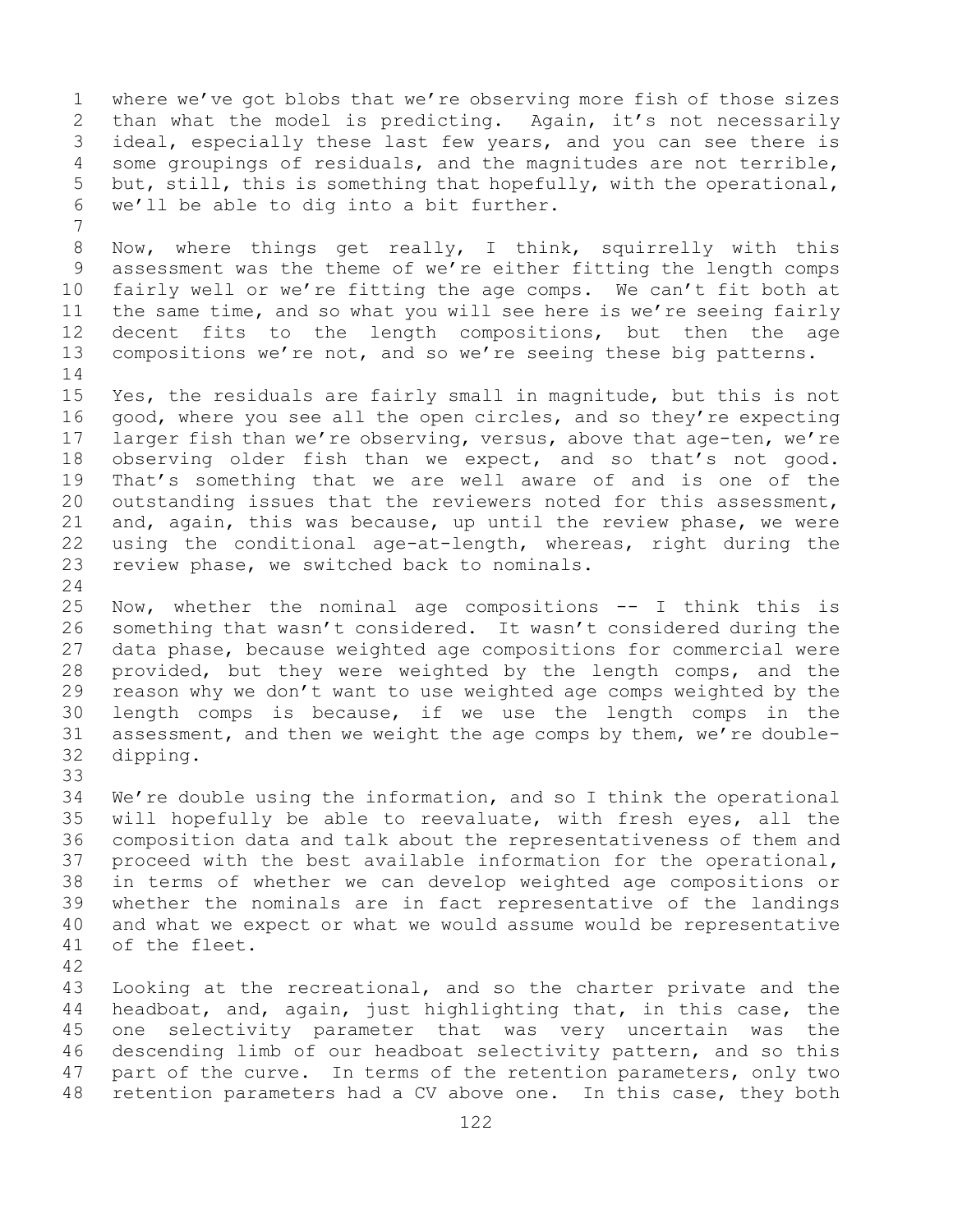where we've got blobs that we're observing more fish of those sizes than what the model is predicting. Again, it's not necessarily ideal, especially these last few years, and you can see there is some groupings of residuals, and the magnitudes are not terrible, but, still, this is something that hopefully, with the operational, we'll be able to dig into a bit further.

Now, where things get really, I think, squirrelly with this assessment was the theme of we're either fitting the length comps fairly well or we're fitting the age comps. We can't fit both at the same time, and so what you will see here is we're seeing fairly decent fits to the length compositions, but then the age compositions we're not, and so we're seeing these big patterns.

Yes, the residuals are fairly small in magnitude, but this is not good, where you see all the open circles, and so they're expecting larger fish than we're observing, versus, above that age-ten, we're observing older fish than we expect, and so that's not good. That's something that we are well aware of and is one of the outstanding issues that the reviewers noted for this assessment, and, again, this was because, up until the review phase, we were using the conditional age-at-length, whereas, right during the review phase, we switched back to nominals.

Now, whether the nominal age compositions -- I think this is something that wasn't considered. It wasn't considered during the data phase, because weighted age compositions for commercial were provided, but they were weighted by the length comps, and the reason why we don't want to use weighted age comps weighted by the length comps is because, if we use the length comps in the assessment, and then we weight the age comps by them, we're double-dipping.

We're double using the information, and so I think the operational will hopefully be able to reevaluate, with fresh eyes, all the composition data and talk about the representativeness of them and proceed with the best available information for the operational, in terms of whether we can develop weighted age compositions or whether the nominals are in fact representative of the landings and what we expect or what we would assume would be representative of the fleet.

Looking at the recreational, and so the charter private and the headboat, and, again, just highlighting that, in this case, the one selectivity parameter that was very uncertain was the descending limb of our headboat selectivity pattern, and so this part of the curve. In terms of the retention parameters, only two retention parameters had a CV above one. In this case, they both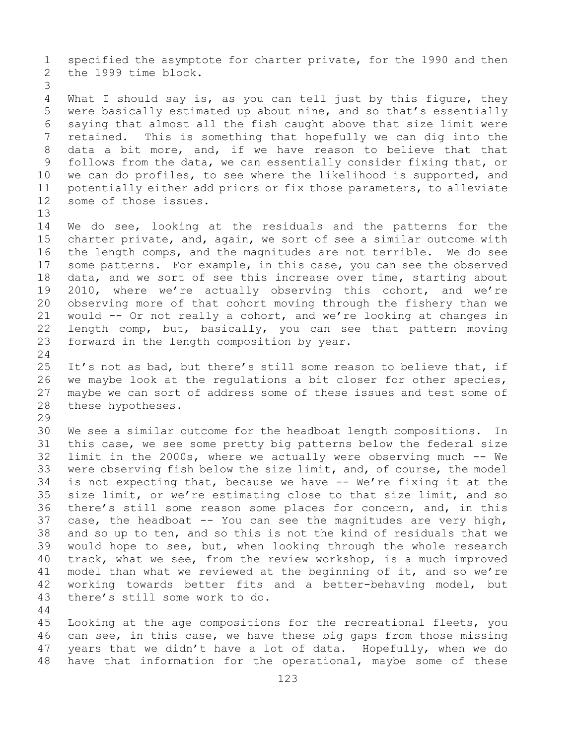specified the asymptote for charter private, for the 1990 and then the 1999 time block.

What I should say is, as you can tell just by this figure, they were basically estimated up about nine, and so that's essentially saying that almost all the fish caught above that size limit were retained. This is something that hopefully we can dig into the data a bit more, and, if we have reason to believe that that follows from the data, we can essentially consider fixing that, or we can do profiles, to see where the likelihood is supported, and potentially either add priors or fix those parameters, to alleviate some of those issues.

We do see, looking at the residuals and the patterns for the charter private, and, again, we sort of see a similar outcome with the length comps, and the magnitudes are not terrible. We do see some patterns. For example, in this case, you can see the observed data, and we sort of see this increase over time, starting about 2010, where we're actually observing this cohort, and we're observing more of that cohort moving through the fishery than we would -- Or not really a cohort, and we're looking at changes in length comp, but, basically, you can see that pattern moving forward in the length composition by year.

It's not as bad, but there's still some reason to believe that, if we maybe look at the regulations a bit closer for other species, maybe we can sort of address some of these issues and test some of these hypotheses.

We see a similar outcome for the headboat length compositions. In this case, we see some pretty big patterns below the federal size limit in the 2000s, where we actually were observing much -- We were observing fish below the size limit, and, of course, the model is not expecting that, because we have -- We're fixing it at the size limit, or we're estimating close to that size limit, and so there's still some reason some places for concern, and, in this case, the headboat -- You can see the magnitudes are very high, and so up to ten, and so this is not the kind of residuals that we would hope to see, but, when looking through the whole research track, what we see, from the review workshop, is a much improved model than what we reviewed at the beginning of it, and so we're working towards better fits and a better-behaving model, but there's still some work to do.

Looking at the age compositions for the recreational fleets, you can see, in this case, we have these big gaps from those missing years that we didn't have a lot of data. Hopefully, when we do have that information for the operational, maybe some of these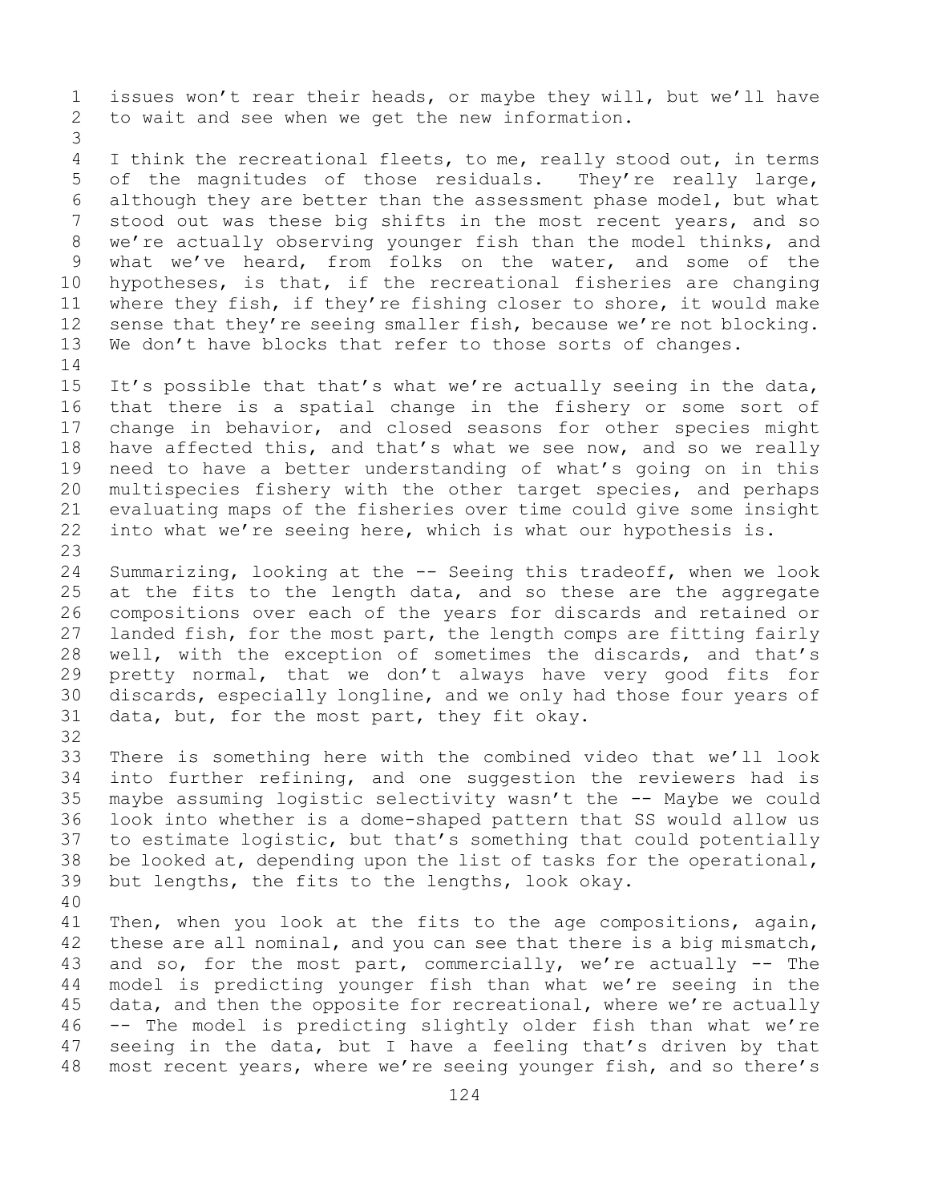issues won't rear their heads, or maybe they will, but we'll have to wait and see when we get the new information.

I think the recreational fleets, to me, really stood out, in terms of the magnitudes of those residuals. They're really large, although they are better than the assessment phase model, but what stood out was these big shifts in the most recent years, and so we're actually observing younger fish than the model thinks, and what we've heard, from folks on the water, and some of the hypotheses, is that, if the recreational fisheries are changing where they fish, if they're fishing closer to shore, it would make sense that they're seeing smaller fish, because we're not blocking. We don't have blocks that refer to those sorts of changes.

It's possible that that's what we're actually seeing in the data, that there is a spatial change in the fishery or some sort of change in behavior, and closed seasons for other species might have affected this, and that's what we see now, and so we really need to have a better understanding of what's going on in this multispecies fishery with the other target species, and perhaps evaluating maps of the fisheries over time could give some insight into what we're seeing here, which is what our hypothesis is.

Summarizing, looking at the -- Seeing this tradeoff, when we look at the fits to the length data, and so these are the aggregate compositions over each of the years for discards and retained or landed fish, for the most part, the length comps are fitting fairly well, with the exception of sometimes the discards, and that's pretty normal, that we don't always have very good fits for discards, especially longline, and we only had those four years of data, but, for the most part, they fit okay.

There is something here with the combined video that we'll look into further refining, and one suggestion the reviewers had is maybe assuming logistic selectivity wasn't the -- Maybe we could look into whether is a dome-shaped pattern that SS would allow us to estimate logistic, but that's something that could potentially be looked at, depending upon the list of tasks for the operational, but lengths, the fits to the lengths, look okay.

Then, when you look at the fits to the age compositions, again, these are all nominal, and you can see that there is a big mismatch, and so, for the most part, commercially, we're actually -- The model is predicting younger fish than what we're seeing in the data, and then the opposite for recreational, where we're actually -- The model is predicting slightly older fish than what we're seeing in the data, but I have a feeling that's driven by that most recent years, where we're seeing younger fish, and so there's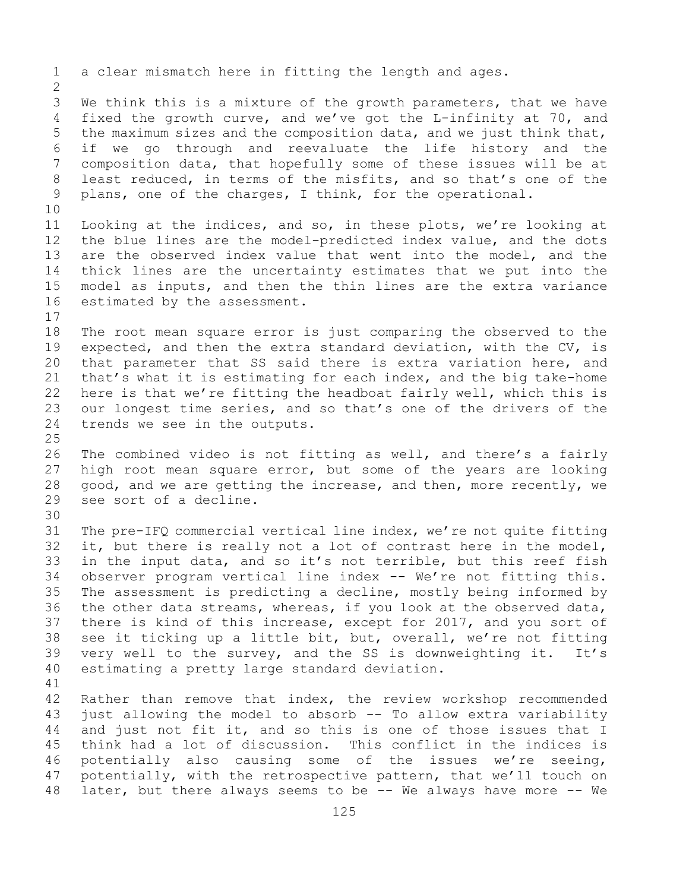a clear mismatch here in fitting the length and ages.

We think this is a mixture of the growth parameters, that we have fixed the growth curve, and we've got the L-infinity at 70, and the maximum sizes and the composition data, and we just think that, if we go through and reevaluate the life history and the composition data, that hopefully some of these issues will be at least reduced, in terms of the misfits, and so that's one of the plans, one of the charges, I think, for the operational.

Looking at the indices, and so, in these plots, we're looking at the blue lines are the model-predicted index value, and the dots are the observed index value that went into the model, and the thick lines are the uncertainty estimates that we put into the model as inputs, and then the thin lines are the extra variance estimated by the assessment.

The root mean square error is just comparing the observed to the expected, and then the extra standard deviation, with the CV, is that parameter that SS said there is extra variation here, and that's what it is estimating for each index, and the big take-home here is that we're fitting the headboat fairly well, which this is our longest time series, and so that's one of the drivers of the trends we see in the outputs.

The combined video is not fitting as well, and there's a fairly high root mean square error, but some of the years are looking good, and we are getting the increase, and then, more recently, we see sort of a decline.

The pre-IFQ commercial vertical line index, we're not quite fitting it, but there is really not a lot of contrast here in the model, in the input data, and so it's not terrible, but this reef fish observer program vertical line index -- We're not fitting this. The assessment is predicting a decline, mostly being informed by the other data streams, whereas, if you look at the observed data, there is kind of this increase, except for 2017, and you sort of see it ticking up a little bit, but, overall, we're not fitting very well to the survey, and the SS is downweighting it. It's estimating a pretty large standard deviation.

Rather than remove that index, the review workshop recommended just allowing the model to absorb -- To allow extra variability and just not fit it, and so this is one of those issues that I think had a lot of discussion. This conflict in the indices is potentially also causing some of the issues we're seeing, potentially, with the retrospective pattern, that we'll touch on later, but there always seems to be -- We always have more -- We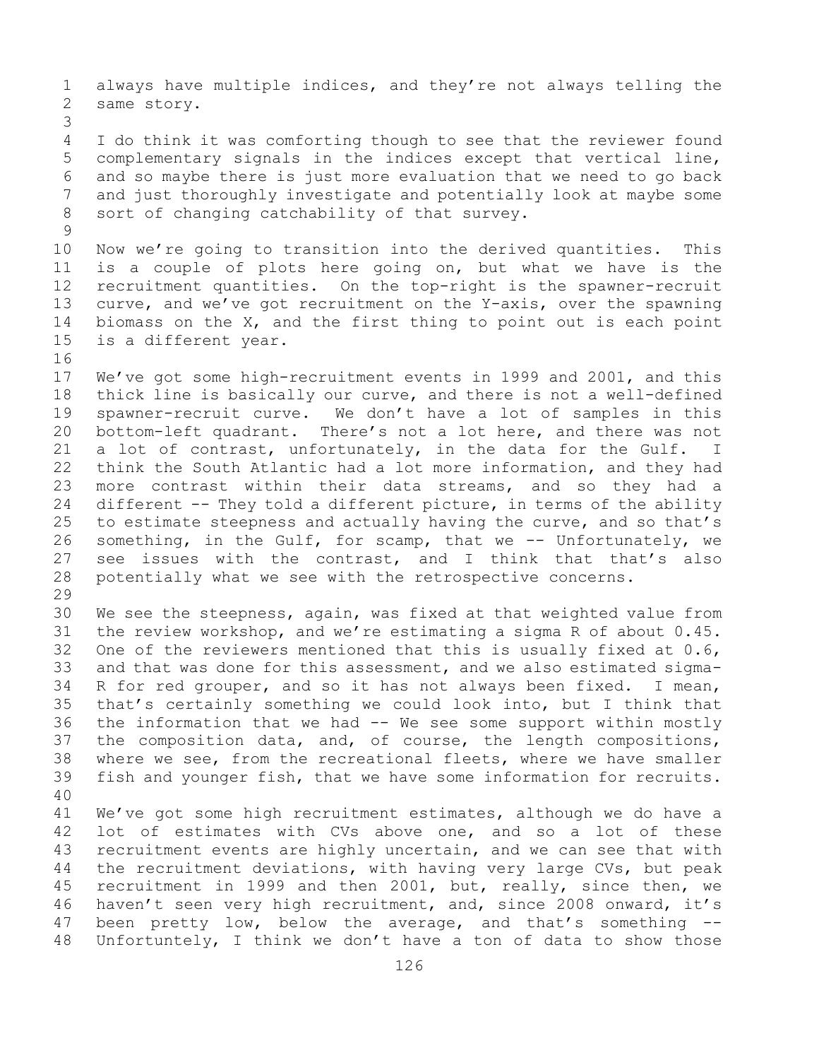always have multiple indices, and they're not always telling the same story.

I do think it was comforting though to see that the reviewer found complementary signals in the indices except that vertical line, and so maybe there is just more evaluation that we need to go back and just thoroughly investigate and potentially look at maybe some sort of changing catchability of that survey.

Now we're going to transition into the derived quantities. This is a couple of plots here going on, but what we have is the recruitment quantities. On the top-right is the spawner-recruit curve, and we've got recruitment on the Y-axis, over the spawning biomass on the X, and the first thing to point out is each point is a different year.

We've got some high-recruitment events in 1999 and 2001, and this thick line is basically our curve, and there is not a well-defined spawner-recruit curve. We don't have a lot of samples in this bottom-left quadrant. There's not a lot here, and there was not a lot of contrast, unfortunately, in the data for the Gulf. I think the South Atlantic had a lot more information, and they had more contrast within their data streams, and so they had a different -- They told a different picture, in terms of the ability to estimate steepness and actually having the curve, and so that's something, in the Gulf, for scamp, that we -- Unfortunately, we see issues with the contrast, and I think that that's also potentially what we see with the retrospective concerns.

We see the steepness, again, was fixed at that weighted value from the review workshop, and we're estimating a sigma R of about 0.45. One of the reviewers mentioned that this is usually fixed at 0.6, and that was done for this assessment, and we also estimated sigma-R for red grouper, and so it has not always been fixed. I mean, that's certainly something we could look into, but I think that the information that we had -- We see some support within mostly the composition data, and, of course, the length compositions, where we see, from the recreational fleets, where we have smaller fish and younger fish, that we have some information for recruits.

We've got some high recruitment estimates, although we do have a lot of estimates with CVs above one, and so a lot of these recruitment events are highly uncertain, and we can see that with the recruitment deviations, with having very large CVs, but peak recruitment in 1999 and then 2001, but, really, since then, we haven't seen very high recruitment, and, since 2008 onward, it's been pretty low, below the average, and that's something -- Unfortuntely, I think we don't have a ton of data to show those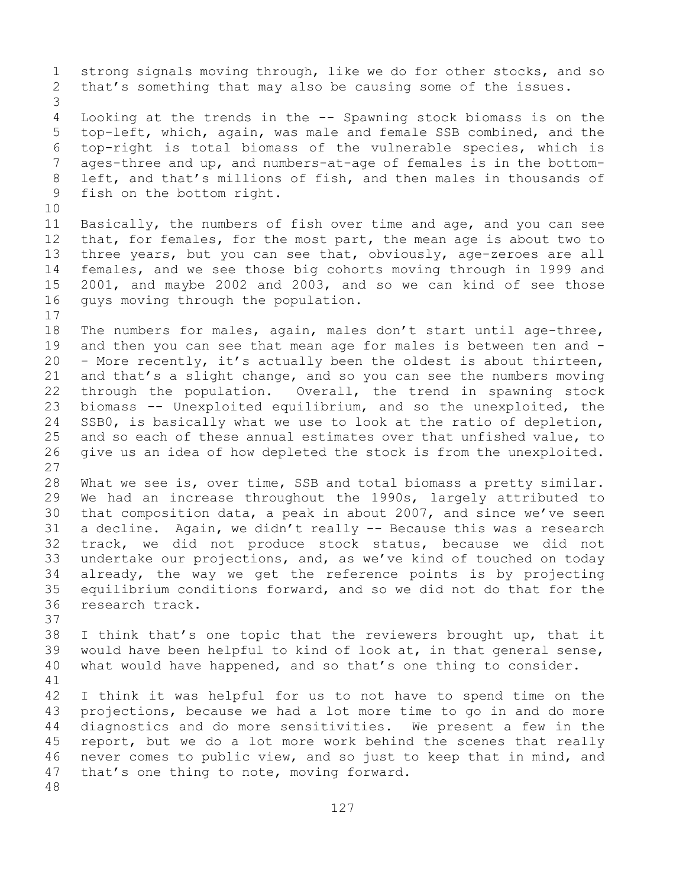strong signals moving through, like we do for other stocks, and so that's something that may also be causing some of the issues.

Looking at the trends in the -- Spawning stock biomass is on the top-left, which, again, was male and female SSB combined, and the top-right is total biomass of the vulnerable species, which is ages-three and up, and numbers-at-age of females is in the bottom-left, and that's millions of fish, and then males in thousands of fish on the bottom right.

Basically, the numbers of fish over time and age, and you can see that, for females, for the most part, the mean age is about two to three years, but you can see that, obviously, age-zeroes are all females, and we see those big cohorts moving through in 1999 and 2001, and maybe 2002 and 2003, and so we can kind of see those guys moving through the population.

The numbers for males, again, males don't start until age-three, and then you can see that mean age for males is between ten and -- More recently, it's actually been the oldest is about thirteen, and that's a slight change, and so you can see the numbers moving through the population. Overall, the trend in spawning stock biomass -- Unexploited equilibrium, and so the unexploited, the SSB0, is basically what we use to look at the ratio of depletion, and so each of these annual estimates over that unfished value, to give us an idea of how depleted the stock is from the unexploited.

What we see is, over time, SSB and total biomass a pretty similar. We had an increase throughout the 1990s, largely attributed to that composition data, a peak in about 2007, and since we've seen a decline. Again, we didn't really -- Because this was a research track, we did not produce stock status, because we did not undertake our projections, and, as we've kind of touched on today already, the way we get the reference points is by projecting equilibrium conditions forward, and so we did not do that for the research track.

I think that's one topic that the reviewers brought up, that it would have been helpful to kind of look at, in that general sense, what would have happened, and so that's one thing to consider.

I think it was helpful for us to not have to spend time on the projections, because we had a lot more time to go in and do more diagnostics and do more sensitivities. We present a few in the report, but we do a lot more work behind the scenes that really never comes to public view, and so just to keep that in mind, and that's one thing to note, moving forward.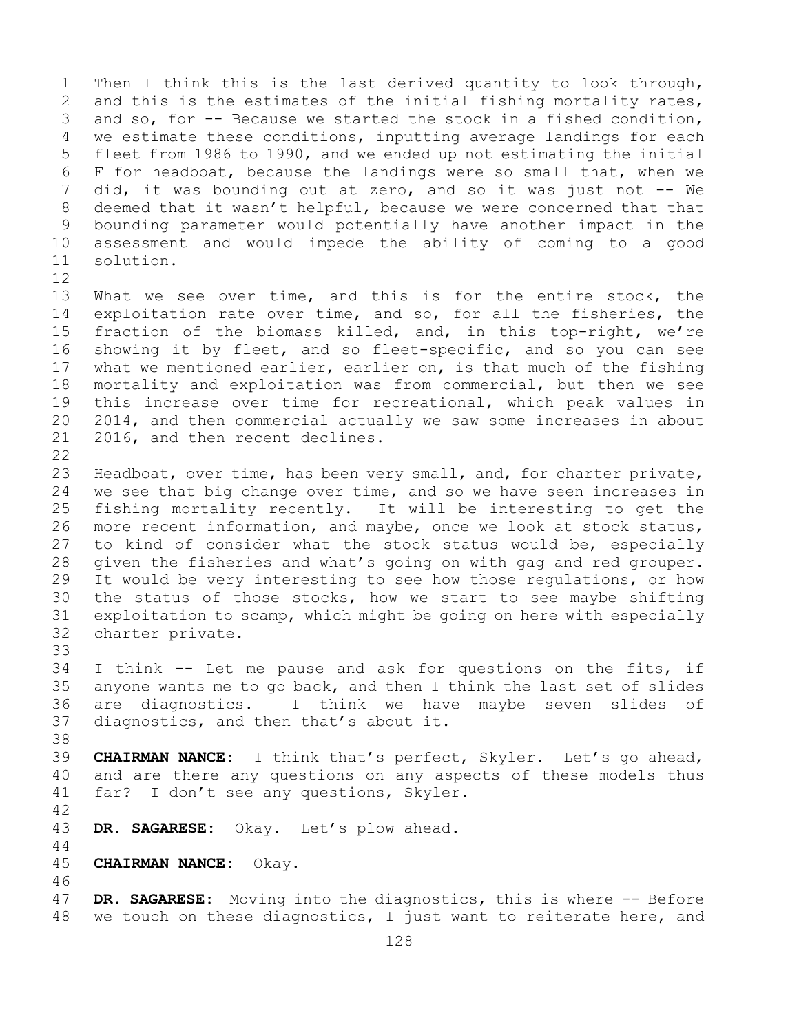Then I think this is the last derived quantity to look through, and this is the estimates of the initial fishing mortality rates, and so, for -- Because we started the stock in a fished condition, we estimate these conditions, inputting average landings for each fleet from 1986 to 1990, and we ended up not estimating the initial F for headboat, because the landings were so small that, when we did, it was bounding out at zero, and so it was just not -- We deemed that it wasn't helpful, because we were concerned that that bounding parameter would potentially have another impact in the assessment and would impede the ability of coming to a good solution.

What we see over time, and this is for the entire stock, the exploitation rate over time, and so, for all the fisheries, the fraction of the biomass killed, and, in this top-right, we're showing it by fleet, and so fleet-specific, and so you can see what we mentioned earlier, earlier on, is that much of the fishing mortality and exploitation was from commercial, but then we see this increase over time for recreational, which peak values in 2014, and then commercial actually we saw some increases in about 2016, and then recent declines.

Headboat, over time, has been very small, and, for charter private, we see that big change over time, and so we have seen increases in fishing mortality recently. It will be interesting to get the more recent information, and maybe, once we look at stock status, to kind of consider what the stock status would be, especially given the fisheries and what's going on with gag and red grouper. It would be very interesting to see how those regulations, or how the status of those stocks, how we start to see maybe shifting exploitation to scamp, which might be going on here with especially charter private.

I think -- Let me pause and ask for questions on the fits, if anyone wants me to go back, and then I think the last set of slides are diagnostics. I think we have maybe seven slides of diagnostics, and then that's about it.

**CHAIRMAN NANCE:** I think that's perfect, Skyler. Let's go ahead, and are there any questions on any aspects of these models thus far? I don't see any questions, Skyler.

**DR. SAGARESE:** Okay. Let's plow ahead.

**CHAIRMAN NANCE:** Okay.

**DR. SAGARESE:** Moving into the diagnostics, this is where -- Before we touch on these diagnostics, I just want to reiterate here, and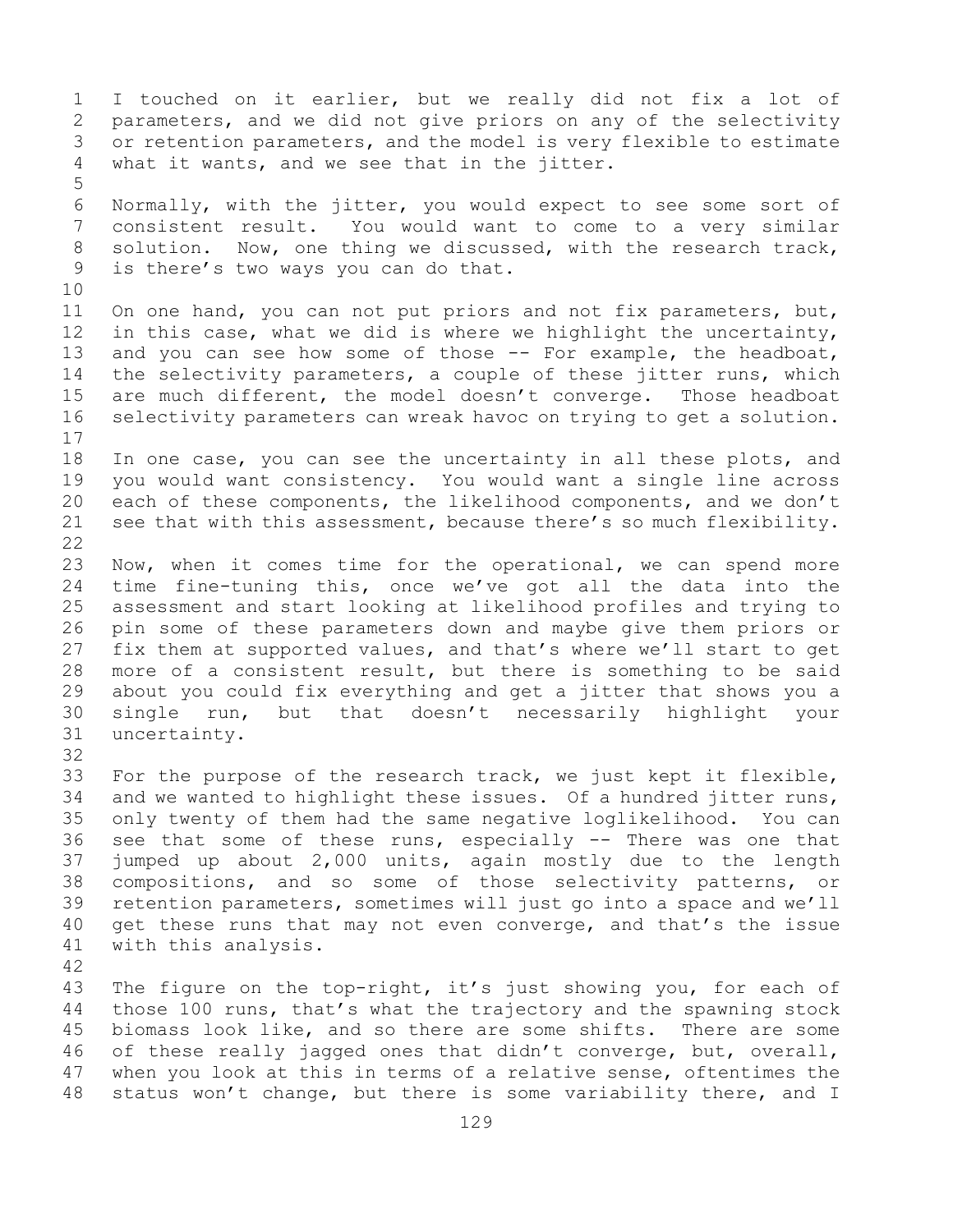I touched on it earlier, but we really did not fix a lot of parameters, and we did not give priors on any of the selectivity or retention parameters, and the model is very flexible to estimate what it wants, and we see that in the jitter.

Normally, with the jitter, you would expect to see some sort of consistent result. You would want to come to a very similar solution. Now, one thing we discussed, with the research track, is there's two ways you can do that.

On one hand, you can not put priors and not fix parameters, but, in this case, what we did is where we highlight the uncertainty, and you can see how some of those -- For example, the headboat, the selectivity parameters, a couple of these jitter runs, which are much different, the model doesn't converge. Those headboat selectivity parameters can wreak havoc on trying to get a solution.

In one case, you can see the uncertainty in all these plots, and you would want consistency. You would want a single line across each of these components, the likelihood components, and we don't see that with this assessment, because there's so much flexibility.

Now, when it comes time for the operational, we can spend more time fine-tuning this, once we've got all the data into the assessment and start looking at likelihood profiles and trying to pin some of these parameters down and maybe give them priors or fix them at supported values, and that's where we'll start to get more of a consistent result, but there is something to be said about you could fix everything and get a jitter that shows you a single run, but that doesn't necessarily highlight your uncertainty.

For the purpose of the research track, we just kept it flexible, and we wanted to highlight these issues. Of a hundred jitter runs, only twenty of them had the same negative loglikelihood. You can see that some of these runs, especially -- There was one that jumped up about 2,000 units, again mostly due to the length compositions, and so some of those selectivity patterns, or retention parameters, sometimes will just go into a space and we'll get these runs that may not even converge, and that's the issue with this analysis.

The figure on the top-right, it's just showing you, for each of those 100 runs, that's what the trajectory and the spawning stock biomass look like, and so there are some shifts. There are some of these really jagged ones that didn't converge, but, overall, when you look at this in terms of a relative sense, oftentimes the status won't change, but there is some variability there, and I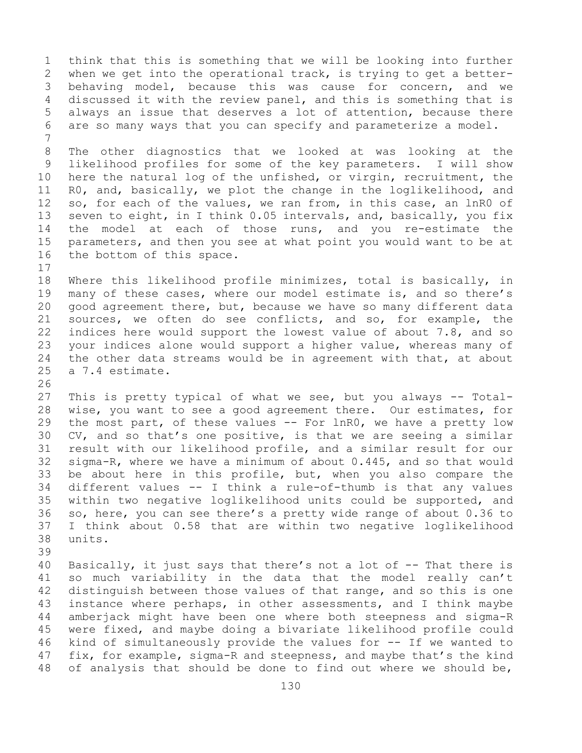think that this is something that we will be looking into further when we get into the operational track, is trying to get a better-behaving model, because this was cause for concern, and we discussed it with the review panel, and this is something that is always an issue that deserves a lot of attention, because there are so many ways that you can specify and parameterize a model.

The other diagnostics that we looked at was looking at the likelihood profiles for some of the key parameters. I will show here the natural log of the unfished, or virgin, recruitment, the R0, and, basically, we plot the change in the loglikelihood, and so, for each of the values, we ran from, in this case, an lnR0 of seven to eight, in I think 0.05 intervals, and, basically, you fix the model at each of those runs, and you re-estimate the parameters, and then you see at what point you would want to be at the bottom of this space.

Where this likelihood profile minimizes, total is basically, in many of these cases, where our model estimate is, and so there's good agreement there, but, because we have so many different data sources, we often do see conflicts, and so, for example, the indices here would support the lowest value of about 7.8, and so your indices alone would support a higher value, whereas many of the other data streams would be in agreement with that, at about a 7.4 estimate.

This is pretty typical of what we see, but you always -- Total-wise, you want to see a good agreement there. Our estimates, for the most part, of these values -- For lnR0, we have a pretty low CV, and so that's one positive, is that we are seeing a similar result with our likelihood profile, and a similar result for our sigma-R, where we have a minimum of about 0.445, and so that would be about here in this profile, but, when you also compare the different values -- I think a rule-of-thumb is that any values within two negative loglikelihood units could be supported, and so, here, you can see there's a pretty wide range of about 0.36 to I think about 0.58 that are within two negative loglikelihood units.

Basically, it just says that there's not a lot of -- That there is so much variability in the data that the model really can't distinguish between those values of that range, and so this is one instance where perhaps, in other assessments, and I think maybe amberjack might have been one where both steepness and sigma-R were fixed, and maybe doing a bivariate likelihood profile could kind of simultaneously provide the values for -- If we wanted to fix, for example, sigma-R and steepness, and maybe that's the kind of analysis that should be done to find out where we should be,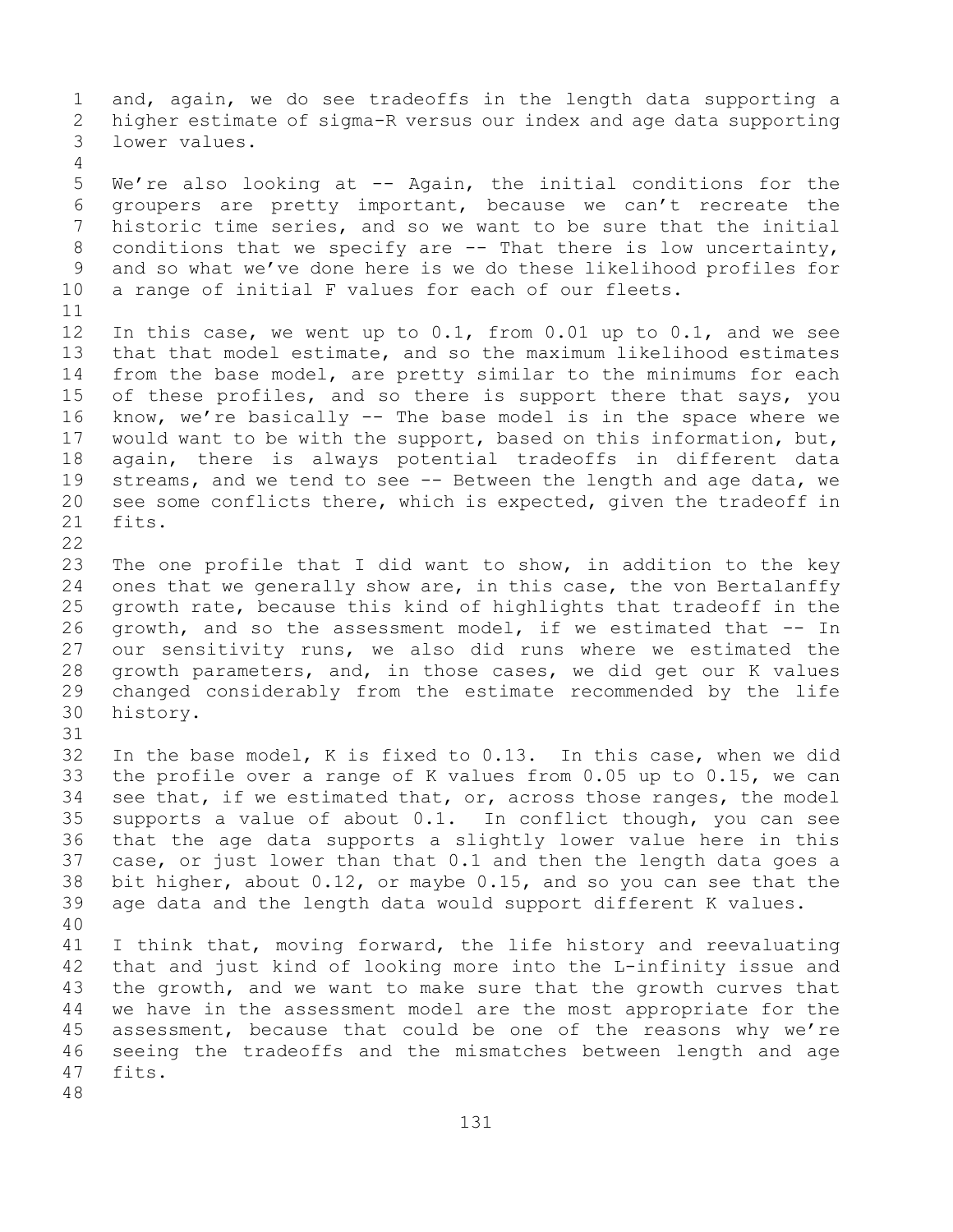and, again, we do see tradeoffs in the length data supporting a higher estimate of sigma-R versus our index and age data supporting lower values.

We're also looking at -- Again, the initial conditions for the groupers are pretty important, because we can't recreate the historic time series, and so we want to be sure that the initial conditions that we specify are -- That there is low uncertainty, and so what we've done here is we do these likelihood profiles for a range of initial F values for each of our fleets.

In this case, we went up to 0.1, from 0.01 up to 0.1, and we see that that model estimate, and so the maximum likelihood estimates from the base model, are pretty similar to the minimums for each of these profiles, and so there is support there that says, you know, we're basically -- The base model is in the space where we would want to be with the support, based on this information, but, again, there is always potential tradeoffs in different data streams, and we tend to see -- Between the length and age data, we see some conflicts there, which is expected, given the tradeoff in fits.

The one profile that I did want to show, in addition to the key ones that we generally show are, in this case, the von Bertalanffy growth rate, because this kind of highlights that tradeoff in the growth, and so the assessment model, if we estimated that -- In our sensitivity runs, we also did runs where we estimated the growth parameters, and, in those cases, we did get our K values changed considerably from the estimate recommended by the life history.

In the base model, K is fixed to 0.13. In this case, when we did the profile over a range of K values from 0.05 up to 0.15, we can see that, if we estimated that, or, across those ranges, the model supports a value of about 0.1. In conflict though, you can see that the age data supports a slightly lower value here in this case, or just lower than that 0.1 and then the length data goes a bit higher, about 0.12, or maybe 0.15, and so you can see that the age data and the length data would support different K values.

I think that, moving forward, the life history and reevaluating that and just kind of looking more into the L-infinity issue and the growth, and we want to make sure that the growth curves that we have in the assessment model are the most appropriate for the assessment, because that could be one of the reasons why we're seeing the tradeoffs and the mismatches between length and age fits.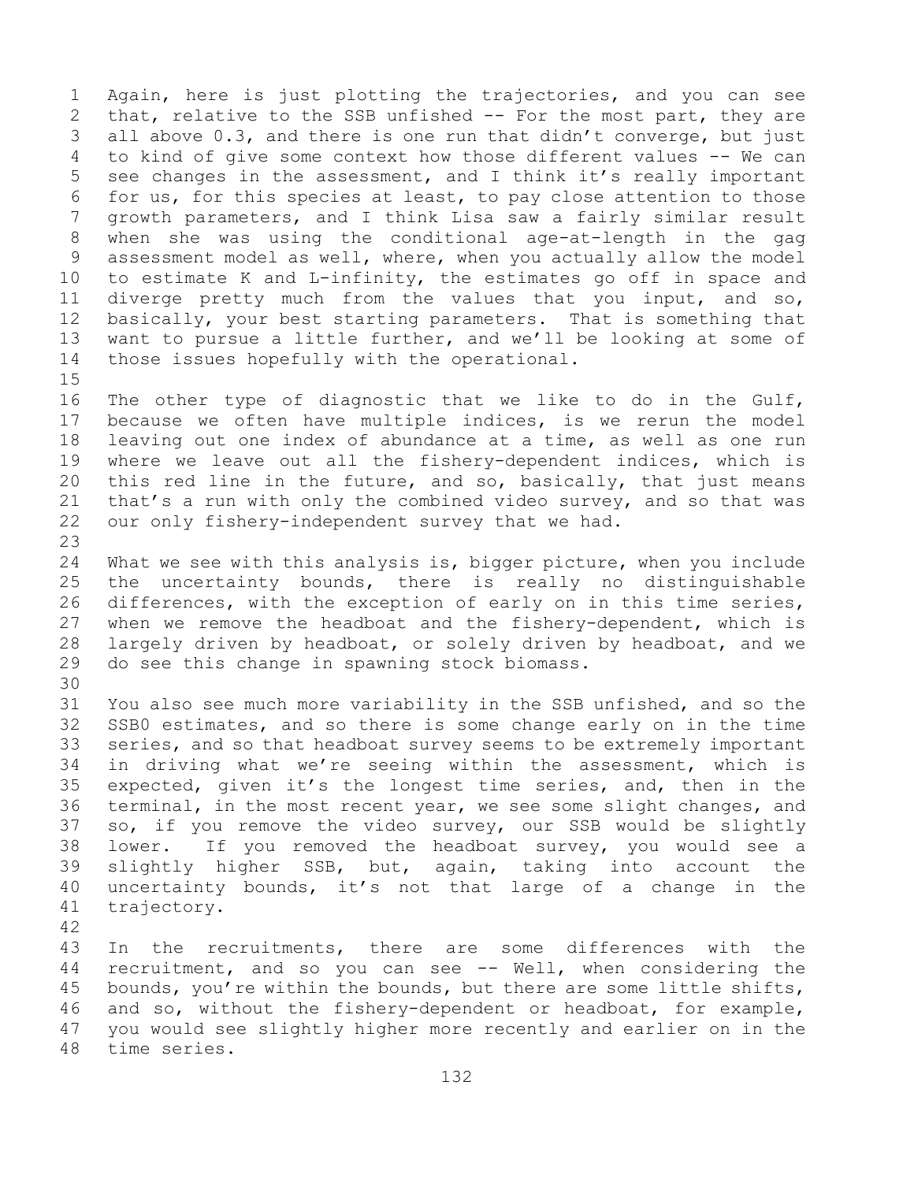Again, here is just plotting the trajectories, and you can see that, relative to the SSB unfished -- For the most part, they are all above 0.3, and there is one run that didn't converge, but just to kind of give some context how those different values -- We can see changes in the assessment, and I think it's really important for us, for this species at least, to pay close attention to those growth parameters, and I think Lisa saw a fairly similar result when she was using the conditional age-at-length in the gag assessment model as well, where, when you actually allow the model to estimate K and L-infinity, the estimates go off in space and diverge pretty much from the values that you input, and so, basically, your best starting parameters. That is something that want to pursue a little further, and we'll be looking at some of those issues hopefully with the operational.

The other type of diagnostic that we like to do in the Gulf, because we often have multiple indices, is we rerun the model leaving out one index of abundance at a time, as well as one run where we leave out all the fishery-dependent indices, which is this red line in the future, and so, basically, that just means that's a run with only the combined video survey, and so that was our only fishery-independent survey that we had.

What we see with this analysis is, bigger picture, when you include the uncertainty bounds, there is really no distinguishable differences, with the exception of early on in this time series, when we remove the headboat and the fishery-dependent, which is largely driven by headboat, or solely driven by headboat, and we do see this change in spawning stock biomass.

You also see much more variability in the SSB unfished, and so the SSB0 estimates, and so there is some change early on in the time series, and so that headboat survey seems to be extremely important in driving what we're seeing within the assessment, which is expected, given it's the longest time series, and, then in the terminal, in the most recent year, we see some slight changes, and so, if you remove the video survey, our SSB would be slightly lower. If you removed the headboat survey, you would see a slightly higher SSB, but, again, taking into account the uncertainty bounds, it's not that large of a change in the trajectory.

In the recruitments, there are some differences with the recruitment, and so you can see -- Well, when considering the bounds, you're within the bounds, but there are some little shifts, and so, without the fishery-dependent or headboat, for example, you would see slightly higher more recently and earlier on in the time series.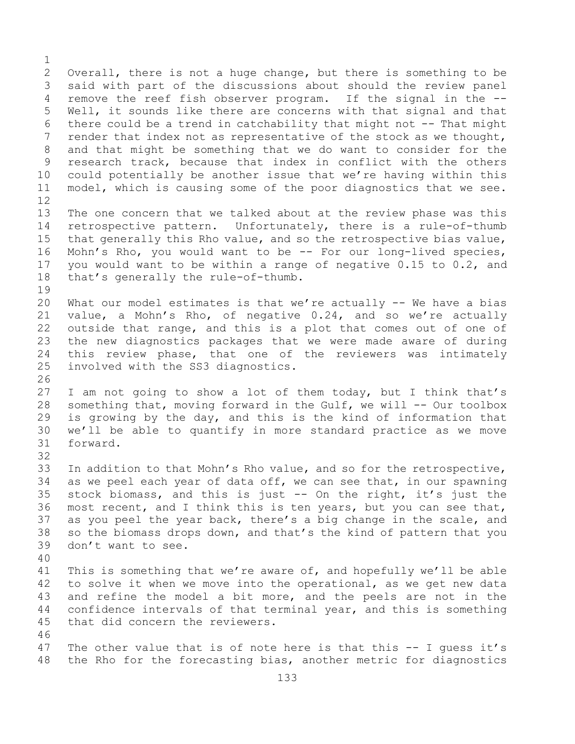Overall, there is not a huge change, but there is something to be said with part of the discussions about should the review panel remove the reef fish observer program. If the signal in the -- Well, it sounds like there are concerns with that signal and that there could be a trend in catchability that might not -- That might render that index not as representative of the stock as we thought, and that might be something that we do want to consider for the research track, because that index in conflict with the others could potentially be another issue that we're having within this model, which is causing some of the poor diagnostics that we see.

The one concern that we talked about at the review phase was this retrospective pattern. Unfortunately, there is a rule-of-thumb that generally this Rho value, and so the retrospective bias value, Mohn's Rho, you would want to be -- For our long-lived species, you would want to be within a range of negative 0.15 to 0.2, and that's generally the rule-of-thumb.

What our model estimates is that we're actually -- We have a bias value, a Mohn's Rho, of negative 0.24, and so we're actually outside that range, and this is a plot that comes out of one of the new diagnostics packages that we were made aware of during this review phase, that one of the reviewers was intimately involved with the SS3 diagnostics.

I am not going to show a lot of them today, but I think that's something that, moving forward in the Gulf, we will -- Our toolbox is growing by the day, and this is the kind of information that we'll be able to quantify in more standard practice as we move forward.

In addition to that Mohn's Rho value, and so for the retrospective, as we peel each year of data off, we can see that, in our spawning stock biomass, and this is just -- On the right, it's just the most recent, and I think this is ten years, but you can see that, as you peel the year back, there's a big change in the scale, and so the biomass drops down, and that's the kind of pattern that you don't want to see.

This is something that we're aware of, and hopefully we'll be able to solve it when we move into the operational, as we get new data and refine the model a bit more, and the peels are not in the confidence intervals of that terminal year, and this is something that did concern the reviewers.

The other value that is of note here is that this -- I guess it's the Rho for the forecasting bias, another metric for diagnostics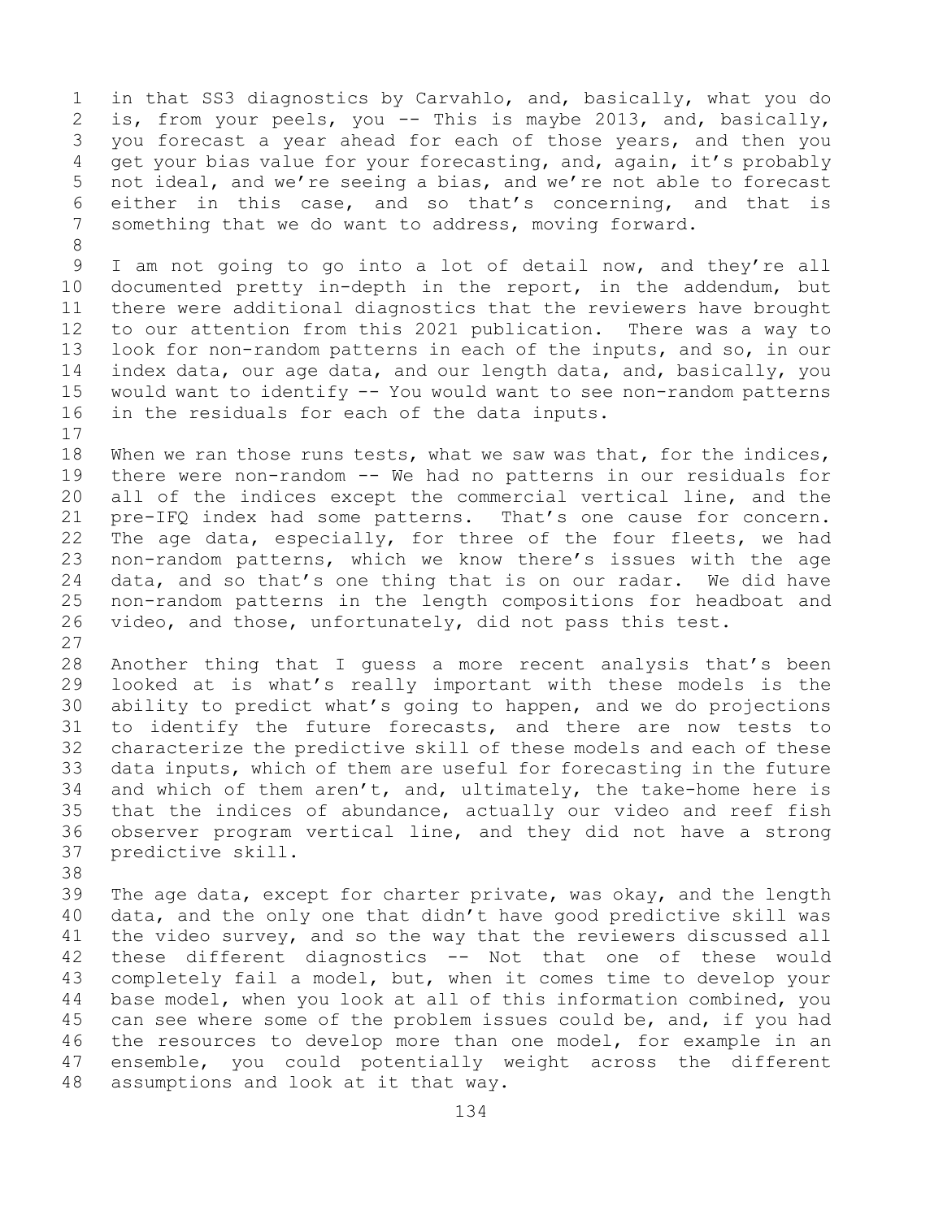in that SS3 diagnostics by Carvahlo, and, basically, what you do is, from your peels, you -- This is maybe 2013, and, basically, you forecast a year ahead for each of those years, and then you get your bias value for your forecasting, and, again, it's probably not ideal, and we're seeing a bias, and we're not able to forecast either in this case, and so that's concerning, and that is something that we do want to address, moving forward.

I am not going to go into a lot of detail now, and they're all documented pretty in-depth in the report, in the addendum, but there were additional diagnostics that the reviewers have brought to our attention from this 2021 publication. There was a way to look for non-random patterns in each of the inputs, and so, in our index data, our age data, and our length data, and, basically, you would want to identify -- You would want to see non-random patterns in the residuals for each of the data inputs.

When we ran those runs tests, what we saw was that, for the indices, there were non-random -- We had no patterns in our residuals for all of the indices except the commercial vertical line, and the pre-IFQ index had some patterns. That's one cause for concern. The age data, especially, for three of the four fleets, we had non-random patterns, which we know there's issues with the age data, and so that's one thing that is on our radar. We did have non-random patterns in the length compositions for headboat and video, and those, unfortunately, did not pass this test.

Another thing that I guess a more recent analysis that's been looked at is what's really important with these models is the ability to predict what's going to happen, and we do projections to identify the future forecasts, and there are now tests to characterize the predictive skill of these models and each of these data inputs, which of them are useful for forecasting in the future and which of them aren't, and, ultimately, the take-home here is that the indices of abundance, actually our video and reef fish observer program vertical line, and they did not have a strong predictive skill.

The age data, except for charter private, was okay, and the length data, and the only one that didn't have good predictive skill was the video survey, and so the way that the reviewers discussed all these different diagnostics -- Not that one of these would completely fail a model, but, when it comes time to develop your base model, when you look at all of this information combined, you can see where some of the problem issues could be, and, if you had the resources to develop more than one model, for example in an ensemble, you could potentially weight across the different assumptions and look at it that way.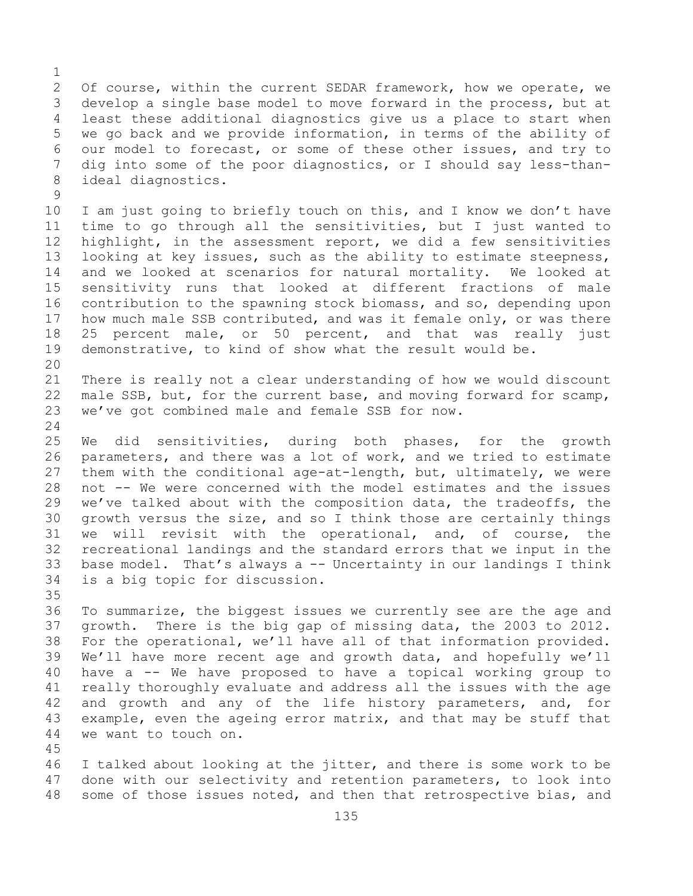Of course, within the current SEDAR framework, how we operate, we develop a single base model to move forward in the process, but at least these additional diagnostics give us a place to start when we go back and we provide information, in terms of the ability of our model to forecast, or some of these other issues, and try to dig into some of the poor diagnostics, or I should say less-than-ideal diagnostics.

I am just going to briefly touch on this, and I know we don't have time to go through all the sensitivities, but I just wanted to highlight, in the assessment report, we did a few sensitivities looking at key issues, such as the ability to estimate steepness, and we looked at scenarios for natural mortality. We looked at sensitivity runs that looked at different fractions of male contribution to the spawning stock biomass, and so, depending upon how much male SSB contributed, and was it female only, or was there 25 percent male, or 50 percent, and that was really just demonstrative, to kind of show what the result would be.

There is really not a clear understanding of how we would discount male SSB, but, for the current base, and moving forward for scamp, we've got combined male and female SSB for now.

We did sensitivities, during both phases, for the growth parameters, and there was a lot of work, and we tried to estimate them with the conditional age-at-length, but, ultimately, we were not -- We were concerned with the model estimates and the issues we've talked about with the composition data, the tradeoffs, the growth versus the size, and so I think those are certainly things we will revisit with the operational, and, of course, the recreational landings and the standard errors that we input in the base model. That's always a -- Uncertainty in our landings I think is a big topic for discussion.

To summarize, the biggest issues we currently see are the age and growth. There is the big gap of missing data, the 2003 to 2012. For the operational, we'll have all of that information provided. We'll have more recent age and growth data, and hopefully we'll have a -- We have proposed to have a topical working group to really thoroughly evaluate and address all the issues with the age and growth and any of the life history parameters, and, for example, even the ageing error matrix, and that may be stuff that we want to touch on.

I talked about looking at the jitter, and there is some work to be done with our selectivity and retention parameters, to look into some of those issues noted, and then that retrospective bias, and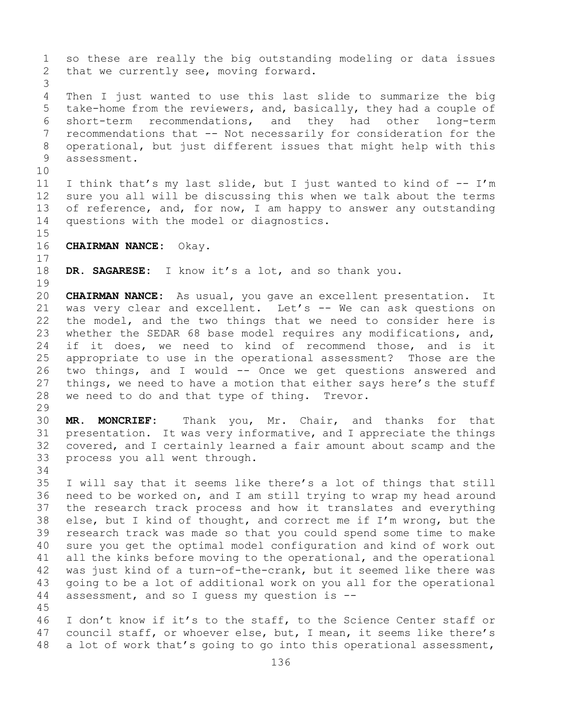so these are really the big outstanding modeling or data issues that we currently see, moving forward.

Then I just wanted to use this last slide to summarize the big take-home from the reviewers, and, basically, they had a couple of short-term recommendations, and they had other long-term recommendations that -- Not necessarily for consideration for the operational, but just different issues that might help with this assessment.

I think that's my last slide, but I just wanted to kind of -- I'm sure you all will be discussing this when we talk about the terms of reference, and, for now, I am happy to answer any outstanding questions with the model or diagnostics.

**CHAIRMAN NANCE:** Okay.

**DR. SAGARESE:** I know it's a lot, and so thank you.

**CHAIRMAN NANCE:** As usual, you gave an excellent presentation. It was very clear and excellent. Let's -- We can ask questions on the model, and the two things that we need to consider here is whether the SEDAR 68 base model requires any modifications, and, if it does, we need to kind of recommend those, and is it appropriate to use in the operational assessment? Those are the two things, and I would -- Once we get questions answered and things, we need to have a motion that either says here's the stuff we need to do and that type of thing. Trevor.

**MR. MONCRIEF:** Thank you, Mr. Chair, and thanks for that presentation. It was very informative, and I appreciate the things covered, and I certainly learned a fair amount about scamp and the process you all went through.

I will say that it seems like there's a lot of things that still need to be worked on, and I am still trying to wrap my head around the research track process and how it translates and everything else, but I kind of thought, and correct me if I'm wrong, but the research track was made so that you could spend some time to make sure you get the optimal model configuration and kind of work out all the kinks before moving to the operational, and the operational was just kind of a turn-of-the-crank, but it seemed like there was going to be a lot of additional work on you all for the operational assessment, and so I guess my question is --

I don't know if it's to the staff, to the Science Center staff or council staff, or whoever else, but, I mean, it seems like there's a lot of work that's going to go into this operational assessment,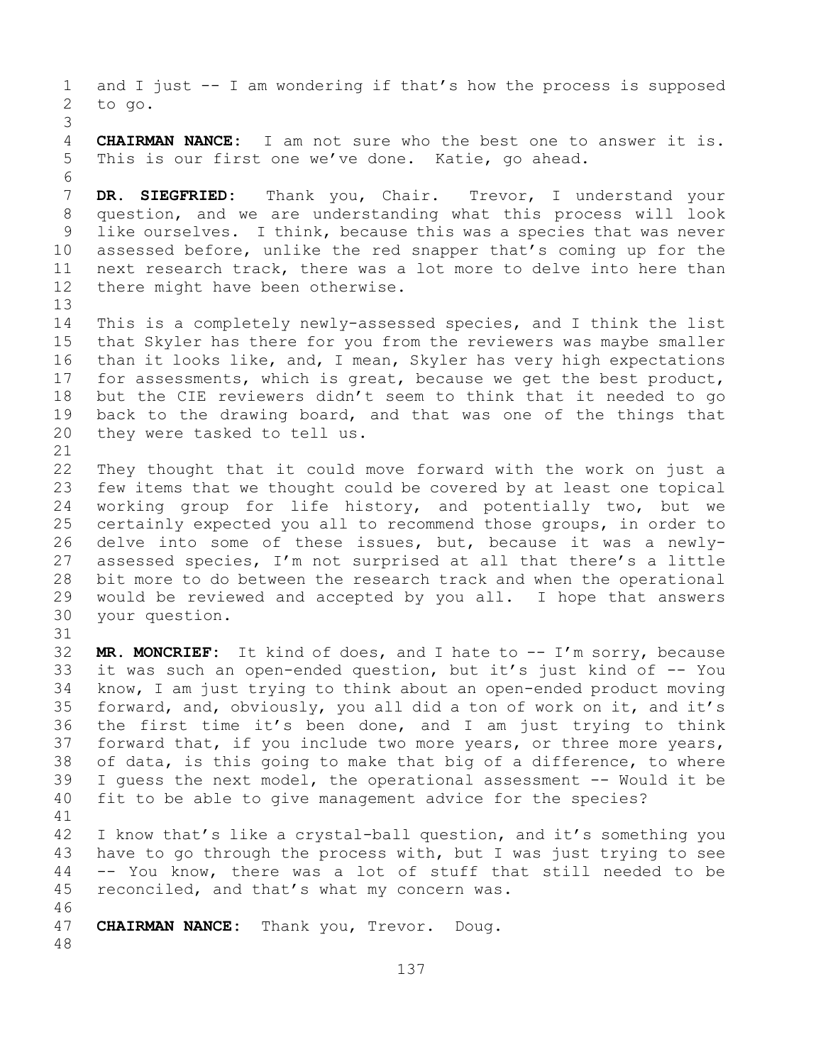and I just -- I am wondering if that's how the process is supposed to go.

**CHAIRMAN NANCE:** I am not sure who the best one to answer it is. This is our first one we've done. Katie, go ahead.

**DR. SIEGFRIED:** Thank you, Chair. Trevor, I understand your question, and we are understanding what this process will look like ourselves. I think, because this was a species that was never assessed before, unlike the red snapper that's coming up for the next research track, there was a lot more to delve into here than there might have been otherwise.

This is a completely newly-assessed species, and I think the list that Skyler has there for you from the reviewers was maybe smaller than it looks like, and, I mean, Skyler has very high expectations for assessments, which is great, because we get the best product, but the CIE reviewers didn't seem to think that it needed to go back to the drawing board, and that was one of the things that they were tasked to tell us.

They thought that it could move forward with the work on just a few items that we thought could be covered by at least one topical working group for life history, and potentially two, but we certainly expected you all to recommend those groups, in order to delve into some of these issues, but, because it was a newly-assessed species, I'm not surprised at all that there's a little bit more to do between the research track and when the operational would be reviewed and accepted by you all. I hope that answers your question.

**MR. MONCRIEF:** It kind of does, and I hate to -- I'm sorry, because it was such an open-ended question, but it's just kind of -- You know, I am just trying to think about an open-ended product moving forward, and, obviously, you all did a ton of work on it, and it's the first time it's been done, and I am just trying to think forward that, if you include two more years, or three more years, of data, is this going to make that big of a difference, to where I guess the next model, the operational assessment -- Would it be fit to be able to give management advice for the species?

I know that's like a crystal-ball question, and it's something you have to go through the process with, but I was just trying to see -- You know, there was a lot of stuff that still needed to be reconciled, and that's what my concern was.

**CHAIRMAN NANCE:** Thank you, Trevor. Doug.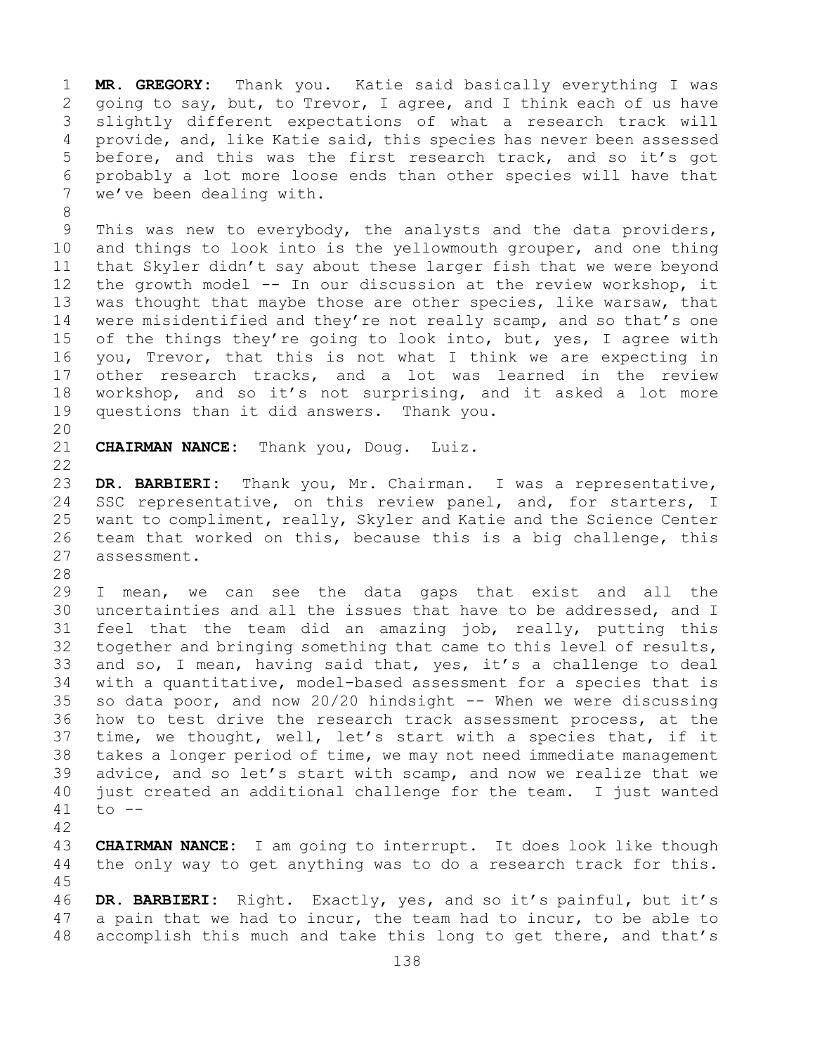**MR. GREGORY:** Thank you. Katie said basically everything I was going to say, but, to Trevor, I agree, and I think each of us have slightly different expectations of what a research track will provide, and, like Katie said, this species has never been assessed before, and this was the first research track, and so it's got probably a lot more loose ends than other species will have that we've been dealing with.

This was new to everybody, the analysts and the data providers, and things to look into is the yellowmouth grouper, and one thing that Skyler didn't say about these larger fish that we were beyond the growth model -- In our discussion at the review workshop, it was thought that maybe those are other species, like warsaw, that were misidentified and they're not really scamp, and so that's one of the things they're going to look into, but, yes, I agree with you, Trevor, that this is not what I think we are expecting in other research tracks, and a lot was learned in the review workshop, and so it's not surprising, and it asked a lot more questions than it did answers. Thank you.

**CHAIRMAN NANCE:** Thank you, Doug. Luiz.

**DR. BARBIERI:** Thank you, Mr. Chairman. I was a representative, SSC representative, on this review panel, and, for starters, I want to compliment, really, Skyler and Katie and the Science Center team that worked on this, because this is a big challenge, this assessment.

I mean, we can see the data gaps that exist and all the uncertainties and all the issues that have to be addressed, and I feel that the team did an amazing job, really, putting this together and bringing something that came to this level of results, and so, I mean, having said that, yes, it's a challenge to deal with a quantitative, model-based assessment for a species that is so data poor, and now 20/20 hindsight -- When we were discussing how to test drive the research track assessment process, at the time, we thought, well, let's start with a species that, if it takes a longer period of time, we may not need immediate management advice, and so let's start with scamp, and now we realize that we just created an additional challenge for the team. I just wanted to --

**CHAIRMAN NANCE:** I am going to interrupt. It does look like though the only way to get anything was to do a research track for this.

**DR. BARBIERI:** Right. Exactly, yes, and so it's painful, but it's a pain that we had to incur, the team had to incur, to be able to accomplish this much and take this long to get there, and that's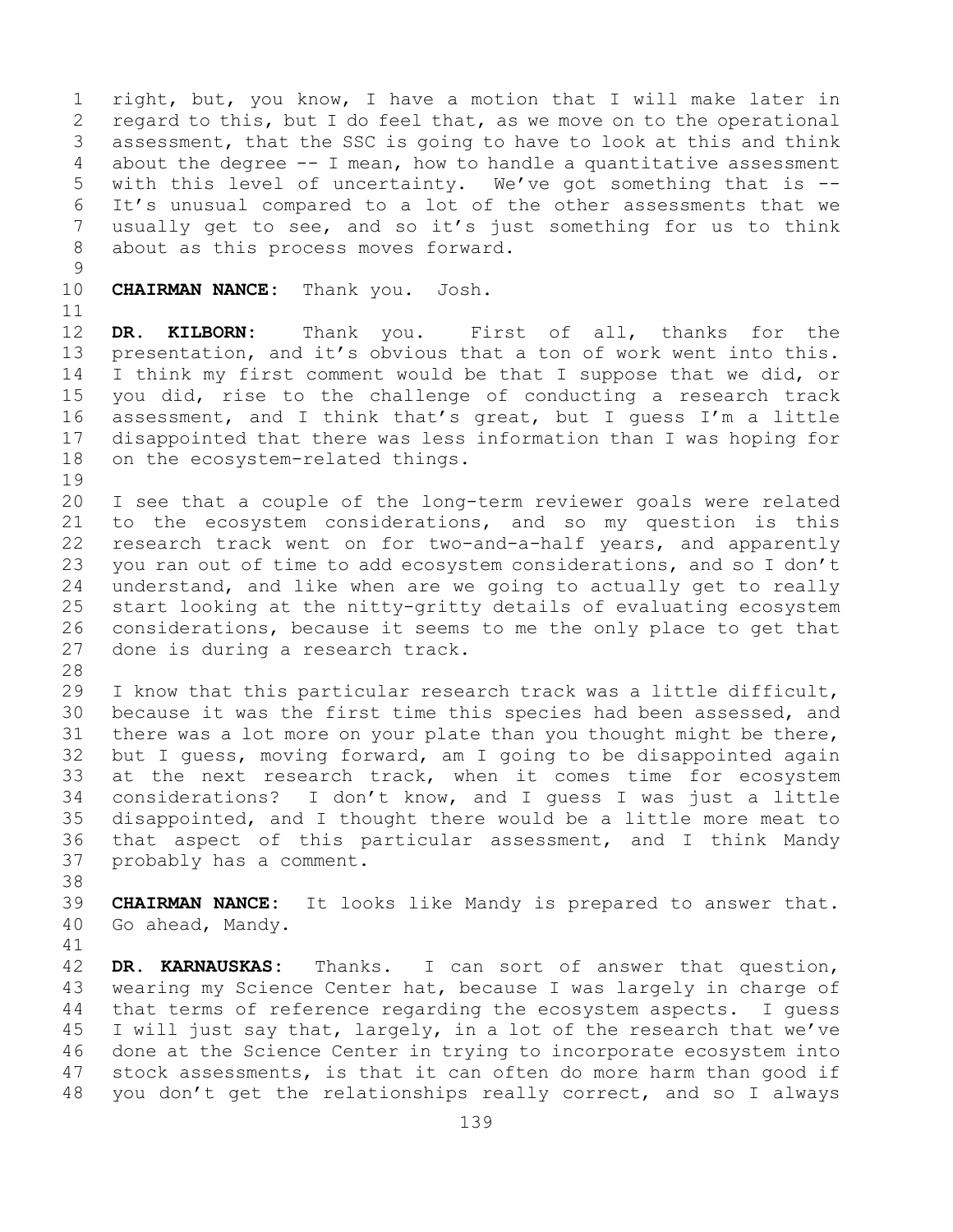right, but, you know, I have a motion that I will make later in regard to this, but I do feel that, as we move on to the operational assessment, that the SSC is going to have to look at this and think about the degree -- I mean, how to handle a quantitative assessment with this level of uncertainty. We've got something that is -- It's unusual compared to a lot of the other assessments that we usually get to see, and so it's just something for us to think about as this process moves forward.

**CHAIRMAN NANCE:** Thank you. Josh.

**DR. KILBORN:** Thank you. First of all, thanks for the presentation, and it's obvious that a ton of work went into this. I think my first comment would be that I suppose that we did, or you did, rise to the challenge of conducting a research track assessment, and I think that's great, but I guess I'm a little disappointed that there was less information than I was hoping for on the ecosystem-related things.

I see that a couple of the long-term reviewer goals were related to the ecosystem considerations, and so my question is this research track went on for two-and-a-half years, and apparently you ran out of time to add ecosystem considerations, and so I don't understand, and like when are we going to actually get to really start looking at the nitty-gritty details of evaluating ecosystem considerations, because it seems to me the only place to get that done is during a research track.

I know that this particular research track was a little difficult, because it was the first time this species had been assessed, and there was a lot more on your plate than you thought might be there, but I guess, moving forward, am I going to be disappointed again at the next research track, when it comes time for ecosystem considerations? I don't know, and I guess I was just a little disappointed, and I thought there would be a little more meat to that aspect of this particular assessment, and I think Mandy probably has a comment.

**CHAIRMAN NANCE:** It looks like Mandy is prepared to answer that. Go ahead, Mandy.

**DR. KARNAUSKAS:** Thanks. I can sort of answer that question, wearing my Science Center hat, because I was largely in charge of that terms of reference regarding the ecosystem aspects. I guess I will just say that, largely, in a lot of the research that we've done at the Science Center in trying to incorporate ecosystem into stock assessments, is that it can often do more harm than good if you don't get the relationships really correct, and so I always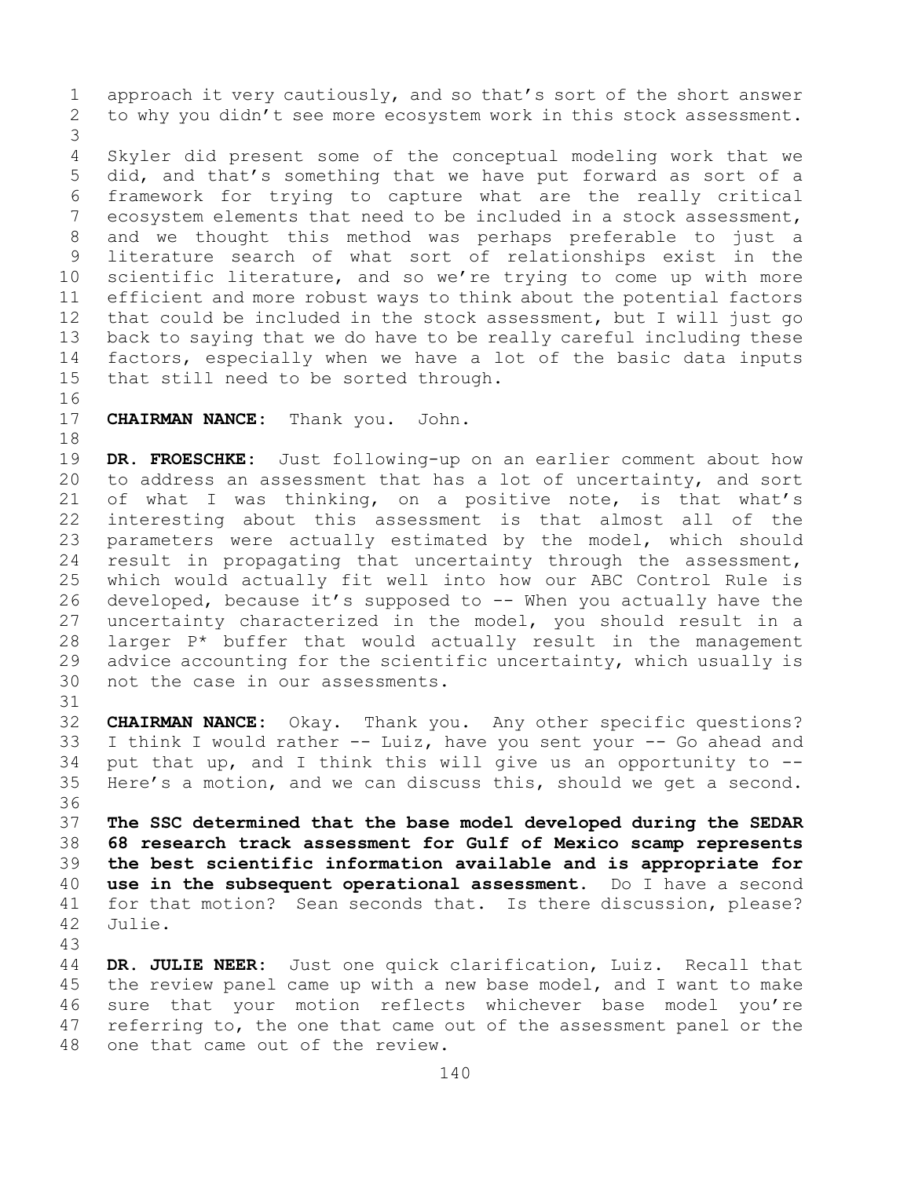approach it very cautiously, and so that's sort of the short answer to why you didn't see more ecosystem work in this stock assessment.

Skyler did present some of the conceptual modeling work that we did, and that's something that we have put forward as sort of a framework for trying to capture what are the really critical ecosystem elements that need to be included in a stock assessment, and we thought this method was perhaps preferable to just a literature search of what sort of relationships exist in the scientific literature, and so we're trying to come up with more efficient and more robust ways to think about the potential factors that could be included in the stock assessment, but I will just go back to saying that we do have to be really careful including these factors, especially when we have a lot of the basic data inputs that still need to be sorted through.

**CHAIRMAN NANCE:** Thank you. John.

**DR. FROESCHKE:** Just following-up on an earlier comment about how to address an assessment that has a lot of uncertainty, and sort of what I was thinking, on a positive note, is that what's interesting about this assessment is that almost all of the parameters were actually estimated by the model, which should result in propagating that uncertainty through the assessment, which would actually fit well into how our ABC Control Rule is developed, because it's supposed to -- When you actually have the uncertainty characterized in the model, you should result in a larger P* buffer that would actually result in the management advice accounting for the scientific uncertainty, which usually is not the case in our assessments.

**CHAIRMAN NANCE:** Okay. Thank you. Any other specific questions? I think I would rather -- Luiz, have you sent your -- Go ahead and put that up, and I think this will give us an opportunity to -- Here's a motion, and we can discuss this, should we get a second.

**The SSC determined that the base model developed during the SEDAR 68 research track assessment for Gulf of Mexico scamp represents the best scientific information available and is appropriate for use in the subsequent operational assessment.** Do I have a second for that motion? Sean seconds that. Is there discussion, please? Julie.

**DR. JULIE NEER:** Just one quick clarification, Luiz. Recall that the review panel came up with a new base model, and I want to make sure that your motion reflects whichever base model you're referring to, the one that came out of the assessment panel or the one that came out of the review.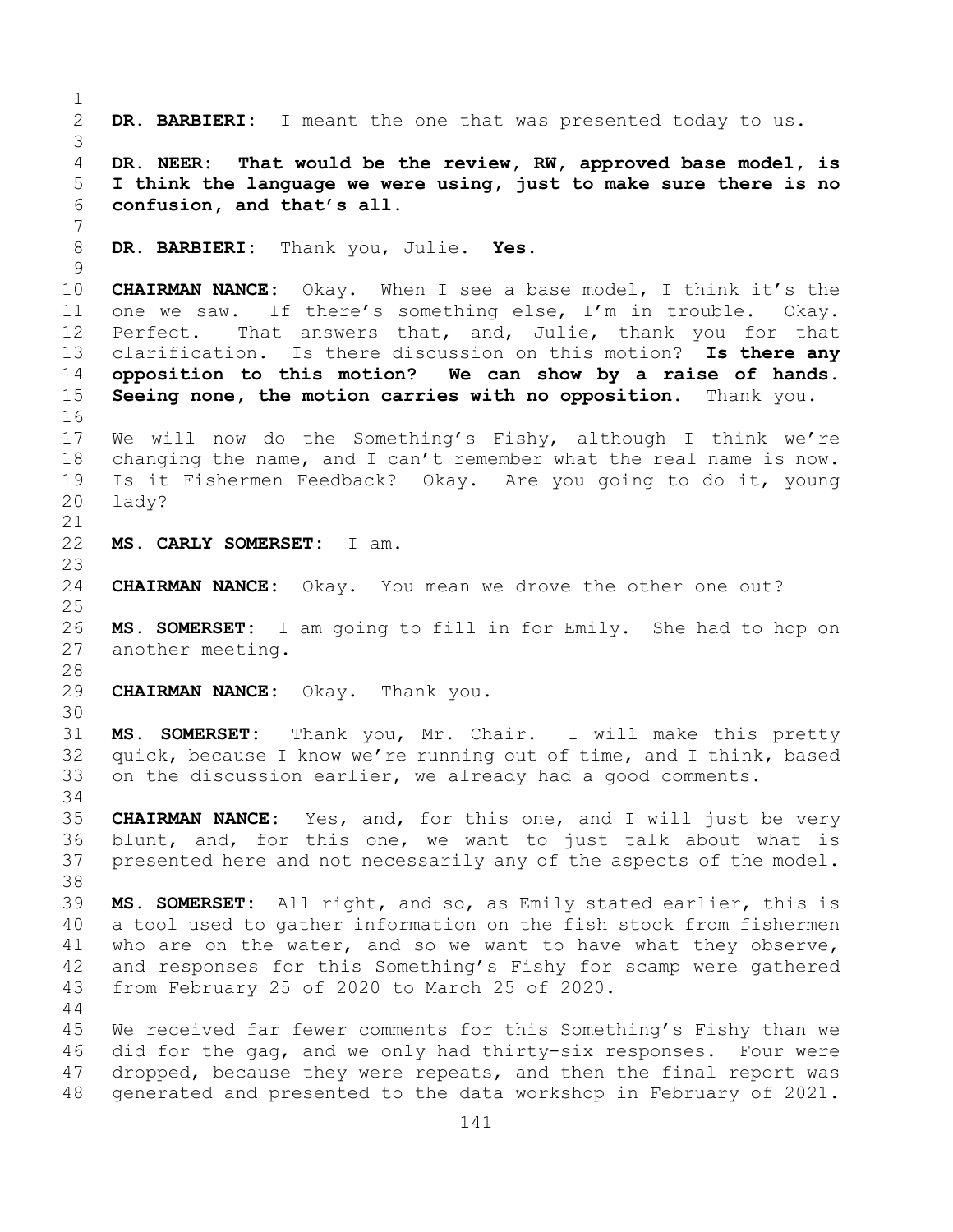**DR. BARBIERI:** I meant the one that was presented today to us.

**DR. NEER: That would be the review, RW, approved base model, is I think the language we were using, just to make sure there is no confusion, and that's all.**

**DR. BARBIERI:** Thank you, Julie. **Yes.**

**CHAIRMAN NANCE:** Okay. When I see a base model, I think it's the one we saw. If there's something else, I'm in trouble. Okay. Perfect. That answers that, and, Julie, thank you for that clarification. Is there discussion on this motion? **Is there any opposition to this motion? We can show by a raise of hands. Seeing none, the motion carries with no opposition.** Thank you.

We will now do the Something's Fishy, although I think we're changing the name, and I can't remember what the real name is now. Is it Fishermen Feedback? Okay. Are you going to do it, young lady?

**MS. CARLY SOMERSET:** I am.

**CHAIRMAN NANCE:** Okay. You mean we drove the other one out?

**MS. SOMERSET:** I am going to fill in for Emily. She had to hop on another meeting.

**CHAIRMAN NANCE:** Okay. Thank you.

**MS. SOMERSET:** Thank you, Mr. Chair. I will make this pretty quick, because I know we're running out of time, and I think, based on the discussion earlier, we already had a good comments.

**CHAIRMAN NANCE:** Yes, and, for this one, and I will just be very blunt, and, for this one, we want to just talk about what is presented here and not necessarily any of the aspects of the model.

**MS. SOMERSET:** All right, and so, as Emily stated earlier, this is a tool used to gather information on the fish stock from fishermen who are on the water, and so we want to have what they observe, and responses for this Something's Fishy for scamp were gathered from February 25 of 2020 to March 25 of 2020.

We received far fewer comments for this Something's Fishy than we did for the gag, and we only had thirty-six responses. Four were dropped, because they were repeats, and then the final report was generated and presented to the data workshop in February of 2021.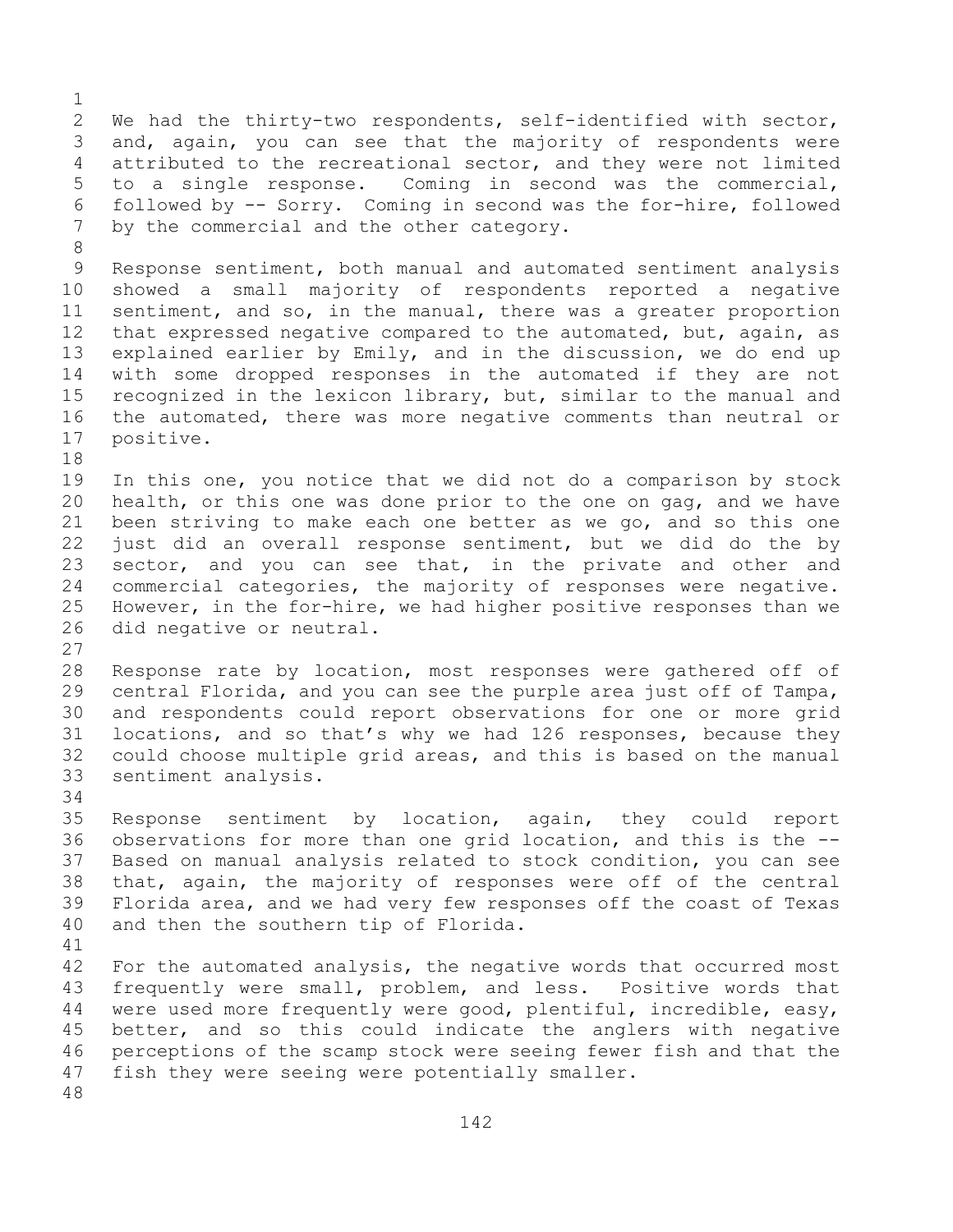We had the thirty-two respondents, self-identified with sector, and, again, you can see that the majority of respondents were attributed to the recreational sector, and they were not limited to a single response. Coming in second was the commercial, followed by -- Sorry. Coming in second was the for-hire, followed by the commercial and the other category.

Response sentiment, both manual and automated sentiment analysis showed a small majority of respondents reported a negative sentiment, and so, in the manual, there was a greater proportion that expressed negative compared to the automated, but, again, as explained earlier by Emily, and in the discussion, we do end up with some dropped responses in the automated if they are not recognized in the lexicon library, but, similar to the manual and the automated, there was more negative comments than neutral or positive.

In this one, you notice that we did not do a comparison by stock health, or this one was done prior to the one on gag, and we have been striving to make each one better as we go, and so this one just did an overall response sentiment, but we did do the by sector, and you can see that, in the private and other and commercial categories, the majority of responses were negative. However, in the for-hire, we had higher positive responses than we did negative or neutral.

Response rate by location, most responses were gathered off of central Florida, and you can see the purple area just off of Tampa, and respondents could report observations for one or more grid locations, and so that’s why we had 126 responses, because they could choose multiple grid areas, and this is based on the manual sentiment analysis.

Response sentiment by location, again, they could report observations for more than one grid location, and this is the -- Based on manual analysis related to stock condition, you can see that, again, the majority of responses were off of the central Florida area, and we had very few responses off the coast of Texas and then the southern tip of Florida.

For the automated analysis, the negative words that occurred most frequently were small, problem, and less. Positive words that were used more frequently were good, plentiful, incredible, easy, better, and so this could indicate the anglers with negative perceptions of the scamp stock were seeing fewer fish and that the fish they were seeing were potentially smaller.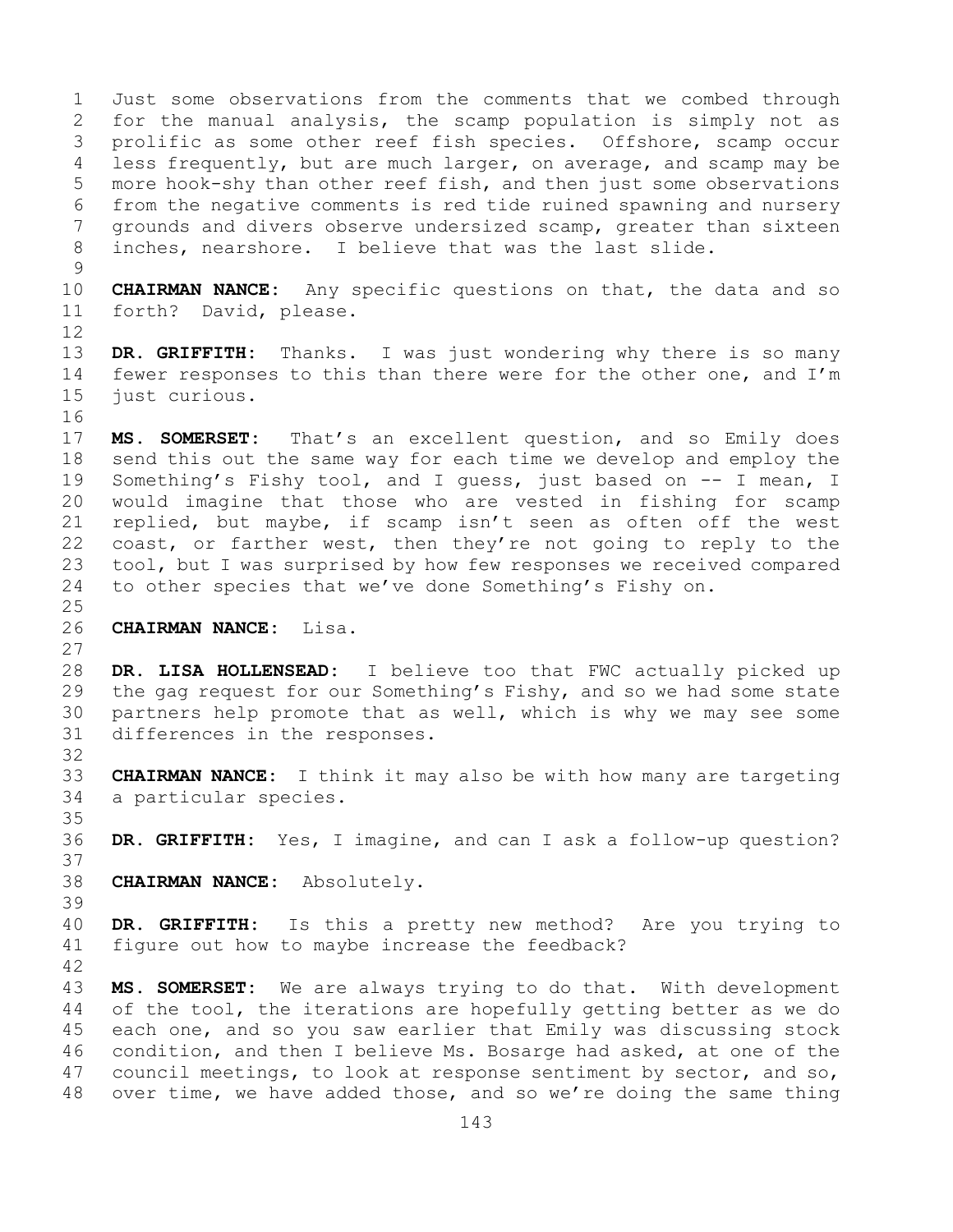Just some observations from the comments that we combed through for the manual analysis, the scamp population is simply not as prolific as some other reef fish species. Offshore, scamp occur less frequently, but are much larger, on average, and scamp may be more hook-shy than other reef fish, and then just some observations from the negative comments is red tide ruined spawning and nursery grounds and divers observe undersized scamp, greater than sixteen inches, nearshore. I believe that was the last slide.

**CHAIRMAN NANCE:** Any specific questions on that, the data and so forth? David, please.

**DR. GRIFFITH:** Thanks. I was just wondering why there is so many fewer responses to this than there were for the other one, and I'm just curious.

**MS. SOMERSET:** That's an excellent question, and so Emily does send this out the same way for each time we develop and employ the Something's Fishy tool, and I guess, just based on -- I mean, I would imagine that those who are vested in fishing for scamp replied, but maybe, if scamp isn't seen as often off the west coast, or farther west, then they're not going to reply to the tool, but I was surprised by how few responses we received compared to other species that we've done Something's Fishy on.

**CHAIRMAN NANCE:** Lisa.

**DR. LISA HOLLENSEAD:** I believe too that FWC actually picked up the gag request for our Something's Fishy, and so we had some state partners help promote that as well, which is why we may see some differences in the responses.

**CHAIRMAN NANCE:** I think it may also be with how many are targeting a particular species.

**DR. GRIFFITH:** Yes, I imagine, and can I ask a follow-up question?

**CHAIRMAN NANCE:** Absolutely.

**DR. GRIFFITH:** Is this a pretty new method? Are you trying to figure out how to maybe increase the feedback?

**MS. SOMERSET:** We are always trying to do that. With development of the tool, the iterations are hopefully getting better as we do each one, and so you saw earlier that Emily was discussing stock condition, and then I believe Ms. Bosarge had asked, at one of the council meetings, to look at response sentiment by sector, and so, over time, we have added those, and so we're doing the same thing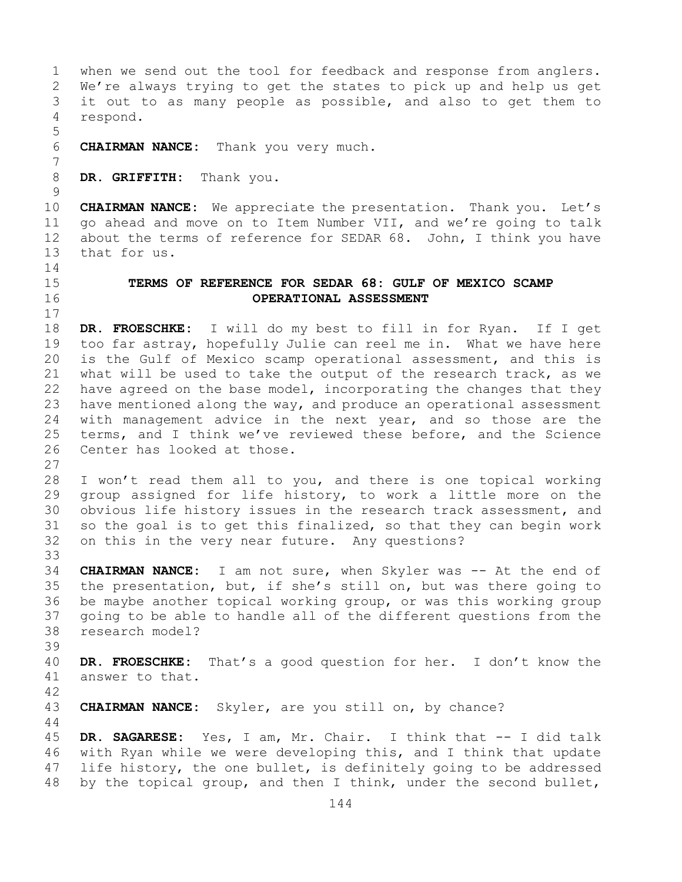when we send out the tool for feedback and response from anglers. We're always trying to get the states to pick up and help us get it out to as many people as possible, and also to get them to respond.

**CHAIRMAN NANCE:** Thank you very much.

**DR. GRIFFITH:** Thank you.

**CHAIRMAN NANCE:** We appreciate the presentation. Thank you. Let's go ahead and move on to Item Number VII, and we're going to talk about the terms of reference for SEDAR 68. John, I think you have that for us.

## TERMS OF REFERENCE FOR SEDAR 68: GULF OF MEXICO SCAMP OPERATIONAL ASSESSMENT

**DR. FROESCHKE:** I will do my best to fill in for Ryan. If I get too far astray, hopefully Julie can reel me in. What we have here is the Gulf of Mexico scamp operational assessment, and this is what will be used to take the output of the research track, as we have agreed on the base model, incorporating the changes that they have mentioned along the way, and produce an operational assessment with management advice in the next year, and so those are the terms, and I think we've reviewed these before, and the Science Center has looked at those.

I won't read them all to you, and there is one topical working group assigned for life history, to work a little more on the obvious life history issues in the research track assessment, and so the goal is to get this finalized, so that they can begin work on this in the very near future. Any questions?

**CHAIRMAN NANCE:** I am not sure, when Skyler was -- At the end of the presentation, but, if she's still on, but was there going to be maybe another topical working group, or was this working group going to be able to handle all of the different questions from the research model?

**DR. FROESCHKE:** That's a good question for her. I don't know the answer to that.

**CHAIRMAN NANCE:** Skyler, are you still on, by chance?

**DR. SAGARESE:** Yes, I am, Mr. Chair. I think that -- I did talk with Ryan while we were developing this, and I think that update life history, the one bullet, is definitely going to be addressed by the topical group, and then I think, under the second bullet,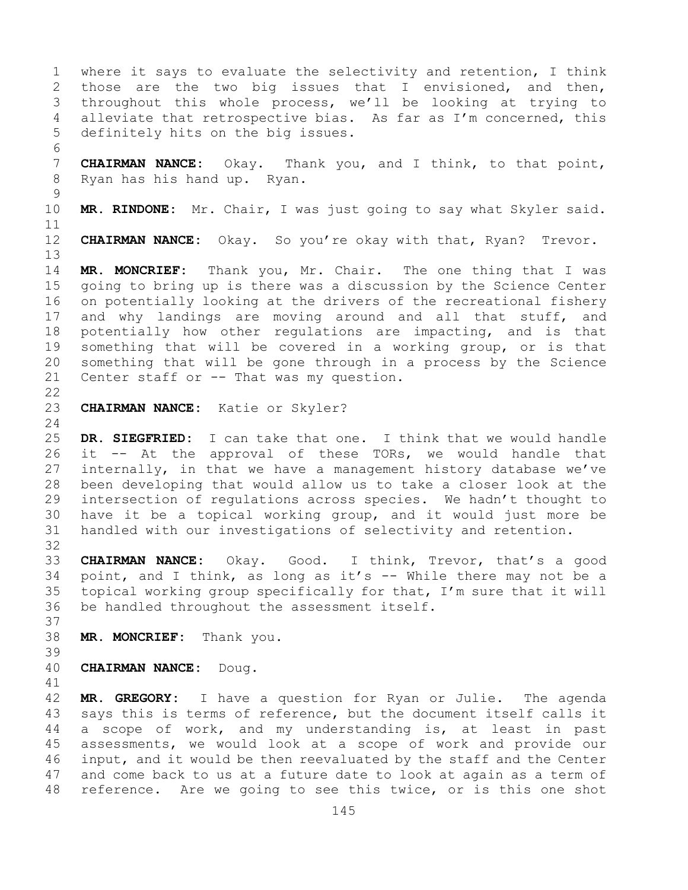where it says to evaluate the selectivity and retention, I think those are the two big issues that I envisioned, and then, throughout this whole process, we'll be looking at trying to alleviate that retrospective bias. As far as I'm concerned, this definitely hits on the big issues.

**CHAIRMAN NANCE:** Okay. Thank you, and I think, to that point, Ryan has his hand up. Ryan.

**MR. RINDONE:** Mr. Chair, I was just going to say what Skyler said.

**CHAIRMAN NANCE:** Okay. So you're okay with that, Ryan? Trevor.

**MR. MONCRIEF:** Thank you, Mr. Chair. The one thing that I was going to bring up is there was a discussion by the Science Center on potentially looking at the drivers of the recreational fishery and why landings are moving around and all that stuff, and potentially how other regulations are impacting, and is that something that will be covered in a working group, or is that something that will be gone through in a process by the Science Center staff or -- That was my question.

**CHAIRMAN NANCE:** Katie or Skyler?

**DR. SIEGFRIED:** I can take that one. I think that we would handle it -- At the approval of these TORs, we would handle that internally, in that we have a management history database we've been developing that would allow us to take a closer look at the intersection of regulations across species. We hadn't thought to have it be a topical working group, and it would just more be handled with our investigations of selectivity and retention.

**CHAIRMAN NANCE:** Okay. Good. I think, Trevor, that's a good point, and I think, as long as it's -- While there may not be a topical working group specifically for that, I'm sure that it will be handled throughout the assessment itself.

**MR. MONCRIEF:** Thank you.

**CHAIRMAN NANCE:** Doug.

**MR. GREGORY:** I have a question for Ryan or Julie. The agenda says this is terms of reference, but the document itself calls it a scope of work, and my understanding is, at least in past assessments, we would look at a scope of work and provide our input, and it would be then reevaluated by the staff and the Center and come back to us at a future date to look at again as a term of reference. Are we going to see this twice, or is this one shot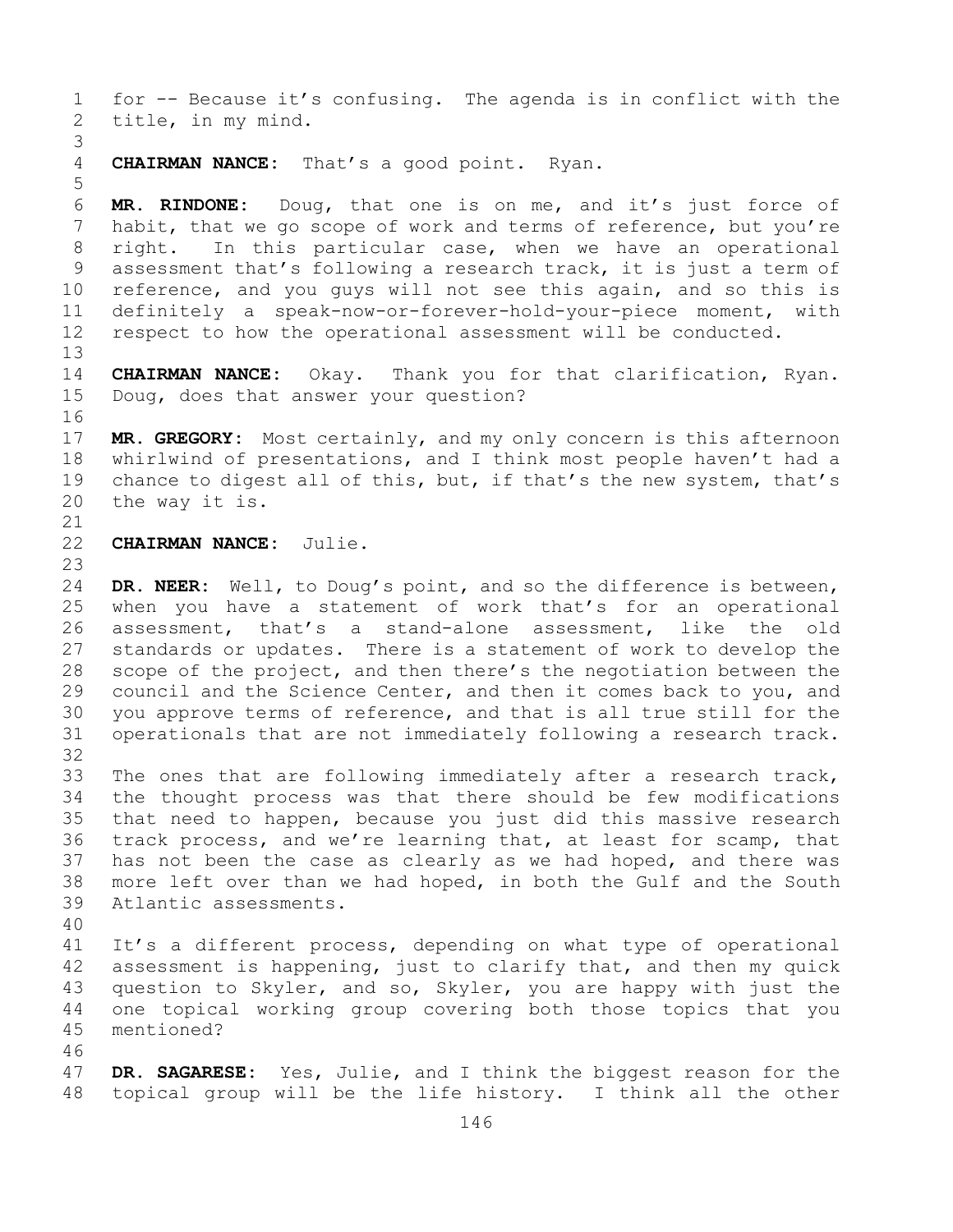for -- Because it's confusing. The agenda is in conflict with the title, in my mind.

**CHAIRMAN NANCE:** That's a good point. Ryan.

**MR. RINDONE:** Doug, that one is on me, and it's just force of habit, that we go scope of work and terms of reference, but you're right. In this particular case, when we have an operational assessment that's following a research track, it is just a term of reference, and you guys will not see this again, and so this is definitely a speak-now-or-forever-hold-your-piece moment, with respect to how the operational assessment will be conducted.

**CHAIRMAN NANCE:** Okay. Thank you for that clarification, Ryan. Doug, does that answer your question?

**MR. GREGORY:** Most certainly, and my only concern is this afternoon whirlwind of presentations, and I think most people haven't had a chance to digest all of this, but, if that's the new system, that's the way it is.

**CHAIRMAN NANCE:** Julie.

**DR. NEER:** Well, to Doug's point, and so the difference is between, when you have a statement of work that's for an operational assessment, that's a stand-alone assessment, like the old standards or updates. There is a statement of work to develop the scope of the project, and then there's the negotiation between the council and the Science Center, and then it comes back to you, and you approve terms of reference, and that is all true still for the operationals that are not immediately following a research track.

The ones that are following immediately after a research track, the thought process was that there should be few modifications that need to happen, because you just did this massive research track process, and we're learning that, at least for scamp, that has not been the case as clearly as we had hoped, and there was more left over than we had hoped, in both the Gulf and the South Atlantic assessments.

It's a different process, depending on what type of operational assessment is happening, just to clarify that, and then my quick question to Skyler, and so, Skyler, you are happy with just the one topical working group covering both those topics that you mentioned?

**DR. SAGARESE:** Yes, Julie, and I think the biggest reason for the topical group will be the life history. I think all the other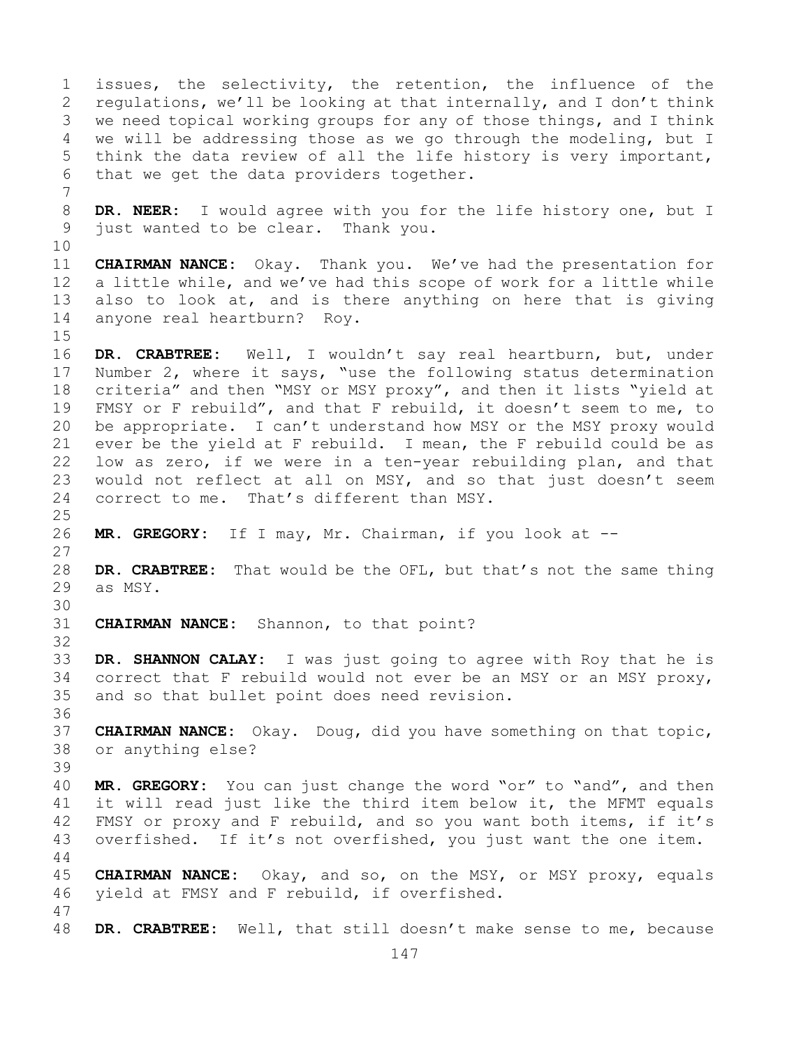issues, the selectivity, the retention, the influence of the regulations, we'll be looking at that internally, and I don't think we need topical working groups for any of those things, and I think we will be addressing those as we go through the modeling, but I think the data review of all the life history is very important, that we get the data providers together.

**DR. NEER:** I would agree with you for the life history one, but I just wanted to be clear. Thank you.

**CHAIRMAN NANCE:** Okay. Thank you. We've had the presentation for a little while, and we've had this scope of work for a little while also to look at, and is there anything on here that is giving anyone real heartburn? Roy.

**DR. CRABTREE:** Well, I wouldn't say real heartburn, but, under Number 2, where it says, "use the following status determination criteria" and then "MSY or MSY proxy", and then it lists "yield at FMSY or F rebuild", and that F rebuild, it doesn't seem to me, to be appropriate. I can't understand how MSY or the MSY proxy would ever be the yield at F rebuild. I mean, the F rebuild could be as low as zero, if we were in a ten-year rebuilding plan, and that would not reflect at all on MSY, and so that just doesn't seem correct to me. That's different than MSY.

**MR. GREGORY:** If I may, Mr. Chairman, if you look at --

**DR. CRABTREE:** That would be the OFL, but that's not the same thing as MSY.

**CHAIRMAN NANCE:** Shannon, to that point?

**DR. SHANNON CALAY:** I was just going to agree with Roy that he is correct that F rebuild would not ever be an MSY or an MSY proxy, and so that bullet point does need revision.

**CHAIRMAN NANCE:** Okay. Doug, did you have something on that topic, or anything else?

**MR. GREGORY:** You can just change the word "or" to "and", and then it will read just like the third item below it, the MFMT equals FMSY or proxy and F rebuild, and so you want both items, if it's overfished. If it's not overfished, you just want the one item.

**CHAIRMAN NANCE:** Okay, and so, on the MSY, or MSY proxy, equals yield at FMSY and F rebuild, if overfished.

**DR. CRABTREE:** Well, that still doesn't make sense to me, because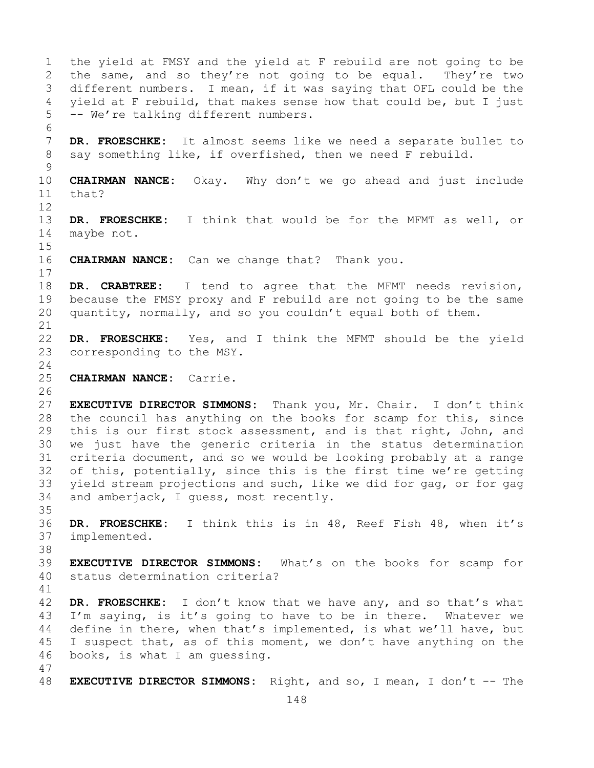the yield at FMSY and the yield at F rebuild are not going to be the same, and so they're not going to be equal. They're two different numbers. I mean, if it was saying that OFL could be the yield at F rebuild, that makes sense how that could be, but I just -- We're talking different numbers.

**DR. FROESCHKE:** It almost seems like we need a separate bullet to say something like, if overfished, then we need F rebuild.

**CHAIRMAN NANCE:** Okay. Why don't we go ahead and just include that?

**DR. FROESCHKE:** I think that would be for the MFMT as well, or maybe not.

**CHAIRMAN NANCE:** Can we change that? Thank you.

**DR. CRABTREE:** I tend to agree that the MFMT needs revision, because the FMSY proxy and F rebuild are not going to be the same quantity, normally, and so you couldn't equal both of them.

**DR. FROESCHKE:** Yes, and I think the MFMT should be the yield corresponding to the MSY.

**CHAIRMAN NANCE:** Carrie.

**EXECUTIVE DIRECTOR SIMMONS:** Thank you, Mr. Chair. I don't think the council has anything on the books for scamp for this, since this is our first stock assessment, and is that right, John, and we just have the generic criteria in the status determination criteria document, and so we would be looking probably at a range of this, potentially, since this is the first time we're getting yield stream projections and such, like we did for gag, or for gag and amberjack, I guess, most recently.

**DR. FROESCHKE:** I think this is in 48, Reef Fish 48, when it's implemented.

**EXECUTIVE DIRECTOR SIMMONS:** What's on the books for scamp for status determination criteria?

**DR. FROESCHKE:** I don't know that we have any, and so that's what I'm saying, is it's going to have to be in there. Whatever we define in there, when that's implemented, is what we'll have, but I suspect that, as of this moment, we don't have anything on the books, is what I am guessing.

**EXECUTIVE DIRECTOR SIMMONS:** Right, and so, I mean, I don't -- The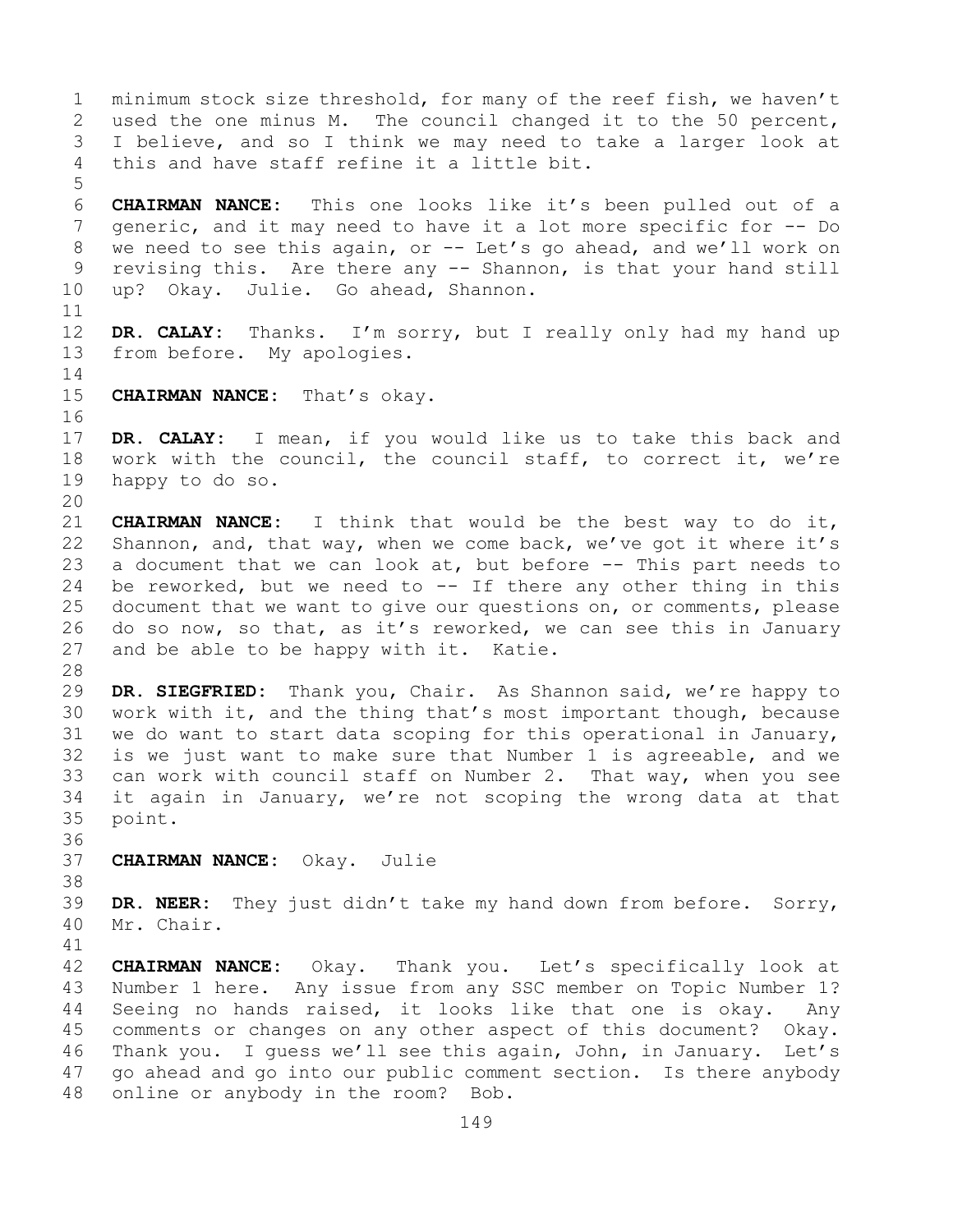minimum stock size threshold, for many of the reef fish, we haven't used the one minus M. The council changed it to the 50 percent, I believe, and so I think we may need to take a larger look at this and have staff refine it a little bit.

**CHAIRMAN NANCE:** This one looks like it's been pulled out of a generic, and it may need to have it a lot more specific for -- Do we need to see this again, or -- Let's go ahead, and we'll work on revising this. Are there any -- Shannon, is that your hand still up? Okay. Julie. Go ahead, Shannon.

**DR. CALAY:** Thanks. I'm sorry, but I really only had my hand up from before. My apologies.

**CHAIRMAN NANCE:** That's okay.

**DR. CALAY:** I mean, if you would like us to take this back and work with the council, the council staff, to correct it, we're happy to do so.

**CHAIRMAN NANCE:** I think that would be the best way to do it, Shannon, and, that way, when we come back, we've got it where it's a document that we can look at, but before -- This part needs to be reworked, but we need to -- If there any other thing in this document that we want to give our questions on, or comments, please do so now, so that, as it's reworked, we can see this in January and be able to be happy with it. Katie.

**DR. SIEGFRIED:** Thank you, Chair. As Shannon said, we're happy to work with it, and the thing that's most important though, because we do want to start data scoping for this operational in January, is we just want to make sure that Number 1 is agreeable, and we can work with council staff on Number 2. That way, when you see it again in January, we're not scoping the wrong data at that point.

**CHAIRMAN NANCE:** Okay. Julie

**DR. NEER:** They just didn't take my hand down from before. Sorry, Mr. Chair.

**CHAIRMAN NANCE:** Okay. Thank you. Let's specifically look at Number 1 here. Any issue from any SSC member on Topic Number 1? Seeing no hands raised, it looks like that one is okay. Any comments or changes on any other aspect of this document? Okay. Thank you. I guess we'll see this again, John, in January. Let's go ahead and go into our public comment section. Is there anybody online or anybody in the room? Bob.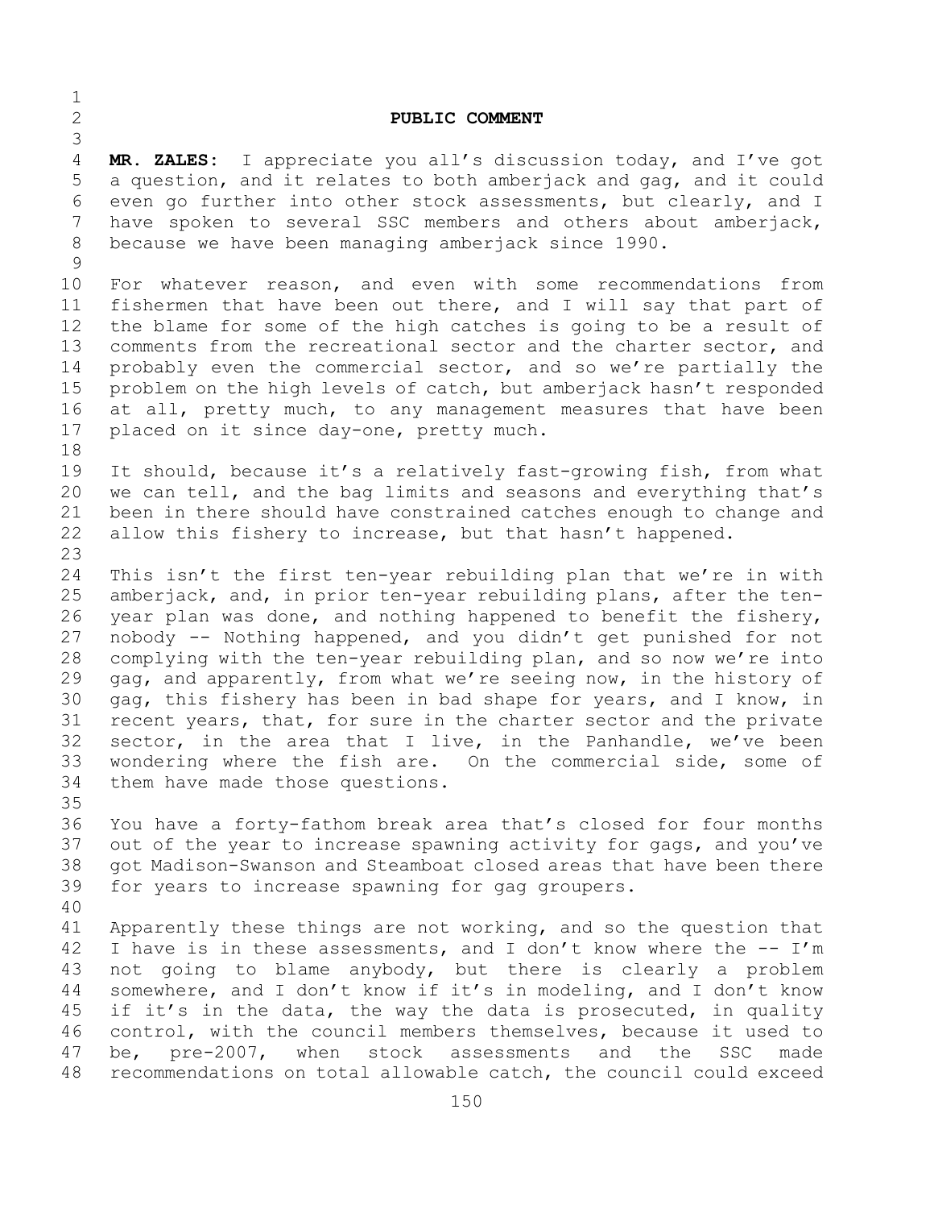**PUBLIC COMMENT**

**MR. ZALES:** I appreciate you all's discussion today, and I've got a question, and it relates to both amberjack and gag, and it could even go further into other stock assessments, but clearly, and I have spoken to several SSC members and others about amberjack, because we have been managing amberjack since 1990.

For whatever reason, and even with some recommendations from fishermen that have been out there, and I will say that part of the blame for some of the high catches is going to be a result of comments from the recreational sector and the charter sector, and probably even the commercial sector, and so we're partially the problem on the high levels of catch, but amberjack hasn't responded at all, pretty much, to any management measures that have been placed on it since day-one, pretty much.

It should, because it's a relatively fast-growing fish, from what we can tell, and the bag limits and seasons and everything that's been in there should have constrained catches enough to change and allow this fishery to increase, but that hasn't happened.

This isn't the first ten-year rebuilding plan that we're in with amberjack, and, in prior ten-year rebuilding plans, after the ten-year plan was done, and nothing happened to benefit the fishery, nobody -- Nothing happened, and you didn't get punished for not complying with the ten-year rebuilding plan, and so now we're into gag, and apparently, from what we're seeing now, in the history of gag, this fishery has been in bad shape for years, and I know, in recent years, that, for sure in the charter sector and the private sector, in the area that I live, in the Panhandle, we've been wondering where the fish are. On the commercial side, some of them have made those questions.

You have a forty-fathom break area that's closed for four months out of the year to increase spawning activity for gags, and you've got Madison-Swanson and Steamboat closed areas that have been there for years to increase spawning for gag groupers.

Apparently these things are not working, and so the question that I have is in these assessments, and I don't know where the -- I'm not going to blame anybody, but there is clearly a problem somewhere, and I don't know if it's in modeling, and I don't know if it's in the data, the way the data is prosecuted, in quality control, with the council members themselves, because it used to be, pre-2007, when stock assessments and the SSC made recommendations on total allowable catch, the council could exceed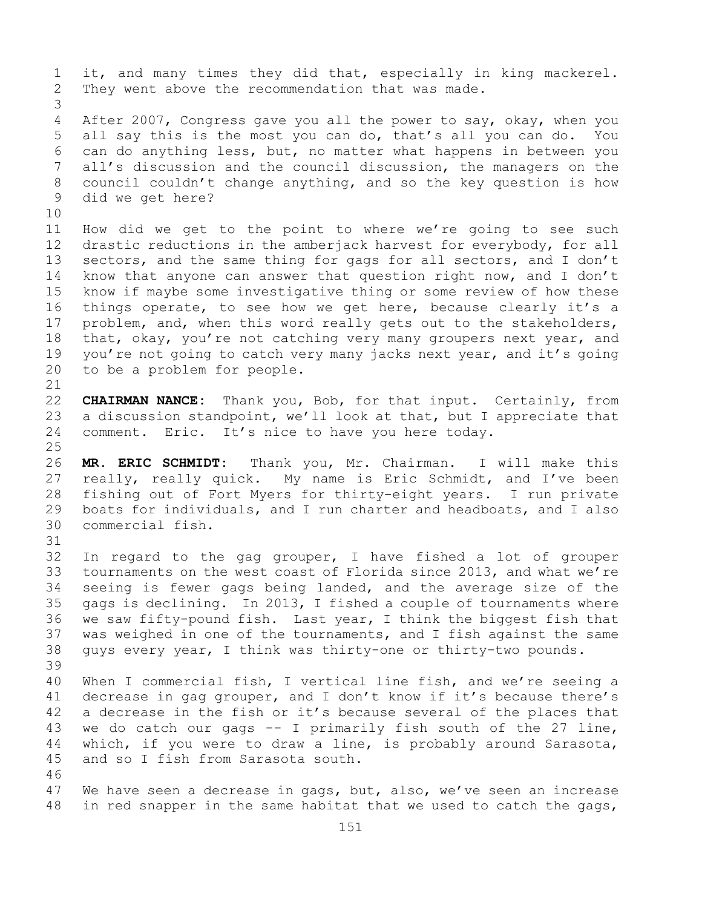it, and many times they did that, especially in king mackerel. They went above the recommendation that was made.

After 2007, Congress gave you all the power to say, okay, when you all say this is the most you can do, that's all you can do. You can do anything less, but, no matter what happens in between you all's discussion and the council discussion, the managers on the council couldn't change anything, and so the key question is how did we get here?

How did we get to the point to where we're going to see such drastic reductions in the amberjack harvest for everybody, for all sectors, and the same thing for gags for all sectors, and I don't know that anyone can answer that question right now, and I don't know if maybe some investigative thing or some review of how these things operate, to see how we get here, because clearly it's a problem, and, when this word really gets out to the stakeholders, that, okay, you're not catching very many groupers next year, and you're not going to catch very many jacks next year, and it's going to be a problem for people.

**CHAIRMAN NANCE:** Thank you, Bob, for that input. Certainly, from a discussion standpoint, we'll look at that, but I appreciate that comment. Eric. It's nice to have you here today.

**MR. ERIC SCHMIDT:** Thank you, Mr. Chairman. I will make this really, really quick. My name is Eric Schmidt, and I've been fishing out of Fort Myers for thirty-eight years. I run private boats for individuals, and I run charter and headboats, and I also commercial fish.

In regard to the gag grouper, I have fished a lot of grouper tournaments on the west coast of Florida since 2013, and what we're seeing is fewer gags being landed, and the average size of the gags is declining. In 2013, I fished a couple of tournaments where we saw fifty-pound fish. Last year, I think the biggest fish that was weighed in one of the tournaments, and I fish against the same guys every year, I think was thirty-one or thirty-two pounds.

When I commercial fish, I vertical line fish, and we're seeing a decrease in gag grouper, and I don't know if it's because there's a decrease in the fish or it's because several of the places that we do catch our gags -- I primarily fish south of the 27 line, which, if you were to draw a line, is probably around Sarasota, and so I fish from Sarasota south.

We have seen a decrease in gags, but, also, we've seen an increase in red snapper in the same habitat that we used to catch the gags,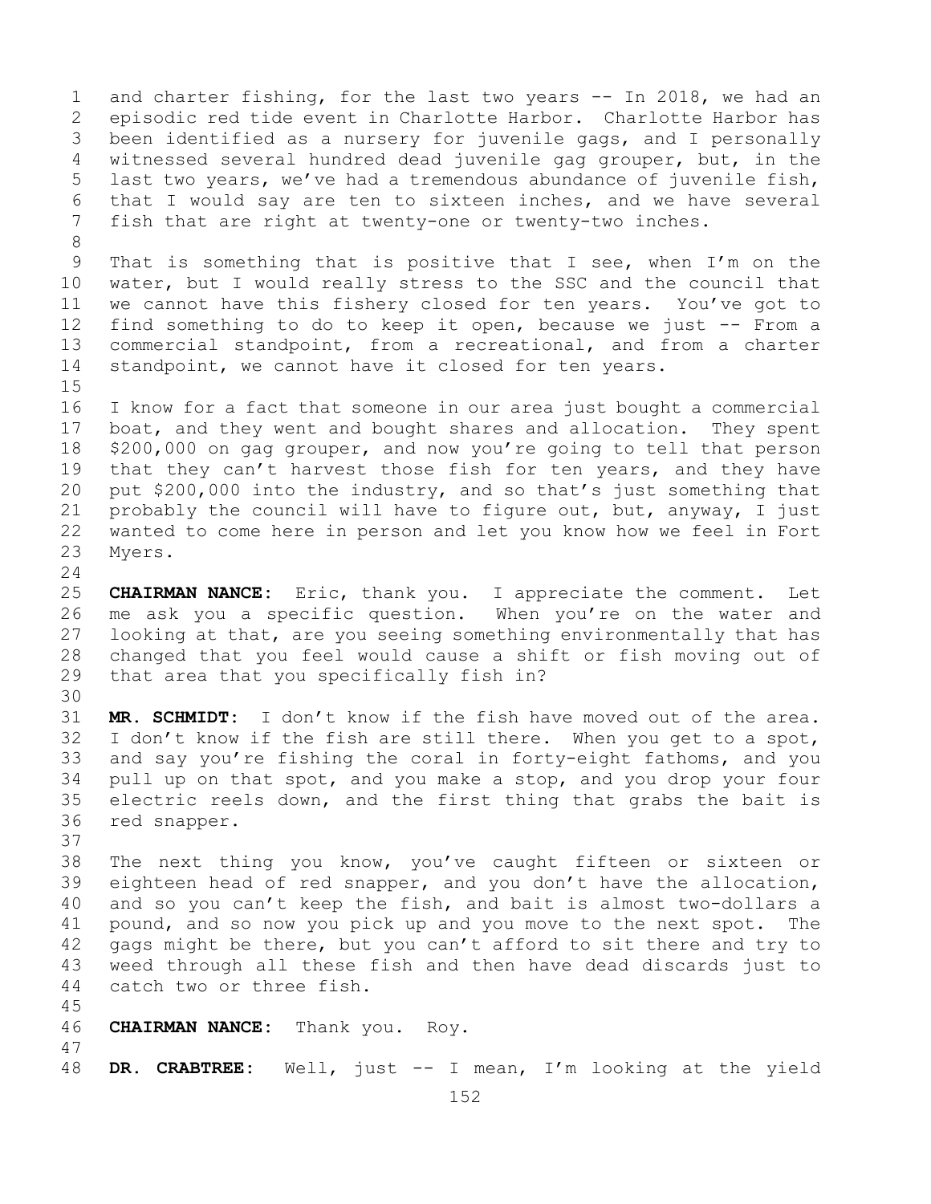and charter fishing, for the last two years -- In 2018, we had an episodic red tide event in Charlotte Harbor. Charlotte Harbor has been identified as a nursery for juvenile gags, and I personally witnessed several hundred dead juvenile gag grouper, but, in the last two years, we've had a tremendous abundance of juvenile fish, that I would say are ten to sixteen inches, and we have several fish that are right at twenty-one or twenty-two inches.

That is something that is positive that I see, when I'm on the water, but I would really stress to the SSC and the council that we cannot have this fishery closed for ten years. You've got to find something to do to keep it open, because we just -- From a commercial standpoint, from a recreational, and from a charter standpoint, we cannot have it closed for ten years.

I know for a fact that someone in our area just bought a commercial boat, and they went and bought shares and allocation. They spent $200,000 on gag grouper, and now you're going to tell that person that they can't harvest those fish for ten years, and they have put $200,000 into the industry, and so that's just something that probably the council will have to figure out, but, anyway, I just wanted to come here in person and let you know how we feel in Fort Myers.

**CHAIRMAN NANCE:** Eric, thank you. I appreciate the comment. Let me ask you a specific question. When you're on the water and looking at that, are you seeing something environmentally that has changed that you feel would cause a shift or fish moving out of that area that you specifically fish in?

**MR. SCHMIDT:** I don't know if the fish have moved out of the area. I don't know if the fish are still there. When you get to a spot, and say you're fishing the coral in forty-eight fathoms, and you pull up on that spot, and you make a stop, and you drop your four electric reels down, and the first thing that grabs the bait is red snapper.

The next thing you know, you've caught fifteen or sixteen or eighteen head of red snapper, and you don't have the allocation, and so you can't keep the fish, and bait is almost two-dollars a pound, and so now you pick up and you move to the next spot. The gags might be there, but you can't afford to sit there and try to weed through all these fish and then have dead discards just to catch two or three fish.

**CHAIRMAN NANCE:** Thank you. Roy.

**DR. CRABTREE:** Well, just -- I mean, I'm looking at the yield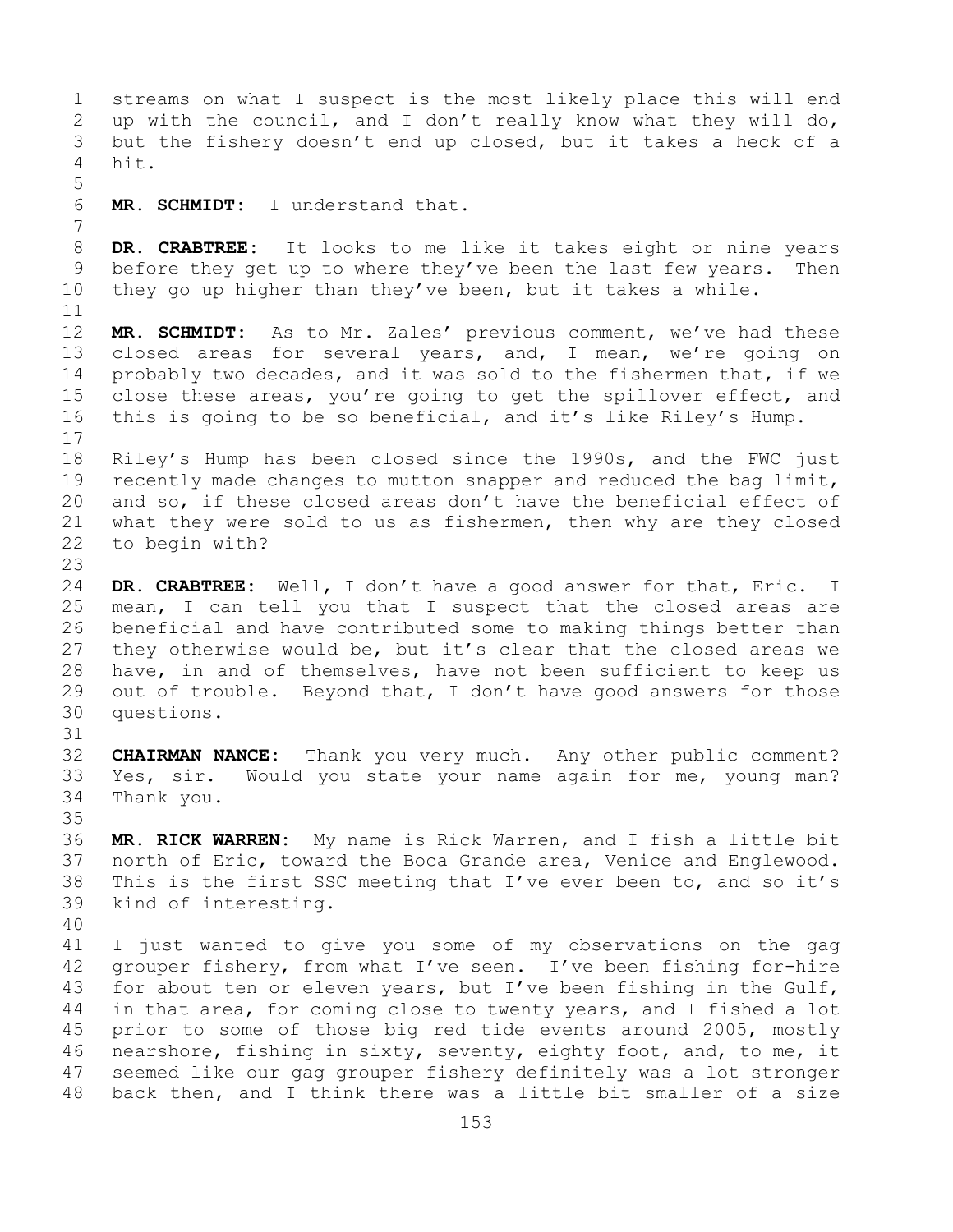streams on what I suspect is the most likely place this will end up with the council, and I don't really know what they will do, but the fishery doesn't end up closed, but it takes a heck of a hit.

**MR. SCHMIDT:** I understand that.

**DR. CRABTREE:** It looks to me like it takes eight or nine years before they get up to where they've been the last few years. Then they go up higher than they've been, but it takes a while.

**MR. SCHMIDT:** As to Mr. Zales' previous comment, we've had these closed areas for several years, and, I mean, we're going on probably two decades, and it was sold to the fishermen that, if we close these areas, you're going to get the spillover effect, and this is going to be so beneficial, and it's like Riley's Hump.

Riley's Hump has been closed since the 1990s, and the FWC just recently made changes to mutton snapper and reduced the bag limit, and so, if these closed areas don't have the beneficial effect of what they were sold to us as fishermen, then why are they closed to begin with?

**DR. CRABTREE:** Well, I don't have a good answer for that, Eric. I mean, I can tell you that I suspect that the closed areas are beneficial and have contributed some to making things better than they otherwise would be, but it's clear that the closed areas we have, in and of themselves, have not been sufficient to keep us out of trouble. Beyond that, I don't have good answers for those questions.

**CHAIRMAN NANCE:** Thank you very much. Any other public comment? Yes, sir. Would you state your name again for me, young man? Thank you.

**MR. RICK WARREN:** My name is Rick Warren, and I fish a little bit north of Eric, toward the Boca Grande area, Venice and Englewood. This is the first SSC meeting that I've ever been to, and so it's kind of interesting.

I just wanted to give you some of my observations on the gag grouper fishery, from what I've seen. I've been fishing for-hire for about ten or eleven years, but I've been fishing in the Gulf, in that area, for coming close to twenty years, and I fished a lot prior to some of those big red tide events around 2005, mostly nearshore, fishing in sixty, seventy, eighty foot, and, to me, it seemed like our gag grouper fishery definitely was a lot stronger back then, and I think there was a little bit smaller of a size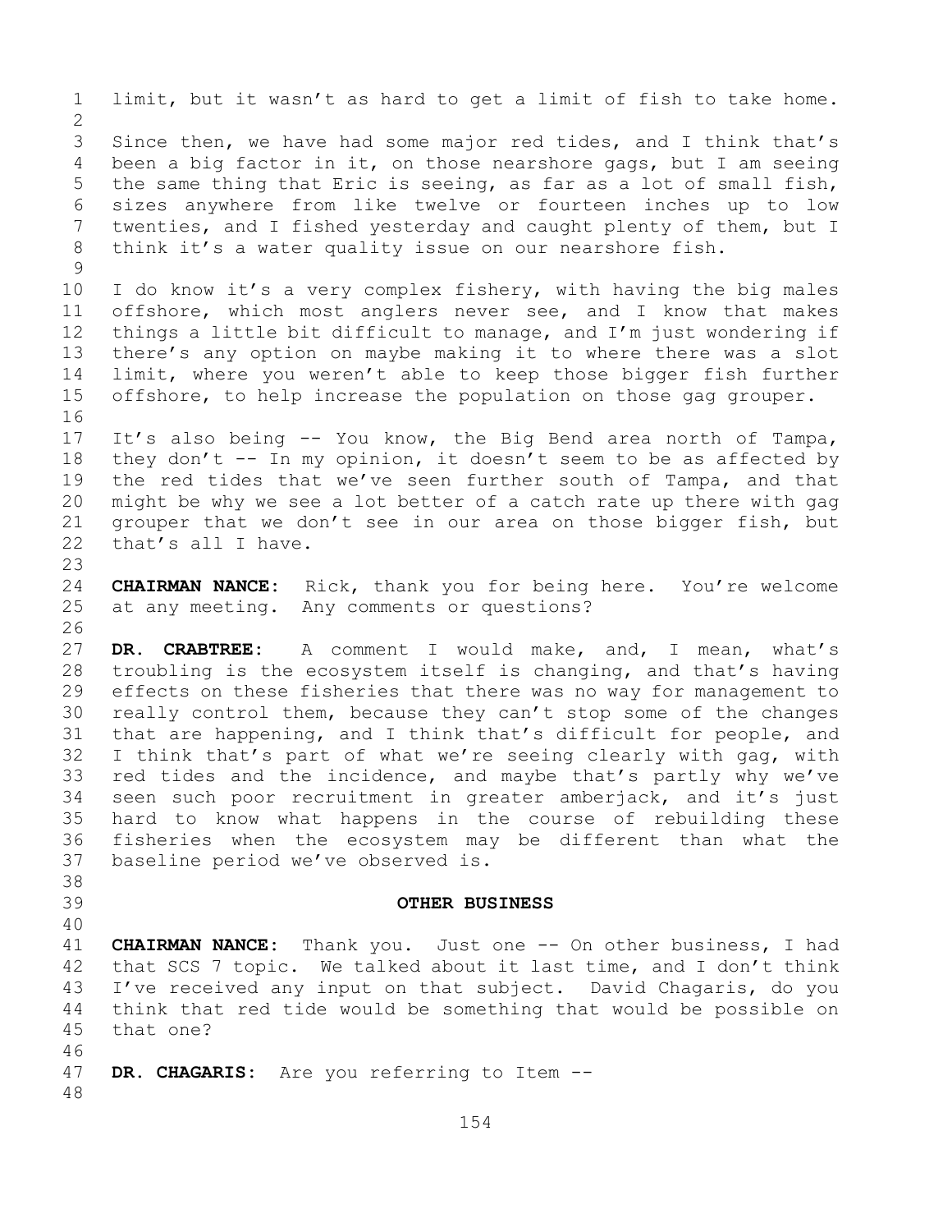limit, but it wasn't as hard to get a limit of fish to take home.

Since then, we have had some major red tides, and I think that's been a big factor in it, on those nearshore gags, but I am seeing the same thing that Eric is seeing, as far as a lot of small fish, sizes anywhere from like twelve or fourteen inches up to low twenties, and I fished yesterday and caught plenty of them, but I think it's a water quality issue on our nearshore fish.

I do know it's a very complex fishery, with having the big males offshore, which most anglers never see, and I know that makes things a little bit difficult to manage, and I'm just wondering if there's any option on maybe making it to where there was a slot limit, where you weren't able to keep those bigger fish further offshore, to help increase the population on those gag grouper.

It's also being -- You know, the Big Bend area north of Tampa, they don't -- In my opinion, it doesn't seem to be as affected by the red tides that we've seen further south of Tampa, and that might be why we see a lot better of a catch rate up there with gag grouper that we don't see in our area on those bigger fish, but that's all I have.

**CHAIRMAN NANCE:** Rick, thank you for being here. You're welcome at any meeting. Any comments or questions?

**DR. CRABTREE:** A comment I would make, and, I mean, what's troubling is the ecosystem itself is changing, and that's having effects on these fisheries that there was no way for management to really control them, because they can't stop some of the changes that are happening, and I think that's difficult for people, and I think that's part of what we're seeing clearly with gag, with red tides and the incidence, and maybe that's partly why we've seen such poor recruitment in greater amberjack, and it's just hard to know what happens in the course of rebuilding these fisheries when the ecosystem may be different than what the baseline period we've observed is.

**OTHER BUSINESS**

**CHAIRMAN NANCE:** Thank you. Just one -- On other business, I had that SCS 7 topic. We talked about it last time, and I don't think I've received any input on that subject. David Chagaris, do you think that red tide would be something that would be possible on that one?

**DR. CHAGARIS:** Are you referring to Item --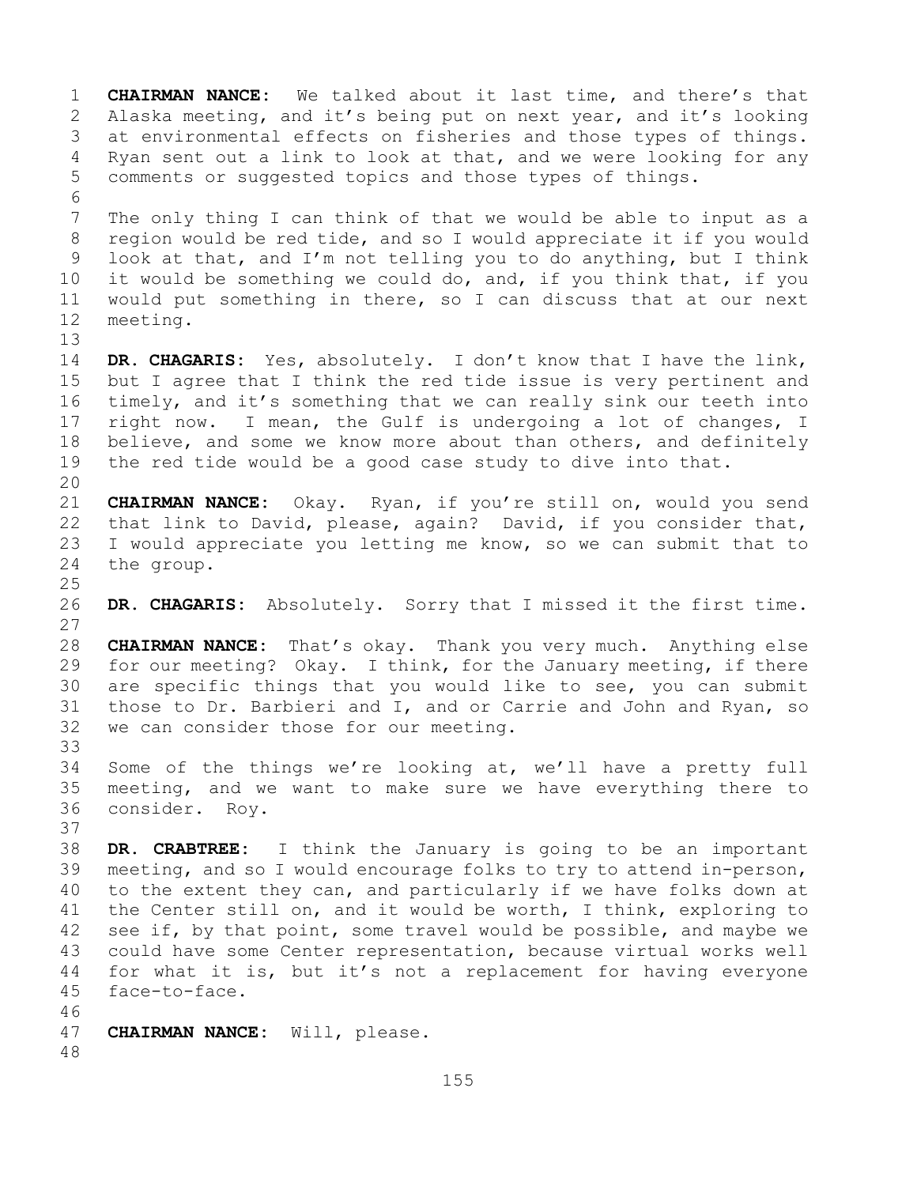**CHAIRMAN NANCE:** We talked about it last time, and there's that Alaska meeting, and it's being put on next year, and it's looking at environmental effects on fisheries and those types of things. Ryan sent out a link to look at that, and we were looking for any comments or suggested topics and those types of things.

The only thing I can think of that we would be able to input as a region would be red tide, and so I would appreciate it if you would look at that, and I'm not telling you to do anything, but I think it would be something we could do, and, if you think that, if you would put something in there, so I can discuss that at our next meeting.

**DR. CHAGARIS:** Yes, absolutely. I don't know that I have the link, but I agree that I think the red tide issue is very pertinent and timely, and it's something that we can really sink our teeth into right now. I mean, the Gulf is undergoing a lot of changes, I believe, and some we know more about than others, and definitely the red tide would be a good case study to dive into that.

**CHAIRMAN NANCE:** Okay. Ryan, if you're still on, would you send that link to David, please, again? David, if you consider that, I would appreciate you letting me know, so we can submit that to the group.

**DR. CHAGARIS:** Absolutely. Sorry that I missed it the first time.

**CHAIRMAN NANCE:** That's okay. Thank you very much. Anything else for our meeting? Okay. I think, for the January meeting, if there are specific things that you would like to see, you can submit those to Dr. Barbieri and I, and or Carrie and John and Ryan, so we can consider those for our meeting.

Some of the things we're looking at, we'll have a pretty full meeting, and we want to make sure we have everything there to consider. Roy.

**DR. CRABTREE:** I think the January is going to be an important meeting, and so I would encourage folks to try to attend in-person, to the extent they can, and particularly if we have folks down at the Center still on, and it would be worth, I think, exploring to see if, by that point, some travel would be possible, and maybe we could have some Center representation, because virtual works well for what it is, but it's not a replacement for having everyone face-to-face.

**CHAIRMAN NANCE:** Will, please.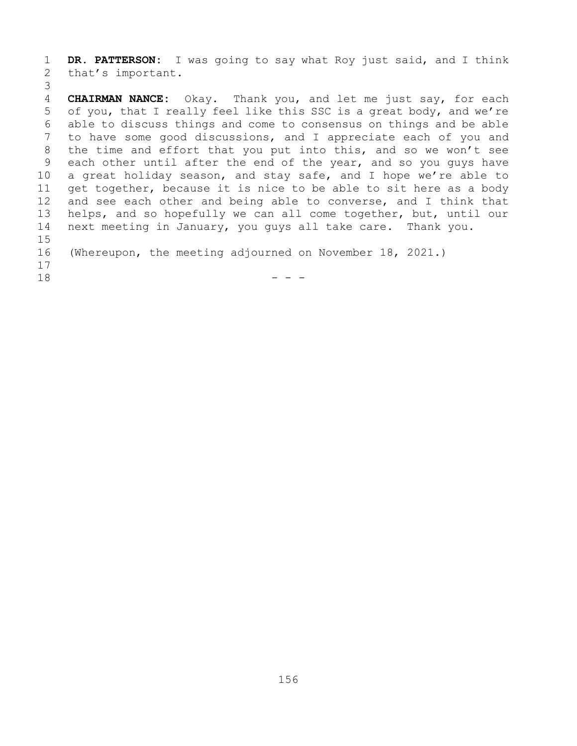**DR. PATTERSON:** I was going to say what Roy just said, and I think that's important.

**CHAIRMAN NANCE:** Okay. Thank you, and let me just say, for each of you, that I really feel like this SSC is a great body, and we're able to discuss things and come to consensus on things and be able to have some good discussions, and I appreciate each of you and the time and effort that you put into this, and so we won't see each other until after the end of the year, and so you guys have a great holiday season, and stay safe, and I hope we're able to get together, because it is nice to be able to sit here as a body and see each other and being able to converse, and I think that helps, and so hopefully we can all come together, but, until our next meeting in January, you guys all take care. Thank you.

(Whereupon, the meeting adjourned on November 18, 2021.)

\- - -